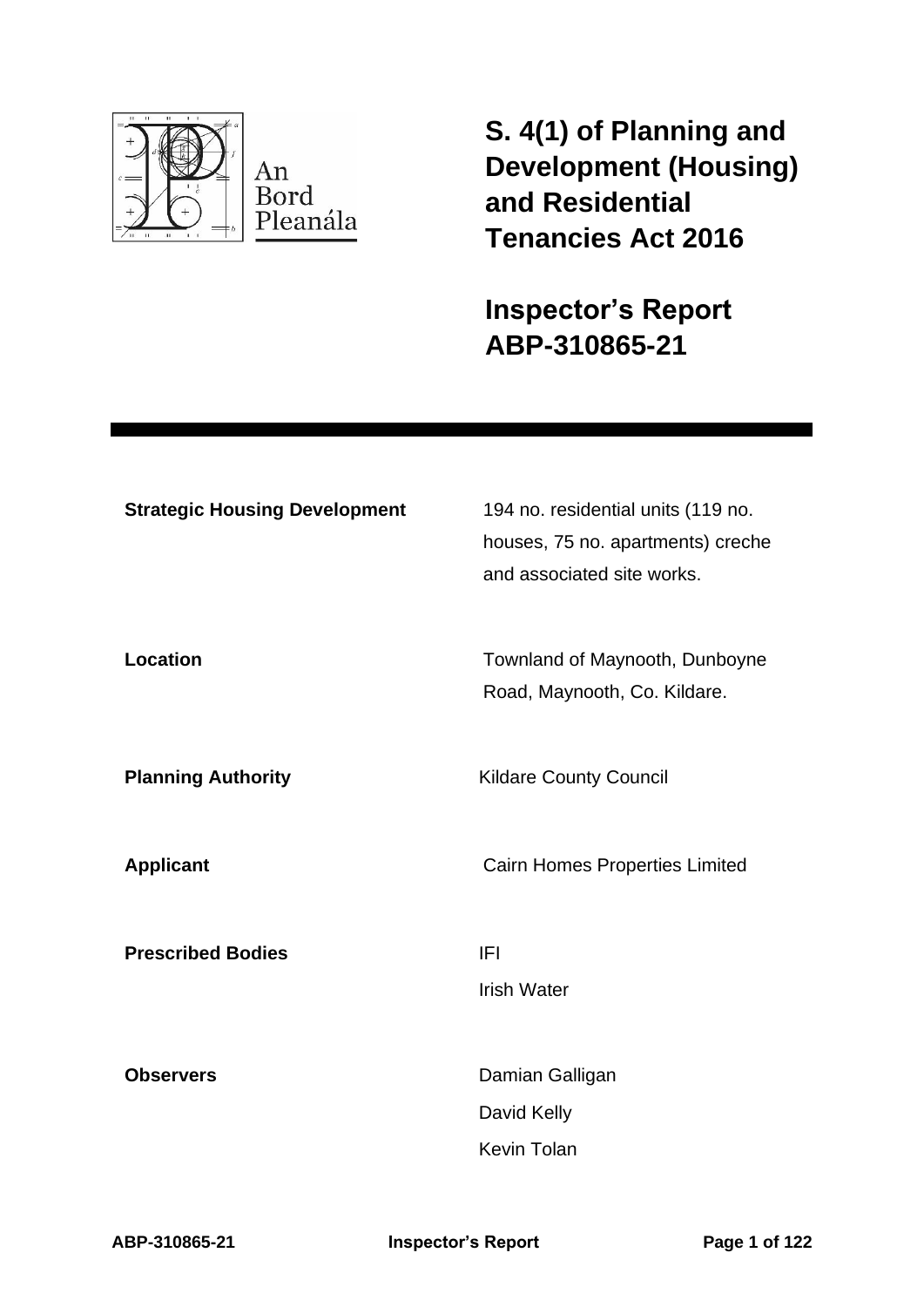An Bord Pleanála

# S. 4(1) of Planning and Development (Housing) and Residential Tenancies Act 2016

# Inspector's Report ABP-310865-21

| | |
|---|---|
| **Strategic Housing Development** | 194 no. residential units (119 no. houses, 75 no. apartments) creche and associated site works. |
| **Location** | Townland of Maynooth, Dunboyne Road, Maynooth, Co. Kildare. |
| **Planning Authority** | Kildare County Council |
| **Applicant** | Cairn Homes Properties Limited |
| **Prescribed Bodies** | IFI<br>Irish Water |
| **Observers** | Damian Galligan<br>David Kelly<br>Kevin Tolan |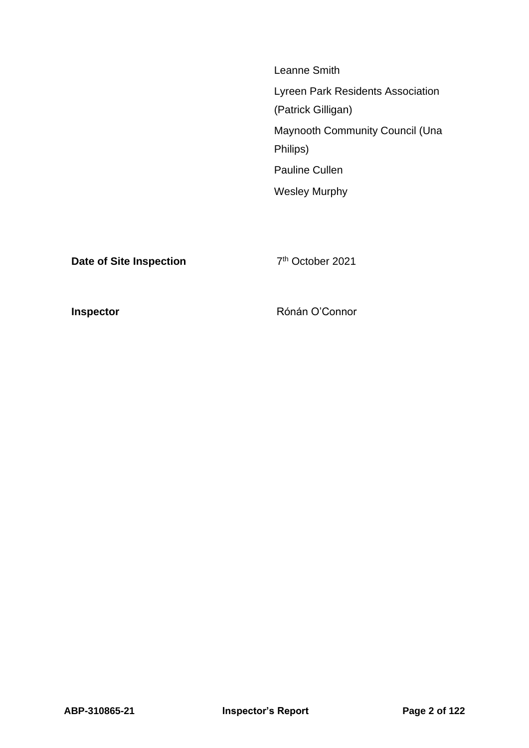Leanne Smith

Lyreen Park Residents Association (Patrick Gilligan)

Maynooth Community Council (Una Philips)

Pauline Cullen

Wesley Murphy

| | |
|---|---|
| **Date of Site Inspection** | 7th October 2021 |
| **Inspector** | Rónán O'Connor |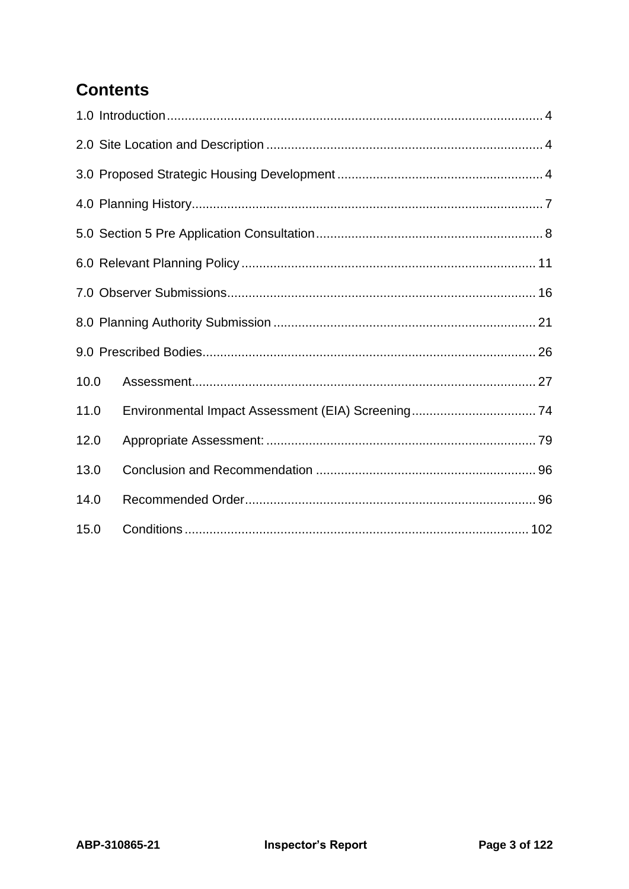## Contents

1.0 Introduction ........................................................................................................ 4

2.0 Site Location and Description ............................................................................. 4

3.0 Proposed Strategic Housing Development .......................................................... 4

4.0 Planning History.................................................................................................. 7

5.0 Section 5 Pre Application Consultation ............................................................... 8

6.0 Relevant Planning Policy .................................................................................. 11

7.0 Observer Submissions....................................................................................... 16

8.0 Planning Authority Submission ......................................................................... 21

9.0 Prescribed Bodies............................................................................................. 26

10.0 Assessment................................................................................................ 27

11.0 Environmental Impact Assessment (EIA) Screening ................................... 74

12.0 Appropriate Assessment: ........................................................................... 79

13.0 Conclusion and Recommendation ............................................................. 96

14.0 Recommended Order ................................................................................. 96

15.0 Conditions ................................................................................................ 102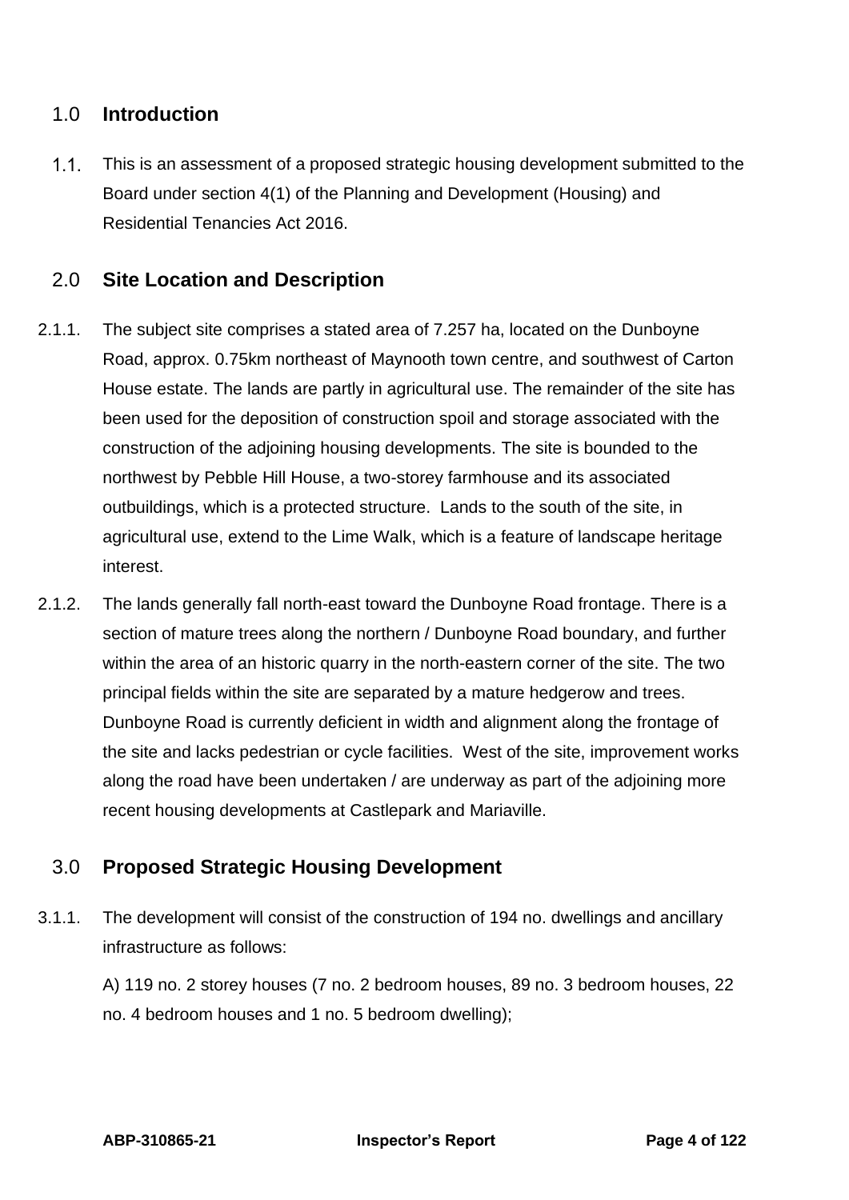## 1.0 Introduction

1.1. This is an assessment of a proposed strategic housing development submitted to the Board under section 4(1) of the Planning and Development (Housing) and Residential Tenancies Act 2016.

## 2.0 Site Location and Description

2.1.1. The subject site comprises a stated area of 7.257 ha, located on the Dunboyne Road, approx. 0.75km northeast of Maynooth town centre, and southwest of Carton House estate. The lands are partly in agricultural use. The remainder of the site has been used for the deposition of construction spoil and storage associated with the construction of the adjoining housing developments. The site is bounded to the northwest by Pebble Hill House, a two-storey farmhouse and its associated outbuildings, which is a protected structure. Lands to the south of the site, in agricultural use, extend to the Lime Walk, which is a feature of landscape heritage interest.

2.1.2. The lands generally fall north-east toward the Dunboyne Road frontage. There is a section of mature trees along the northern / Dunboyne Road boundary, and further within the area of an historic quarry in the north-eastern corner of the site. The two principal fields within the site are separated by a mature hedgerow and trees. Dunboyne Road is currently deficient in width and alignment along the frontage of the site and lacks pedestrian or cycle facilities. West of the site, improvement works along the road have been undertaken / are underway as part of the adjoining more recent housing developments at Castlepark and Mariaville.

## 3.0 Proposed Strategic Housing Development

3.1.1. The development will consist of the construction of 194 no. dwellings and ancillary infrastructure as follows:

A) 119 no. 2 storey houses (7 no. 2 bedroom houses, 89 no. 3 bedroom houses, 22 no. 4 bedroom houses and 1 no. 5 bedroom dwelling);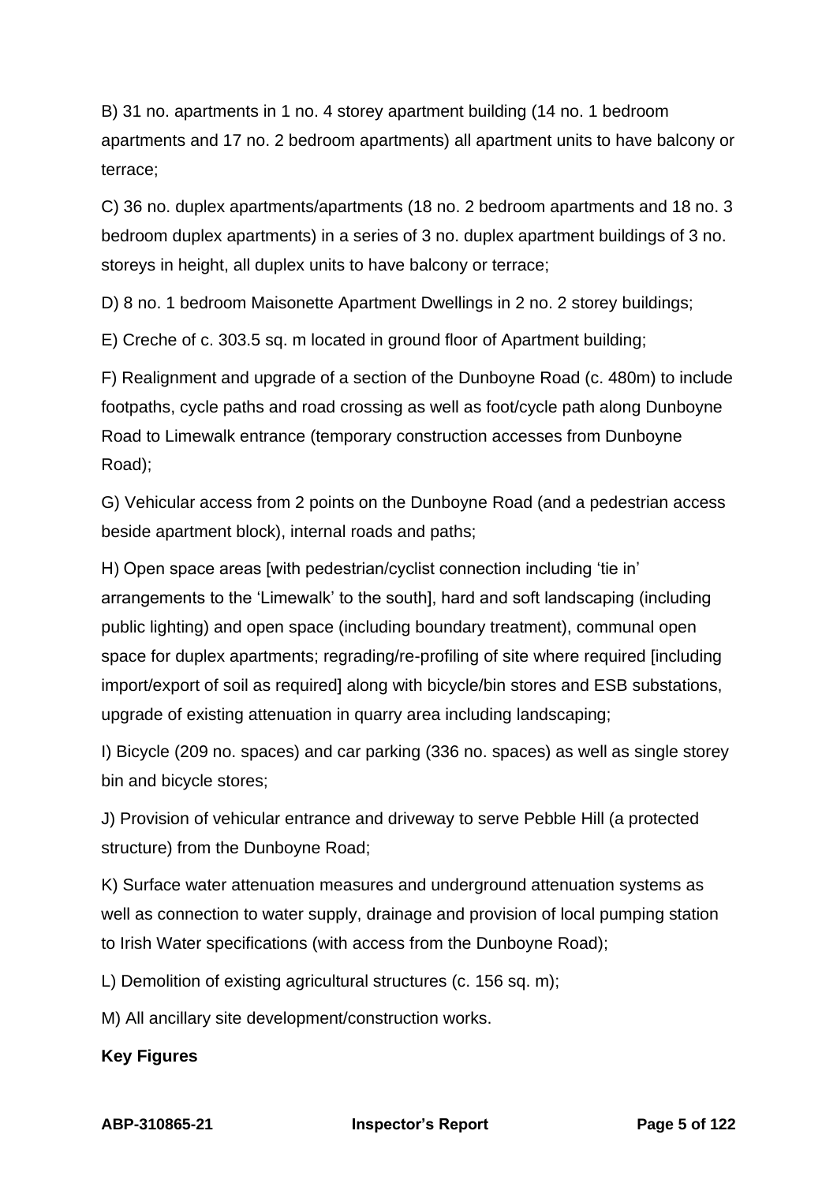B) 31 no. apartments in 1 no. 4 storey apartment building (14 no. 1 bedroom apartments and 17 no. 2 bedroom apartments) all apartment units to have balcony or terrace;

C) 36 no. duplex apartments/apartments (18 no. 2 bedroom apartments and 18 no. 3 bedroom duplex apartments) in a series of 3 no. duplex apartment buildings of 3 no. storeys in height, all duplex units to have balcony or terrace;

D) 8 no. 1 bedroom Maisonette Apartment Dwellings in 2 no. 2 storey buildings;

E) Creche of c. 303.5 sq. m located in ground floor of Apartment building;

F) Realignment and upgrade of a section of the Dunboyne Road (c. 480m) to include footpaths, cycle paths and road crossing as well as foot/cycle path along Dunboyne Road to Limewalk entrance (temporary construction accesses from Dunboyne Road);

G) Vehicular access from 2 points on the Dunboyne Road (and a pedestrian access beside apartment block), internal roads and paths;

H) Open space areas [with pedestrian/cyclist connection including 'tie in' arrangements to the 'Limewalk' to the south], hard and soft landscaping (including public lighting) and open space (including boundary treatment), communal open space for duplex apartments; regrading/re-profiling of site where required [including import/export of soil as required] along with bicycle/bin stores and ESB substations, upgrade of existing attenuation in quarry area including landscaping;

I) Bicycle (209 no. spaces) and car parking (336 no. spaces) as well as single storey bin and bicycle stores;

J) Provision of vehicular entrance and driveway to serve Pebble Hill (a protected structure) from the Dunboyne Road;

K) Surface water attenuation measures and underground attenuation systems as well as connection to water supply, drainage and provision of local pumping station to Irish Water specifications (with access from the Dunboyne Road);

L) Demolition of existing agricultural structures (c. 156 sq. m);

M) All ancillary site development/construction works.

**Key Figures**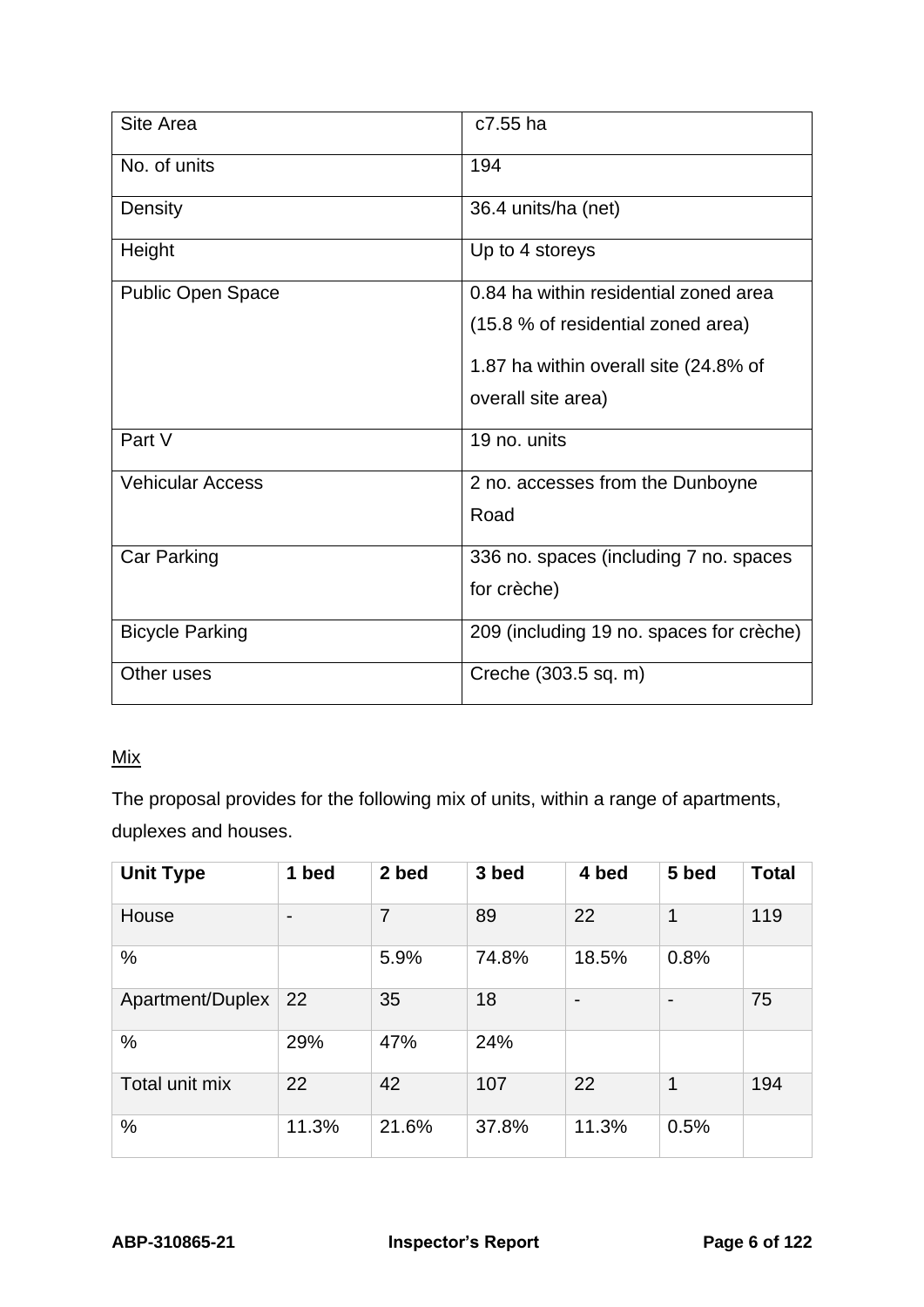| Site Area | c7.55 ha |
| --- | --- |
| No. of units | 194 |
| Density | 36.4 units/ha (net) |
| Height | Up to 4 storeys |
| Public Open Space | 0.84 ha within residential zoned area (15.8 % of residential zoned area)<br><br>1.87 ha within overall site (24.8% of overall site area) |
| Part V | 19 no. units |
| Vehicular Access | 2 no. accesses from the Dunboyne Road |
| Car Parking | 336 no. spaces (including 7 no. spaces for crèche) |
| Bicycle Parking | 209 (including 19 no. spaces for crèche) |
| Other uses | Creche (303.5 sq. m) |

<u>Mix</u>

The proposal provides for the following mix of units, within a range of apartments, duplexes and houses.

| Unit Type | 1 bed | 2 bed | 3 bed | 4 bed | 5 bed | Total |
| --- | --- | --- | --- | --- | --- | --- |
| House | - | 7 | 89 | 22 | 1 | 119 |
| % | | 5.9% | 74.8% | 18.5% | 0.8% | |
| Apartment/Duplex | 22 | 35 | 18 | - | - | 75 |
| % | 29% | 47% | 24% | | | |
| Total unit mix | 22 | 42 | 107 | 22 | 1 | 194 |
| % | 11.3% | 21.6% | 37.8% | 11.3% | 0.5% | |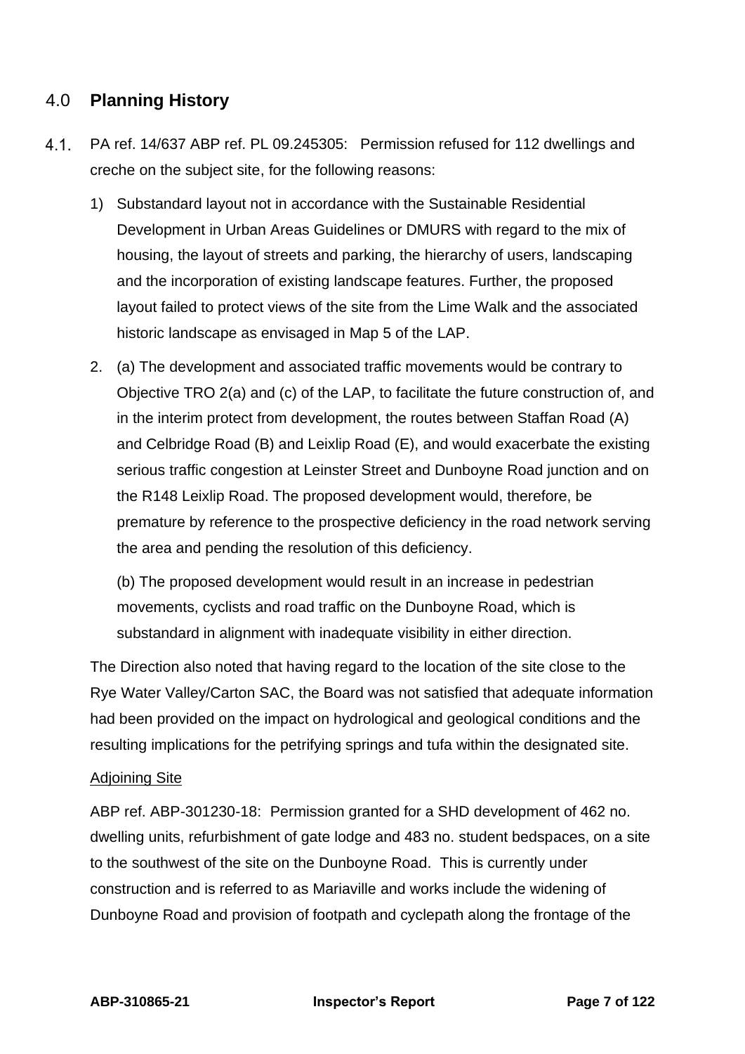## 4.0 Planning History

4.1. PA ref. 14/637 ABP ref. PL 09.245305: Permission refused for 112 dwellings and creche on the subject site, for the following reasons:

1) Substandard layout not in accordance with the Sustainable Residential Development in Urban Areas Guidelines or DMURS with regard to the mix of housing, the layout of streets and parking, the hierarchy of users, landscaping and the incorporation of existing landscape features. Further, the proposed layout failed to protect views of the site from the Lime Walk and the associated historic landscape as envisaged in Map 5 of the LAP.

2. (a) The development and associated traffic movements would be contrary to Objective TRO 2(a) and (c) of the LAP, to facilitate the future construction of, and in the interim protect from development, the routes between Staffan Road (A) and Celbridge Road (B) and Leixlip Road (E), and would exacerbate the existing serious traffic congestion at Leinster Street and Dunboyne Road junction and on the R148 Leixlip Road. The proposed development would, therefore, be premature by reference to the prospective deficiency in the road network serving the area and pending the resolution of this deficiency.

   (b) The proposed development would result in an increase in pedestrian movements, cyclists and road traffic on the Dunboyne Road, which is substandard in alignment with inadequate visibility in either direction.

The Direction also noted that having regard to the location of the site close to the Rye Water Valley/Carton SAC, the Board was not satisfied that adequate information had been provided on the impact on hydrological and geological conditions and the resulting implications for the petrifying springs and tufa within the designated site.

<u>Adjoining Site</u>

ABP ref. ABP-301230-18: Permission granted for a SHD development of 462 no. dwelling units, refurbishment of gate lodge and 483 no. student bedspaces, on a site to the southwest of the site on the Dunboyne Road. This is currently under construction and is referred to as Mariaville and works include the widening of Dunboyne Road and provision of footpath and cyclepath along the frontage of the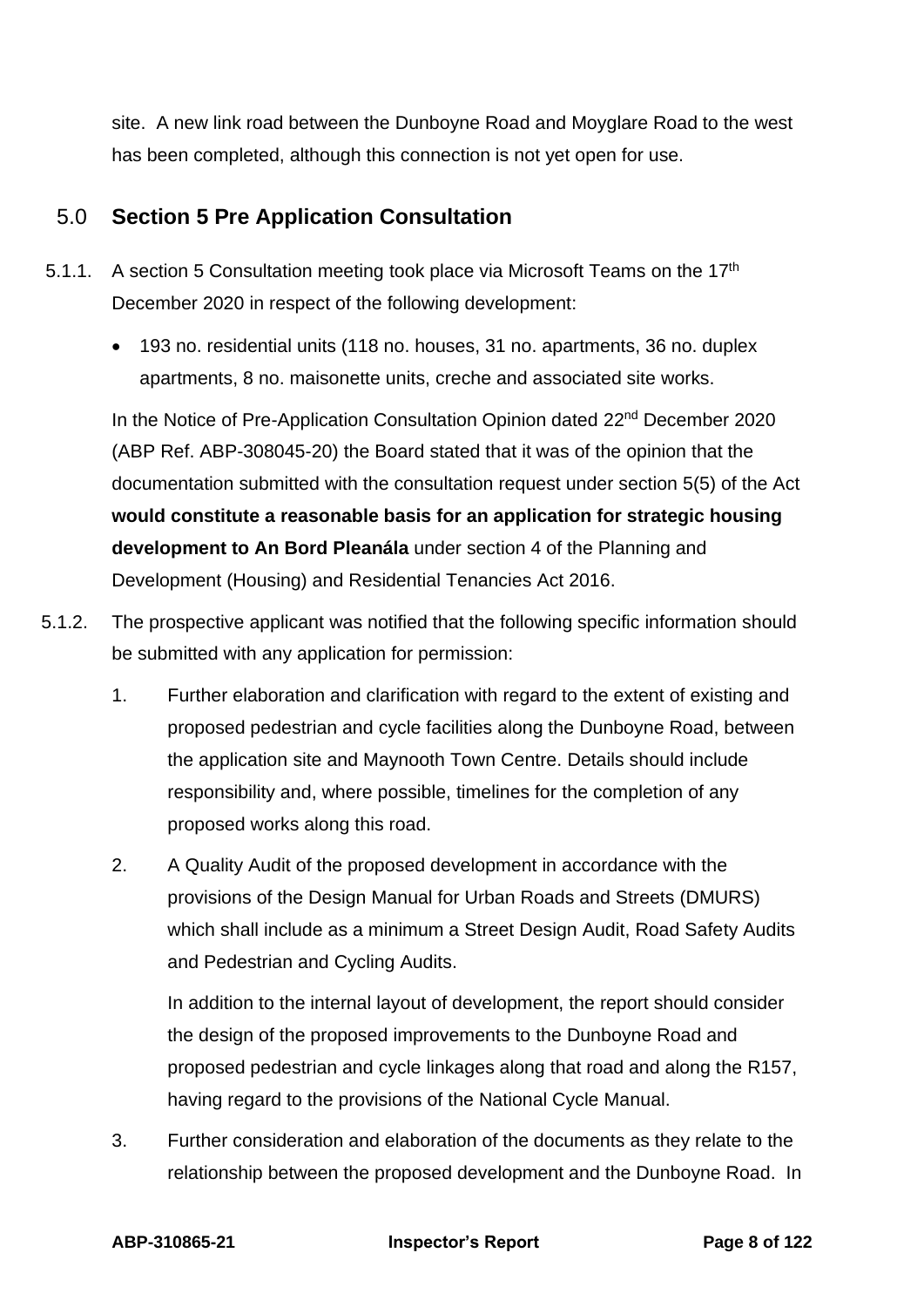site. A new link road between the Dunboyne Road and Moyglare Road to the west has been completed, although this connection is not yet open for use.

## 5.0 Section 5 Pre Application Consultation

5.1.1. A section 5 Consultation meeting took place via Microsoft Teams on the 17th December 2020 in respect of the following development:

- 193 no. residential units (118 no. houses, 31 no. apartments, 36 no. duplex apartments, 8 no. maisonette units, creche and associated site works.

In the Notice of Pre-Application Consultation Opinion dated 22nd December 2020 (ABP Ref. ABP-308045-20) the Board stated that it was of the opinion that the documentation submitted with the consultation request under section 5(5) of the Act **would constitute a reasonable basis for an application for strategic housing development to An Bord Pleanála** under section 4 of the Planning and Development (Housing) and Residential Tenancies Act 2016.

5.1.2. The prospective applicant was notified that the following specific information should be submitted with any application for permission:

1. Further elaboration and clarification with regard to the extent of existing and proposed pedestrian and cycle facilities along the Dunboyne Road, between the application site and Maynooth Town Centre. Details should include responsibility and, where possible, timelines for the completion of any proposed works along this road.

2. A Quality Audit of the proposed development in accordance with the provisions of the Design Manual for Urban Roads and Streets (DMURS) which shall include as a minimum a Street Design Audit, Road Safety Audits and Pedestrian and Cycling Audits.

   In addition to the internal layout of development, the report should consider the design of the proposed improvements to the Dunboyne Road and proposed pedestrian and cycle linkages along that road and along the R157, having regard to the provisions of the National Cycle Manual.

3. Further consideration and elaboration of the documents as they relate to the relationship between the proposed development and the Dunboyne Road. In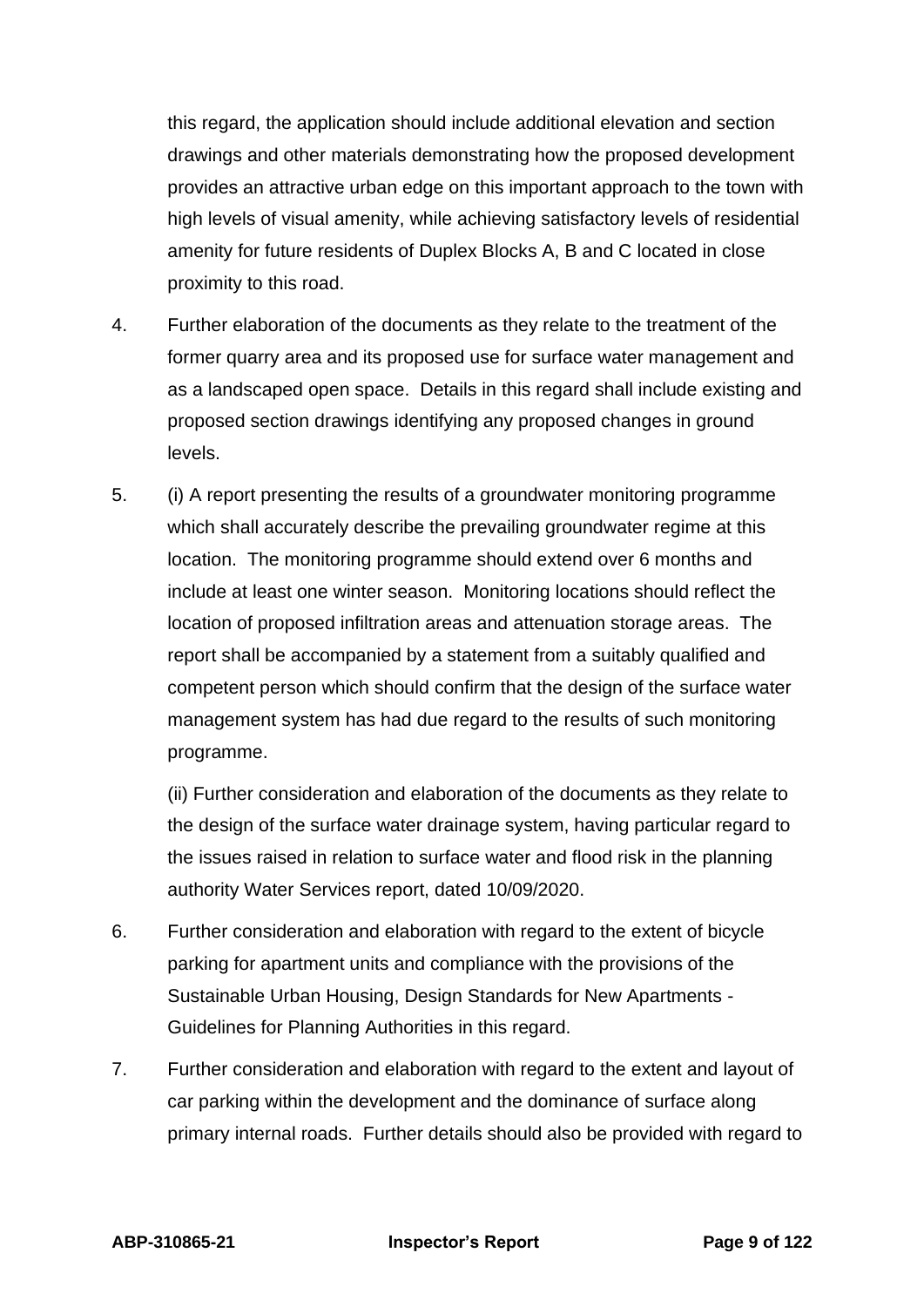this regard, the application should include additional elevation and section drawings and other materials demonstrating how the proposed development provides an attractive urban edge on this important approach to the town with high levels of visual amenity, while achieving satisfactory levels of residential amenity for future residents of Duplex Blocks A, B and C located in close proximity to this road.

4. Further elaboration of the documents as they relate to the treatment of the former quarry area and its proposed use for surface water management and as a landscaped open space. Details in this regard shall include existing and proposed section drawings identifying any proposed changes in ground levels.

5. (i) A report presenting the results of a groundwater monitoring programme which shall accurately describe the prevailing groundwater regime at this location. The monitoring programme should extend over 6 months and include at least one winter season. Monitoring locations should reflect the location of proposed infiltration areas and attenuation storage areas. The report shall be accompanied by a statement from a suitably qualified and competent person which should confirm that the design of the surface water management system has had due regard to the results of such monitoring programme.

   (ii) Further consideration and elaboration of the documents as they relate to the design of the surface water drainage system, having particular regard to the issues raised in relation to surface water and flood risk in the planning authority Water Services report, dated 10/09/2020.

6. Further consideration and elaboration with regard to the extent of bicycle parking for apartment units and compliance with the provisions of the Sustainable Urban Housing, Design Standards for New Apartments - Guidelines for Planning Authorities in this regard.

7. Further consideration and elaboration with regard to the extent and layout of car parking within the development and the dominance of surface along primary internal roads. Further details should also be provided with regard to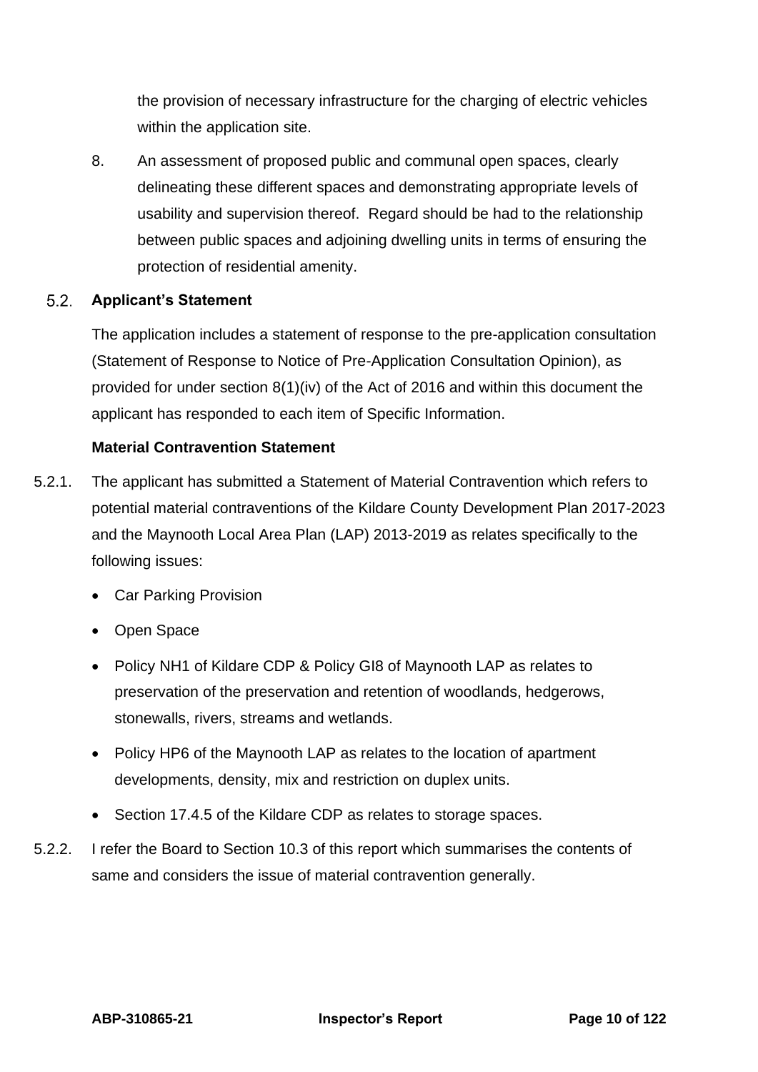the provision of necessary infrastructure for the charging of electric vehicles within the application site.

8. An assessment of proposed public and communal open spaces, clearly delineating these different spaces and demonstrating appropriate levels of usability and supervision thereof. Regard should be had to the relationship between public spaces and adjoining dwelling units in terms of ensuring the protection of residential amenity.

## 5.2. Applicant's Statement

The application includes a statement of response to the pre-application consultation (Statement of Response to Notice of Pre-Application Consultation Opinion), as provided for under section 8(1)(iv) of the Act of 2016 and within this document the applicant has responded to each item of Specific Information.

**Material Contravention Statement**

5.2.1. The applicant has submitted a Statement of Material Contravention which refers to potential material contraventions of the Kildare County Development Plan 2017-2023 and the Maynooth Local Area Plan (LAP) 2013-2019 as relates specifically to the following issues:

- Car Parking Provision
- Open Space
- Policy NH1 of Kildare CDP & Policy GI8 of Maynooth LAP as relates to preservation of the preservation and retention of woodlands, hedgerows, stonewalls, rivers, streams and wetlands.
- Policy HP6 of the Maynooth LAP as relates to the location of apartment developments, density, mix and restriction on duplex units.
- Section 17.4.5 of the Kildare CDP as relates to storage spaces.

5.2.2. I refer the Board to Section 10.3 of this report which summarises the contents of same and considers the issue of material contravention generally.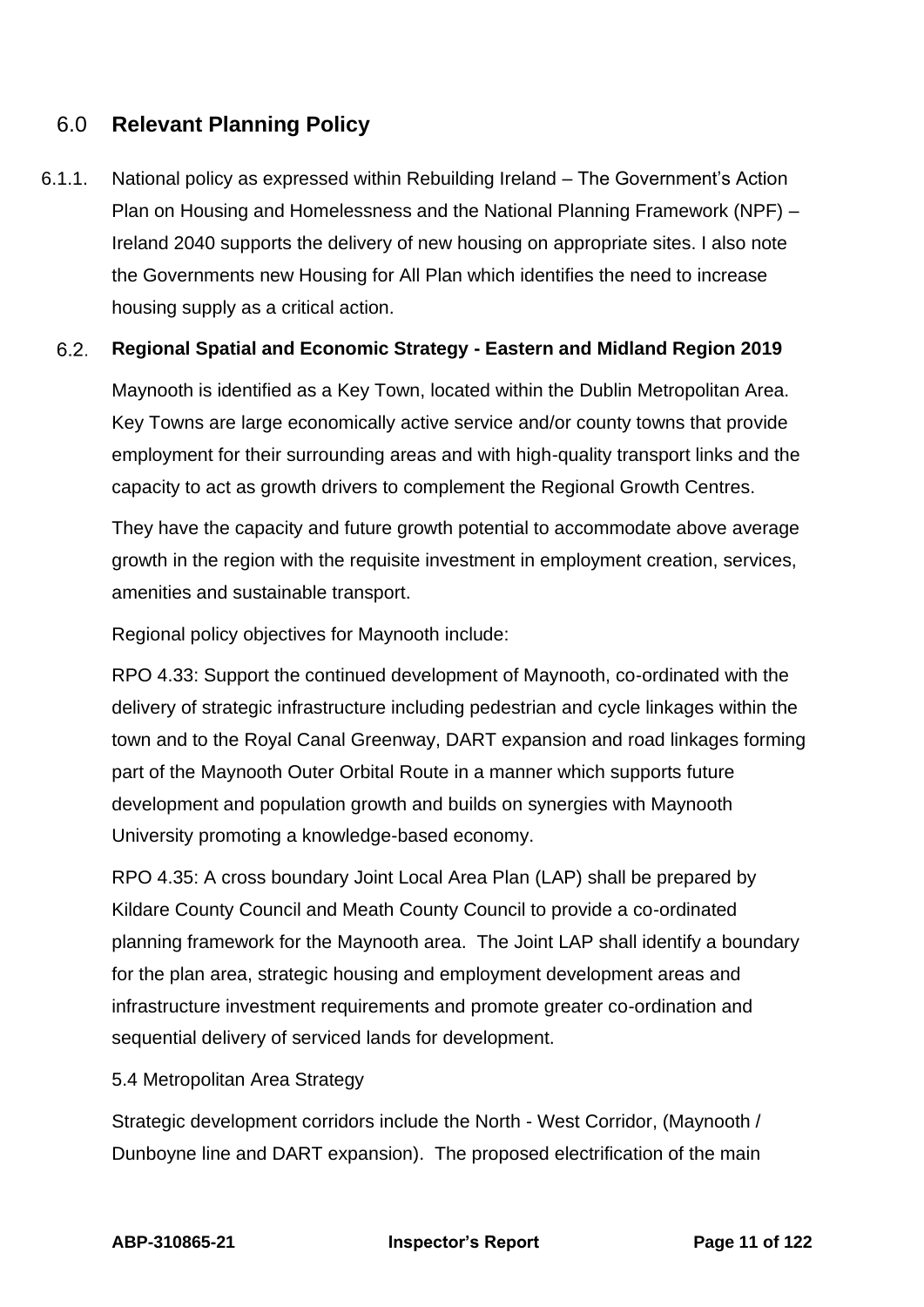## 6.0 Relevant Planning Policy

6.1.1. National policy as expressed within Rebuilding Ireland – The Government's Action Plan on Housing and Homelessness and the National Planning Framework (NPF) – Ireland 2040 supports the delivery of new housing on appropriate sites. I also note the Governments new Housing for All Plan which identifies the need to increase housing supply as a critical action.

### 6.2. Regional Spatial and Economic Strategy - Eastern and Midland Region 2019

Maynooth is identified as a Key Town, located within the Dublin Metropolitan Area. Key Towns are large economically active service and/or county towns that provide employment for their surrounding areas and with high-quality transport links and the capacity to act as growth drivers to complement the Regional Growth Centres.

They have the capacity and future growth potential to accommodate above average growth in the region with the requisite investment in employment creation, services, amenities and sustainable transport.

Regional policy objectives for Maynooth include:

RPO 4.33: Support the continued development of Maynooth, co-ordinated with the delivery of strategic infrastructure including pedestrian and cycle linkages within the town and to the Royal Canal Greenway, DART expansion and road linkages forming part of the Maynooth Outer Orbital Route in a manner which supports future development and population growth and builds on synergies with Maynooth University promoting a knowledge-based economy.

RPO 4.35: A cross boundary Joint Local Area Plan (LAP) shall be prepared by Kildare County Council and Meath County Council to provide a co-ordinated planning framework for the Maynooth area. The Joint LAP shall identify a boundary for the plan area, strategic housing and employment development areas and infrastructure investment requirements and promote greater co-ordination and sequential delivery of serviced lands for development.

5.4 Metropolitan Area Strategy

Strategic development corridors include the North - West Corridor, (Maynooth / Dunboyne line and DART expansion). The proposed electrification of the main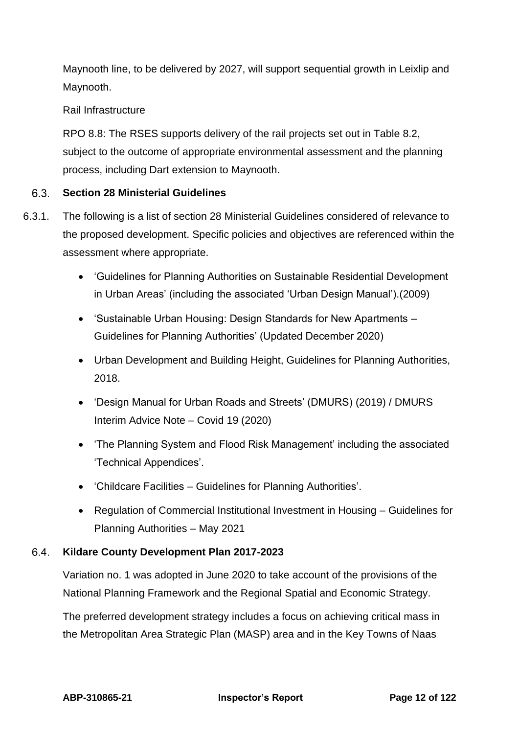Maynooth line, to be delivered by 2027, will support sequential growth in Leixlip and Maynooth.

Rail Infrastructure

RPO 8.8: The RSES supports delivery of the rail projects set out in Table 8.2, subject to the outcome of appropriate environmental assessment and the planning process, including Dart extension to Maynooth.

## 6.3. Section 28 Ministerial Guidelines

6.3.1. The following is a list of section 28 Ministerial Guidelines considered of relevance to the proposed development. Specific policies and objectives are referenced within the assessment where appropriate.

- 'Guidelines for Planning Authorities on Sustainable Residential Development in Urban Areas' (including the associated 'Urban Design Manual').(2009)
- 'Sustainable Urban Housing: Design Standards for New Apartments – Guidelines for Planning Authorities' (Updated December 2020)
- Urban Development and Building Height, Guidelines for Planning Authorities, 2018.
- 'Design Manual for Urban Roads and Streets' (DMURS) (2019) / DMURS Interim Advice Note – Covid 19 (2020)
- 'The Planning System and Flood Risk Management' including the associated 'Technical Appendices'.
- 'Childcare Facilities – Guidelines for Planning Authorities'.
- Regulation of Commercial Institutional Investment in Housing – Guidelines for Planning Authorities – May 2021

## 6.4. Kildare County Development Plan 2017-2023

Variation no. 1 was adopted in June 2020 to take account of the provisions of the National Planning Framework and the Regional Spatial and Economic Strategy.

The preferred development strategy includes a focus on achieving critical mass in the Metropolitan Area Strategic Plan (MASP) area and in the Key Towns of Naas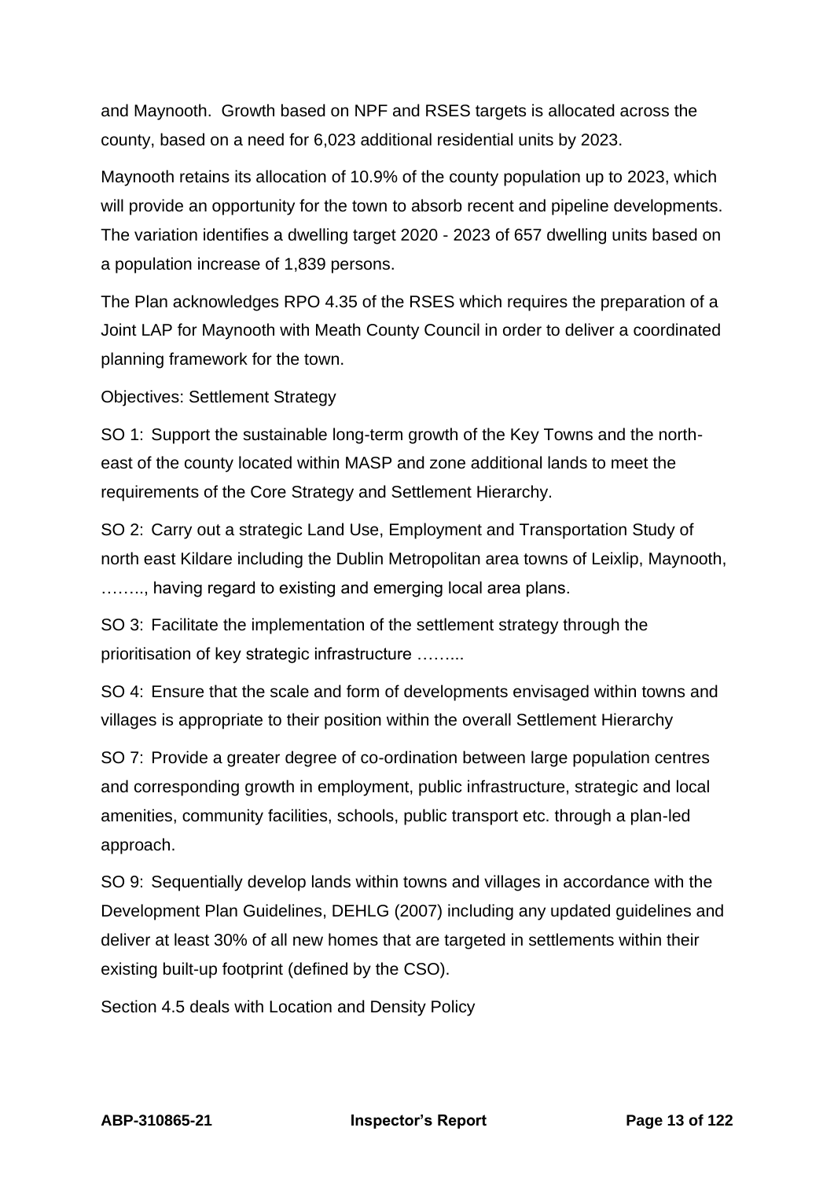and Maynooth. Growth based on NPF and RSES targets is allocated across the county, based on a need for 6,023 additional residential units by 2023.

Maynooth retains its allocation of 10.9% of the county population up to 2023, which will provide an opportunity for the town to absorb recent and pipeline developments. The variation identifies a dwelling target 2020 - 2023 of 657 dwelling units based on a population increase of 1,839 persons.

The Plan acknowledges RPO 4.35 of the RSES which requires the preparation of a Joint LAP for Maynooth with Meath County Council in order to deliver a coordinated planning framework for the town.

Objectives: Settlement Strategy

SO 1: Support the sustainable long-term growth of the Key Towns and the north-east of the county located within MASP and zone additional lands to meet the requirements of the Core Strategy and Settlement Hierarchy.

SO 2: Carry out a strategic Land Use, Employment and Transportation Study of north east Kildare including the Dublin Metropolitan area towns of Leixlip, Maynooth, …….., having regard to existing and emerging local area plans.

SO 3: Facilitate the implementation of the settlement strategy through the prioritisation of key strategic infrastructure ……...

SO 4: Ensure that the scale and form of developments envisaged within towns and villages is appropriate to their position within the overall Settlement Hierarchy

SO 7: Provide a greater degree of co-ordination between large population centres and corresponding growth in employment, public infrastructure, strategic and local amenities, community facilities, schools, public transport etc. through a plan-led approach.

SO 9: Sequentially develop lands within towns and villages in accordance with the Development Plan Guidelines, DEHLG (2007) including any updated guidelines and deliver at least 30% of all new homes that are targeted in settlements within their existing built-up footprint (defined by the CSO).

Section 4.5 deals with Location and Density Policy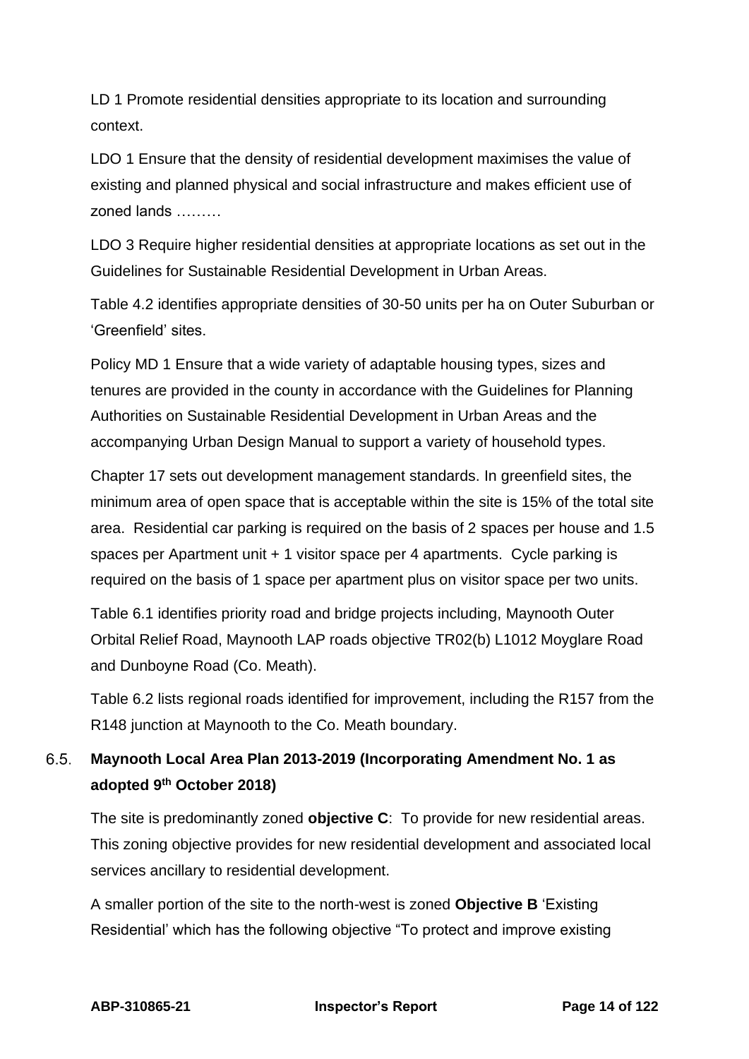LD 1 Promote residential densities appropriate to its location and surrounding context.

LDO 1 Ensure that the density of residential development maximises the value of existing and planned physical and social infrastructure and makes efficient use of zoned lands ………

LDO 3 Require higher residential densities at appropriate locations as set out in the Guidelines for Sustainable Residential Development in Urban Areas.

Table 4.2 identifies appropriate densities of 30-50 units per ha on Outer Suburban or 'Greenfield' sites.

Policy MD 1 Ensure that a wide variety of adaptable housing types, sizes and tenures are provided in the county in accordance with the Guidelines for Planning Authorities on Sustainable Residential Development in Urban Areas and the accompanying Urban Design Manual to support a variety of household types.

Chapter 17 sets out development management standards. In greenfield sites, the minimum area of open space that is acceptable within the site is 15% of the total site area. Residential car parking is required on the basis of 2 spaces per house and 1.5 spaces per Apartment unit + 1 visitor space per 4 apartments. Cycle parking is required on the basis of 1 space per apartment plus on visitor space per two units.

Table 6.1 identifies priority road and bridge projects including, Maynooth Outer Orbital Relief Road, Maynooth LAP roads objective TR02(b) L1012 Moyglare Road and Dunboyne Road (Co. Meath).

Table 6.2 lists regional roads identified for improvement, including the R157 from the R148 junction at Maynooth to the Co. Meath boundary.

## 6.5. Maynooth Local Area Plan 2013-2019 (Incorporating Amendment No. 1 as adopted 9th October 2018)

The site is predominantly zoned **objective C**: To provide for new residential areas. This zoning objective provides for new residential development and associated local services ancillary to residential development.

A smaller portion of the site to the north-west is zoned **Objective B** 'Existing Residential' which has the following objective "To protect and improve existing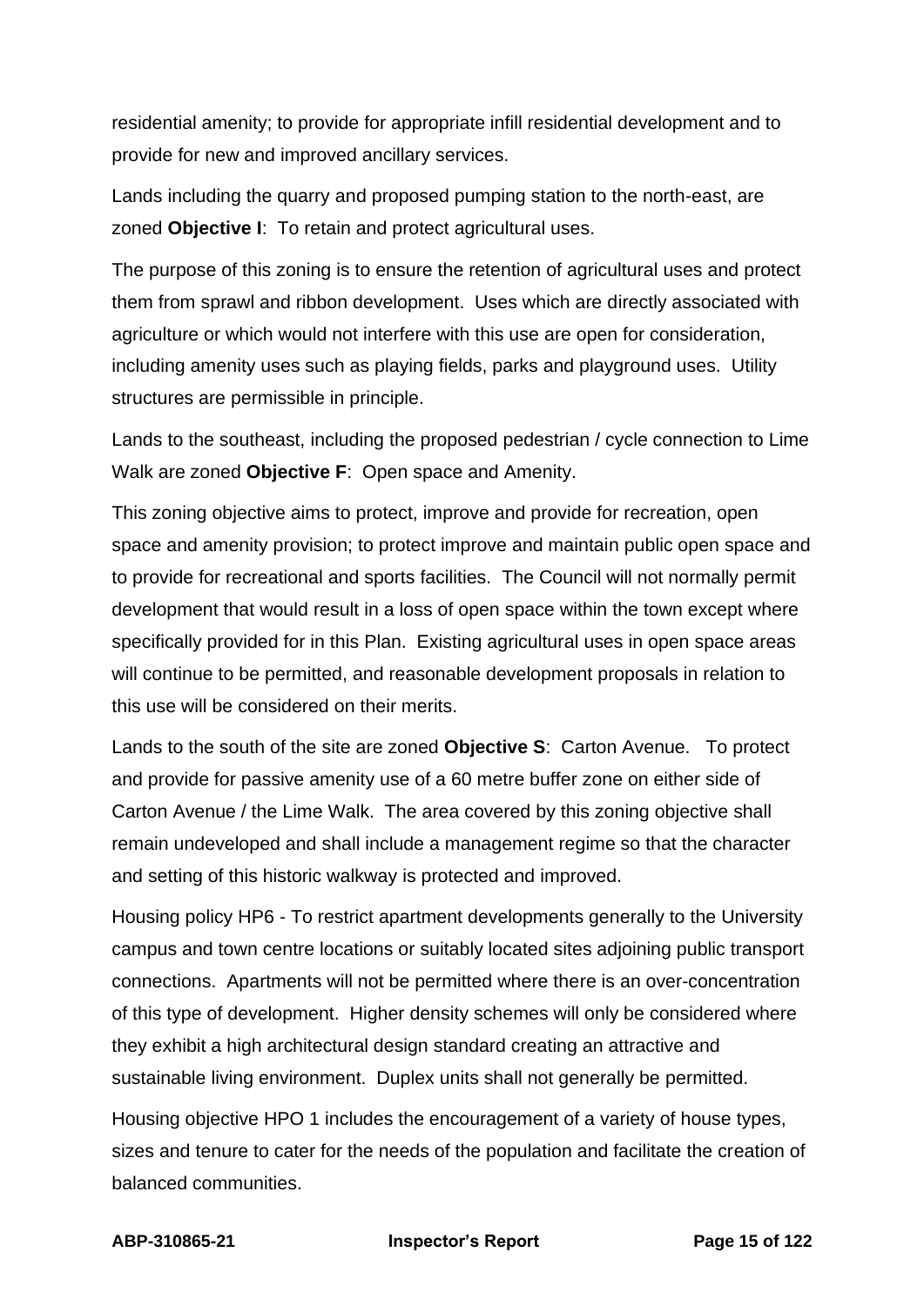residential amenity; to provide for appropriate infill residential development and to provide for new and improved ancillary services.

Lands including the quarry and proposed pumping station to the north-east, are zoned **Objective I**: To retain and protect agricultural uses.

The purpose of this zoning is to ensure the retention of agricultural uses and protect them from sprawl and ribbon development. Uses which are directly associated with agriculture or which would not interfere with this use are open for consideration, including amenity uses such as playing fields, parks and playground uses. Utility structures are permissible in principle.

Lands to the southeast, including the proposed pedestrian / cycle connection to Lime Walk are zoned **Objective F**: Open space and Amenity.

This zoning objective aims to protect, improve and provide for recreation, open space and amenity provision; to protect improve and maintain public open space and to provide for recreational and sports facilities. The Council will not normally permit development that would result in a loss of open space within the town except where specifically provided for in this Plan. Existing agricultural uses in open space areas will continue to be permitted, and reasonable development proposals in relation to this use will be considered on their merits.

Lands to the south of the site are zoned **Objective S**: Carton Avenue. To protect and provide for passive amenity use of a 60 metre buffer zone on either side of Carton Avenue / the Lime Walk. The area covered by this zoning objective shall remain undeveloped and shall include a management regime so that the character and setting of this historic walkway is protected and improved.

Housing policy HP6 - To restrict apartment developments generally to the University campus and town centre locations or suitably located sites adjoining public transport connections. Apartments will not be permitted where there is an over-concentration of this type of development. Higher density schemes will only be considered where they exhibit a high architectural design standard creating an attractive and sustainable living environment. Duplex units shall not generally be permitted.

Housing objective HPO 1 includes the encouragement of a variety of house types, sizes and tenure to cater for the needs of the population and facilitate the creation of balanced communities.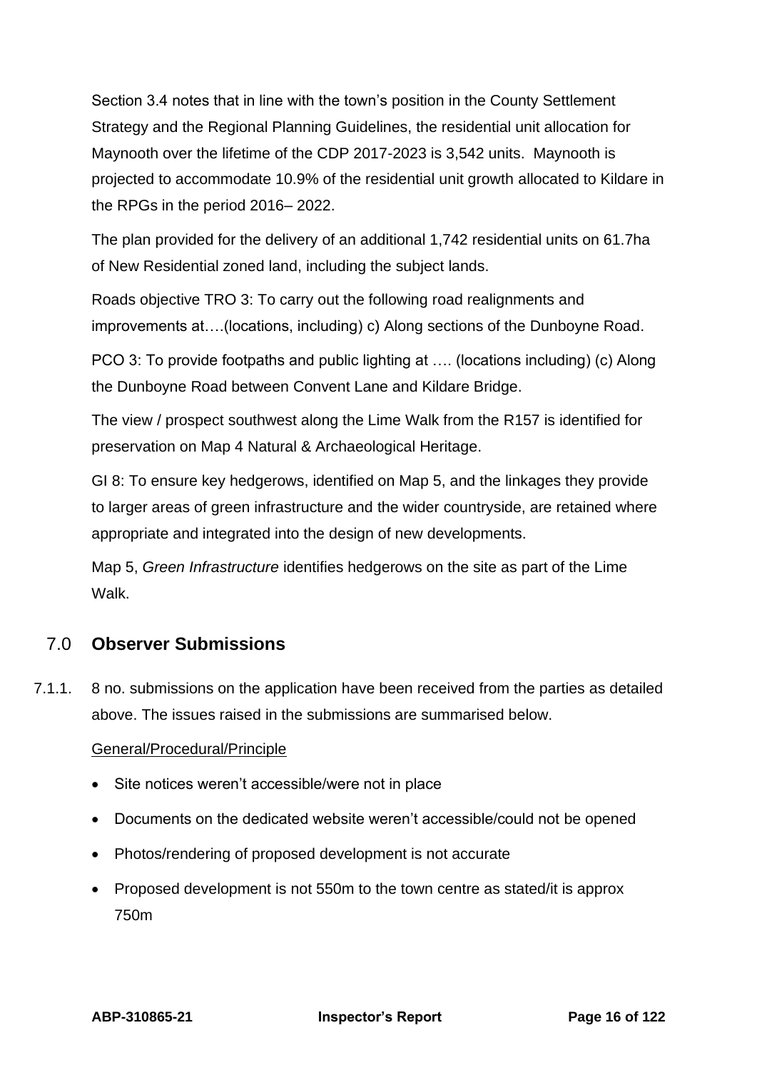Section 3.4 notes that in line with the town's position in the County Settlement Strategy and the Regional Planning Guidelines, the residential unit allocation for Maynooth over the lifetime of the CDP 2017-2023 is 3,542 units. Maynooth is projected to accommodate 10.9% of the residential unit growth allocated to Kildare in the RPGs in the period 2016– 2022.

The plan provided for the delivery of an additional 1,742 residential units on 61.7ha of New Residential zoned land, including the subject lands.

Roads objective TRO 3: To carry out the following road realignments and improvements at….(locations, including) c) Along sections of the Dunboyne Road.

PCO 3: To provide footpaths and public lighting at …. (locations including) (c) Along the Dunboyne Road between Convent Lane and Kildare Bridge.

The view / prospect southwest along the Lime Walk from the R157 is identified for preservation on Map 4 Natural & Archaeological Heritage.

GI 8: To ensure key hedgerows, identified on Map 5, and the linkages they provide to larger areas of green infrastructure and the wider countryside, are retained where appropriate and integrated into the design of new developments.

Map 5, *Green Infrastructure* identifies hedgerows on the site as part of the Lime Walk.

## 7.0 Observer Submissions

7.1.1. 8 no. submissions on the application have been received from the parties as detailed above. The issues raised in the submissions are summarised below.

General/Procedural/Principle

- Site notices weren't accessible/were not in place
- Documents on the dedicated website weren't accessible/could not be opened
- Photos/rendering of proposed development is not accurate
- Proposed development is not 550m to the town centre as stated/it is approx 750m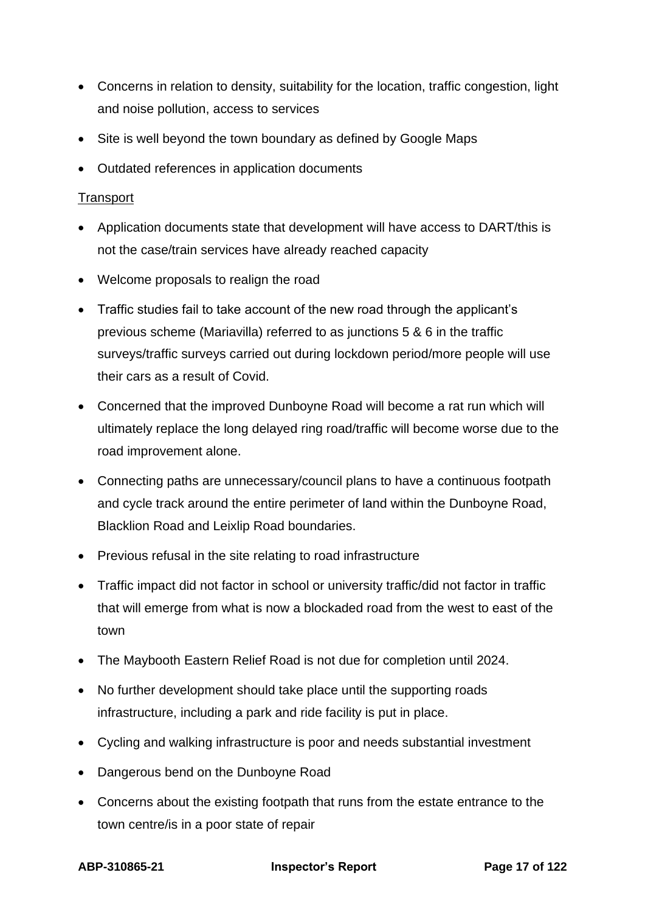- Concerns in relation to density, suitability for the location, traffic congestion, light and noise pollution, access to services
- Site is well beyond the town boundary as defined by Google Maps
- Outdated references in application documents

Transport

- Application documents state that development will have access to DART/this is not the case/train services have already reached capacity
- Welcome proposals to realign the road
- Traffic studies fail to take account of the new road through the applicant's previous scheme (Mariavilla) referred to as junctions 5 & 6 in the traffic surveys/traffic surveys carried out during lockdown period/more people will use their cars as a result of Covid.
- Concerned that the improved Dunboyne Road will become a rat run which will ultimately replace the long delayed ring road/traffic will become worse due to the road improvement alone.
- Connecting paths are unnecessary/council plans to have a continuous footpath and cycle track around the entire perimeter of land within the Dunboyne Road, Blacklion Road and Leixlip Road boundaries.
- Previous refusal in the site relating to road infrastructure
- Traffic impact did not factor in school or university traffic/did not factor in traffic that will emerge from what is now a blockaded road from the west to east of the town
- The Maybooth Eastern Relief Road is not due for completion until 2024.
- No further development should take place until the supporting roads infrastructure, including a park and ride facility is put in place.
- Cycling and walking infrastructure is poor and needs substantial investment
- Dangerous bend on the Dunboyne Road
- Concerns about the existing footpath that runs from the estate entrance to the town centre/is in a poor state of repair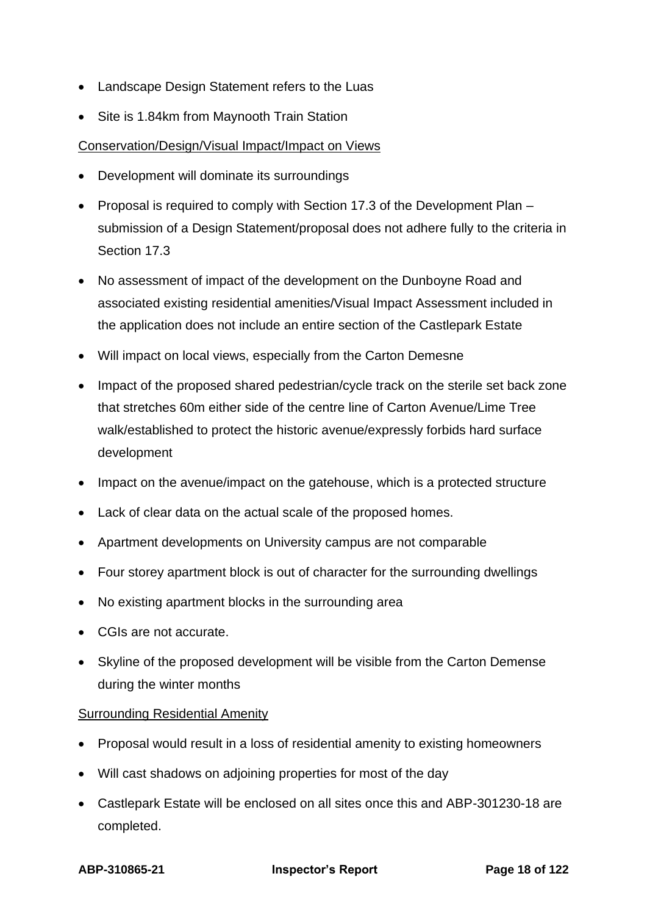- Landscape Design Statement refers to the Luas
- Site is 1.84km from Maynooth Train Station

Conservation/Design/Visual Impact/Impact on Views

- Development will dominate its surroundings
- Proposal is required to comply with Section 17.3 of the Development Plan – submission of a Design Statement/proposal does not adhere fully to the criteria in Section 17.3
- No assessment of impact of the development on the Dunboyne Road and associated existing residential amenities/Visual Impact Assessment included in the application does not include an entire section of the Castlepark Estate
- Will impact on local views, especially from the Carton Demesne
- Impact of the proposed shared pedestrian/cycle track on the sterile set back zone that stretches 60m either side of the centre line of Carton Avenue/Lime Tree walk/established to protect the historic avenue/expressly forbids hard surface development
- Impact on the avenue/impact on the gatehouse, which is a protected structure
- Lack of clear data on the actual scale of the proposed homes.
- Apartment developments on University campus are not comparable
- Four storey apartment block is out of character for the surrounding dwellings
- No existing apartment blocks in the surrounding area
- CGIs are not accurate.
- Skyline of the proposed development will be visible from the Carton Demense during the winter months

Surrounding Residential Amenity

- Proposal would result in a loss of residential amenity to existing homeowners
- Will cast shadows on adjoining properties for most of the day
- Castlepark Estate will be enclosed on all sites once this and ABP-301230-18 are completed.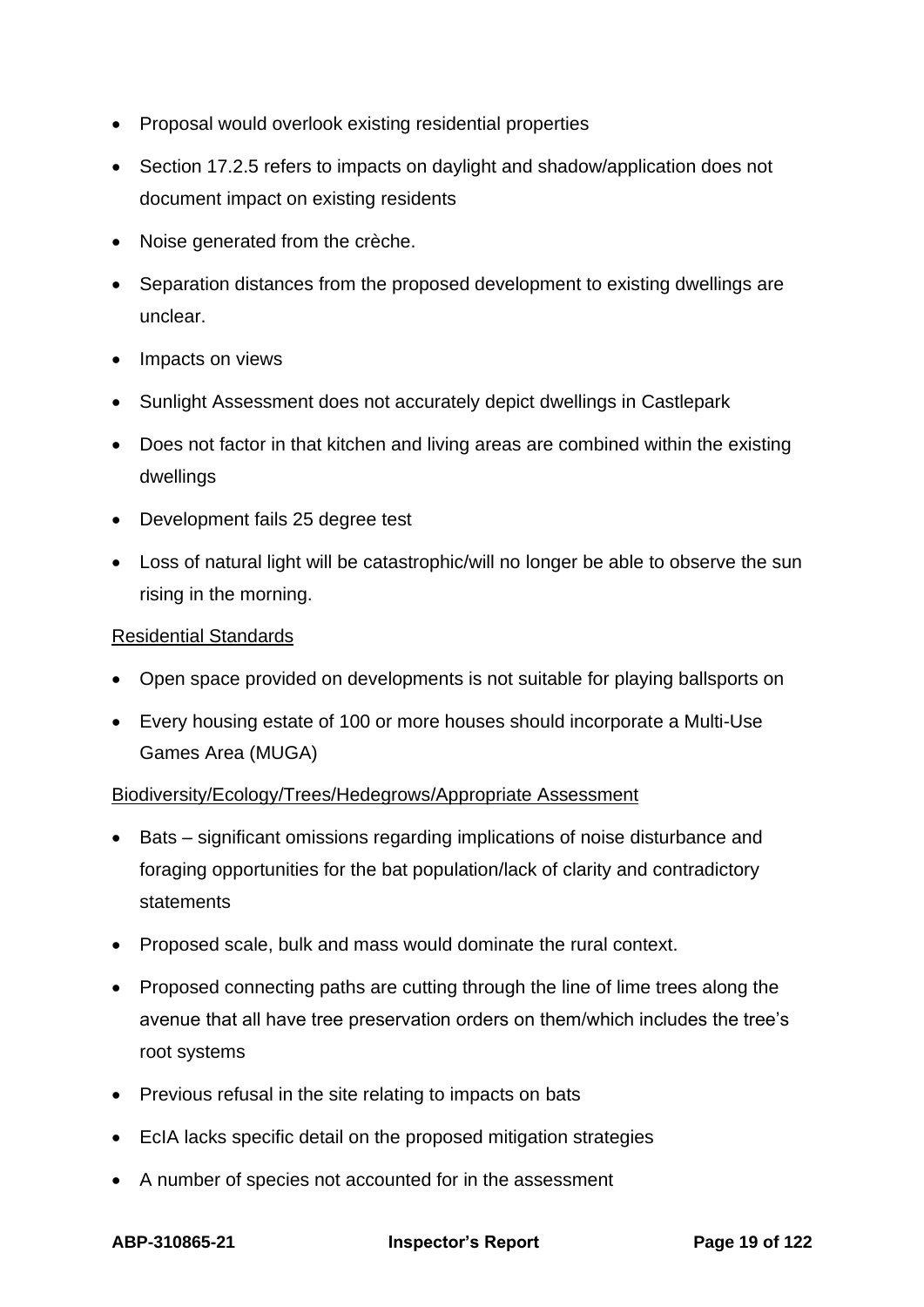- Proposal would overlook existing residential properties
- Section 17.2.5 refers to impacts on daylight and shadow/application does not document impact on existing residents
- Noise generated from the crèche.
- Separation distances from the proposed development to existing dwellings are unclear.
- Impacts on views
- Sunlight Assessment does not accurately depict dwellings in Castlepark
- Does not factor in that kitchen and living areas are combined within the existing dwellings
- Development fails 25 degree test
- Loss of natural light will be catastrophic/will no longer be able to observe the sun rising in the morning.

<u>Residential Standards</u>

- Open space provided on developments is not suitable for playing ballsports on
- Every housing estate of 100 or more houses should incorporate a Multi-Use Games Area (MUGA)

<u>Biodiversity/Ecology/Trees/Hedegrows/Appropriate Assessment</u>

- Bats – significant omissions regarding implications of noise disturbance and foraging opportunities for the bat population/lack of clarity and contradictory statements
- Proposed scale, bulk and mass would dominate the rural context.
- Proposed connecting paths are cutting through the line of lime trees along the avenue that all have tree preservation orders on them/which includes the tree's root systems
- Previous refusal in the site relating to impacts on bats
- EcIA lacks specific detail on the proposed mitigation strategies
- A number of species not accounted for in the assessment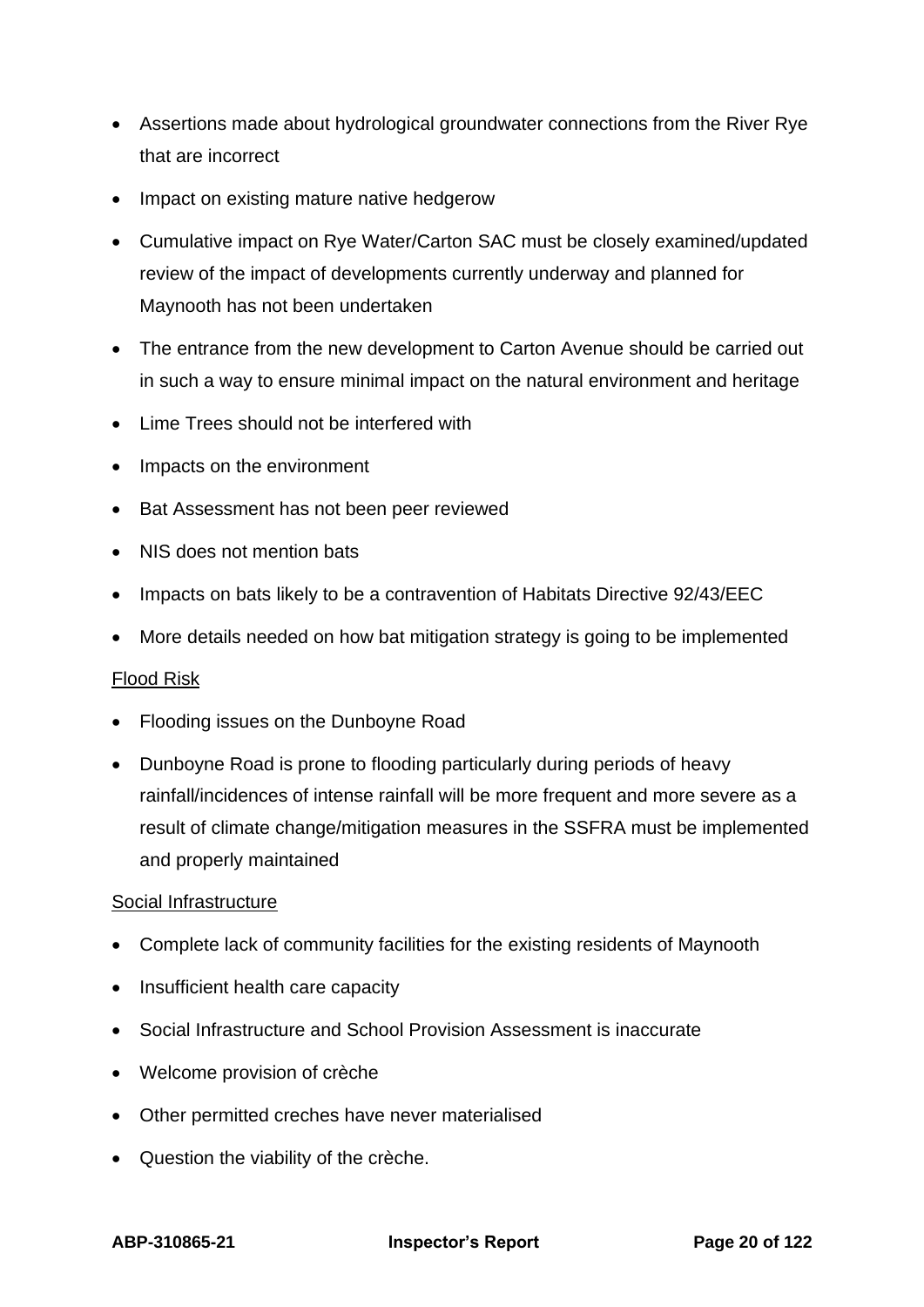- Assertions made about hydrological groundwater connections from the River Rye that are incorrect
- Impact on existing mature native hedgerow
- Cumulative impact on Rye Water/Carton SAC must be closely examined/updated review of the impact of developments currently underway and planned for Maynooth has not been undertaken
- The entrance from the new development to Carton Avenue should be carried out in such a way to ensure minimal impact on the natural environment and heritage
- Lime Trees should not be interfered with
- Impacts on the environment
- Bat Assessment has not been peer reviewed
- NIS does not mention bats
- Impacts on bats likely to be a contravention of Habitats Directive 92/43/EEC
- More details needed on how bat mitigation strategy is going to be implemented

<u>Flood Risk</u>

- Flooding issues on the Dunboyne Road
- Dunboyne Road is prone to flooding particularly during periods of heavy rainfall/incidences of intense rainfall will be more frequent and more severe as a result of climate change/mitigation measures in the SSFRA must be implemented and properly maintained

<u>Social Infrastructure</u>

- Complete lack of community facilities for the existing residents of Maynooth
- Insufficient health care capacity
- Social Infrastructure and School Provision Assessment is inaccurate
- Welcome provision of crèche
- Other permitted creches have never materialised
- Question the viability of the crèche.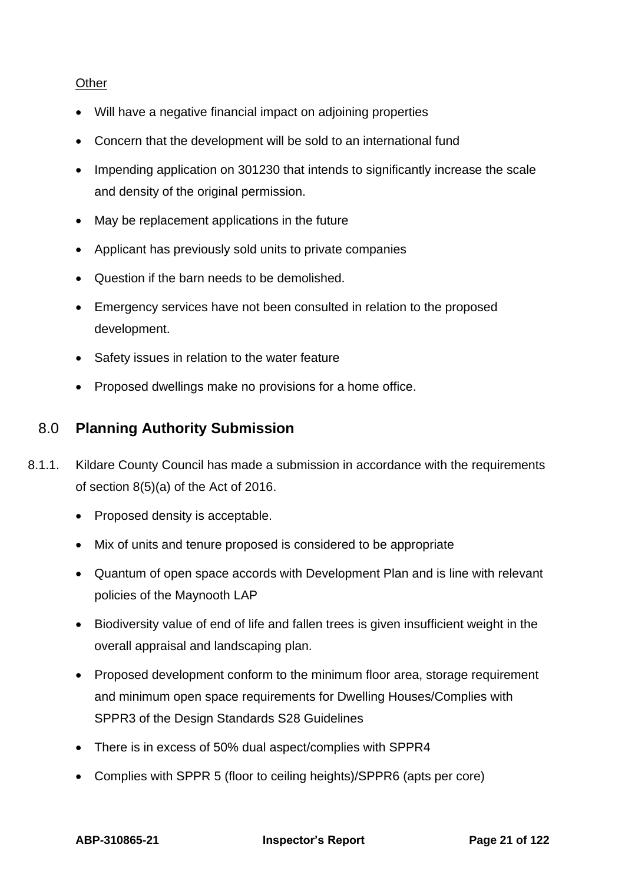Other

- Will have a negative financial impact on adjoining properties
- Concern that the development will be sold to an international fund
- Impending application on 301230 that intends to significantly increase the scale and density of the original permission.
- May be replacement applications in the future
- Applicant has previously sold units to private companies
- Question if the barn needs to be demolished.
- Emergency services have not been consulted in relation to the proposed development.
- Safety issues in relation to the water feature
- Proposed dwellings make no provisions for a home office.

## 8.0 Planning Authority Submission

8.1.1. Kildare County Council has made a submission in accordance with the requirements of section 8(5)(a) of the Act of 2016.

- Proposed density is acceptable.
- Mix of units and tenure proposed is considered to be appropriate
- Quantum of open space accords with Development Plan and is line with relevant policies of the Maynooth LAP
- Biodiversity value of end of life and fallen trees is given insufficient weight in the overall appraisal and landscaping plan.
- Proposed development conform to the minimum floor area, storage requirement and minimum open space requirements for Dwelling Houses/Complies with SPPR3 of the Design Standards S28 Guidelines
- There is in excess of 50% dual aspect/complies with SPPR4
- Complies with SPPR 5 (floor to ceiling heights)/SPPR6 (apts per core)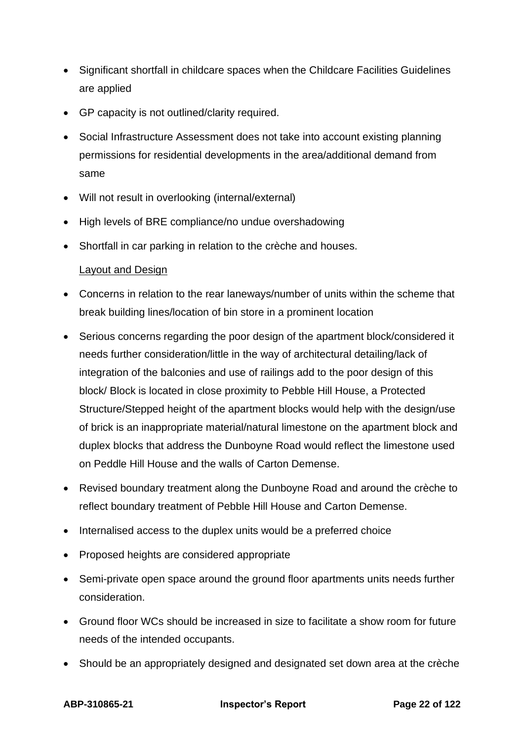- Significant shortfall in childcare spaces when the Childcare Facilities Guidelines are applied
- GP capacity is not outlined/clarity required.
- Social Infrastructure Assessment does not take into account existing planning permissions for residential developments in the area/additional demand from same
- Will not result in overlooking (internal/external)
- High levels of BRE compliance/no undue overshadowing
- Shortfall in car parking in relation to the crèche and houses.

<u>Layout and Design</u>

- Concerns in relation to the rear laneways/number of units within the scheme that break building lines/location of bin store in a prominent location
- Serious concerns regarding the poor design of the apartment block/considered it needs further consideration/little in the way of architectural detailing/lack of integration of the balconies and use of railings add to the poor design of this block/ Block is located in close proximity to Pebble Hill House, a Protected Structure/Stepped height of the apartment blocks would help with the design/use of brick is an inappropriate material/natural limestone on the apartment block and duplex blocks that address the Dunboyne Road would reflect the limestone used on Peddle Hill House and the walls of Carton Demense.
- Revised boundary treatment along the Dunboyne Road and around the crèche to reflect boundary treatment of Pebble Hill House and Carton Demense.
- Internalised access to the duplex units would be a preferred choice
- Proposed heights are considered appropriate
- Semi-private open space around the ground floor apartments units needs further consideration.
- Ground floor WCs should be increased in size to facilitate a show room for future needs of the intended occupants.
- Should be an appropriately designed and designated set down area at the crèche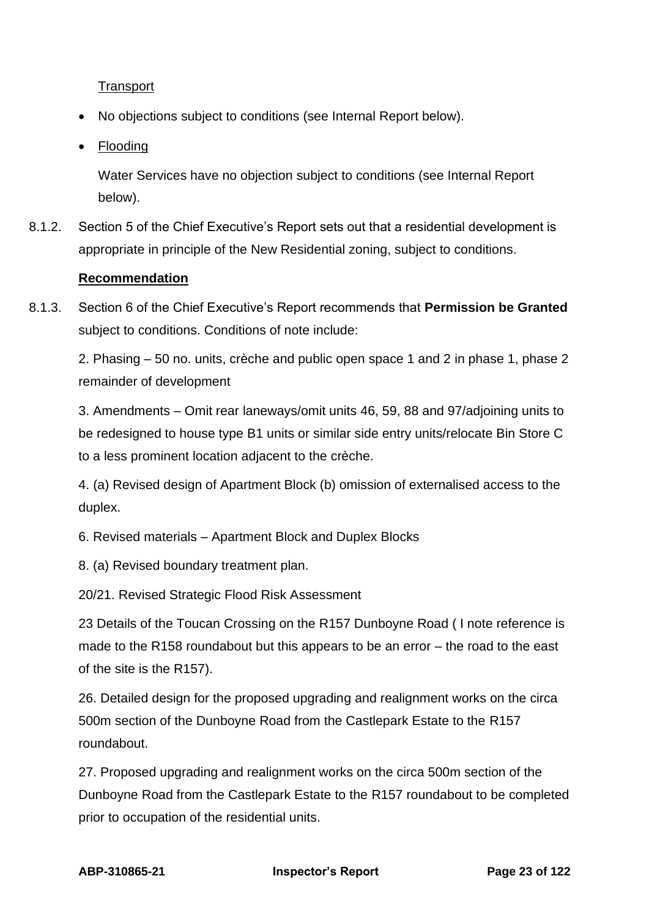Transport

- No objections subject to conditions (see Internal Report below).
- Flooding

  Water Services have no objection subject to conditions (see Internal Report below).

8.1.2. Section 5 of the Chief Executive's Report sets out that a residential development is appropriate in principle of the New Residential zoning, subject to conditions.

**Recommendation**

8.1.3. Section 6 of the Chief Executive's Report recommends that **Permission be Granted** subject to conditions. Conditions of note include:

2. Phasing – 50 no. units, crèche and public open space 1 and 2 in phase 1, phase 2 remainder of development

3. Amendments – Omit rear laneways/omit units 46, 59, 88 and 97/adjoining units to be redesigned to house type B1 units or similar side entry units/relocate Bin Store C to a less prominent location adjacent to the crèche.

4. (a) Revised design of Apartment Block (b) omission of externalised access to the duplex.

6. Revised materials – Apartment Block and Duplex Blocks

8. (a) Revised boundary treatment plan.

20/21. Revised Strategic Flood Risk Assessment

23 Details of the Toucan Crossing on the R157 Dunboyne Road ( I note reference is made to the R158 roundabout but this appears to be an error – the road to the east of the site is the R157).

26. Detailed design for the proposed upgrading and realignment works on the circa 500m section of the Dunboyne Road from the Castlepark Estate to the R157 roundabout.

27. Proposed upgrading and realignment works on the circa 500m section of the Dunboyne Road from the Castlepark Estate to the R157 roundabout to be completed prior to occupation of the residential units.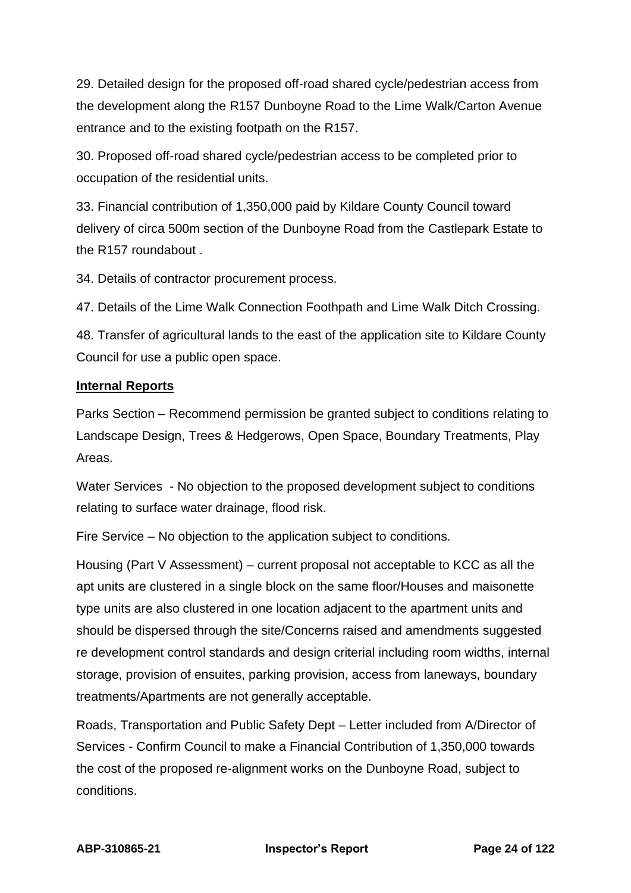29. Detailed design for the proposed off-road shared cycle/pedestrian access from the development along the R157 Dunboyne Road to the Lime Walk/Carton Avenue entrance and to the existing footpath on the R157.

30. Proposed off-road shared cycle/pedestrian access to be completed prior to occupation of the residential units.

33. Financial contribution of 1,350,000 paid by Kildare County Council toward delivery of circa 500m section of the Dunboyne Road from the Castlepark Estate to the R157 roundabout .

34. Details of contractor procurement process.

47. Details of the Lime Walk Connection Foothpath and Lime Walk Ditch Crossing.

48. Transfer of agricultural lands to the east of the application site to Kildare County Council for use a public open space.

**Internal Reports**

Parks Section – Recommend permission be granted subject to conditions relating to Landscape Design, Trees & Hedgerows, Open Space, Boundary Treatments, Play Areas.

Water Services - No objection to the proposed development subject to conditions relating to surface water drainage, flood risk.

Fire Service – No objection to the application subject to conditions.

Housing (Part V Assessment) – current proposal not acceptable to KCC as all the apt units are clustered in a single block on the same floor/Houses and maisonette type units are also clustered in one location adjacent to the apartment units and should be dispersed through the site/Concerns raised and amendments suggested re development control standards and design criterial including room widths, internal storage, provision of ensuites, parking provision, access from laneways, boundary treatments/Apartments are not generally acceptable.

Roads, Transportation and Public Safety Dept – Letter included from A/Director of Services - Confirm Council to make a Financial Contribution of 1,350,000 towards the cost of the proposed re-alignment works on the Dunboyne Road, subject to conditions.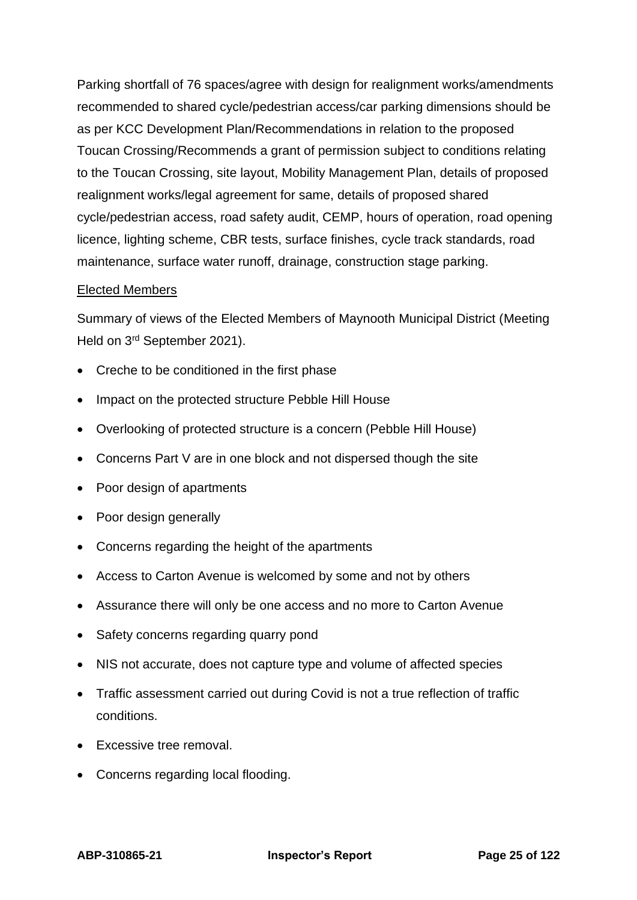Parking shortfall of 76 spaces/agree with design for realignment works/amendments recommended to shared cycle/pedestrian access/car parking dimensions should be as per KCC Development Plan/Recommendations in relation to the proposed Toucan Crossing/Recommends a grant of permission subject to conditions relating to the Toucan Crossing, site layout, Mobility Management Plan, details of proposed realignment works/legal agreement for same, details of proposed shared cycle/pedestrian access, road safety audit, CEMP, hours of operation, road opening licence, lighting scheme, CBR tests, surface finishes, cycle track standards, road maintenance, surface water runoff, drainage, construction stage parking.

<u>Elected Members</u>

Summary of views of the Elected Members of Maynooth Municipal District (Meeting Held on 3rd September 2021).

- Creche to be conditioned in the first phase
- Impact on the protected structure Pebble Hill House
- Overlooking of protected structure is a concern (Pebble Hill House)
- Concerns Part V are in one block and not dispersed though the site
- Poor design of apartments
- Poor design generally
- Concerns regarding the height of the apartments
- Access to Carton Avenue is welcomed by some and not by others
- Assurance there will only be one access and no more to Carton Avenue
- Safety concerns regarding quarry pond
- NIS not accurate, does not capture type and volume of affected species
- Traffic assessment carried out during Covid is not a true reflection of traffic conditions.
- Excessive tree removal.
- Concerns regarding local flooding.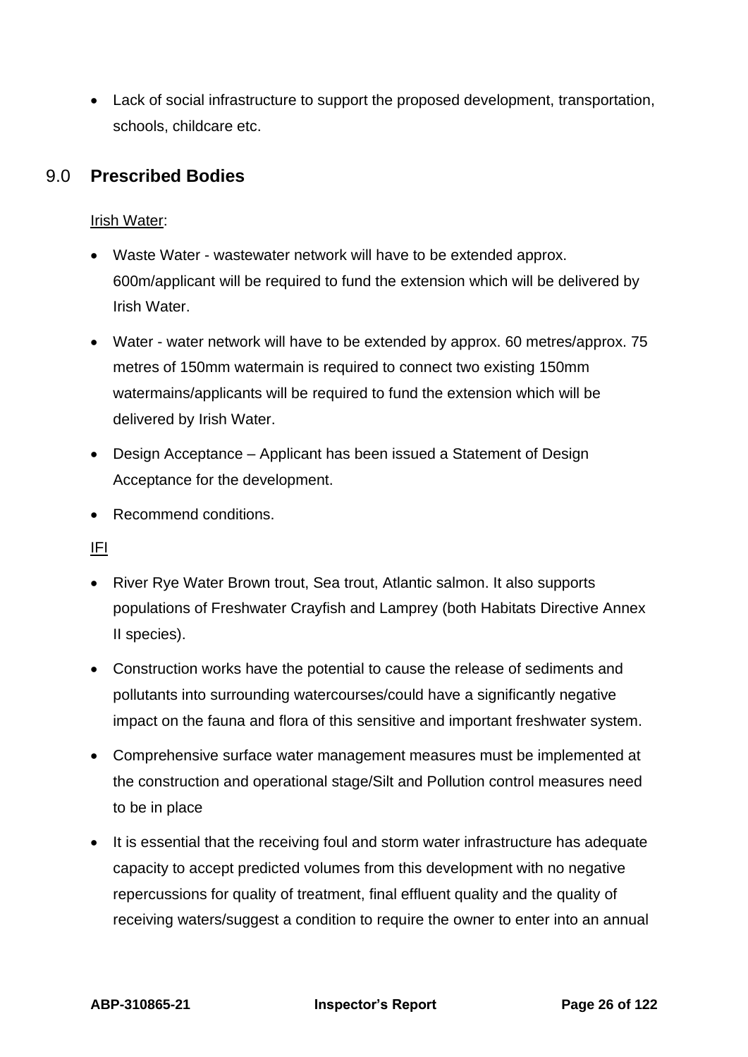- Lack of social infrastructure to support the proposed development, transportation, schools, childcare etc.

## 9.0 Prescribed Bodies

Irish Water:

- Waste Water - wastewater network will have to be extended approx. 600m/applicant will be required to fund the extension which will be delivered by Irish Water.
- Water - water network will have to be extended by approx. 60 metres/approx. 75 metres of 150mm watermain is required to connect two existing 150mm watermains/applicants will be required to fund the extension which will be delivered by Irish Water.
- Design Acceptance – Applicant has been issued a Statement of Design Acceptance for the development.
- Recommend conditions.

IFI

- River Rye Water Brown trout, Sea trout, Atlantic salmon. It also supports populations of Freshwater Crayfish and Lamprey (both Habitats Directive Annex II species).
- Construction works have the potential to cause the release of sediments and pollutants into surrounding watercourses/could have a significantly negative impact on the fauna and flora of this sensitive and important freshwater system.
- Comprehensive surface water management measures must be implemented at the construction and operational stage/Silt and Pollution control measures need to be in place
- It is essential that the receiving foul and storm water infrastructure has adequate capacity to accept predicted volumes from this development with no negative repercussions for quality of treatment, final effluent quality and the quality of receiving waters/suggest a condition to require the owner to enter into an annual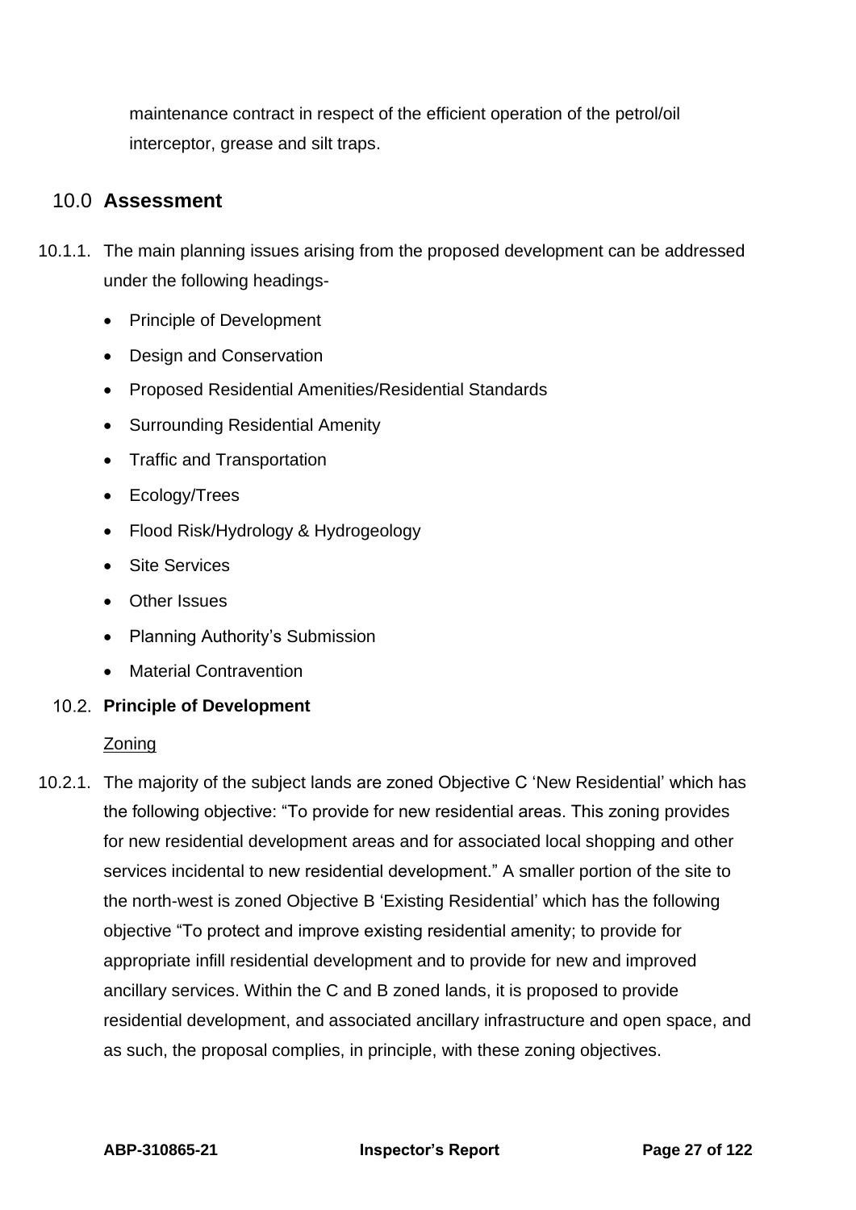maintenance contract in respect of the efficient operation of the petrol/oil interceptor, grease and silt traps.

## 10.0 Assessment

10.1.1. The main planning issues arising from the proposed development can be addressed under the following headings-

- Principle of Development
- Design and Conservation
- Proposed Residential Amenities/Residential Standards
- Surrounding Residential Amenity
- Traffic and Transportation
- Ecology/Trees
- Flood Risk/Hydrology & Hydrogeology
- Site Services
- Other Issues
- Planning Authority's Submission
- Material Contravention

### 10.2. Principle of Development

Zoning

10.2.1. The majority of the subject lands are zoned Objective C 'New Residential' which has the following objective: "To provide for new residential areas. This zoning provides for new residential development areas and for associated local shopping and other services incidental to new residential development." A smaller portion of the site to the north-west is zoned Objective B 'Existing Residential' which has the following objective "To protect and improve existing residential amenity; to provide for appropriate infill residential development and to provide for new and improved ancillary services. Within the C and B zoned lands, it is proposed to provide residential development, and associated ancillary infrastructure and open space, and as such, the proposal complies, in principle, with these zoning objectives.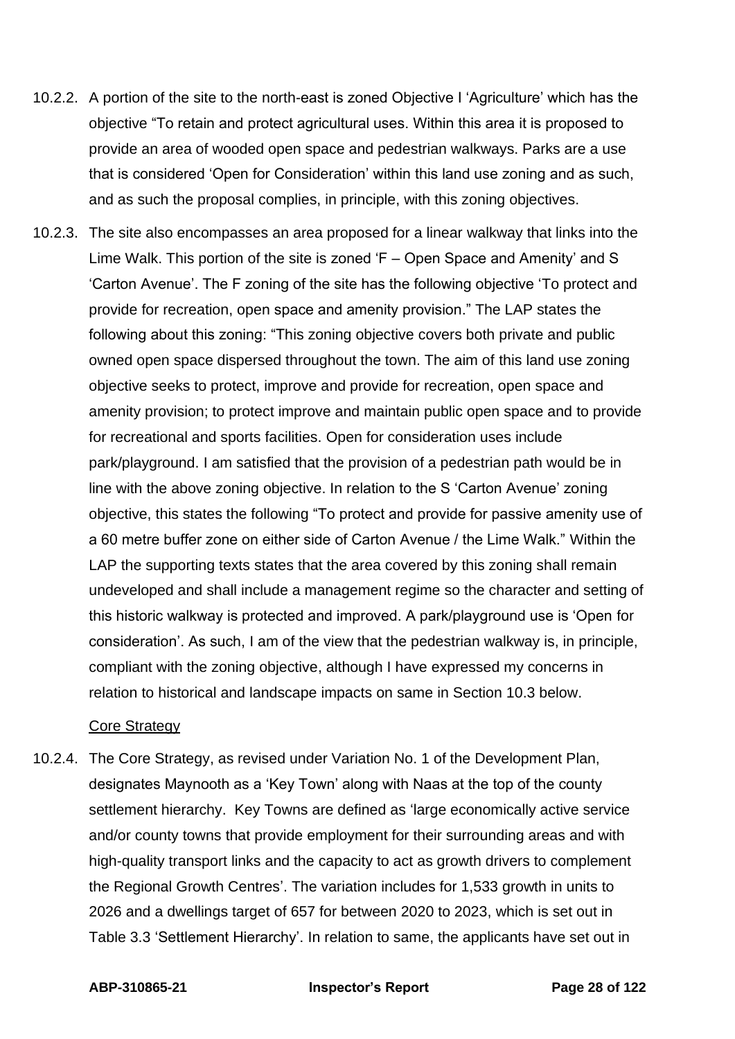10.2.2. A portion of the site to the north-east is zoned Objective I 'Agriculture' which has the objective "To retain and protect agricultural uses. Within this area it is proposed to provide an area of wooded open space and pedestrian walkways. Parks are a use that is considered 'Open for Consideration' within this land use zoning and as such, and as such the proposal complies, in principle, with this zoning objectives.

10.2.3. The site also encompasses an area proposed for a linear walkway that links into the Lime Walk. This portion of the site is zoned 'F – Open Space and Amenity' and S 'Carton Avenue'. The F zoning of the site has the following objective 'To protect and provide for recreation, open space and amenity provision." The LAP states the following about this zoning: "This zoning objective covers both private and public owned open space dispersed throughout the town. The aim of this land use zoning objective seeks to protect, improve and provide for recreation, open space and amenity provision; to protect improve and maintain public open space and to provide for recreational and sports facilities. Open for consideration uses include park/playground. I am satisfied that the provision of a pedestrian path would be in line with the above zoning objective. In relation to the S 'Carton Avenue' zoning objective, this states the following "To protect and provide for passive amenity use of a 60 metre buffer zone on either side of Carton Avenue / the Lime Walk." Within the LAP the supporting texts states that the area covered by this zoning shall remain undeveloped and shall include a management regime so the character and setting of this historic walkway is protected and improved. A park/playground use is 'Open for consideration'. As such, I am of the view that the pedestrian walkway is, in principle, compliant with the zoning objective, although I have expressed my concerns in relation to historical and landscape impacts on same in Section 10.3 below.

Core Strategy

10.2.4. The Core Strategy, as revised under Variation No. 1 of the Development Plan, designates Maynooth as a 'Key Town' along with Naas at the top of the county settlement hierarchy. Key Towns are defined as 'large economically active service and/or county towns that provide employment for their surrounding areas and with high-quality transport links and the capacity to act as growth drivers to complement the Regional Growth Centres'. The variation includes for 1,533 growth in units to 2026 and a dwellings target of 657 for between 2020 to 2023, which is set out in Table 3.3 'Settlement Hierarchy'. In relation to same, the applicants have set out in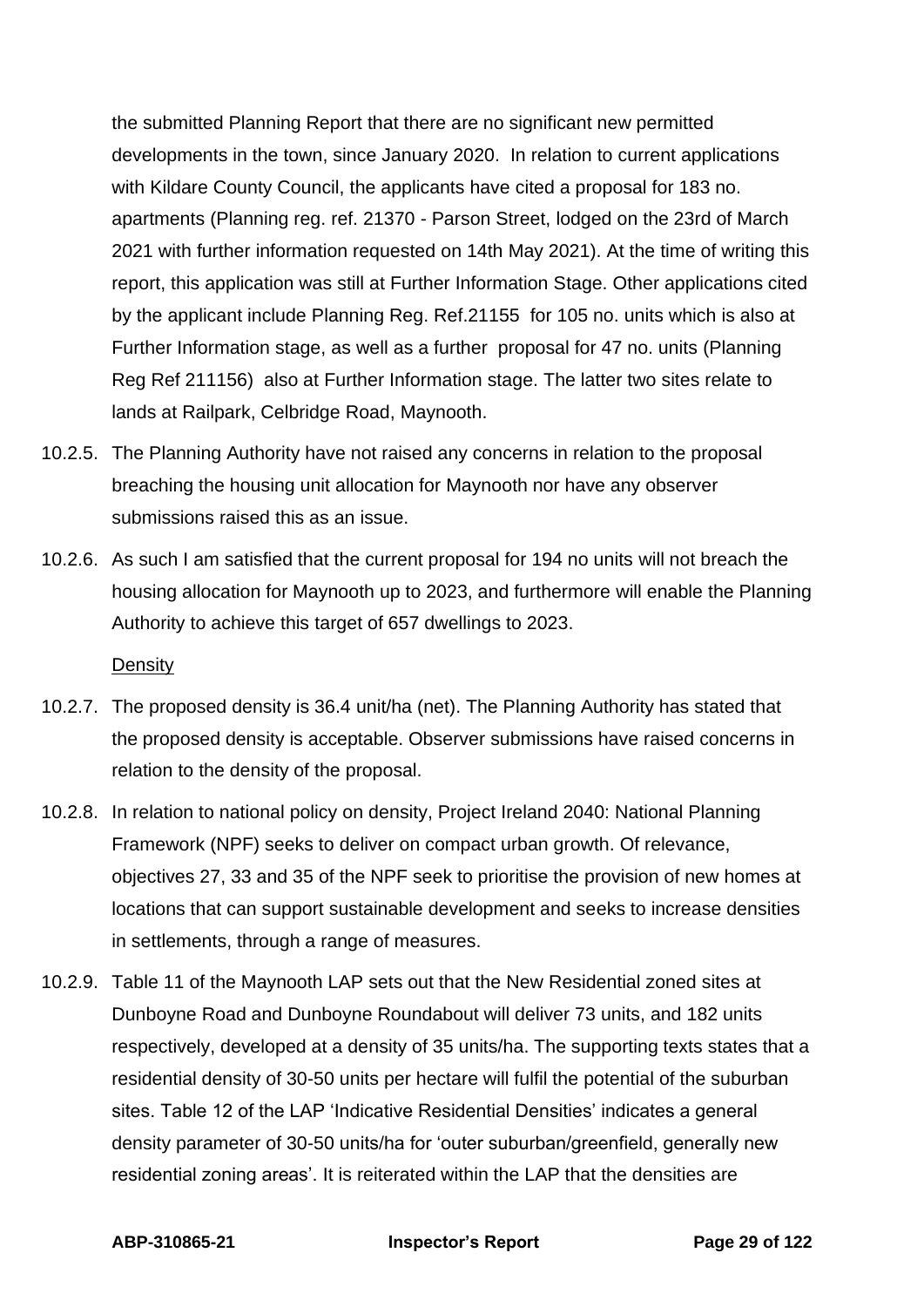the submitted Planning Report that there are no significant new permitted developments in the town, since January 2020. In relation to current applications with Kildare County Council, the applicants have cited a proposal for 183 no. apartments (Planning reg. ref. 21370 - Parson Street, lodged on the 23rd of March 2021 with further information requested on 14th May 2021). At the time of writing this report, this application was still at Further Information Stage. Other applications cited by the applicant include Planning Reg. Ref.21155 for 105 no. units which is also at Further Information stage, as well as a further proposal for 47 no. units (Planning Reg Ref 211156) also at Further Information stage. The latter two sites relate to lands at Railpark, Celbridge Road, Maynooth.

10.2.5. The Planning Authority have not raised any concerns in relation to the proposal breaching the housing unit allocation for Maynooth nor have any observer submissions raised this as an issue.

10.2.6. As such I am satisfied that the current proposal for 194 no units will not breach the housing allocation for Maynooth up to 2023, and furthermore will enable the Planning Authority to achieve this target of 657 dwellings to 2023.

Density

10.2.7. The proposed density is 36.4 unit/ha (net). The Planning Authority has stated that the proposed density is acceptable. Observer submissions have raised concerns in relation to the density of the proposal.

10.2.8. In relation to national policy on density, Project Ireland 2040: National Planning Framework (NPF) seeks to deliver on compact urban growth. Of relevance, objectives 27, 33 and 35 of the NPF seek to prioritise the provision of new homes at locations that can support sustainable development and seeks to increase densities in settlements, through a range of measures.

10.2.9. Table 11 of the Maynooth LAP sets out that the New Residential zoned sites at Dunboyne Road and Dunboyne Roundabout will deliver 73 units, and 182 units respectively, developed at a density of 35 units/ha. The supporting texts states that a residential density of 30-50 units per hectare will fulfil the potential of the suburban sites. Table 12 of the LAP 'Indicative Residential Densities' indicates a general density parameter of 30-50 units/ha for 'outer suburban/greenfield, generally new residential zoning areas'. It is reiterated within the LAP that the densities are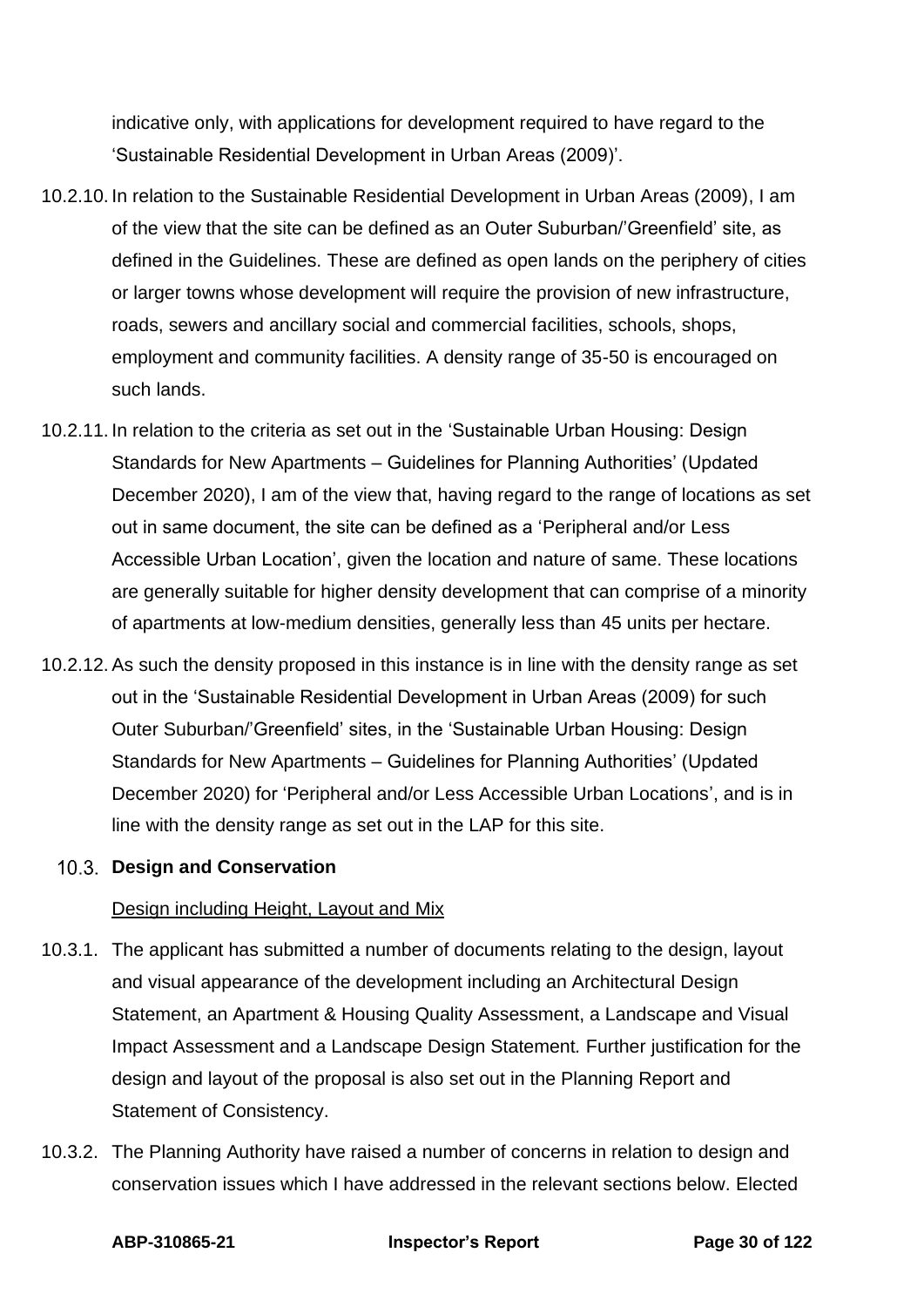indicative only, with applications for development required to have regard to the 'Sustainable Residential Development in Urban Areas (2009)'.

10.2.10. In relation to the Sustainable Residential Development in Urban Areas (2009), I am of the view that the site can be defined as an Outer Suburban/'Greenfield' site, as defined in the Guidelines. These are defined as open lands on the periphery of cities or larger towns whose development will require the provision of new infrastructure, roads, sewers and ancillary social and commercial facilities, schools, shops, employment and community facilities. A density range of 35-50 is encouraged on such lands.

10.2.11. In relation to the criteria as set out in the 'Sustainable Urban Housing: Design Standards for New Apartments – Guidelines for Planning Authorities' (Updated December 2020), I am of the view that, having regard to the range of locations as set out in same document, the site can be defined as a 'Peripheral and/or Less Accessible Urban Location', given the location and nature of same. These locations are generally suitable for higher density development that can comprise of a minority of apartments at low-medium densities, generally less than 45 units per hectare.

10.2.12. As such the density proposed in this instance is in line with the density range as set out in the 'Sustainable Residential Development in Urban Areas (2009) for such Outer Suburban/'Greenfield' sites, in the 'Sustainable Urban Housing: Design Standards for New Apartments – Guidelines for Planning Authorities' (Updated December 2020) for 'Peripheral and/or Less Accessible Urban Locations', and is in line with the density range as set out in the LAP for this site.

### 10.3. Design and Conservation

Design including Height, Layout and Mix

10.3.1. The applicant has submitted a number of documents relating to the design, layout and visual appearance of the development including an Architectural Design Statement, an Apartment & Housing Quality Assessment, a Landscape and Visual Impact Assessment and a Landscape Design Statement. Further justification for the design and layout of the proposal is also set out in the Planning Report and Statement of Consistency.

10.3.2. The Planning Authority have raised a number of concerns in relation to design and conservation issues which I have addressed in the relevant sections below. Elected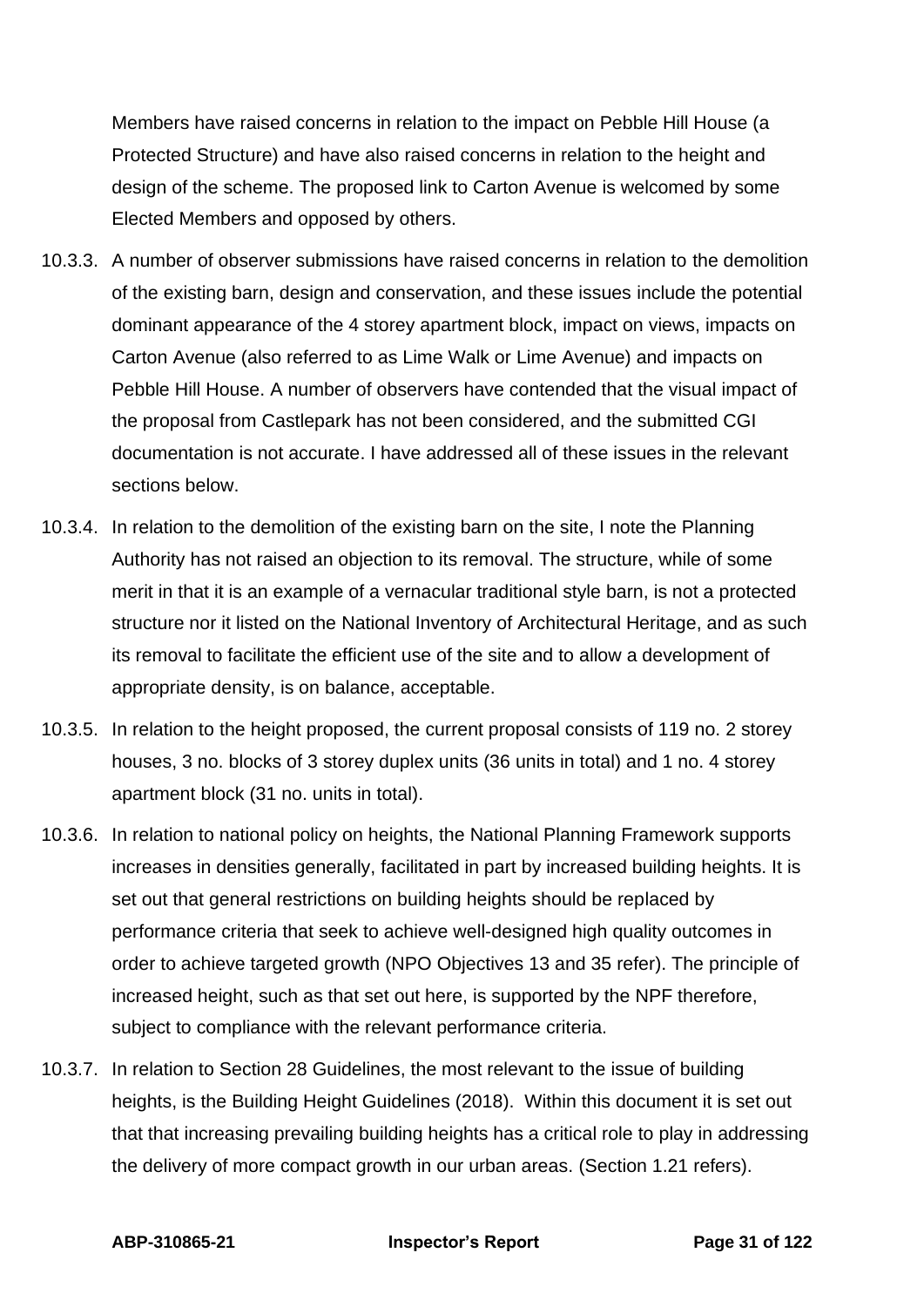Members have raised concerns in relation to the impact on Pebble Hill House (a Protected Structure) and have also raised concerns in relation to the height and design of the scheme. The proposed link to Carton Avenue is welcomed by some Elected Members and opposed by others.

10.3.3. A number of observer submissions have raised concerns in relation to the demolition of the existing barn, design and conservation, and these issues include the potential dominant appearance of the 4 storey apartment block, impact on views, impacts on Carton Avenue (also referred to as Lime Walk or Lime Avenue) and impacts on Pebble Hill House. A number of observers have contended that the visual impact of the proposal from Castlepark has not been considered, and the submitted CGI documentation is not accurate. I have addressed all of these issues in the relevant sections below.

10.3.4. In relation to the demolition of the existing barn on the site, I note the Planning Authority has not raised an objection to its removal. The structure, while of some merit in that it is an example of a vernacular traditional style barn, is not a protected structure nor it listed on the National Inventory of Architectural Heritage, and as such its removal to facilitate the efficient use of the site and to allow a development of appropriate density, is on balance, acceptable.

10.3.5. In relation to the height proposed, the current proposal consists of 119 no. 2 storey houses, 3 no. blocks of 3 storey duplex units (36 units in total) and 1 no. 4 storey apartment block (31 no. units in total).

10.3.6. In relation to national policy on heights, the National Planning Framework supports increases in densities generally, facilitated in part by increased building heights. It is set out that general restrictions on building heights should be replaced by performance criteria that seek to achieve well-designed high quality outcomes in order to achieve targeted growth (NPO Objectives 13 and 35 refer). The principle of increased height, such as that set out here, is supported by the NPF therefore, subject to compliance with the relevant performance criteria.

10.3.7. In relation to Section 28 Guidelines, the most relevant to the issue of building heights, is the Building Height Guidelines (2018). Within this document it is set out that that increasing prevailing building heights has a critical role to play in addressing the delivery of more compact growth in our urban areas. (Section 1.21 refers).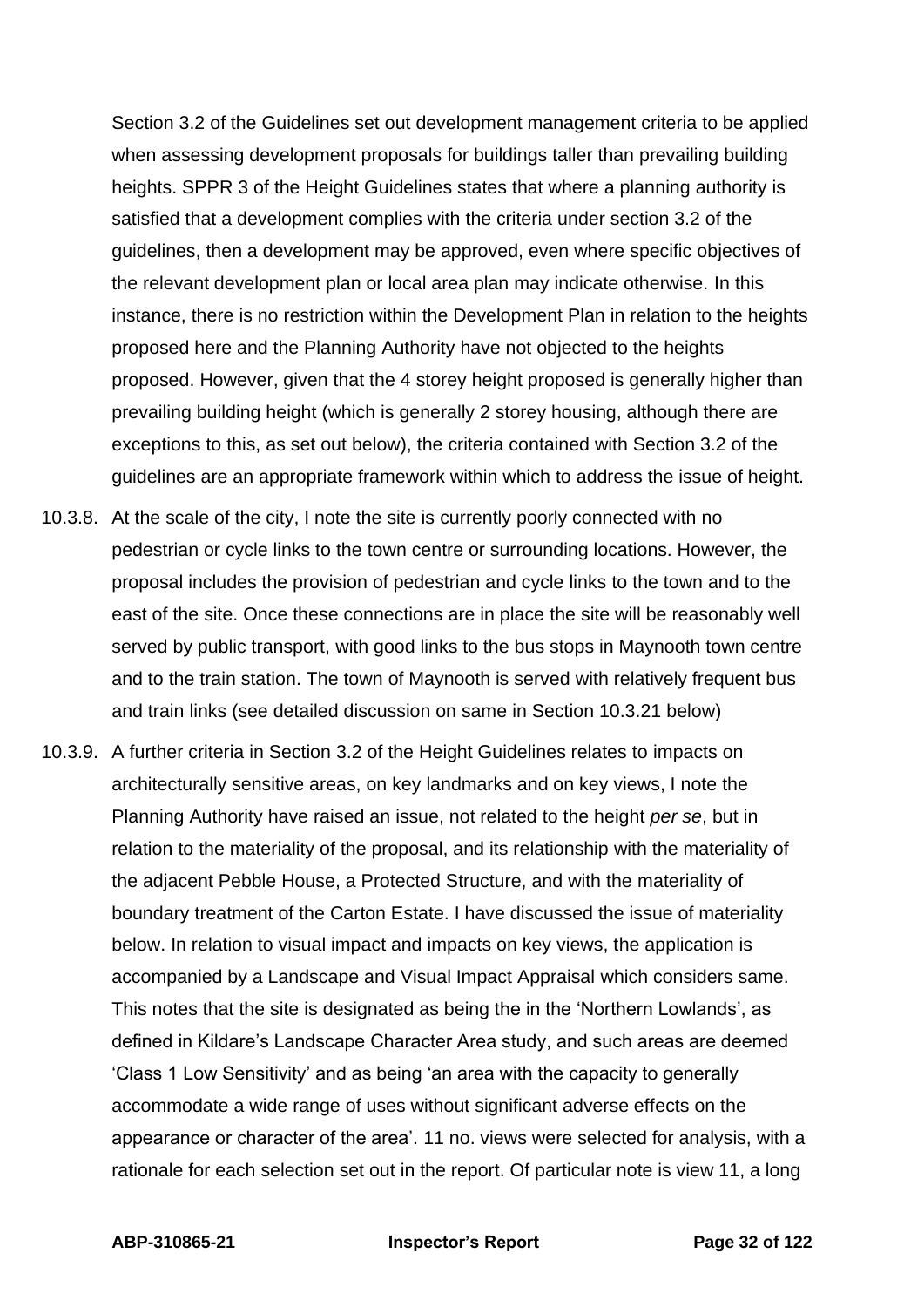Section 3.2 of the Guidelines set out development management criteria to be applied when assessing development proposals for buildings taller than prevailing building heights. SPPR 3 of the Height Guidelines states that where a planning authority is satisfied that a development complies with the criteria under section 3.2 of the guidelines, then a development may be approved, even where specific objectives of the relevant development plan or local area plan may indicate otherwise. In this instance, there is no restriction within the Development Plan in relation to the heights proposed here and the Planning Authority have not objected to the heights proposed. However, given that the 4 storey height proposed is generally higher than prevailing building height (which is generally 2 storey housing, although there are exceptions to this, as set out below), the criteria contained with Section 3.2 of the guidelines are an appropriate framework within which to address the issue of height.

10.3.8. At the scale of the city, I note the site is currently poorly connected with no pedestrian or cycle links to the town centre or surrounding locations. However, the proposal includes the provision of pedestrian and cycle links to the town and to the east of the site. Once these connections are in place the site will be reasonably well served by public transport, with good links to the bus stops in Maynooth town centre and to the train station. The town of Maynooth is served with relatively frequent bus and train links (see detailed discussion on same in Section 10.3.21 below)

10.3.9. A further criteria in Section 3.2 of the Height Guidelines relates to impacts on architecturally sensitive areas, on key landmarks and on key views, I note the Planning Authority have raised an issue, not related to the height *per se*, but in relation to the materiality of the proposal, and its relationship with the materiality of the adjacent Pebble House, a Protected Structure, and with the materiality of boundary treatment of the Carton Estate. I have discussed the issue of materiality below. In relation to visual impact and impacts on key views, the application is accompanied by a Landscape and Visual Impact Appraisal which considers same. This notes that the site is designated as being the in the 'Northern Lowlands', as defined in Kildare's Landscape Character Area study, and such areas are deemed 'Class 1 Low Sensitivity' and as being 'an area with the capacity to generally accommodate a wide range of uses without significant adverse effects on the appearance or character of the area'. 11 no. views were selected for analysis, with a rationale for each selection set out in the report. Of particular note is view 11, a long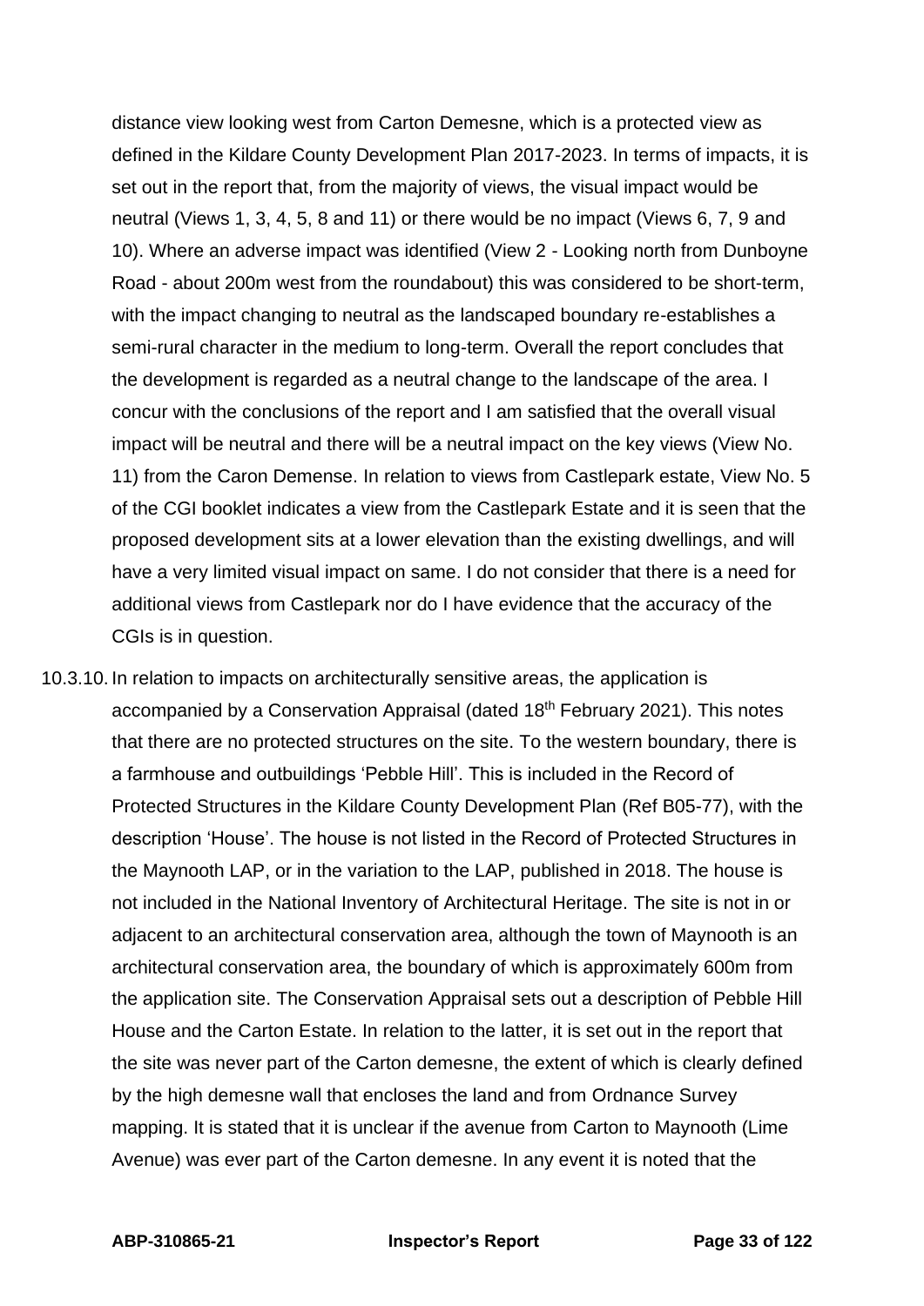distance view looking west from Carton Demesne, which is a protected view as defined in the Kildare County Development Plan 2017-2023. In terms of impacts, it is set out in the report that, from the majority of views, the visual impact would be neutral (Views 1, 3, 4, 5, 8 and 11) or there would be no impact (Views 6, 7, 9 and 10). Where an adverse impact was identified (View 2 - Looking north from Dunboyne Road - about 200m west from the roundabout) this was considered to be short-term, with the impact changing to neutral as the landscaped boundary re-establishes a semi-rural character in the medium to long-term. Overall the report concludes that the development is regarded as a neutral change to the landscape of the area. I concur with the conclusions of the report and I am satisfied that the overall visual impact will be neutral and there will be a neutral impact on the key views (View No. 11) from the Caron Demense. In relation to views from Castlepark estate, View No. 5 of the CGI booklet indicates a view from the Castlepark Estate and it is seen that the proposed development sits at a lower elevation than the existing dwellings, and will have a very limited visual impact on same. I do not consider that there is a need for additional views from Castlepark nor do I have evidence that the accuracy of the CGIs is in question.

10.3.10. In relation to impacts on architecturally sensitive areas, the application is accompanied by a Conservation Appraisal (dated 18th February 2021). This notes that there are no protected structures on the site. To the western boundary, there is a farmhouse and outbuildings 'Pebble Hill'. This is included in the Record of Protected Structures in the Kildare County Development Plan (Ref B05-77), with the description 'House'. The house is not listed in the Record of Protected Structures in the Maynooth LAP, or in the variation to the LAP, published in 2018. The house is not included in the National Inventory of Architectural Heritage. The site is not in or adjacent to an architectural conservation area, although the town of Maynooth is an architectural conservation area, the boundary of which is approximately 600m from the application site. The Conservation Appraisal sets out a description of Pebble Hill House and the Carton Estate. In relation to the latter, it is set out in the report that the site was never part of the Carton demesne, the extent of which is clearly defined by the high demesne wall that encloses the land and from Ordnance Survey mapping. It is stated that it is unclear if the avenue from Carton to Maynooth (Lime Avenue) was ever part of the Carton demesne. In any event it is noted that the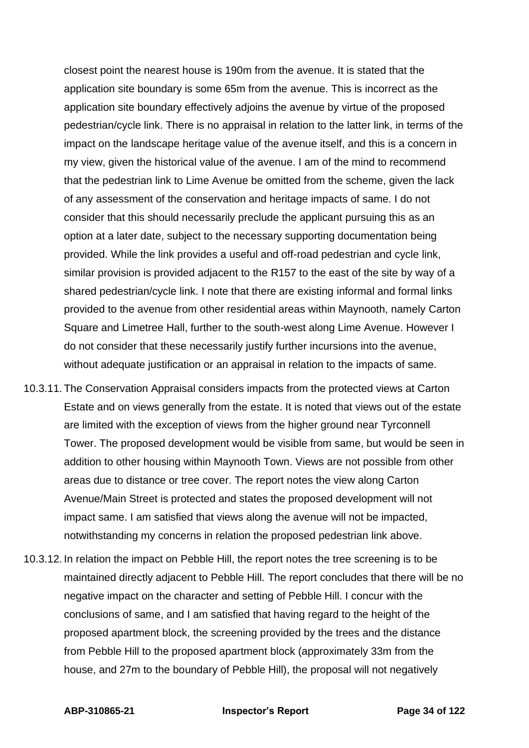closest point the nearest house is 190m from the avenue. It is stated that the application site boundary is some 65m from the avenue. This is incorrect as the application site boundary effectively adjoins the avenue by virtue of the proposed pedestrian/cycle link. There is no appraisal in relation to the latter link, in terms of the impact on the landscape heritage value of the avenue itself, and this is a concern in my view, given the historical value of the avenue. I am of the mind to recommend that the pedestrian link to Lime Avenue be omitted from the scheme, given the lack of any assessment of the conservation and heritage impacts of same. I do not consider that this should necessarily preclude the applicant pursuing this as an option at a later date, subject to the necessary supporting documentation being provided. While the link provides a useful and off-road pedestrian and cycle link, similar provision is provided adjacent to the R157 to the east of the site by way of a shared pedestrian/cycle link. I note that there are existing informal and formal links provided to the avenue from other residential areas within Maynooth, namely Carton Square and Limetree Hall, further to the south-west along Lime Avenue. However I do not consider that these necessarily justify further incursions into the avenue, without adequate justification or an appraisal in relation to the impacts of same.

10.3.11. The Conservation Appraisal considers impacts from the protected views at Carton Estate and on views generally from the estate. It is noted that views out of the estate are limited with the exception of views from the higher ground near Tyrconnell Tower. The proposed development would be visible from same, but would be seen in addition to other housing within Maynooth Town. Views are not possible from other areas due to distance or tree cover. The report notes the view along Carton Avenue/Main Street is protected and states the proposed development will not impact same. I am satisfied that views along the avenue will not be impacted, notwithstanding my concerns in relation the proposed pedestrian link above.

10.3.12. In relation the impact on Pebble Hill, the report notes the tree screening is to be maintained directly adjacent to Pebble Hill. The report concludes that there will be no negative impact on the character and setting of Pebble Hill. I concur with the conclusions of same, and I am satisfied that having regard to the height of the proposed apartment block, the screening provided by the trees and the distance from Pebble Hill to the proposed apartment block (approximately 33m from the house, and 27m to the boundary of Pebble Hill), the proposal will not negatively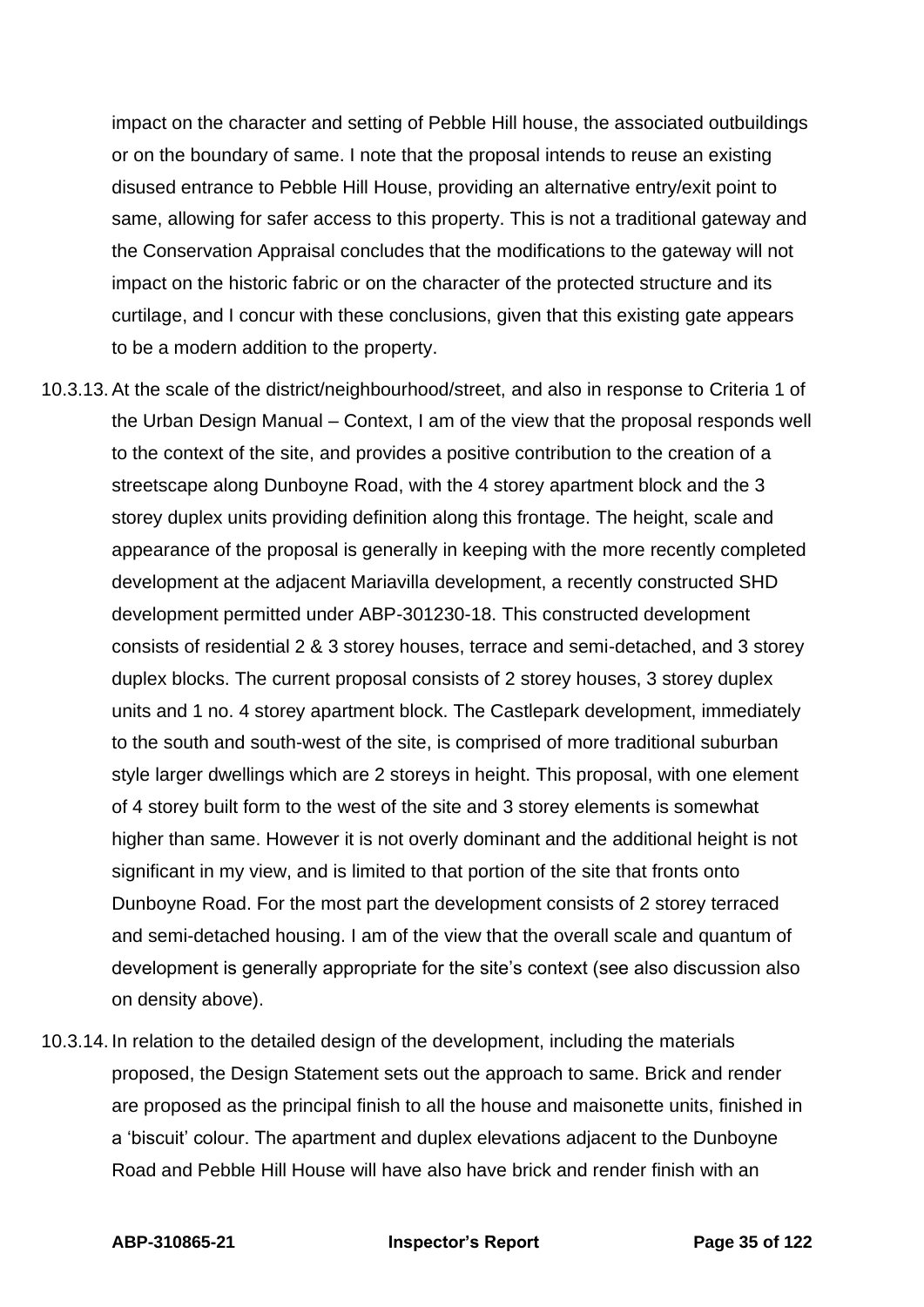impact on the character and setting of Pebble Hill house, the associated outbuildings or on the boundary of same. I note that the proposal intends to reuse an existing disused entrance to Pebble Hill House, providing an alternative entry/exit point to same, allowing for safer access to this property. This is not a traditional gateway and the Conservation Appraisal concludes that the modifications to the gateway will not impact on the historic fabric or on the character of the protected structure and its curtilage, and I concur with these conclusions, given that this existing gate appears to be a modern addition to the property.

10.3.13. At the scale of the district/neighbourhood/street, and also in response to Criteria 1 of the Urban Design Manual – Context, I am of the view that the proposal responds well to the context of the site, and provides a positive contribution to the creation of a streetscape along Dunboyne Road, with the 4 storey apartment block and the 3 storey duplex units providing definition along this frontage. The height, scale and appearance of the proposal is generally in keeping with the more recently completed development at the adjacent Mariavilla development, a recently constructed SHD development permitted under ABP-301230-18. This constructed development consists of residential 2 & 3 storey houses, terrace and semi-detached, and 3 storey duplex blocks. The current proposal consists of 2 storey houses, 3 storey duplex units and 1 no. 4 storey apartment block. The Castlepark development, immediately to the south and south-west of the site, is comprised of more traditional suburban style larger dwellings which are 2 storeys in height. This proposal, with one element of 4 storey built form to the west of the site and 3 storey elements is somewhat higher than same. However it is not overly dominant and the additional height is not significant in my view, and is limited to that portion of the site that fronts onto Dunboyne Road. For the most part the development consists of 2 storey terraced and semi-detached housing. I am of the view that the overall scale and quantum of development is generally appropriate for the site's context (see also discussion also on density above).

10.3.14. In relation to the detailed design of the development, including the materials proposed, the Design Statement sets out the approach to same. Brick and render are proposed as the principal finish to all the house and maisonette units, finished in a 'biscuit' colour. The apartment and duplex elevations adjacent to the Dunboyne Road and Pebble Hill House will have also have brick and render finish with an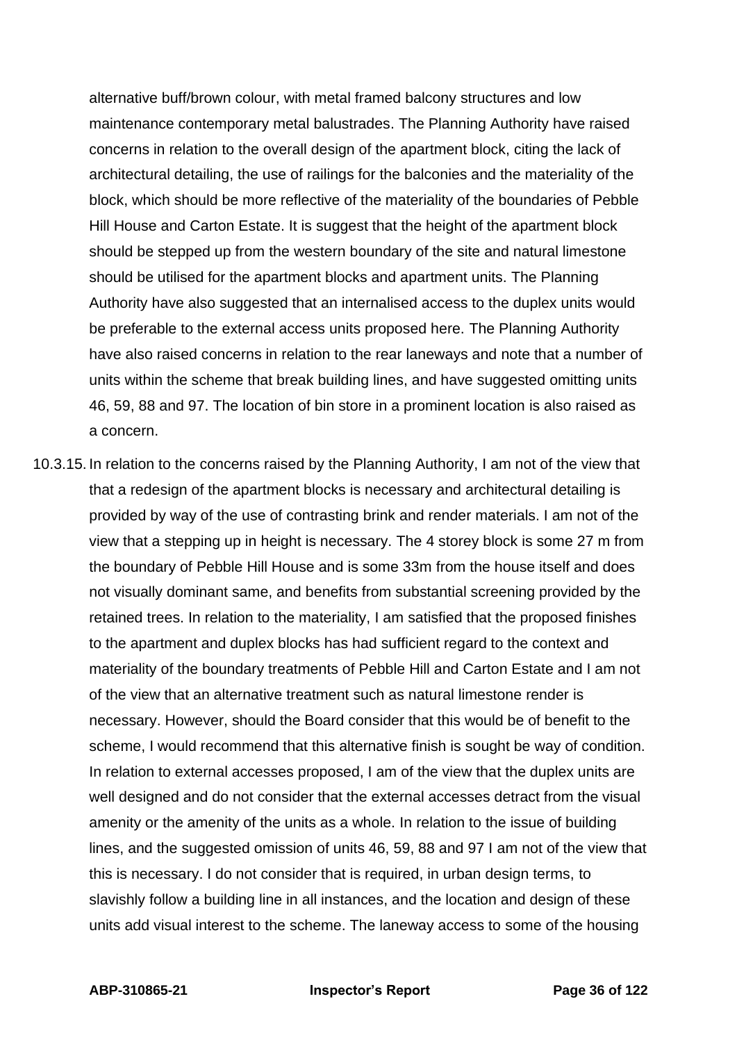alternative buff/brown colour, with metal framed balcony structures and low maintenance contemporary metal balustrades. The Planning Authority have raised concerns in relation to the overall design of the apartment block, citing the lack of architectural detailing, the use of railings for the balconies and the materiality of the block, which should be more reflective of the materiality of the boundaries of Pebble Hill House and Carton Estate. It is suggest that the height of the apartment block should be stepped up from the western boundary of the site and natural limestone should be utilised for the apartment blocks and apartment units. The Planning Authority have also suggested that an internalised access to the duplex units would be preferable to the external access units proposed here. The Planning Authority have also raised concerns in relation to the rear laneways and note that a number of units within the scheme that break building lines, and have suggested omitting units 46, 59, 88 and 97. The location of bin store in a prominent location is also raised as a concern.

10.3.15. In relation to the concerns raised by the Planning Authority, I am not of the view that that a redesign of the apartment blocks is necessary and architectural detailing is provided by way of the use of contrasting brink and render materials. I am not of the view that a stepping up in height is necessary. The 4 storey block is some 27 m from the boundary of Pebble Hill House and is some 33m from the house itself and does not visually dominant same, and benefits from substantial screening provided by the retained trees. In relation to the materiality, I am satisfied that the proposed finishes to the apartment and duplex blocks has had sufficient regard to the context and materiality of the boundary treatments of Pebble Hill and Carton Estate and I am not of the view that an alternative treatment such as natural limestone render is necessary. However, should the Board consider that this would be of benefit to the scheme, I would recommend that this alternative finish is sought be way of condition. In relation to external accesses proposed, I am of the view that the duplex units are well designed and do not consider that the external accesses detract from the visual amenity or the amenity of the units as a whole. In relation to the issue of building lines, and the suggested omission of units 46, 59, 88 and 97 I am not of the view that this is necessary. I do not consider that is required, in urban design terms, to slavishly follow a building line in all instances, and the location and design of these units add visual interest to the scheme. The laneway access to some of the housing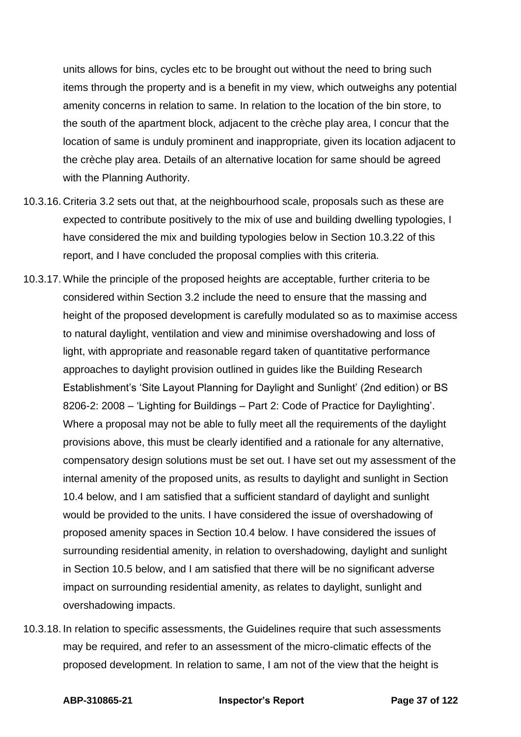units allows for bins, cycles etc to be brought out without the need to bring such items through the property and is a benefit in my view, which outweighs any potential amenity concerns in relation to same. In relation to the location of the bin store, to the south of the apartment block, adjacent to the crèche play area, I concur that the location of same is unduly prominent and inappropriate, given its location adjacent to the crèche play area. Details of an alternative location for same should be agreed with the Planning Authority.

10.3.16. Criteria 3.2 sets out that, at the neighbourhood scale, proposals such as these are expected to contribute positively to the mix of use and building dwelling typologies, I have considered the mix and building typologies below in Section 10.3.22 of this report, and I have concluded the proposal complies with this criteria.

10.3.17. While the principle of the proposed heights are acceptable, further criteria to be considered within Section 3.2 include the need to ensure that the massing and height of the proposed development is carefully modulated so as to maximise access to natural daylight, ventilation and view and minimise overshadowing and loss of light, with appropriate and reasonable regard taken of quantitative performance approaches to daylight provision outlined in guides like the Building Research Establishment's 'Site Layout Planning for Daylight and Sunlight' (2nd edition) or BS 8206-2: 2008 – 'Lighting for Buildings – Part 2: Code of Practice for Daylighting'. Where a proposal may not be able to fully meet all the requirements of the daylight provisions above, this must be clearly identified and a rationale for any alternative, compensatory design solutions must be set out. I have set out my assessment of the internal amenity of the proposed units, as results to daylight and sunlight in Section 10.4 below, and I am satisfied that a sufficient standard of daylight and sunlight would be provided to the units. I have considered the issue of overshadowing of proposed amenity spaces in Section 10.4 below. I have considered the issues of surrounding residential amenity, in relation to overshadowing, daylight and sunlight in Section 10.5 below, and I am satisfied that there will be no significant adverse impact on surrounding residential amenity, as relates to daylight, sunlight and overshadowing impacts.

10.3.18. In relation to specific assessments, the Guidelines require that such assessments may be required, and refer to an assessment of the micro-climatic effects of the proposed development. In relation to same, I am not of the view that the height is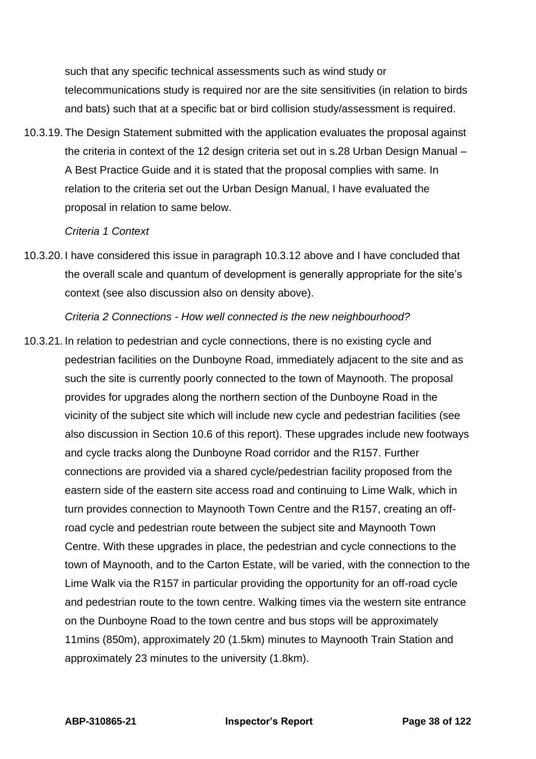such that any specific technical assessments such as wind study or telecommunications study is required nor are the site sensitivities (in relation to birds and bats) such that at a specific bat or bird collision study/assessment is required.

10.3.19. The Design Statement submitted with the application evaluates the proposal against the criteria in context of the 12 design criteria set out in s.28 Urban Design Manual – A Best Practice Guide and it is stated that the proposal complies with same. In relation to the criteria set out the Urban Design Manual, I have evaluated the proposal in relation to same below.

*Criteria 1 Context*

10.3.20. I have considered this issue in paragraph 10.3.12 above and I have concluded that the overall scale and quantum of development is generally appropriate for the site's context (see also discussion also on density above).

*Criteria 2 Connections - How well connected is the new neighbourhood?*

10.3.21. In relation to pedestrian and cycle connections, there is no existing cycle and pedestrian facilities on the Dunboyne Road, immediately adjacent to the site and as such the site is currently poorly connected to the town of Maynooth. The proposal provides for upgrades along the northern section of the Dunboyne Road in the vicinity of the subject site which will include new cycle and pedestrian facilities (see also discussion in Section 10.6 of this report). These upgrades include new footways and cycle tracks along the Dunboyne Road corridor and the R157. Further connections are provided via a shared cycle/pedestrian facility proposed from the eastern side of the eastern site access road and continuing to Lime Walk, which in turn provides connection to Maynooth Town Centre and the R157, creating an off-road cycle and pedestrian route between the subject site and Maynooth Town Centre. With these upgrades in place, the pedestrian and cycle connections to the town of Maynooth, and to the Carton Estate, will be varied, with the connection to the Lime Walk via the R157 in particular providing the opportunity for an off-road cycle and pedestrian route to the town centre. Walking times via the western site entrance on the Dunboyne Road to the town centre and bus stops will be approximately 11mins (850m), approximately 20 (1.5km) minutes to Maynooth Train Station and approximately 23 minutes to the university (1.8km).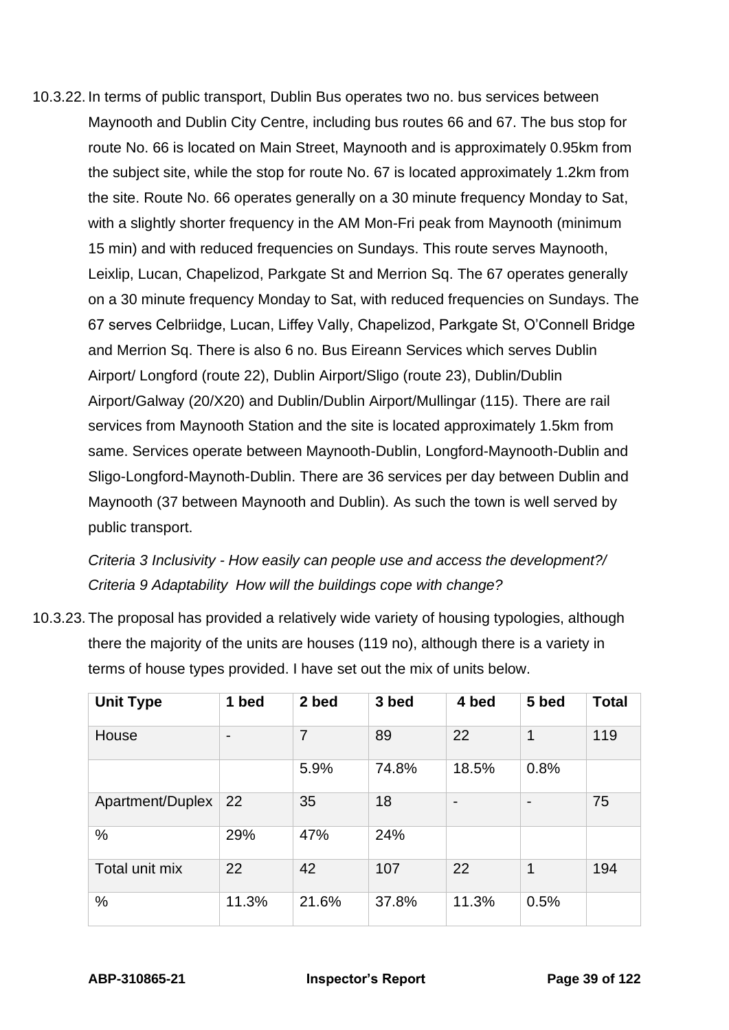10.3.22. In terms of public transport, Dublin Bus operates two no. bus services between Maynooth and Dublin City Centre, including bus routes 66 and 67. The bus stop for route No. 66 is located on Main Street, Maynooth and is approximately 0.95km from the subject site, while the stop for route No. 67 is located approximately 1.2km from the site. Route No. 66 operates generally on a 30 minute frequency Monday to Sat, with a slightly shorter frequency in the AM Mon-Fri peak from Maynooth (minimum 15 min) and with reduced frequencies on Sundays. This route serves Maynooth, Leixlip, Lucan, Chapelizod, Parkgate St and Merrion Sq. The 67 operates generally on a 30 minute frequency Monday to Sat, with reduced frequencies on Sundays. The 67 serves Celbriidge, Lucan, Liffey Vally, Chapelizod, Parkgate St, O'Connell Bridge and Merrion Sq. There is also 6 no. Bus Eireann Services which serves Dublin Airport/ Longford (route 22), Dublin Airport/Sligo (route 23), Dublin/Dublin Airport/Galway (20/X20) and Dublin/Dublin Airport/Mullingar (115). There are rail services from Maynooth Station and the site is located approximately 1.5km from same. Services operate between Maynooth-Dublin, Longford-Maynooth-Dublin and Sligo-Longford-Maynoth-Dublin. There are 36 services per day between Dublin and Maynooth (37 between Maynooth and Dublin). As such the town is well served by public transport.

*Criteria 3 Inclusivity - How easily can people use and access the development?/ Criteria 9 Adaptability How will the buildings cope with change?*

10.3.23. The proposal has provided a relatively wide variety of housing typologies, although there the majority of the units are houses (119 no), although there is a variety in terms of house types provided. I have set out the mix of units below.

| Unit Type | 1 bed | 2 bed | 3 bed | 4 bed | 5 bed | Total |
|---|---|---|---|---|---|---|
| House | - | 7 | 89 | 22 | 1 | 119 |
| | | 5.9% | 74.8% | 18.5% | 0.8% | |
| Apartment/Duplex | 22 | 35 | 18 | - | - | 75 |
| % | 29% | 47% | 24% | | | |
| Total unit mix | 22 | 42 | 107 | 22 | 1 | 194 |
| % | 11.3% | 21.6% | 37.8% | 11.3% | 0.5% | |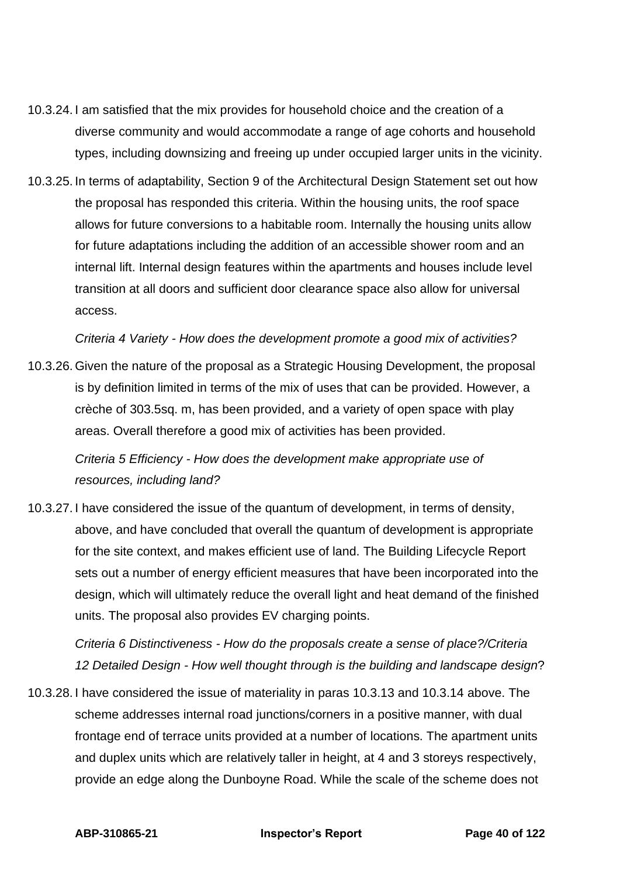10.3.24. I am satisfied that the mix provides for household choice and the creation of a diverse community and would accommodate a range of age cohorts and household types, including downsizing and freeing up under occupied larger units in the vicinity.

10.3.25. In terms of adaptability, Section 9 of the Architectural Design Statement set out how the proposal has responded this criteria. Within the housing units, the roof space allows for future conversions to a habitable room. Internally the housing units allow for future adaptations including the addition of an accessible shower room and an internal lift. Internal design features within the apartments and houses include level transition at all doors and sufficient door clearance space also allow for universal access.

*Criteria 4 Variety - How does the development promote a good mix of activities?*

10.3.26. Given the nature of the proposal as a Strategic Housing Development, the proposal is by definition limited in terms of the mix of uses that can be provided. However, a crèche of 303.5sq. m, has been provided, and a variety of open space with play areas. Overall therefore a good mix of activities has been provided.

*Criteria 5 Efficiency - How does the development make appropriate use of resources, including land?*

10.3.27. I have considered the issue of the quantum of development, in terms of density, above, and have concluded that overall the quantum of development is appropriate for the site context, and makes efficient use of land. The Building Lifecycle Report sets out a number of energy efficient measures that have been incorporated into the design, which will ultimately reduce the overall light and heat demand of the finished units. The proposal also provides EV charging points.

*Criteria 6 Distinctiveness - How do the proposals create a sense of place?/Criteria 12 Detailed Design - How well thought through is the building and landscape design*?

10.3.28. I have considered the issue of materiality in paras 10.3.13 and 10.3.14 above. The scheme addresses internal road junctions/corners in a positive manner, with dual frontage end of terrace units provided at a number of locations. The apartment units and duplex units which are relatively taller in height, at 4 and 3 storeys respectively, provide an edge along the Dunboyne Road. While the scale of the scheme does not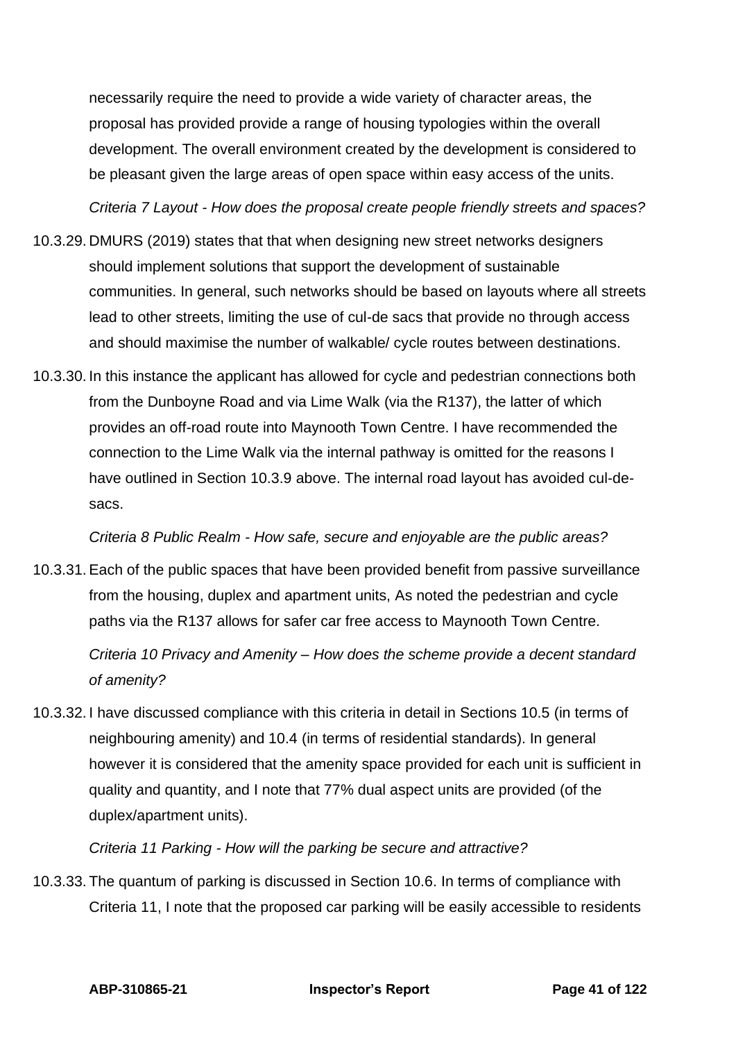necessarily require the need to provide a wide variety of character areas, the proposal has provided provide a range of housing typologies within the overall development. The overall environment created by the development is considered to be pleasant given the large areas of open space within easy access of the units.

*Criteria 7 Layout - How does the proposal create people friendly streets and spaces?*

10.3.29. DMURS (2019) states that that when designing new street networks designers should implement solutions that support the development of sustainable communities. In general, such networks should be based on layouts where all streets lead to other streets, limiting the use of cul-de sacs that provide no through access and should maximise the number of walkable/ cycle routes between destinations.

10.3.30. In this instance the applicant has allowed for cycle and pedestrian connections both from the Dunboyne Road and via Lime Walk (via the R137), the latter of which provides an off-road route into Maynooth Town Centre. I have recommended the connection to the Lime Walk via the internal pathway is omitted for the reasons I have outlined in Section 10.3.9 above. The internal road layout has avoided cul-de-sacs.

*Criteria 8 Public Realm - How safe, secure and enjoyable are the public areas?*

10.3.31. Each of the public spaces that have been provided benefit from passive surveillance from the housing, duplex and apartment units, As noted the pedestrian and cycle paths via the R137 allows for safer car free access to Maynooth Town Centre.

*Criteria 10 Privacy and Amenity – How does the scheme provide a decent standard of amenity?*

10.3.32. I have discussed compliance with this criteria in detail in Sections 10.5 (in terms of neighbouring amenity) and 10.4 (in terms of residential standards). In general however it is considered that the amenity space provided for each unit is sufficient in quality and quantity, and I note that 77% dual aspect units are provided (of the duplex/apartment units).

*Criteria 11 Parking - How will the parking be secure and attractive?*

10.3.33. The quantum of parking is discussed in Section 10.6. In terms of compliance with Criteria 11, I note that the proposed car parking will be easily accessible to residents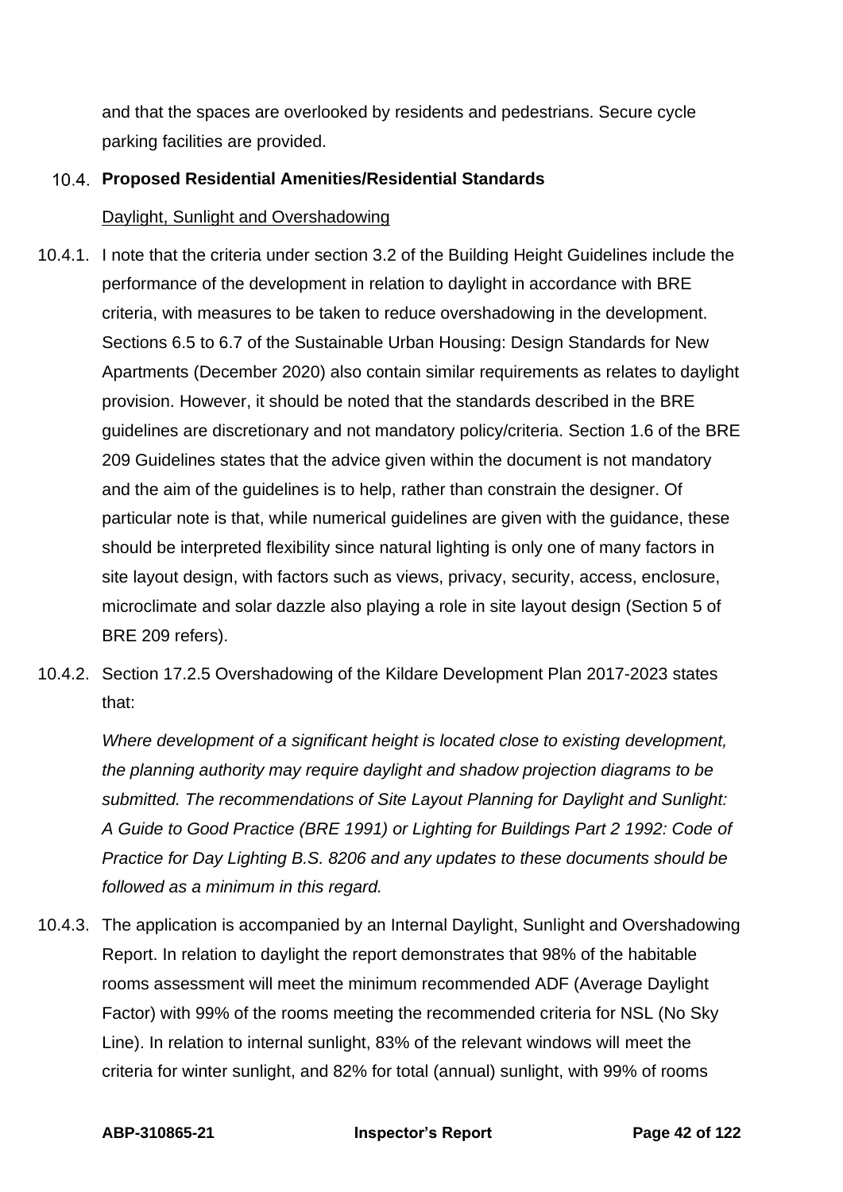and that the spaces are overlooked by residents and pedestrians. Secure cycle parking facilities are provided.

## 10.4. Proposed Residential Amenities/Residential Standards

Daylight, Sunlight and Overshadowing

10.4.1. I note that the criteria under section 3.2 of the Building Height Guidelines include the performance of the development in relation to daylight in accordance with BRE criteria, with measures to be taken to reduce overshadowing in the development. Sections 6.5 to 6.7 of the Sustainable Urban Housing: Design Standards for New Apartments (December 2020) also contain similar requirements as relates to daylight provision. However, it should be noted that the standards described in the BRE guidelines are discretionary and not mandatory policy/criteria. Section 1.6 of the BRE 209 Guidelines states that the advice given within the document is not mandatory and the aim of the guidelines is to help, rather than constrain the designer. Of particular note is that, while numerical guidelines are given with the guidance, these should be interpreted flexibility since natural lighting is only one of many factors in site layout design, with factors such as views, privacy, security, access, enclosure, microclimate and solar dazzle also playing a role in site layout design (Section 5 of BRE 209 refers).

10.4.2. Section 17.2.5 Overshadowing of the Kildare Development Plan 2017-2023 states that:

*Where development of a significant height is located close to existing development, the planning authority may require daylight and shadow projection diagrams to be submitted. The recommendations of Site Layout Planning for Daylight and Sunlight: A Guide to Good Practice (BRE 1991) or Lighting for Buildings Part 2 1992: Code of Practice for Day Lighting B.S. 8206 and any updates to these documents should be followed as a minimum in this regard.*

10.4.3. The application is accompanied by an Internal Daylight, Sunlight and Overshadowing Report. In relation to daylight the report demonstrates that 98% of the habitable rooms assessment will meet the minimum recommended ADF (Average Daylight Factor) with 99% of the rooms meeting the recommended criteria for NSL (No Sky Line). In relation to internal sunlight, 83% of the relevant windows will meet the criteria for winter sunlight, and 82% for total (annual) sunlight, with 99% of rooms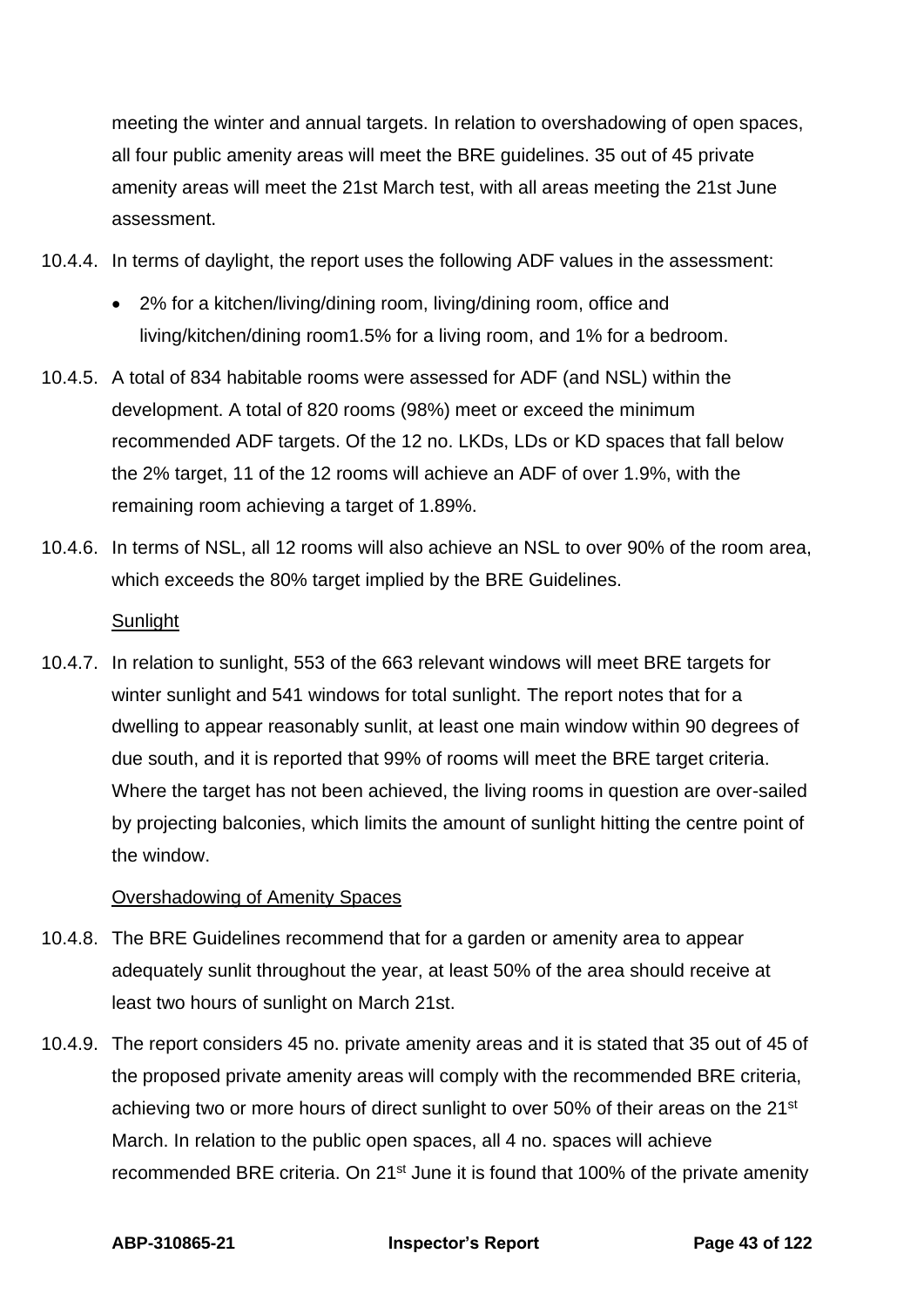meeting the winter and annual targets. In relation to overshadowing of open spaces, all four public amenity areas will meet the BRE guidelines. 35 out of 45 private amenity areas will meet the 21st March test, with all areas meeting the 21st June assessment.

10.4.4. In terms of daylight, the report uses the following ADF values in the assessment:

- 2% for a kitchen/living/dining room, living/dining room, office and living/kitchen/dining room1.5% for a living room, and 1% for a bedroom.

10.4.5. A total of 834 habitable rooms were assessed for ADF (and NSL) within the development. A total of 820 rooms (98%) meet or exceed the minimum recommended ADF targets. Of the 12 no. LKDs, LDs or KD spaces that fall below the 2% target, 11 of the 12 rooms will achieve an ADF of over 1.9%, with the remaining room achieving a target of 1.89%.

10.4.6. In terms of NSL, all 12 rooms will also achieve an NSL to over 90% of the room area, which exceeds the 80% target implied by the BRE Guidelines.

Sunlight

10.4.7. In relation to sunlight, 553 of the 663 relevant windows will meet BRE targets for winter sunlight and 541 windows for total sunlight. The report notes that for a dwelling to appear reasonably sunlit, at least one main window within 90 degrees of due south, and it is reported that 99% of rooms will meet the BRE target criteria. Where the target has not been achieved, the living rooms in question are over-sailed by projecting balconies, which limits the amount of sunlight hitting the centre point of the window.

Overshadowing of Amenity Spaces

10.4.8. The BRE Guidelines recommend that for a garden or amenity area to appear adequately sunlit throughout the year, at least 50% of the area should receive at least two hours of sunlight on March 21st.

10.4.9. The report considers 45 no. private amenity areas and it is stated that 35 out of 45 of the proposed private amenity areas will comply with the recommended BRE criteria, achieving two or more hours of direct sunlight to over 50% of their areas on the 21st March. In relation to the public open spaces, all 4 no. spaces will achieve recommended BRE criteria. On 21st June it is found that 100% of the private amenity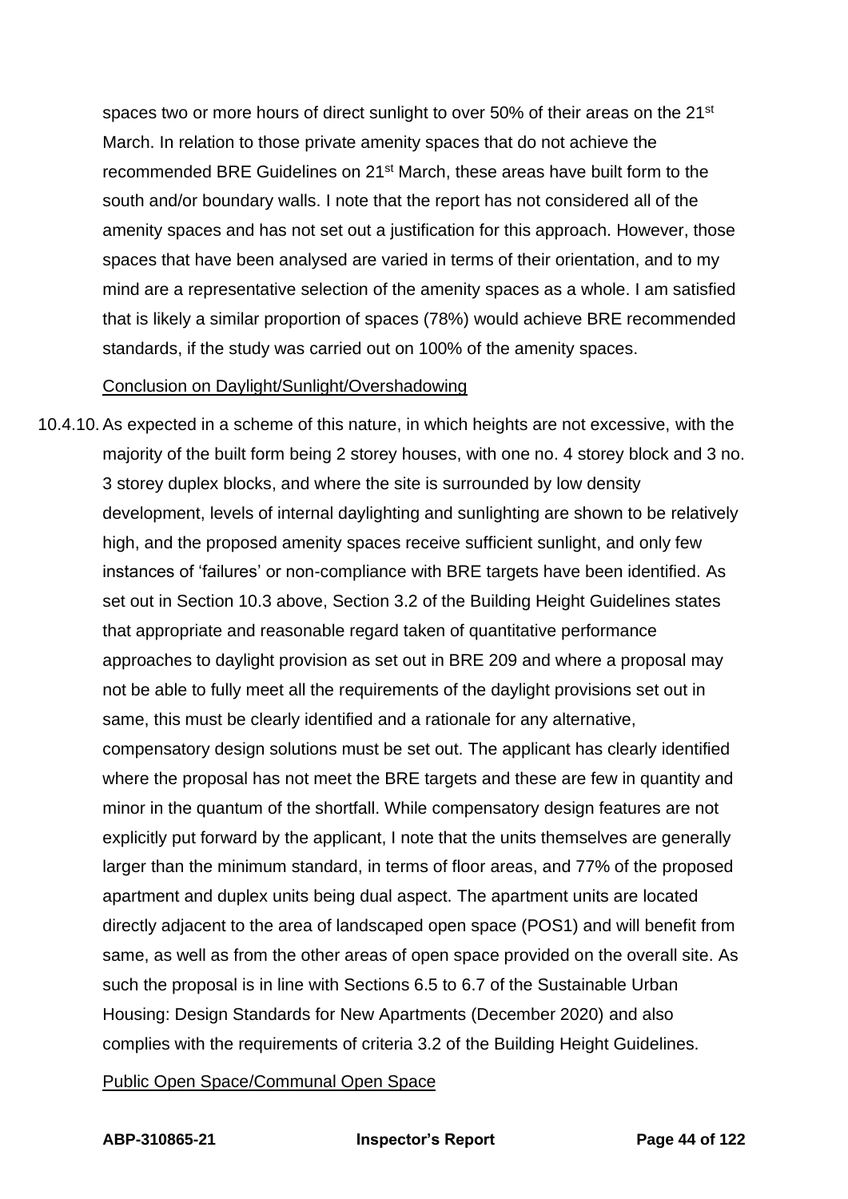spaces two or more hours of direct sunlight to over 50% of their areas on the 21st March. In relation to those private amenity spaces that do not achieve the recommended BRE Guidelines on 21st March, these areas have built form to the south and/or boundary walls. I note that the report has not considered all of the amenity spaces and has not set out a justification for this approach. However, those spaces that have been analysed are varied in terms of their orientation, and to my mind are a representative selection of the amenity spaces as a whole. I am satisfied that is likely a similar proportion of spaces (78%) would achieve BRE recommended standards, if the study was carried out on 100% of the amenity spaces.

Conclusion on Daylight/Sunlight/Overshadowing

10.4.10. As expected in a scheme of this nature, in which heights are not excessive, with the majority of the built form being 2 storey houses, with one no. 4 storey block and 3 no. 3 storey duplex blocks, and where the site is surrounded by low density development, levels of internal daylighting and sunlighting are shown to be relatively high, and the proposed amenity spaces receive sufficient sunlight, and only few instances of 'failures' or non-compliance with BRE targets have been identified. As set out in Section 10.3 above, Section 3.2 of the Building Height Guidelines states that appropriate and reasonable regard taken of quantitative performance approaches to daylight provision as set out in BRE 209 and where a proposal may not be able to fully meet all the requirements of the daylight provisions set out in same, this must be clearly identified and a rationale for any alternative, compensatory design solutions must be set out. The applicant has clearly identified where the proposal has not meet the BRE targets and these are few in quantity and minor in the quantum of the shortfall. While compensatory design features are not explicitly put forward by the applicant, I note that the units themselves are generally larger than the minimum standard, in terms of floor areas, and 77% of the proposed apartment and duplex units being dual aspect. The apartment units are located directly adjacent to the area of landscaped open space (POS1) and will benefit from same, as well as from the other areas of open space provided on the overall site. As such the proposal is in line with Sections 6.5 to 6.7 of the Sustainable Urban Housing: Design Standards for New Apartments (December 2020) and also complies with the requirements of criteria 3.2 of the Building Height Guidelines.

Public Open Space/Communal Open Space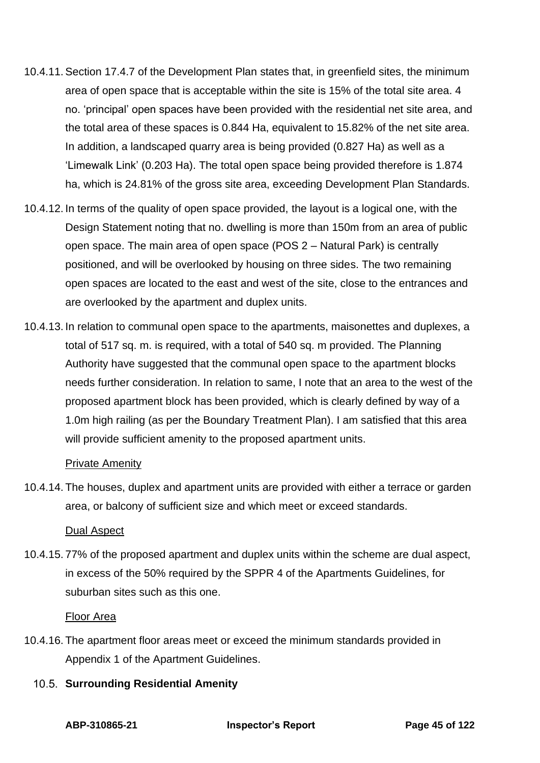10.4.11. Section 17.4.7 of the Development Plan states that, in greenfield sites, the minimum area of open space that is acceptable within the site is 15% of the total site area. 4 no. 'principal' open spaces have been provided with the residential net site area, and the total area of these spaces is 0.844 Ha, equivalent to 15.82% of the net site area. In addition, a landscaped quarry area is being provided (0.827 Ha) as well as a 'Limewalk Link' (0.203 Ha). The total open space being provided therefore is 1.874 ha, which is 24.81% of the gross site area, exceeding Development Plan Standards.

10.4.12. In terms of the quality of open space provided, the layout is a logical one, with the Design Statement noting that no. dwelling is more than 150m from an area of public open space. The main area of open space (POS 2 – Natural Park) is centrally positioned, and will be overlooked by housing on three sides. The two remaining open spaces are located to the east and west of the site, close to the entrances and are overlooked by the apartment and duplex units.

10.4.13. In relation to communal open space to the apartments, maisonettes and duplexes, a total of 517 sq. m. is required, with a total of 540 sq. m provided. The Planning Authority have suggested that the communal open space to the apartment blocks needs further consideration. In relation to same, I note that an area to the west of the proposed apartment block has been provided, which is clearly defined by way of a 1.0m high railing (as per the Boundary Treatment Plan). I am satisfied that this area will provide sufficient amenity to the proposed apartment units.

<u>Private Amenity</u>

10.4.14. The houses, duplex and apartment units are provided with either a terrace or garden area, or balcony of sufficient size and which meet or exceed standards.

<u>Dual Aspect</u>

10.4.15. 77% of the proposed apartment and duplex units within the scheme are dual aspect, in excess of the 50% required by the SPPR 4 of the Apartments Guidelines, for suburban sites such as this one.

<u>Floor Area</u>

10.4.16. The apartment floor areas meet or exceed the minimum standards provided in Appendix 1 of the Apartment Guidelines.

### 10.5. Surrounding Residential Amenity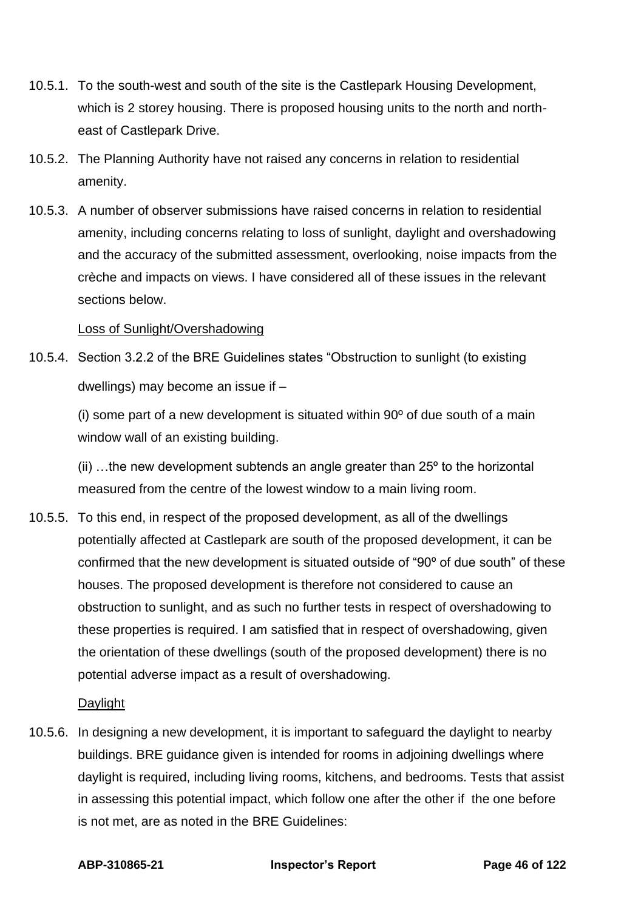10.5.1. To the south-west and south of the site is the Castlepark Housing Development, which is 2 storey housing. There is proposed housing units to the north and north-east of Castlepark Drive.

10.5.2. The Planning Authority have not raised any concerns in relation to residential amenity.

10.5.3. A number of observer submissions have raised concerns in relation to residential amenity, including concerns relating to loss of sunlight, daylight and overshadowing and the accuracy of the submitted assessment, overlooking, noise impacts from the crèche and impacts on views. I have considered all of these issues in the relevant sections below.

Loss of Sunlight/Overshadowing

10.5.4. Section 3.2.2 of the BRE Guidelines states "Obstruction to sunlight (to existing dwellings) may become an issue if –

(i) some part of a new development is situated within 90º of due south of a main window wall of an existing building.

(ii) …the new development subtends an angle greater than 25º to the horizontal measured from the centre of the lowest window to a main living room.

10.5.5. To this end, in respect of the proposed development, as all of the dwellings potentially affected at Castlepark are south of the proposed development, it can be confirmed that the new development is situated outside of "90º of due south" of these houses. The proposed development is therefore not considered to cause an obstruction to sunlight, and as such no further tests in respect of overshadowing to these properties is required. I am satisfied that in respect of overshadowing, given the orientation of these dwellings (south of the proposed development) there is no potential adverse impact as a result of overshadowing.

Daylight

10.5.6. In designing a new development, it is important to safeguard the daylight to nearby buildings. BRE guidance given is intended for rooms in adjoining dwellings where daylight is required, including living rooms, kitchens, and bedrooms. Tests that assist in assessing this potential impact, which follow one after the other if the one before is not met, are as noted in the BRE Guidelines: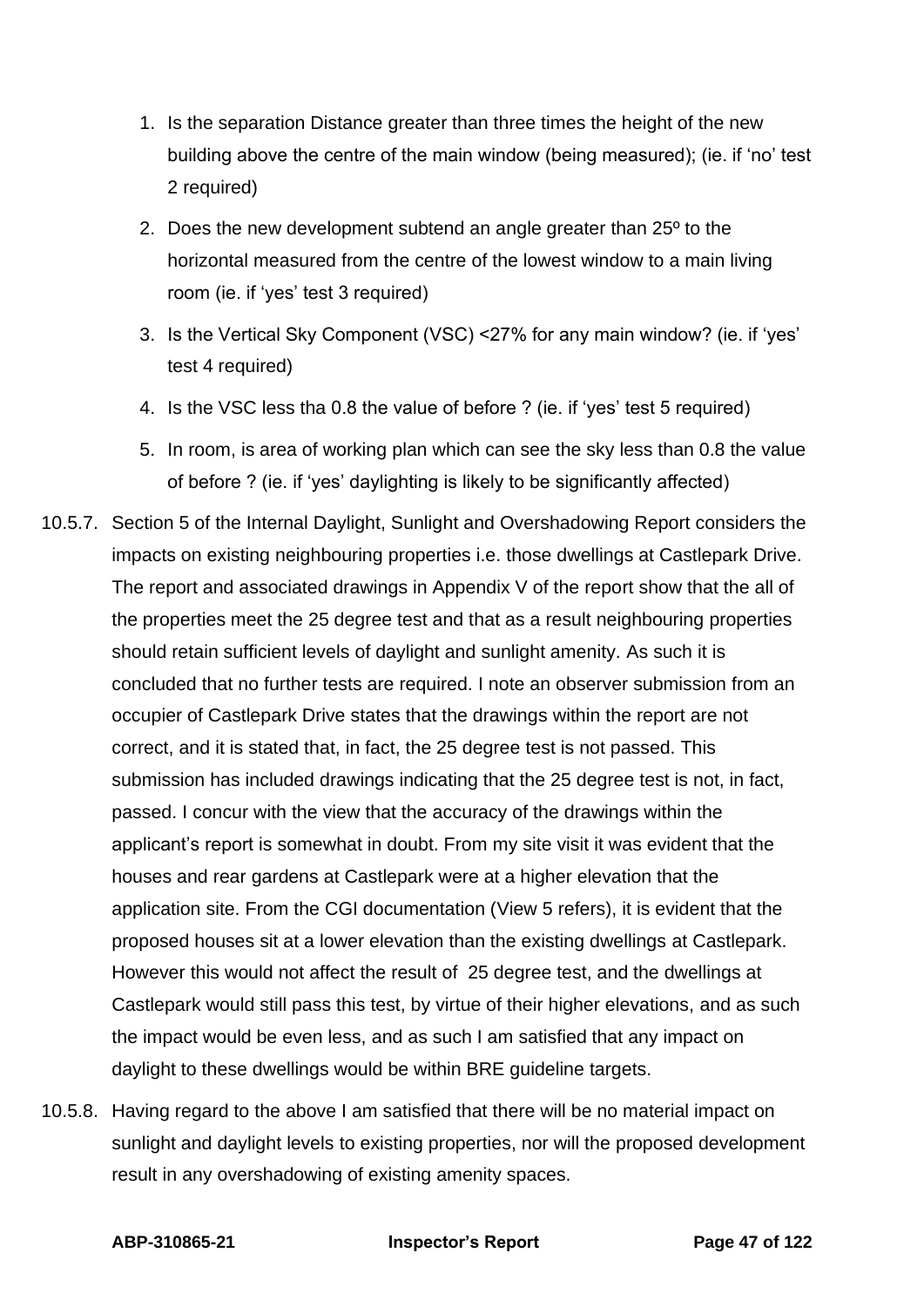1. Is the separation Distance greater than three times the height of the new building above the centre of the main window (being measured); (ie. if 'no' test 2 required)
2. Does the new development subtend an angle greater than 25º to the horizontal measured from the centre of the lowest window to a main living room (ie. if 'yes' test 3 required)
3. Is the Vertical Sky Component (VSC) <27% for any main window? (ie. if 'yes' test 4 required)
4. Is the VSC less tha 0.8 the value of before ? (ie. if 'yes' test 5 required)
5. In room, is area of working plan which can see the sky less than 0.8 the value of before ? (ie. if 'yes' daylighting is likely to be significantly affected)

10.5.7. Section 5 of the Internal Daylight, Sunlight and Overshadowing Report considers the impacts on existing neighbouring properties i.e. those dwellings at Castlepark Drive. The report and associated drawings in Appendix V of the report show that the all of the properties meet the 25 degree test and that as a result neighbouring properties should retain sufficient levels of daylight and sunlight amenity. As such it is concluded that no further tests are required. I note an observer submission from an occupier of Castlepark Drive states that the drawings within the report are not correct, and it is stated that, in fact, the 25 degree test is not passed. This submission has included drawings indicating that the 25 degree test is not, in fact, passed. I concur with the view that the accuracy of the drawings within the applicant's report is somewhat in doubt. From my site visit it was evident that the houses and rear gardens at Castlepark were at a higher elevation that the application site. From the CGI documentation (View 5 refers), it is evident that the proposed houses sit at a lower elevation than the existing dwellings at Castlepark. However this would not affect the result of 25 degree test, and the dwellings at Castlepark would still pass this test, by virtue of their higher elevations, and as such the impact would be even less, and as such I am satisfied that any impact on daylight to these dwellings would be within BRE guideline targets.

10.5.8. Having regard to the above I am satisfied that there will be no material impact on sunlight and daylight levels to existing properties, nor will the proposed development result in any overshadowing of existing amenity spaces.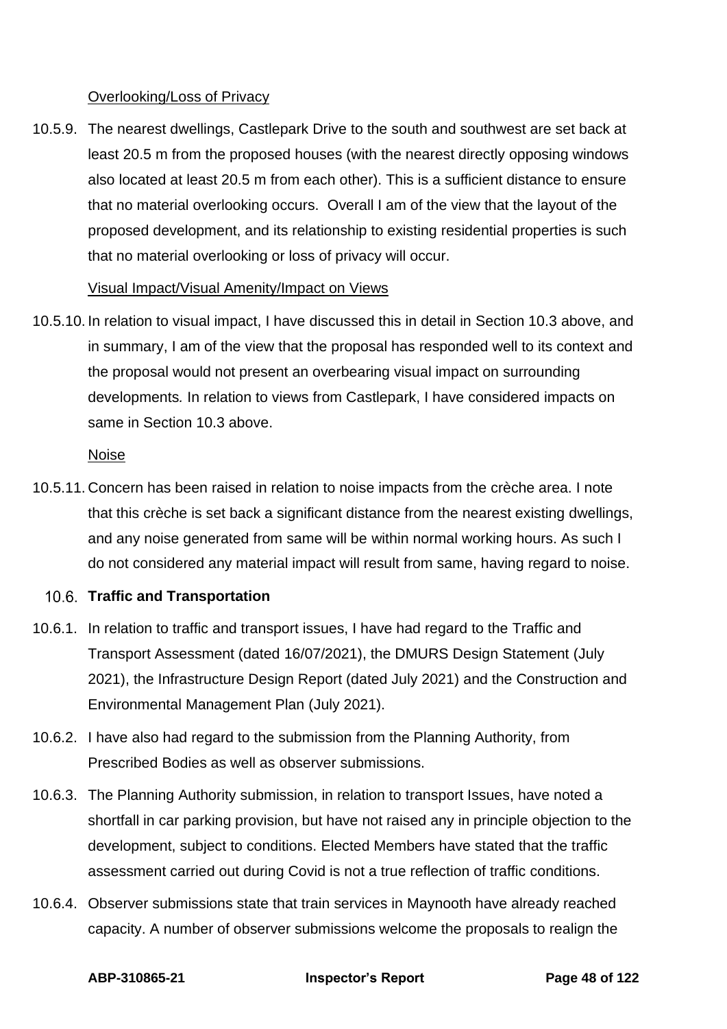Overlooking/Loss of Privacy

10.5.9. The nearest dwellings, Castlepark Drive to the south and southwest are set back at least 20.5 m from the proposed houses (with the nearest directly opposing windows also located at least 20.5 m from each other). This is a sufficient distance to ensure that no material overlooking occurs. Overall I am of the view that the layout of the proposed development, and its relationship to existing residential properties is such that no material overlooking or loss of privacy will occur.

Visual Impact/Visual Amenity/Impact on Views

10.5.10. In relation to visual impact, I have discussed this in detail in Section 10.3 above, and in summary, I am of the view that the proposal has responded well to its context and the proposal would not present an overbearing visual impact on surrounding developments. In relation to views from Castlepark, I have considered impacts on same in Section 10.3 above.

Noise

10.5.11. Concern has been raised in relation to noise impacts from the crèche area. I note that this crèche is set back a significant distance from the nearest existing dwellings, and any noise generated from same will be within normal working hours. As such I do not considered any material impact will result from same, having regard to noise.

### 10.6. Traffic and Transportation

10.6.1. In relation to traffic and transport issues, I have had regard to the Traffic and Transport Assessment (dated 16/07/2021), the DMURS Design Statement (July 2021), the Infrastructure Design Report (dated July 2021) and the Construction and Environmental Management Plan (July 2021).

10.6.2. I have also had regard to the submission from the Planning Authority, from Prescribed Bodies as well as observer submissions.

10.6.3. The Planning Authority submission, in relation to transport Issues, have noted a shortfall in car parking provision, but have not raised any in principle objection to the development, subject to conditions. Elected Members have stated that the traffic assessment carried out during Covid is not a true reflection of traffic conditions.

10.6.4. Observer submissions state that train services in Maynooth have already reached capacity. A number of observer submissions welcome the proposals to realign the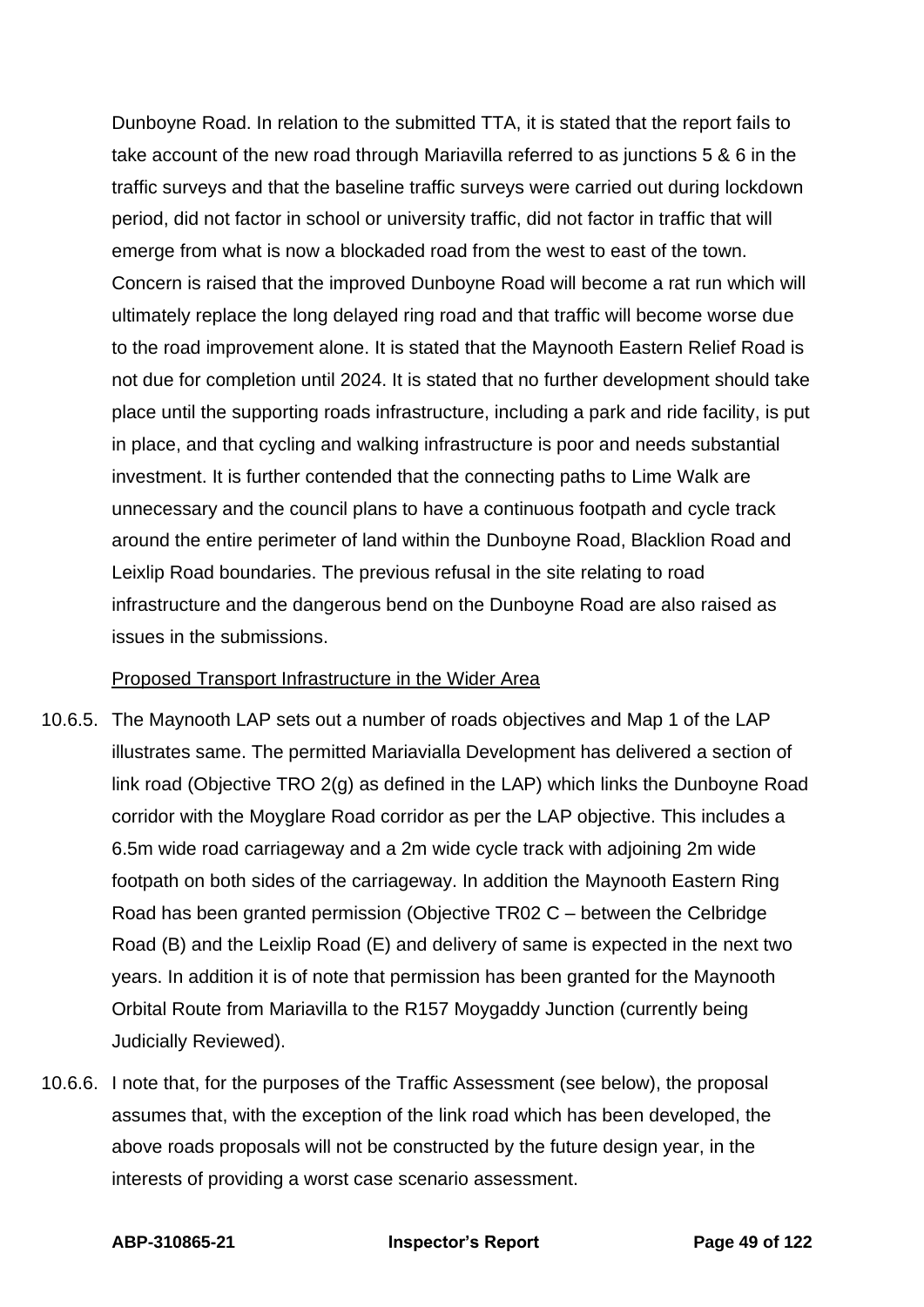Dunboyne Road. In relation to the submitted TTA, it is stated that the report fails to take account of the new road through Mariavilla referred to as junctions 5 & 6 in the traffic surveys and that the baseline traffic surveys were carried out during lockdown period, did not factor in school or university traffic, did not factor in traffic that will emerge from what is now a blockaded road from the west to east of the town. Concern is raised that the improved Dunboyne Road will become a rat run which will ultimately replace the long delayed ring road and that traffic will become worse due to the road improvement alone. It is stated that the Maynooth Eastern Relief Road is not due for completion until 2024. It is stated that no further development should take place until the supporting roads infrastructure, including a park and ride facility, is put in place, and that cycling and walking infrastructure is poor and needs substantial investment. It is further contended that the connecting paths to Lime Walk are unnecessary and the council plans to have a continuous footpath and cycle track around the entire perimeter of land within the Dunboyne Road, Blacklion Road and Leixlip Road boundaries. The previous refusal in the site relating to road infrastructure and the dangerous bend on the Dunboyne Road are also raised as issues in the submissions.

<u>Proposed Transport Infrastructure in the Wider Area</u>

10.6.5. The Maynooth LAP sets out a number of roads objectives and Map 1 of the LAP illustrates same. The permitted Mariavialla Development has delivered a section of link road (Objective TRO 2(g) as defined in the LAP) which links the Dunboyne Road corridor with the Moyglare Road corridor as per the LAP objective. This includes a 6.5m wide road carriageway and a 2m wide cycle track with adjoining 2m wide footpath on both sides of the carriageway. In addition the Maynooth Eastern Ring Road has been granted permission (Objective TR02 C – between the Celbridge Road (B) and the Leixlip Road (E) and delivery of same is expected in the next two years. In addition it is of note that permission has been granted for the Maynooth Orbital Route from Mariavilla to the R157 Moygaddy Junction (currently being Judicially Reviewed).

10.6.6. I note that, for the purposes of the Traffic Assessment (see below), the proposal assumes that, with the exception of the link road which has been developed, the above roads proposals will not be constructed by the future design year, in the interests of providing a worst case scenario assessment.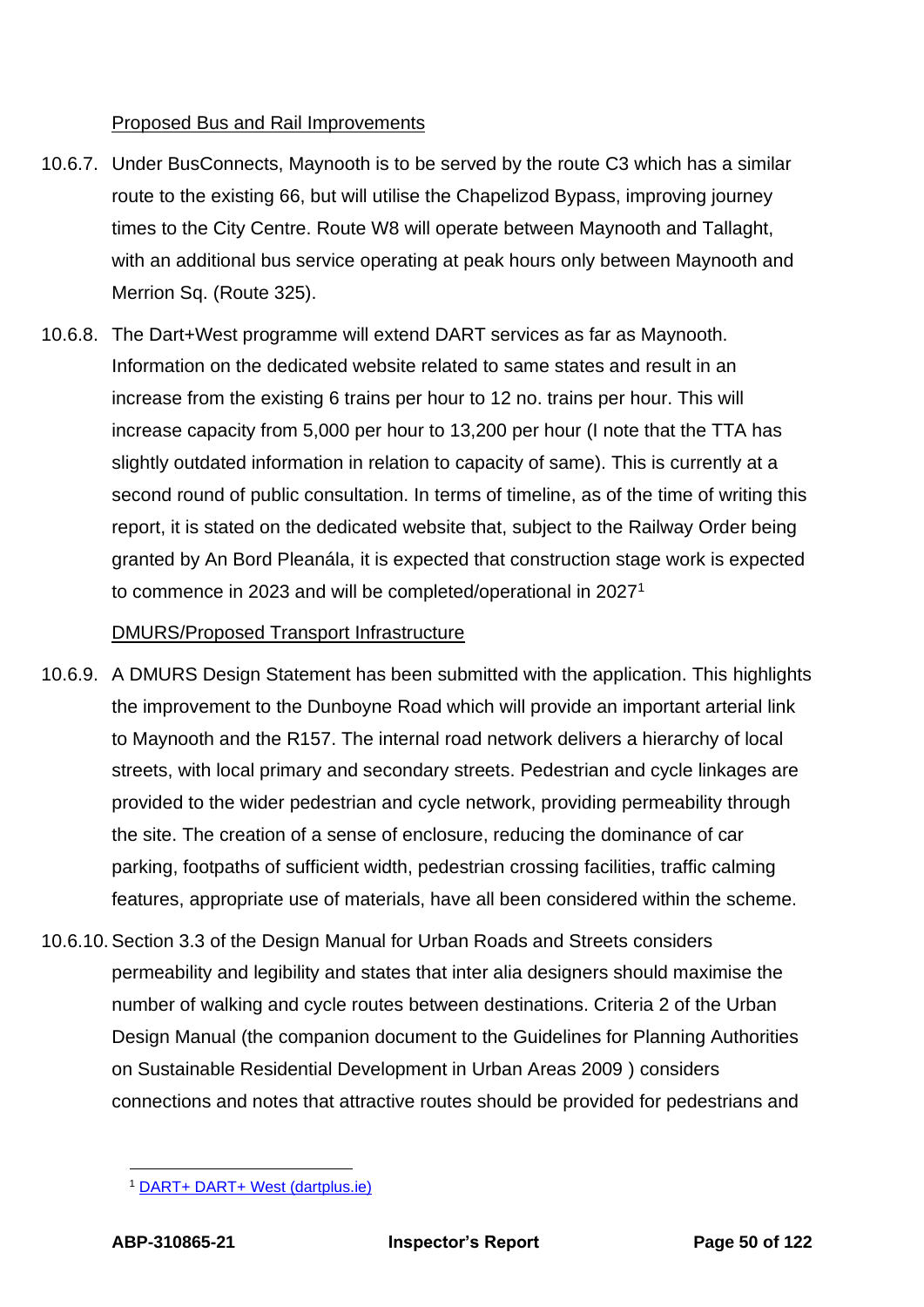Proposed Bus and Rail Improvements

10.6.7. Under BusConnects, Maynooth is to be served by the route C3 which has a similar route to the existing 66, but will utilise the Chapelizod Bypass, improving journey times to the City Centre. Route W8 will operate between Maynooth and Tallaght, with an additional bus service operating at peak hours only between Maynooth and Merrion Sq. (Route 325).

10.6.8. The Dart+West programme will extend DART services as far as Maynooth. Information on the dedicated website related to same states and result in an increase from the existing 6 trains per hour to 12 no. trains per hour. This will increase capacity from 5,000 per hour to 13,200 per hour (I note that the TTA has slightly outdated information in relation to capacity of same). This is currently at a second round of public consultation. In terms of timeline, as of the time of writing this report, it is stated on the dedicated website that, subject to the Railway Order being granted by An Bord Pleanála, it is expected that construction stage work is expected to commence in 2023 and will be completed/operational in 2027[1]

DMURS/Proposed Transport Infrastructure

10.6.9. A DMURS Design Statement has been submitted with the application. This highlights the improvement to the Dunboyne Road which will provide an important arterial link to Maynooth and the R157. The internal road network delivers a hierarchy of local streets, with local primary and secondary streets. Pedestrian and cycle linkages are provided to the wider pedestrian and cycle network, providing permeability through the site. The creation of a sense of enclosure, reducing the dominance of car parking, footpaths of sufficient width, pedestrian crossing facilities, traffic calming features, appropriate use of materials, have all been considered within the scheme.

10.6.10. Section 3.3 of the Design Manual for Urban Roads and Streets considers permeability and legibility and states that inter alia designers should maximise the number of walking and cycle routes between destinations. Criteria 2 of the Urban Design Manual (the companion document to the Guidelines for Planning Authorities on Sustainable Residential Development in Urban Areas 2009 ) considers connections and notes that attractive routes should be provided for pedestrians and

---

[1] DART+ DART+ West (dartplus.ie)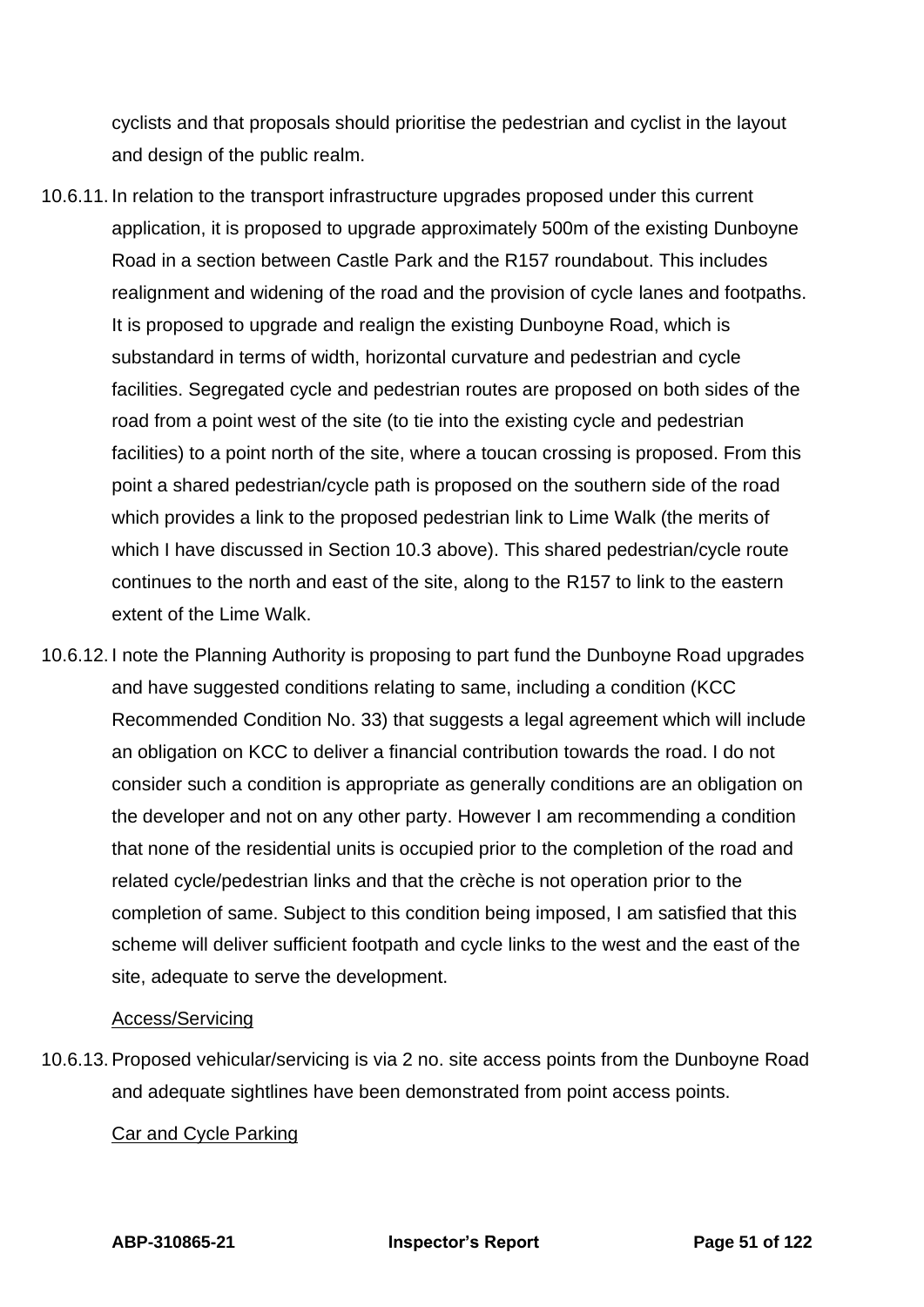cyclists and that proposals should prioritise the pedestrian and cyclist in the layout and design of the public realm.

10.6.11. In relation to the transport infrastructure upgrades proposed under this current application, it is proposed to upgrade approximately 500m of the existing Dunboyne Road in a section between Castle Park and the R157 roundabout. This includes realignment and widening of the road and the provision of cycle lanes and footpaths. It is proposed to upgrade and realign the existing Dunboyne Road, which is substandard in terms of width, horizontal curvature and pedestrian and cycle facilities. Segregated cycle and pedestrian routes are proposed on both sides of the road from a point west of the site (to tie into the existing cycle and pedestrian facilities) to a point north of the site, where a toucan crossing is proposed. From this point a shared pedestrian/cycle path is proposed on the southern side of the road which provides a link to the proposed pedestrian link to Lime Walk (the merits of which I have discussed in Section 10.3 above). This shared pedestrian/cycle route continues to the north and east of the site, along to the R157 to link to the eastern extent of the Lime Walk.

10.6.12. I note the Planning Authority is proposing to part fund the Dunboyne Road upgrades and have suggested conditions relating to same, including a condition (KCC Recommended Condition No. 33) that suggests a legal agreement which will include an obligation on KCC to deliver a financial contribution towards the road. I do not consider such a condition is appropriate as generally conditions are an obligation on the developer and not on any other party. However I am recommending a condition that none of the residential units is occupied prior to the completion of the road and related cycle/pedestrian links and that the crèche is not operation prior to the completion of same. Subject to this condition being imposed, I am satisfied that this scheme will deliver sufficient footpath and cycle links to the west and the east of the site, adequate to serve the development.

Access/Servicing

10.6.13. Proposed vehicular/servicing is via 2 no. site access points from the Dunboyne Road and adequate sightlines have been demonstrated from point access points.

Car and Cycle Parking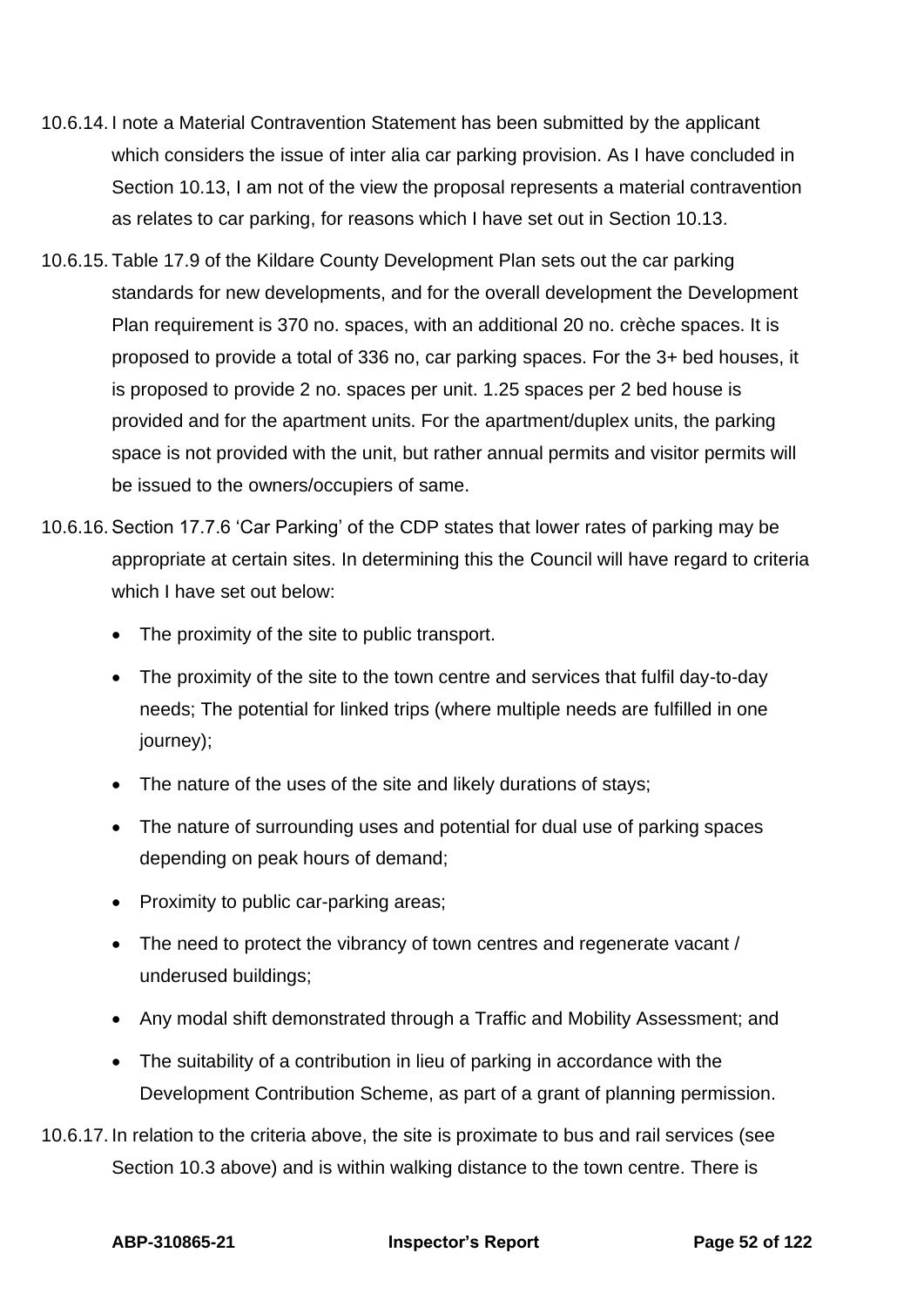10.6.14. I note a Material Contravention Statement has been submitted by the applicant which considers the issue of inter alia car parking provision. As I have concluded in Section 10.13, I am not of the view the proposal represents a material contravention as relates to car parking, for reasons which I have set out in Section 10.13.

10.6.15. Table 17.9 of the Kildare County Development Plan sets out the car parking standards for new developments, and for the overall development the Development Plan requirement is 370 no. spaces, with an additional 20 no. crèche spaces. It is proposed to provide a total of 336 no, car parking spaces. For the 3+ bed houses, it is proposed to provide 2 no. spaces per unit. 1.25 spaces per 2 bed house is provided and for the apartment units. For the apartment/duplex units, the parking space is not provided with the unit, but rather annual permits and visitor permits will be issued to the owners/occupiers of same.

10.6.16. Section 17.7.6 'Car Parking' of the CDP states that lower rates of parking may be appropriate at certain sites. In determining this the Council will have regard to criteria which I have set out below:

- The proximity of the site to public transport.
- The proximity of the site to the town centre and services that fulfil day-to-day needs; The potential for linked trips (where multiple needs are fulfilled in one journey);
- The nature of the uses of the site and likely durations of stays;
- The nature of surrounding uses and potential for dual use of parking spaces depending on peak hours of demand;
- Proximity to public car-parking areas;
- The need to protect the vibrancy of town centres and regenerate vacant / underused buildings;
- Any modal shift demonstrated through a Traffic and Mobility Assessment; and
- The suitability of a contribution in lieu of parking in accordance with the Development Contribution Scheme, as part of a grant of planning permission.

10.6.17. In relation to the criteria above, the site is proximate to bus and rail services (see Section 10.3 above) and is within walking distance to the town centre. There is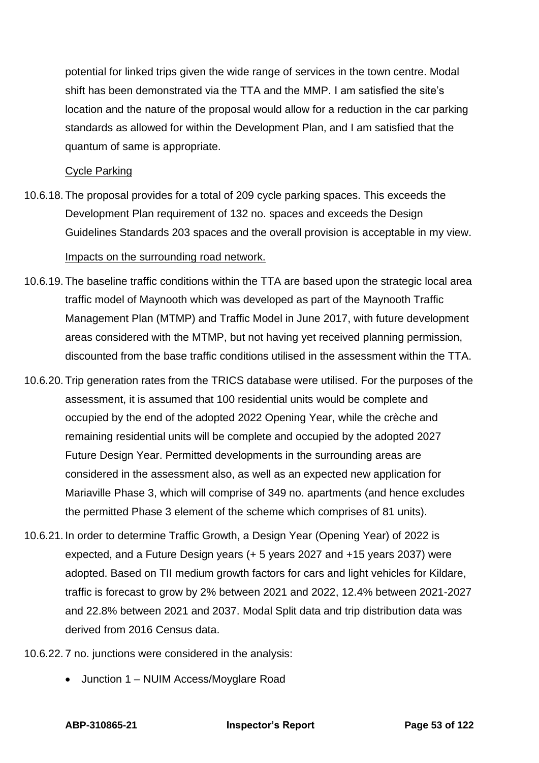potential for linked trips given the wide range of services in the town centre. Modal shift has been demonstrated via the TTA and the MMP. I am satisfied the site's location and the nature of the proposal would allow for a reduction in the car parking standards as allowed for within the Development Plan, and I am satisfied that the quantum of same is appropriate.

Cycle Parking

10.6.18. The proposal provides for a total of 209 cycle parking spaces. This exceeds the Development Plan requirement of 132 no. spaces and exceeds the Design Guidelines Standards 203 spaces and the overall provision is acceptable in my view.

Impacts on the surrounding road network.

10.6.19. The baseline traffic conditions within the TTA are based upon the strategic local area traffic model of Maynooth which was developed as part of the Maynooth Traffic Management Plan (MTMP) and Traffic Model in June 2017, with future development areas considered with the MTMP, but not having yet received planning permission, discounted from the base traffic conditions utilised in the assessment within the TTA.

10.6.20. Trip generation rates from the TRICS database were utilised. For the purposes of the assessment, it is assumed that 100 residential units would be complete and occupied by the end of the adopted 2022 Opening Year, while the crèche and remaining residential units will be complete and occupied by the adopted 2027 Future Design Year. Permitted developments in the surrounding areas are considered in the assessment also, as well as an expected new application for Mariaville Phase 3, which will comprise of 349 no. apartments (and hence excludes the permitted Phase 3 element of the scheme which comprises of 81 units).

10.6.21. In order to determine Traffic Growth, a Design Year (Opening Year) of 2022 is expected, and a Future Design years (+ 5 years 2027 and +15 years 2037) were adopted. Based on TII medium growth factors for cars and light vehicles for Kildare, traffic is forecast to grow by 2% between 2021 and 2022, 12.4% between 2021-2027 and 22.8% between 2021 and 2037. Modal Split data and trip distribution data was derived from 2016 Census data.

10.6.22. 7 no. junctions were considered in the analysis:

- Junction 1 – NUIM Access/Moyglare Road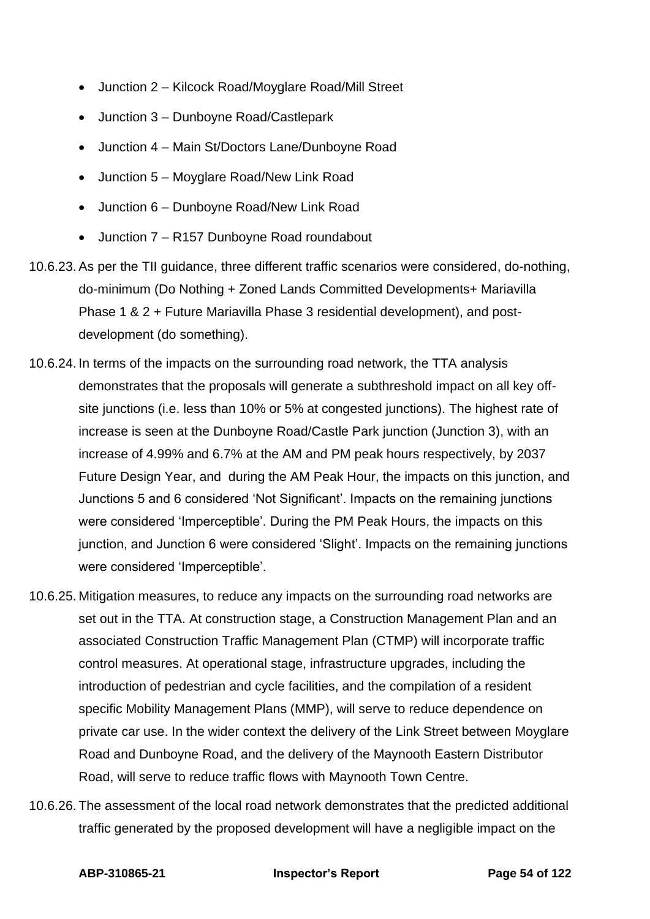- Junction 2 – Kilcock Road/Moyglare Road/Mill Street
- Junction 3 – Dunboyne Road/Castlepark
- Junction 4 – Main St/Doctors Lane/Dunboyne Road
- Junction 5 – Moyglare Road/New Link Road
- Junction 6 – Dunboyne Road/New Link Road
- Junction 7 – R157 Dunboyne Road roundabout

10.6.23. As per the TII guidance, three different traffic scenarios were considered, do-nothing, do-minimum (Do Nothing + Zoned Lands Committed Developments+ Mariavilla Phase 1 & 2 + Future Mariavilla Phase 3 residential development), and post-development (do something).

10.6.24. In terms of the impacts on the surrounding road network, the TTA analysis demonstrates that the proposals will generate a subthreshold impact on all key off-site junctions (i.e. less than 10% or 5% at congested junctions). The highest rate of increase is seen at the Dunboyne Road/Castle Park junction (Junction 3), with an increase of 4.99% and 6.7% at the AM and PM peak hours respectively, by 2037 Future Design Year, and during the AM Peak Hour, the impacts on this junction, and Junctions 5 and 6 considered 'Not Significant'. Impacts on the remaining junctions were considered 'Imperceptible'. During the PM Peak Hours, the impacts on this junction, and Junction 6 were considered 'Slight'. Impacts on the remaining junctions were considered 'Imperceptible'.

10.6.25. Mitigation measures, to reduce any impacts on the surrounding road networks are set out in the TTA. At construction stage, a Construction Management Plan and an associated Construction Traffic Management Plan (CTMP) will incorporate traffic control measures. At operational stage, infrastructure upgrades, including the introduction of pedestrian and cycle facilities, and the compilation of a resident specific Mobility Management Plans (MMP), will serve to reduce dependence on private car use. In the wider context the delivery of the Link Street between Moyglare Road and Dunboyne Road, and the delivery of the Maynooth Eastern Distributor Road, will serve to reduce traffic flows with Maynooth Town Centre.

10.6.26. The assessment of the local road network demonstrates that the predicted additional traffic generated by the proposed development will have a negligible impact on the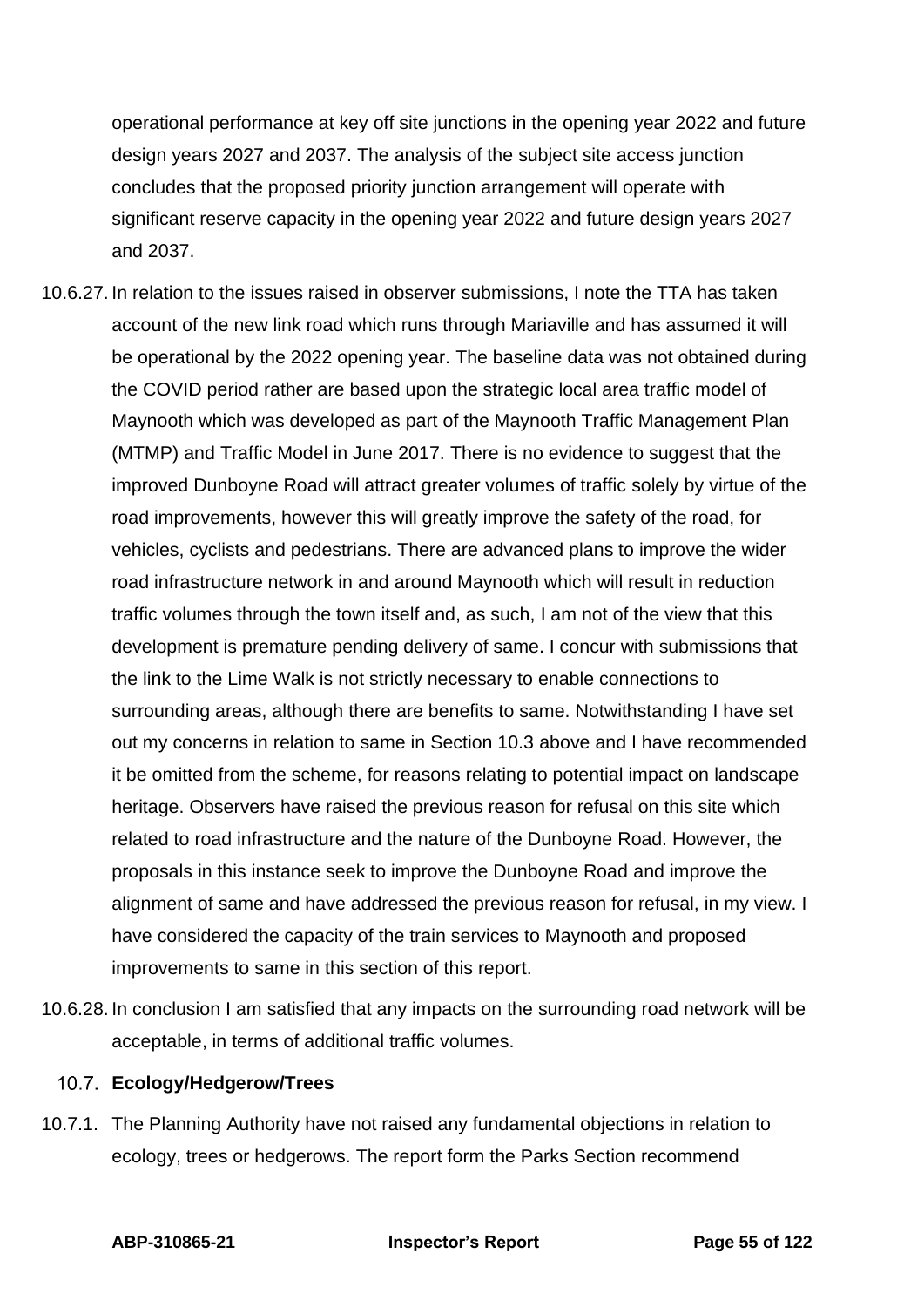operational performance at key off site junctions in the opening year 2022 and future design years 2027 and 2037. The analysis of the subject site access junction concludes that the proposed priority junction arrangement will operate with significant reserve capacity in the opening year 2022 and future design years 2027 and 2037.

10.6.27. In relation to the issues raised in observer submissions, I note the TTA has taken account of the new link road which runs through Mariaville and has assumed it will be operational by the 2022 opening year. The baseline data was not obtained during the COVID period rather are based upon the strategic local area traffic model of Maynooth which was developed as part of the Maynooth Traffic Management Plan (MTMP) and Traffic Model in June 2017. There is no evidence to suggest that the improved Dunboyne Road will attract greater volumes of traffic solely by virtue of the road improvements, however this will greatly improve the safety of the road, for vehicles, cyclists and pedestrians. There are advanced plans to improve the wider road infrastructure network in and around Maynooth which will result in reduction traffic volumes through the town itself and, as such, I am not of the view that this development is premature pending delivery of same. I concur with submissions that the link to the Lime Walk is not strictly necessary to enable connections to surrounding areas, although there are benefits to same. Notwithstanding I have set out my concerns in relation to same in Section 10.3 above and I have recommended it be omitted from the scheme, for reasons relating to potential impact on landscape heritage. Observers have raised the previous reason for refusal on this site which related to road infrastructure and the nature of the Dunboyne Road. However, the proposals in this instance seek to improve the Dunboyne Road and improve the alignment of same and have addressed the previous reason for refusal, in my view. I have considered the capacity of the train services to Maynooth and proposed improvements to same in this section of this report.

10.6.28. In conclusion I am satisfied that any impacts on the surrounding road network will be acceptable, in terms of additional traffic volumes.

### 10.7. Ecology/Hedgerow/Trees

10.7.1. The Planning Authority have not raised any fundamental objections in relation to ecology, trees or hedgerows. The report form the Parks Section recommend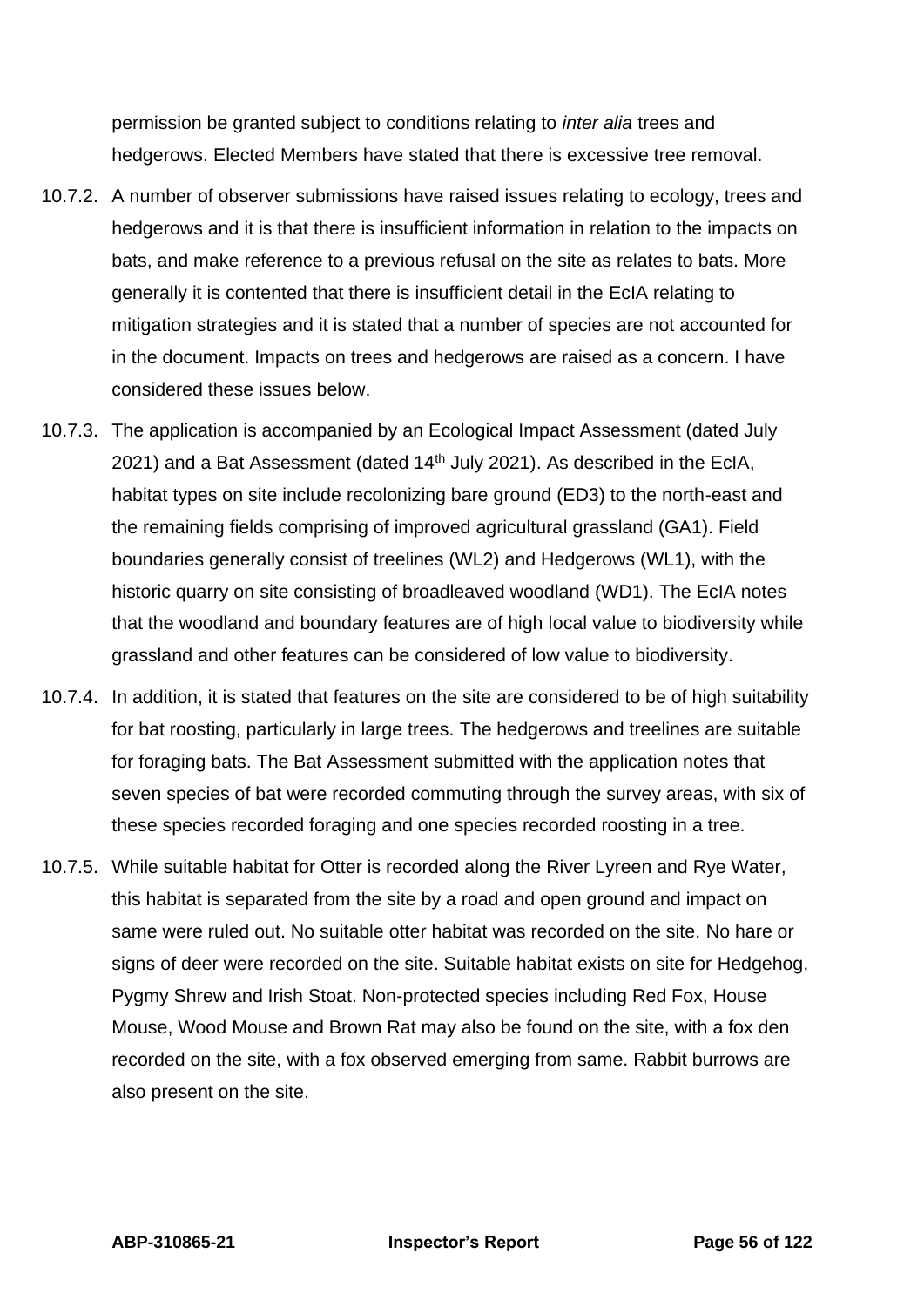permission be granted subject to conditions relating to *inter alia* trees and hedgerows. Elected Members have stated that there is excessive tree removal.

10.7.2. A number of observer submissions have raised issues relating to ecology, trees and hedgerows and it is that there is insufficient information in relation to the impacts on bats, and make reference to a previous refusal on the site as relates to bats. More generally it is contented that there is insufficient detail in the EcIA relating to mitigation strategies and it is stated that a number of species are not accounted for in the document. Impacts on trees and hedgerows are raised as a concern. I have considered these issues below.

10.7.3. The application is accompanied by an Ecological Impact Assessment (dated July 2021) and a Bat Assessment (dated 14th July 2021). As described in the EcIA, habitat types on site include recolonizing bare ground (ED3) to the north-east and the remaining fields comprising of improved agricultural grassland (GA1). Field boundaries generally consist of treelines (WL2) and Hedgerows (WL1), with the historic quarry on site consisting of broadleaved woodland (WD1). The EcIA notes that the woodland and boundary features are of high local value to biodiversity while grassland and other features can be considered of low value to biodiversity.

10.7.4. In addition, it is stated that features on the site are considered to be of high suitability for bat roosting, particularly in large trees. The hedgerows and treelines are suitable for foraging bats. The Bat Assessment submitted with the application notes that seven species of bat were recorded commuting through the survey areas, with six of these species recorded foraging and one species recorded roosting in a tree.

10.7.5. While suitable habitat for Otter is recorded along the River Lyreen and Rye Water, this habitat is separated from the site by a road and open ground and impact on same were ruled out. No suitable otter habitat was recorded on the site. No hare or signs of deer were recorded on the site. Suitable habitat exists on site for Hedgehog, Pygmy Shrew and Irish Stoat. Non-protected species including Red Fox, House Mouse, Wood Mouse and Brown Rat may also be found on the site, with a fox den recorded on the site, with a fox observed emerging from same. Rabbit burrows are also present on the site.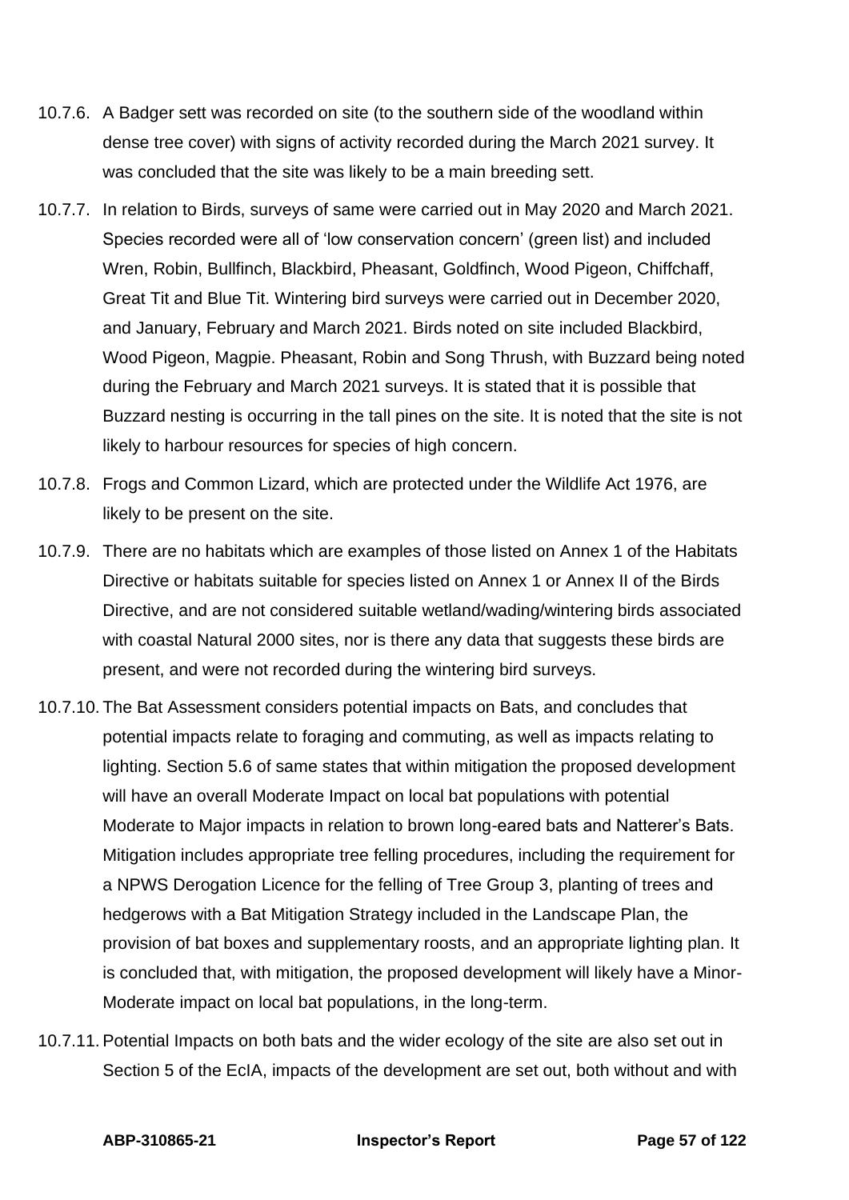10.7.6. A Badger sett was recorded on site (to the southern side of the woodland within dense tree cover) with signs of activity recorded during the March 2021 survey. It was concluded that the site was likely to be a main breeding sett.

10.7.7. In relation to Birds, surveys of same were carried out in May 2020 and March 2021. Species recorded were all of 'low conservation concern' (green list) and included Wren, Robin, Bullfinch, Blackbird, Pheasant, Goldfinch, Wood Pigeon, Chiffchaff, Great Tit and Blue Tit. Wintering bird surveys were carried out in December 2020, and January, February and March 2021. Birds noted on site included Blackbird, Wood Pigeon, Magpie. Pheasant, Robin and Song Thrush, with Buzzard being noted during the February and March 2021 surveys. It is stated that it is possible that Buzzard nesting is occurring in the tall pines on the site. It is noted that the site is not likely to harbour resources for species of high concern.

10.7.8. Frogs and Common Lizard, which are protected under the Wildlife Act 1976, are likely to be present on the site.

10.7.9. There are no habitats which are examples of those listed on Annex 1 of the Habitats Directive or habitats suitable for species listed on Annex 1 or Annex II of the Birds Directive, and are not considered suitable wetland/wading/wintering birds associated with coastal Natural 2000 sites, nor is there any data that suggests these birds are present, and were not recorded during the wintering bird surveys.

10.7.10. The Bat Assessment considers potential impacts on Bats, and concludes that potential impacts relate to foraging and commuting, as well as impacts relating to lighting. Section 5.6 of same states that within mitigation the proposed development will have an overall Moderate Impact on local bat populations with potential Moderate to Major impacts in relation to brown long-eared bats and Natterer's Bats. Mitigation includes appropriate tree felling procedures, including the requirement for a NPWS Derogation Licence for the felling of Tree Group 3, planting of trees and hedgerows with a Bat Mitigation Strategy included in the Landscape Plan, the provision of bat boxes and supplementary roosts, and an appropriate lighting plan. It is concluded that, with mitigation, the proposed development will likely have a Minor-Moderate impact on local bat populations, in the long-term.

10.7.11. Potential Impacts on both bats and the wider ecology of the site are also set out in Section 5 of the EcIA, impacts of the development are set out, both without and with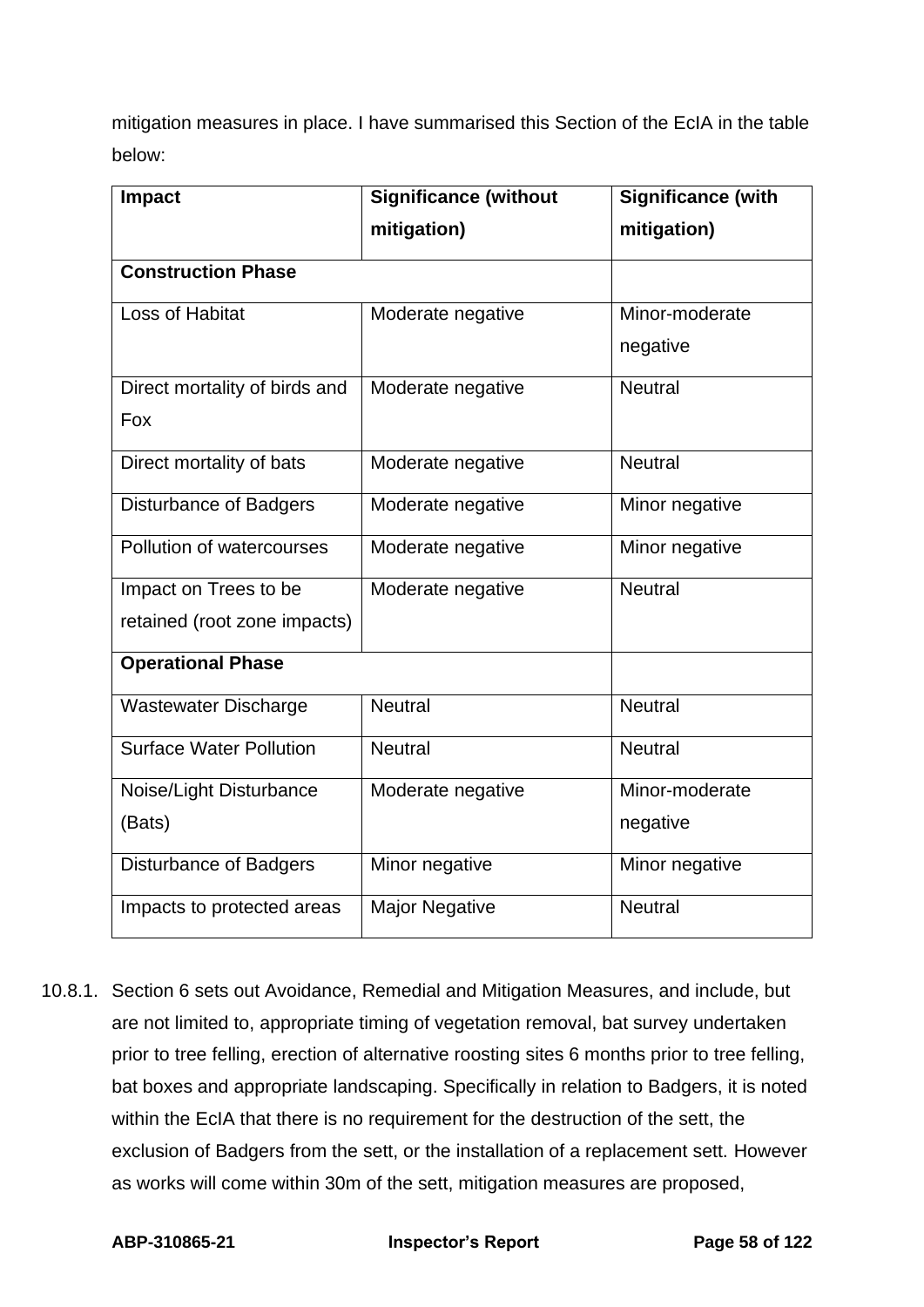mitigation measures in place. I have summarised this Section of the EcIA in the table below:

| Impact | Significance (without mitigation) | Significance (with mitigation) |
|---|---|---|
| **Construction Phase** | | |
| Loss of Habitat | Moderate negative | Minor-moderate negative |
| Direct mortality of birds and Fox | Moderate negative | Neutral |
| Direct mortality of bats | Moderate negative | Neutral |
| Disturbance of Badgers | Moderate negative | Minor negative |
| Pollution of watercourses | Moderate negative | Minor negative |
| Impact on Trees to be retained (root zone impacts) | Moderate negative | Neutral |
| **Operational Phase** | | |
| Wastewater Discharge | Neutral | Neutral |
| Surface Water Pollution | Neutral | Neutral |
| Noise/Light Disturbance (Bats) | Moderate negative | Minor-moderate negative |
| Disturbance of Badgers | Minor negative | Minor negative |
| Impacts to protected areas | Major Negative | Neutral |

10.8.1. Section 6 sets out Avoidance, Remedial and Mitigation Measures, and include, but are not limited to, appropriate timing of vegetation removal, bat survey undertaken prior to tree felling, erection of alternative roosting sites 6 months prior to tree felling, bat boxes and appropriate landscaping. Specifically in relation to Badgers, it is noted within the EcIA that there is no requirement for the destruction of the sett, the exclusion of Badgers from the sett, or the installation of a replacement sett. However as works will come within 30m of the sett, mitigation measures are proposed,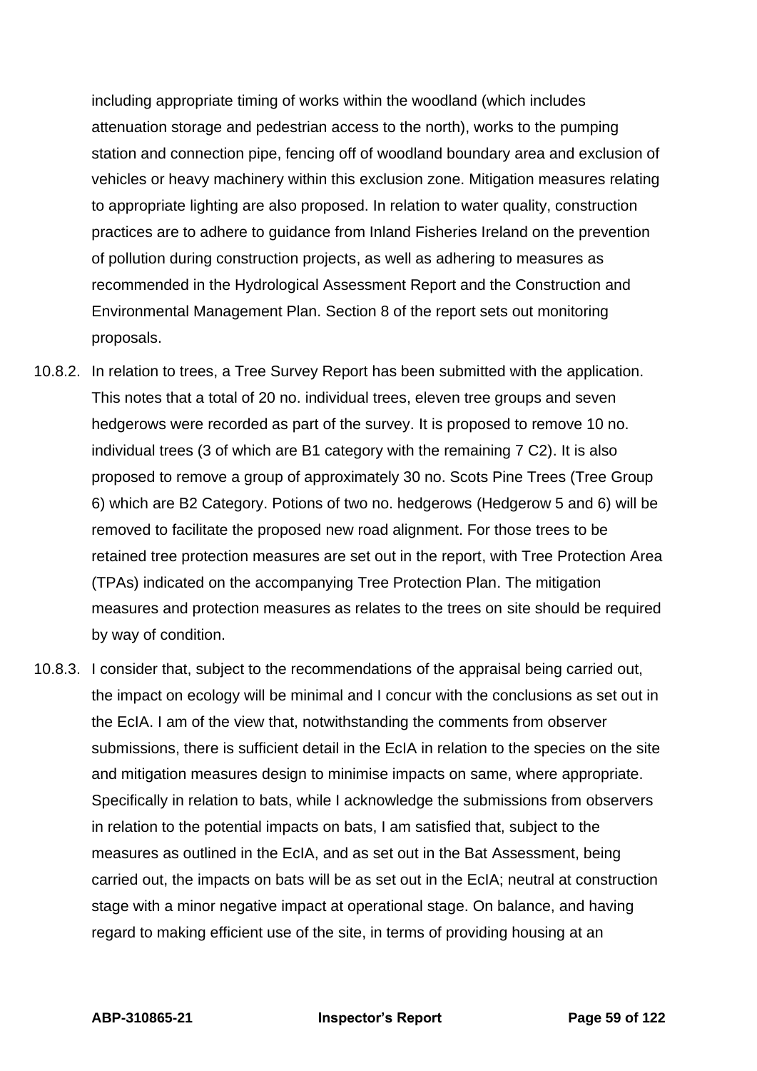including appropriate timing of works within the woodland (which includes attenuation storage and pedestrian access to the north), works to the pumping station and connection pipe, fencing off of woodland boundary area and exclusion of vehicles or heavy machinery within this exclusion zone. Mitigation measures relating to appropriate lighting are also proposed. In relation to water quality, construction practices are to adhere to guidance from Inland Fisheries Ireland on the prevention of pollution during construction projects, as well as adhering to measures as recommended in the Hydrological Assessment Report and the Construction and Environmental Management Plan. Section 8 of the report sets out monitoring proposals.

10.8.2. In relation to trees, a Tree Survey Report has been submitted with the application. This notes that a total of 20 no. individual trees, eleven tree groups and seven hedgerows were recorded as part of the survey. It is proposed to remove 10 no. individual trees (3 of which are B1 category with the remaining 7 C2). It is also proposed to remove a group of approximately 30 no. Scots Pine Trees (Tree Group 6) which are B2 Category. Potions of two no. hedgerows (Hedgerow 5 and 6) will be removed to facilitate the proposed new road alignment. For those trees to be retained tree protection measures are set out in the report, with Tree Protection Area (TPAs) indicated on the accompanying Tree Protection Plan. The mitigation measures and protection measures as relates to the trees on site should be required by way of condition.

10.8.3. I consider that, subject to the recommendations of the appraisal being carried out, the impact on ecology will be minimal and I concur with the conclusions as set out in the EcIA. I am of the view that, notwithstanding the comments from observer submissions, there is sufficient detail in the EcIA in relation to the species on the site and mitigation measures design to minimise impacts on same, where appropriate. Specifically in relation to bats, while I acknowledge the submissions from observers in relation to the potential impacts on bats, I am satisfied that, subject to the measures as outlined in the EcIA, and as set out in the Bat Assessment, being carried out, the impacts on bats will be as set out in the EcIA; neutral at construction stage with a minor negative impact at operational stage. On balance, and having regard to making efficient use of the site, in terms of providing housing at an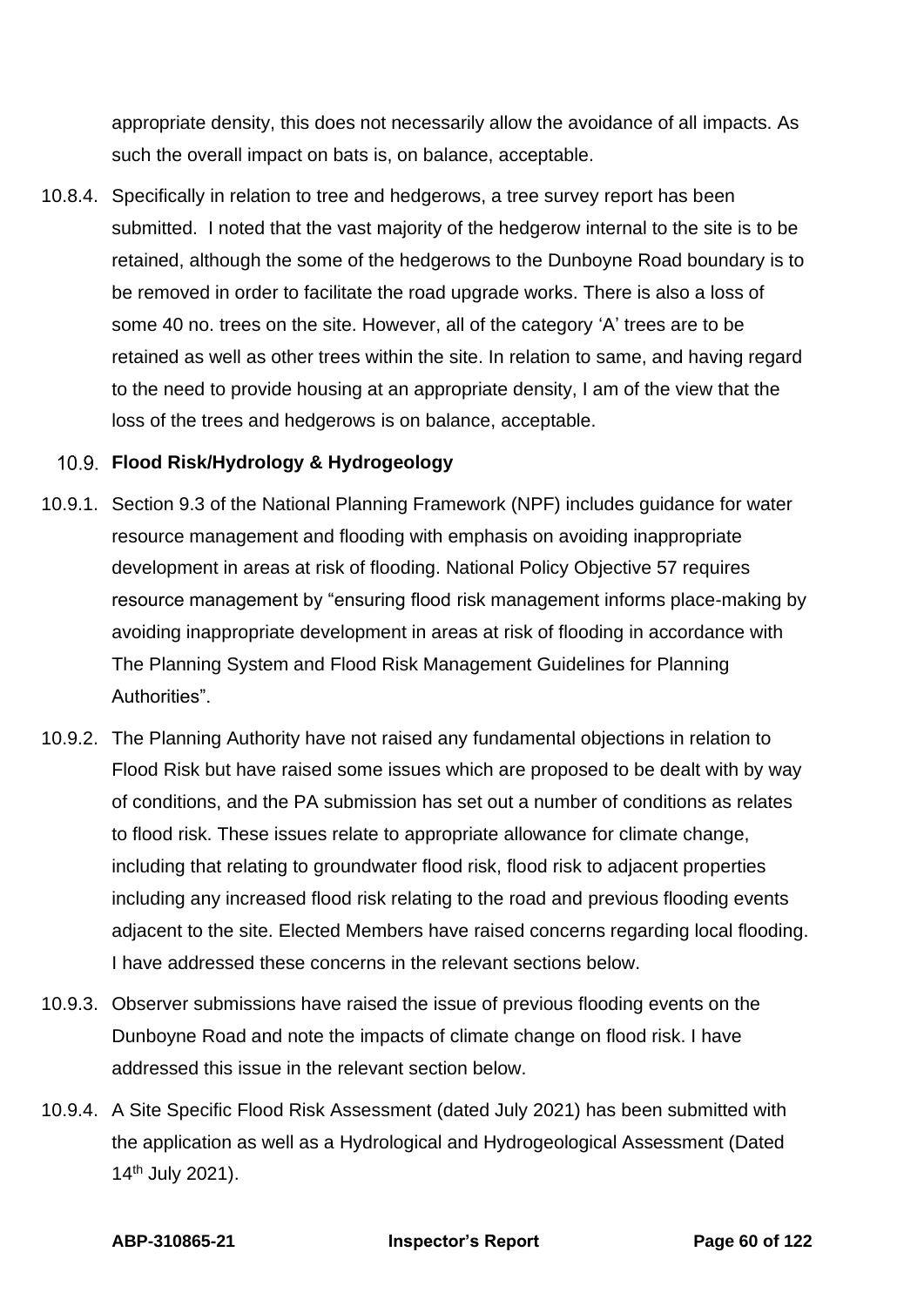appropriate density, this does not necessarily allow the avoidance of all impacts. As such the overall impact on bats is, on balance, acceptable.

10.8.4. Specifically in relation to tree and hedgerows, a tree survey report has been submitted. I noted that the vast majority of the hedgerow internal to the site is to be retained, although the some of the hedgerows to the Dunboyne Road boundary is to be removed in order to facilitate the road upgrade works. There is also a loss of some 40 no. trees on the site. However, all of the category 'A' trees are to be retained as well as other trees within the site. In relation to same, and having regard to the need to provide housing at an appropriate density, I am of the view that the loss of the trees and hedgerows is on balance, acceptable.

### 10.9. Flood Risk/Hydrology & Hydrogeology

10.9.1. Section 9.3 of the National Planning Framework (NPF) includes guidance for water resource management and flooding with emphasis on avoiding inappropriate development in areas at risk of flooding. National Policy Objective 57 requires resource management by "ensuring flood risk management informs place-making by avoiding inappropriate development in areas at risk of flooding in accordance with The Planning System and Flood Risk Management Guidelines for Planning Authorities".

10.9.2. The Planning Authority have not raised any fundamental objections in relation to Flood Risk but have raised some issues which are proposed to be dealt with by way of conditions, and the PA submission has set out a number of conditions as relates to flood risk. These issues relate to appropriate allowance for climate change, including that relating to groundwater flood risk, flood risk to adjacent properties including any increased flood risk relating to the road and previous flooding events adjacent to the site. Elected Members have raised concerns regarding local flooding. I have addressed these concerns in the relevant sections below.

10.9.3. Observer submissions have raised the issue of previous flooding events on the Dunboyne Road and note the impacts of climate change on flood risk. I have addressed this issue in the relevant section below.

10.9.4. A Site Specific Flood Risk Assessment (dated July 2021) has been submitted with the application as well as a Hydrological and Hydrogeological Assessment (Dated 14th July 2021).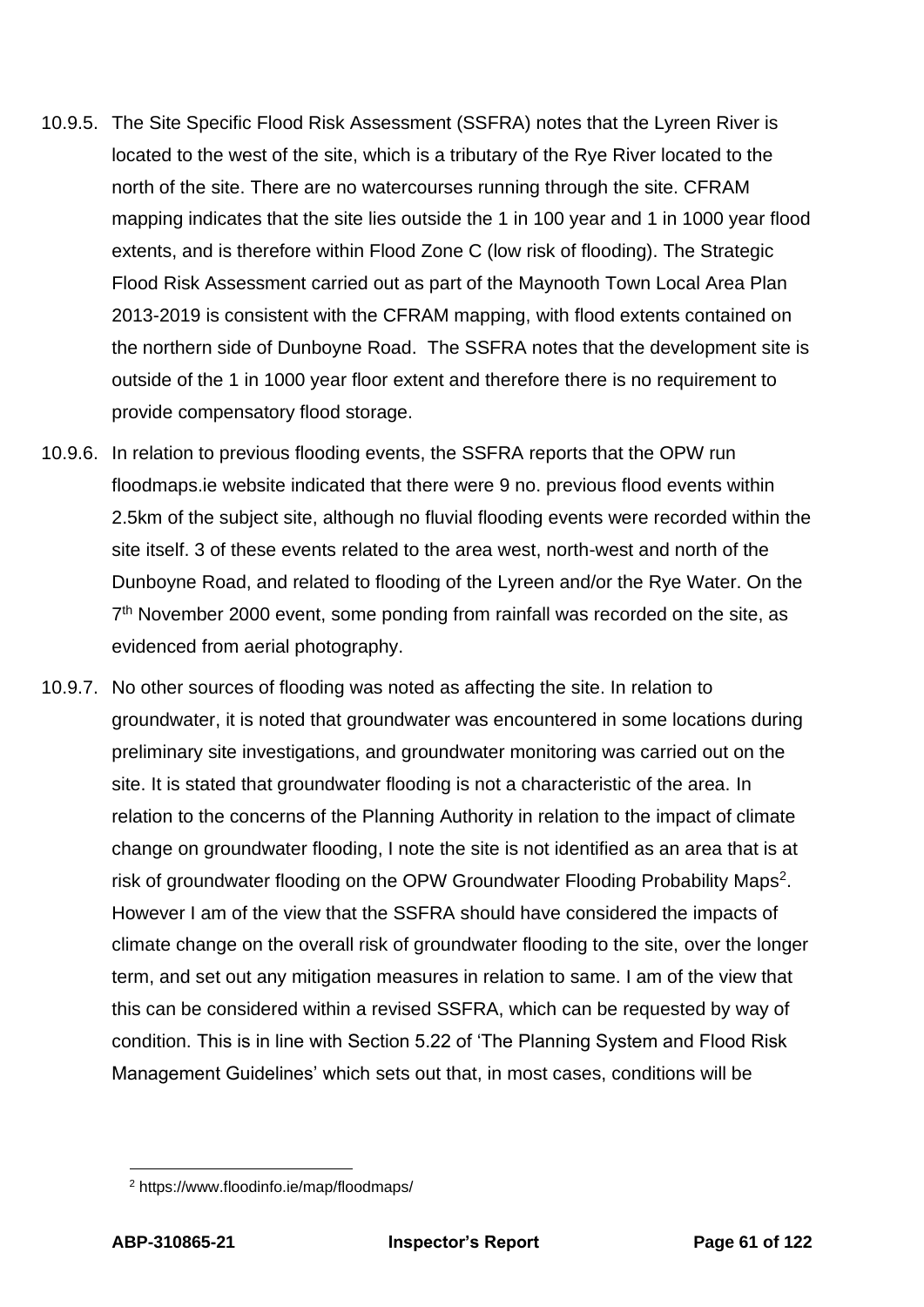10.9.5. The Site Specific Flood Risk Assessment (SSFRA) notes that the Lyreen River is located to the west of the site, which is a tributary of the Rye River located to the north of the site. There are no watercourses running through the site. CFRAM mapping indicates that the site lies outside the 1 in 100 year and 1 in 1000 year flood extents, and is therefore within Flood Zone C (low risk of flooding). The Strategic Flood Risk Assessment carried out as part of the Maynooth Town Local Area Plan 2013-2019 is consistent with the CFRAM mapping, with flood extents contained on the northern side of Dunboyne Road. The SSFRA notes that the development site is outside of the 1 in 1000 year floor extent and therefore there is no requirement to provide compensatory flood storage.

10.9.6. In relation to previous flooding events, the SSFRA reports that the OPW run floodmaps.ie website indicated that there were 9 no. previous flood events within 2.5km of the subject site, although no fluvial flooding events were recorded within the site itself. 3 of these events related to the area west, north-west and north of the Dunboyne Road, and related to flooding of the Lyreen and/or the Rye Water. On the 7th November 2000 event, some ponding from rainfall was recorded on the site, as evidenced from aerial photography.

10.9.7. No other sources of flooding was noted as affecting the site. In relation to groundwater, it is noted that groundwater was encountered in some locations during preliminary site investigations, and groundwater monitoring was carried out on the site. It is stated that groundwater flooding is not a characteristic of the area. In relation to the concerns of the Planning Authority in relation to the impact of climate change on groundwater flooding, I note the site is not identified as an area that is at risk of groundwater flooding on the OPW Groundwater Flooding Probability Maps[2]. However I am of the view that the SSFRA should have considered the impacts of climate change on the overall risk of groundwater flooding to the site, over the longer term, and set out any mitigation measures in relation to same. I am of the view that this can be considered within a revised SSFRA, which can be requested by way of condition. This is in line with Section 5.22 of 'The Planning System and Flood Risk Management Guidelines' which sets out that, in most cases, conditions will be

[2] https://www.floodinfo.ie/map/floodmaps/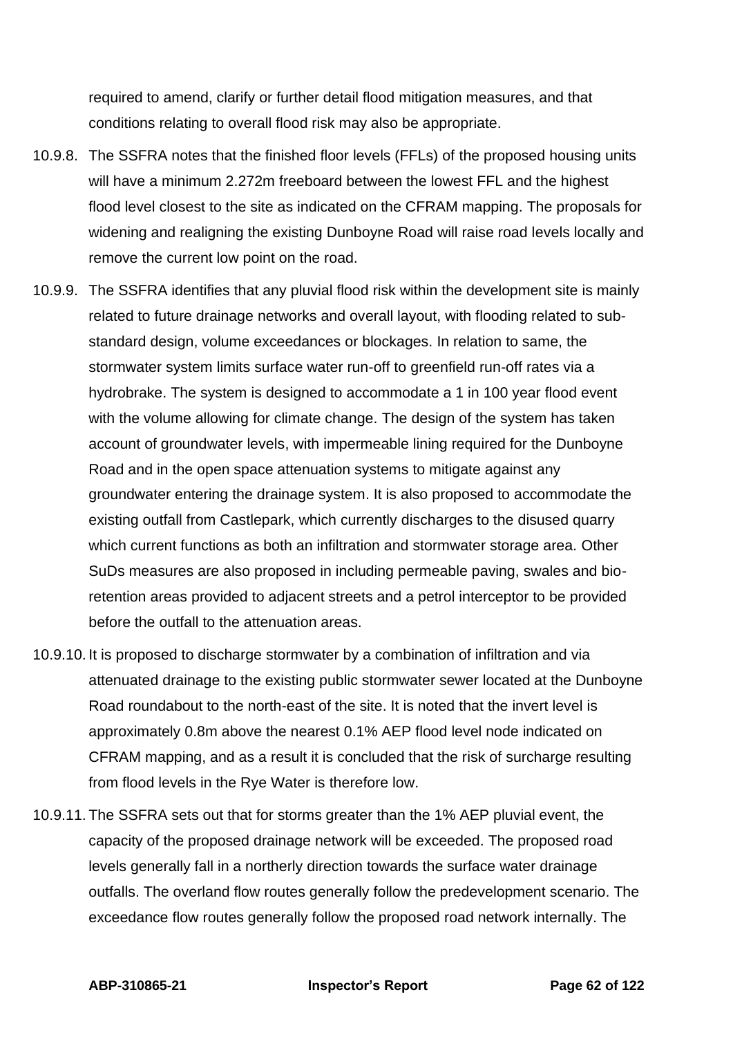required to amend, clarify or further detail flood mitigation measures, and that conditions relating to overall flood risk may also be appropriate.

10.9.8. The SSFRA notes that the finished floor levels (FFLs) of the proposed housing units will have a minimum 2.272m freeboard between the lowest FFL and the highest flood level closest to the site as indicated on the CFRAM mapping. The proposals for widening and realigning the existing Dunboyne Road will raise road levels locally and remove the current low point on the road.

10.9.9. The SSFRA identifies that any pluvial flood risk within the development site is mainly related to future drainage networks and overall layout, with flooding related to sub-standard design, volume exceedances or blockages. In relation to same, the stormwater system limits surface water run-off to greenfield run-off rates via a hydrobrake. The system is designed to accommodate a 1 in 100 year flood event with the volume allowing for climate change. The design of the system has taken account of groundwater levels, with impermeable lining required for the Dunboyne Road and in the open space attenuation systems to mitigate against any groundwater entering the drainage system. It is also proposed to accommodate the existing outfall from Castlepark, which currently discharges to the disused quarry which current functions as both an infiltration and stormwater storage area. Other SuDs measures are also proposed in including permeable paving, swales and bio-retention areas provided to adjacent streets and a petrol interceptor to be provided before the outfall to the attenuation areas.

10.9.10. It is proposed to discharge stormwater by a combination of infiltration and via attenuated drainage to the existing public stormwater sewer located at the Dunboyne Road roundabout to the north-east of the site. It is noted that the invert level is approximately 0.8m above the nearest 0.1% AEP flood level node indicated on CFRAM mapping, and as a result it is concluded that the risk of surcharge resulting from flood levels in the Rye Water is therefore low.

10.9.11. The SSFRA sets out that for storms greater than the 1% AEP pluvial event, the capacity of the proposed drainage network will be exceeded. The proposed road levels generally fall in a northerly direction towards the surface water drainage outfalls. The overland flow routes generally follow the predevelopment scenario. The exceedance flow routes generally follow the proposed road network internally. The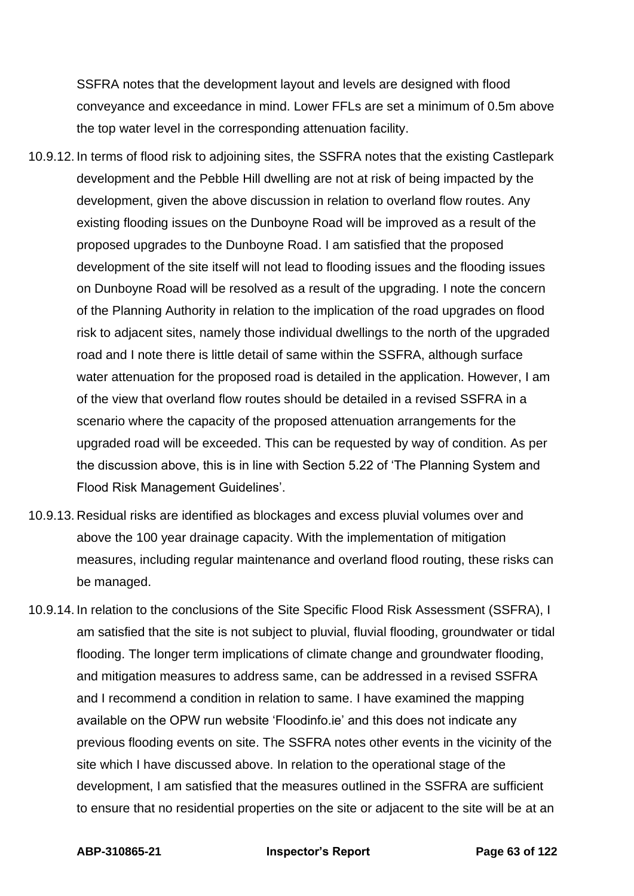SSFRA notes that the development layout and levels are designed with flood conveyance and exceedance in mind. Lower FFLs are set a minimum of 0.5m above the top water level in the corresponding attenuation facility.

10.9.12. In terms of flood risk to adjoining sites, the SSFRA notes that the existing Castlepark development and the Pebble Hill dwelling are not at risk of being impacted by the development, given the above discussion in relation to overland flow routes. Any existing flooding issues on the Dunboyne Road will be improved as a result of the proposed upgrades to the Dunboyne Road. I am satisfied that the proposed development of the site itself will not lead to flooding issues and the flooding issues on Dunboyne Road will be resolved as a result of the upgrading. I note the concern of the Planning Authority in relation to the implication of the road upgrades on flood risk to adjacent sites, namely those individual dwellings to the north of the upgraded road and I note there is little detail of same within the SSFRA, although surface water attenuation for the proposed road is detailed in the application. However, I am of the view that overland flow routes should be detailed in a revised SSFRA in a scenario where the capacity of the proposed attenuation arrangements for the upgraded road will be exceeded. This can be requested by way of condition. As per the discussion above, this is in line with Section 5.22 of 'The Planning System and Flood Risk Management Guidelines'.

10.9.13. Residual risks are identified as blockages and excess pluvial volumes over and above the 100 year drainage capacity. With the implementation of mitigation measures, including regular maintenance and overland flood routing, these risks can be managed.

10.9.14. In relation to the conclusions of the Site Specific Flood Risk Assessment (SSFRA), I am satisfied that the site is not subject to pluvial, fluvial flooding, groundwater or tidal flooding. The longer term implications of climate change and groundwater flooding, and mitigation measures to address same, can be addressed in a revised SSFRA and I recommend a condition in relation to same. I have examined the mapping available on the OPW run website 'Floodinfo.ie' and this does not indicate any previous flooding events on site. The SSFRA notes other events in the vicinity of the site which I have discussed above. In relation to the operational stage of the development, I am satisfied that the measures outlined in the SSFRA are sufficient to ensure that no residential properties on the site or adjacent to the site will be at an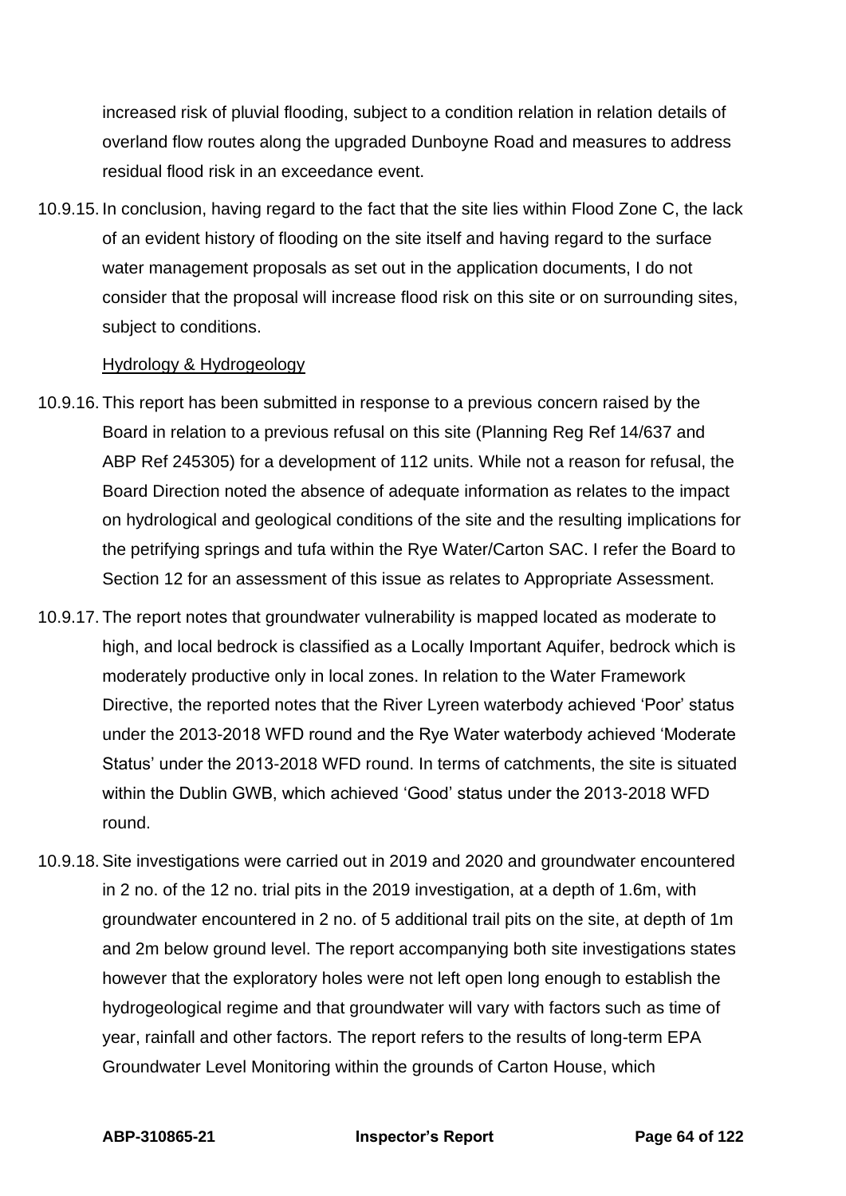increased risk of pluvial flooding, subject to a condition relation in relation details of overland flow routes along the upgraded Dunboyne Road and measures to address residual flood risk in an exceedance event.

10.9.15. In conclusion, having regard to the fact that the site lies within Flood Zone C, the lack of an evident history of flooding on the site itself and having regard to the surface water management proposals as set out in the application documents, I do not consider that the proposal will increase flood risk on this site or on surrounding sites, subject to conditions.

Hydrology & Hydrogeology

10.9.16. This report has been submitted in response to a previous concern raised by the Board in relation to a previous refusal on this site (Planning Reg Ref 14/637 and ABP Ref 245305) for a development of 112 units. While not a reason for refusal, the Board Direction noted the absence of adequate information as relates to the impact on hydrological and geological conditions of the site and the resulting implications for the petrifying springs and tufa within the Rye Water/Carton SAC. I refer the Board to Section 12 for an assessment of this issue as relates to Appropriate Assessment.

10.9.17. The report notes that groundwater vulnerability is mapped located as moderate to high, and local bedrock is classified as a Locally Important Aquifer, bedrock which is moderately productive only in local zones. In relation to the Water Framework Directive, the reported notes that the River Lyreen waterbody achieved 'Poor' status under the 2013-2018 WFD round and the Rye Water waterbody achieved 'Moderate Status' under the 2013-2018 WFD round. In terms of catchments, the site is situated within the Dublin GWB, which achieved 'Good' status under the 2013-2018 WFD round.

10.9.18. Site investigations were carried out in 2019 and 2020 and groundwater encountered in 2 no. of the 12 no. trial pits in the 2019 investigation, at a depth of 1.6m, with groundwater encountered in 2 no. of 5 additional trail pits on the site, at depth of 1m and 2m below ground level. The report accompanying both site investigations states however that the exploratory holes were not left open long enough to establish the hydrogeological regime and that groundwater will vary with factors such as time of year, rainfall and other factors. The report refers to the results of long-term EPA Groundwater Level Monitoring within the grounds of Carton House, which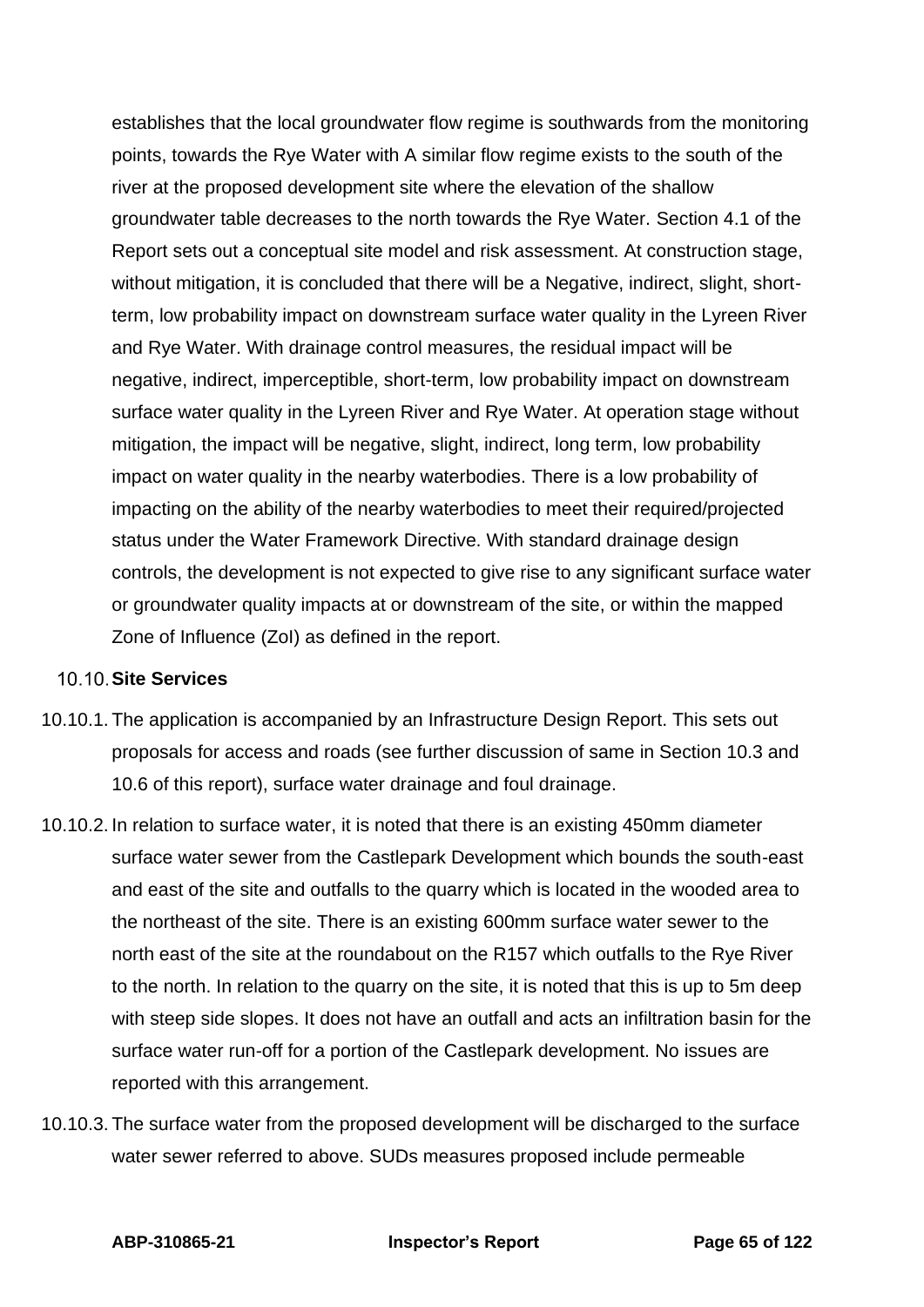establishes that the local groundwater flow regime is southwards from the monitoring points, towards the Rye Water with A similar flow regime exists to the south of the river at the proposed development site where the elevation of the shallow groundwater table decreases to the north towards the Rye Water. Section 4.1 of the Report sets out a conceptual site model and risk assessment. At construction stage, without mitigation, it is concluded that there will be a Negative, indirect, slight, short-term, low probability impact on downstream surface water quality in the Lyreen River and Rye Water. With drainage control measures, the residual impact will be negative, indirect, imperceptible, short-term, low probability impact on downstream surface water quality in the Lyreen River and Rye Water. At operation stage without mitigation, the impact will be negative, slight, indirect, long term, low probability impact on water quality in the nearby waterbodies. There is a low probability of impacting on the ability of the nearby waterbodies to meet their required/projected status under the Water Framework Directive. With standard drainage design controls, the development is not expected to give rise to any significant surface water or groundwater quality impacts at or downstream of the site, or within the mapped Zone of Influence (ZoI) as defined in the report.

### 10.10. Site Services

10.10.1. The application is accompanied by an Infrastructure Design Report. This sets out proposals for access and roads (see further discussion of same in Section 10.3 and 10.6 of this report), surface water drainage and foul drainage.

10.10.2. In relation to surface water, it is noted that there is an existing 450mm diameter surface water sewer from the Castlepark Development which bounds the south-east and east of the site and outfalls to the quarry which is located in the wooded area to the northeast of the site. There is an existing 600mm surface water sewer to the north east of the site at the roundabout on the R157 which outfalls to the Rye River to the north. In relation to the quarry on the site, it is noted that this is up to 5m deep with steep side slopes. It does not have an outfall and acts an infiltration basin for the surface water run-off for a portion of the Castlepark development. No issues are reported with this arrangement.

10.10.3. The surface water from the proposed development will be discharged to the surface water sewer referred to above. SUDs measures proposed include permeable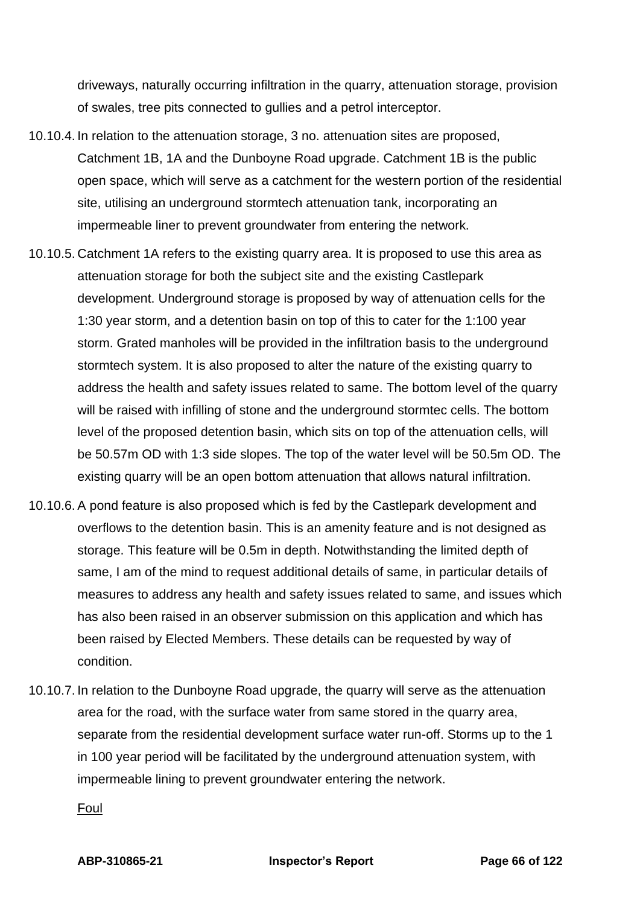driveways, naturally occurring infiltration in the quarry, attenuation storage, provision of swales, tree pits connected to gullies and a petrol interceptor.

10.10.4. In relation to the attenuation storage, 3 no. attenuation sites are proposed, Catchment 1B, 1A and the Dunboyne Road upgrade. Catchment 1B is the public open space, which will serve as a catchment for the western portion of the residential site, utilising an underground stormtech attenuation tank, incorporating an impermeable liner to prevent groundwater from entering the network.

10.10.5. Catchment 1A refers to the existing quarry area. It is proposed to use this area as attenuation storage for both the subject site and the existing Castlepark development. Underground storage is proposed by way of attenuation cells for the 1:30 year storm, and a detention basin on top of this to cater for the 1:100 year storm. Grated manholes will be provided in the infiltration basis to the underground stormtech system. It is also proposed to alter the nature of the existing quarry to address the health and safety issues related to same. The bottom level of the quarry will be raised with infilling of stone and the underground stormtec cells. The bottom level of the proposed detention basin, which sits on top of the attenuation cells, will be 50.57m OD with 1:3 side slopes. The top of the water level will be 50.5m OD. The existing quarry will be an open bottom attenuation that allows natural infiltration.

10.10.6. A pond feature is also proposed which is fed by the Castlepark development and overflows to the detention basin. This is an amenity feature and is not designed as storage. This feature will be 0.5m in depth. Notwithstanding the limited depth of same, I am of the mind to request additional details of same, in particular details of measures to address any health and safety issues related to same, and issues which has also been raised in an observer submission on this application and which has been raised by Elected Members. These details can be requested by way of condition.

10.10.7. In relation to the Dunboyne Road upgrade, the quarry will serve as the attenuation area for the road, with the surface water from same stored in the quarry area, separate from the residential development surface water run-off. Storms up to the 1 in 100 year period will be facilitated by the underground attenuation system, with impermeable lining to prevent groundwater entering the network.

Foul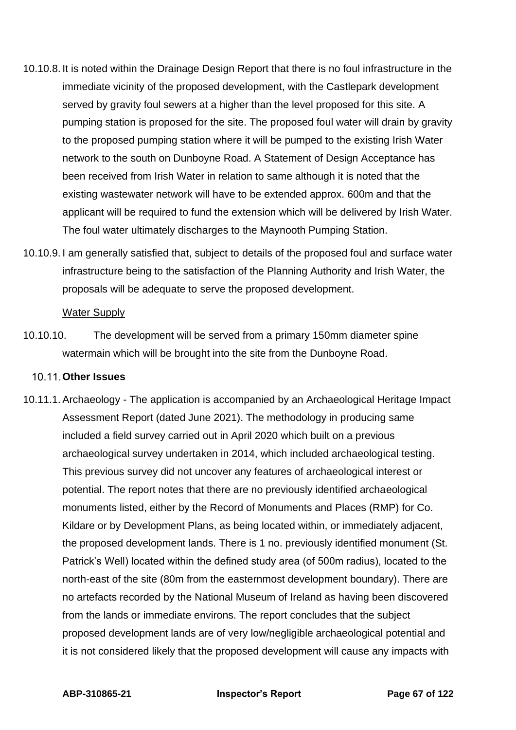10.10.8. It is noted within the Drainage Design Report that there is no foul infrastructure in the immediate vicinity of the proposed development, with the Castlepark development served by gravity foul sewers at a higher than the level proposed for this site. A pumping station is proposed for the site. The proposed foul water will drain by gravity to the proposed pumping station where it will be pumped to the existing Irish Water network to the south on Dunboyne Road. A Statement of Design Acceptance has been received from Irish Water in relation to same although it is noted that the existing wastewater network will have to be extended approx. 600m and that the applicant will be required to fund the extension which will be delivered by Irish Water. The foul water ultimately discharges to the Maynooth Pumping Station.

10.10.9. I am generally satisfied that, subject to details of the proposed foul and surface water infrastructure being to the satisfaction of the Planning Authority and Irish Water, the proposals will be adequate to serve the proposed development.

<u>Water Supply</u>

10.10.10. The development will be served from a primary 150mm diameter spine watermain which will be brought into the site from the Dunboyne Road.

### 10.11. Other Issues

10.11.1. Archaeology - The application is accompanied by an Archaeological Heritage Impact Assessment Report (dated June 2021). The methodology in producing same included a field survey carried out in April 2020 which built on a previous archaeological survey undertaken in 2014, which included archaeological testing. This previous survey did not uncover any features of archaeological interest or potential. The report notes that there are no previously identified archaeological monuments listed, either by the Record of Monuments and Places (RMP) for Co. Kildare or by Development Plans, as being located within, or immediately adjacent, the proposed development lands. There is 1 no. previously identified monument (St. Patrick's Well) located within the defined study area (of 500m radius), located to the north-east of the site (80m from the easternmost development boundary). There are no artefacts recorded by the National Museum of Ireland as having been discovered from the lands or immediate environs. The report concludes that the subject proposed development lands are of very low/negligible archaeological potential and it is not considered likely that the proposed development will cause any impacts with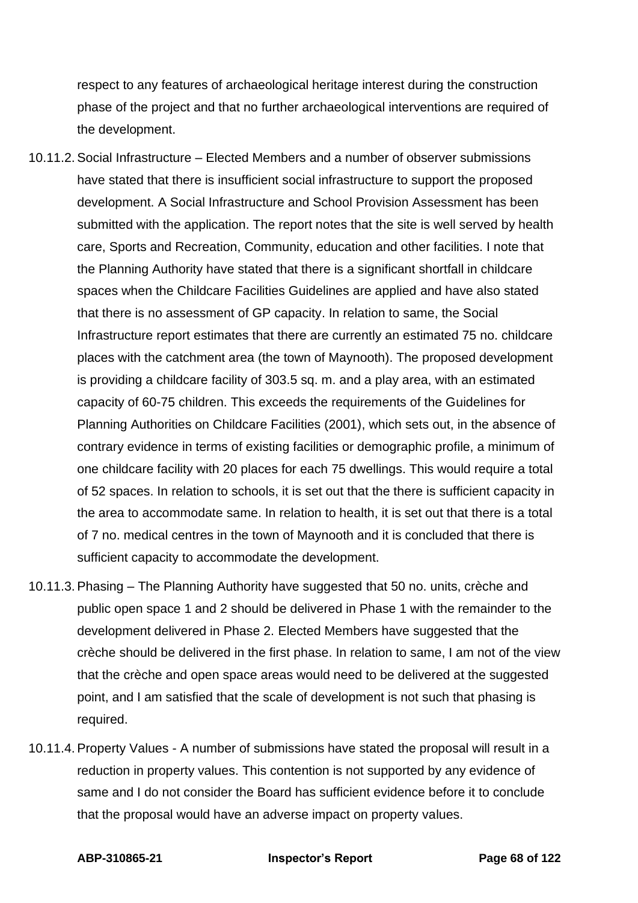respect to any features of archaeological heritage interest during the construction phase of the project and that no further archaeological interventions are required of the development.

10.11.2. Social Infrastructure – Elected Members and a number of observer submissions have stated that there is insufficient social infrastructure to support the proposed development. A Social Infrastructure and School Provision Assessment has been submitted with the application. The report notes that the site is well served by health care, Sports and Recreation, Community, education and other facilities. I note that the Planning Authority have stated that there is a significant shortfall in childcare spaces when the Childcare Facilities Guidelines are applied and have also stated that there is no assessment of GP capacity. In relation to same, the Social Infrastructure report estimates that there are currently an estimated 75 no. childcare places with the catchment area (the town of Maynooth). The proposed development is providing a childcare facility of 303.5 sq. m. and a play area, with an estimated capacity of 60-75 children. This exceeds the requirements of the Guidelines for Planning Authorities on Childcare Facilities (2001), which sets out, in the absence of contrary evidence in terms of existing facilities or demographic profile, a minimum of one childcare facility with 20 places for each 75 dwellings. This would require a total of 52 spaces. In relation to schools, it is set out that the there is sufficient capacity in the area to accommodate same. In relation to health, it is set out that there is a total of 7 no. medical centres in the town of Maynooth and it is concluded that there is sufficient capacity to accommodate the development.

10.11.3. Phasing – The Planning Authority have suggested that 50 no. units, crèche and public open space 1 and 2 should be delivered in Phase 1 with the remainder to the development delivered in Phase 2. Elected Members have suggested that the crèche should be delivered in the first phase. In relation to same, I am not of the view that the crèche and open space areas would need to be delivered at the suggested point, and I am satisfied that the scale of development is not such that phasing is required.

10.11.4. Property Values - A number of submissions have stated the proposal will result in a reduction in property values. This contention is not supported by any evidence of same and I do not consider the Board has sufficient evidence before it to conclude that the proposal would have an adverse impact on property values.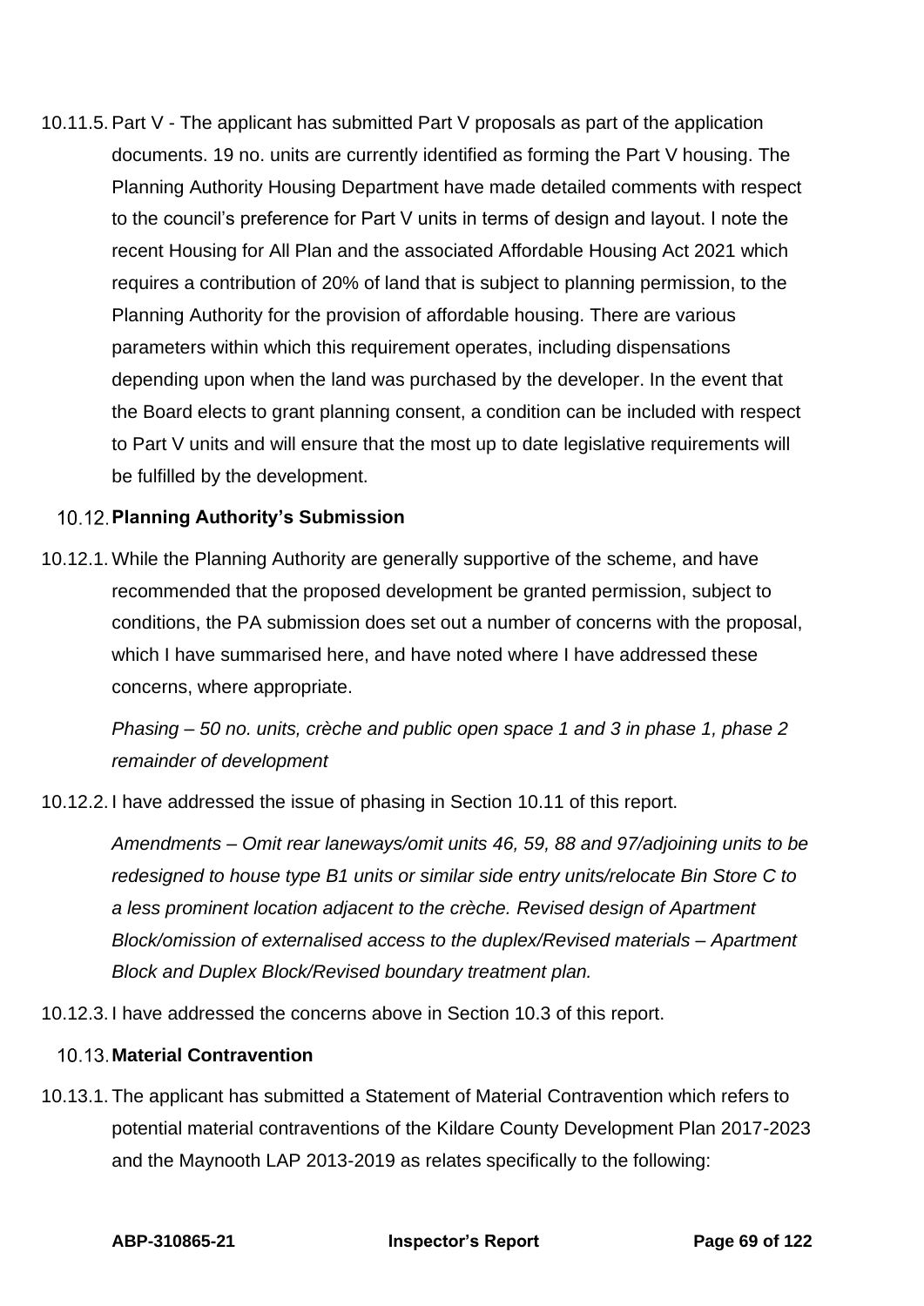10.11.5. Part V - The applicant has submitted Part V proposals as part of the application documents. 19 no. units are currently identified as forming the Part V housing. The Planning Authority Housing Department have made detailed comments with respect to the council's preference for Part V units in terms of design and layout. I note the recent Housing for All Plan and the associated Affordable Housing Act 2021 which requires a contribution of 20% of land that is subject to planning permission, to the Planning Authority for the provision of affordable housing. There are various parameters within which this requirement operates, including dispensations depending upon when the land was purchased by the developer. In the event that the Board elects to grant planning consent, a condition can be included with respect to Part V units and will ensure that the most up to date legislative requirements will be fulfilled by the development.

### 10.12. Planning Authority's Submission

10.12.1. While the Planning Authority are generally supportive of the scheme, and have recommended that the proposed development be granted permission, subject to conditions, the PA submission does set out a number of concerns with the proposal, which I have summarised here, and have noted where I have addressed these concerns, where appropriate.

*Phasing – 50 no. units, crèche and public open space 1 and 3 in phase 1, phase 2 remainder of development*

10.12.2. I have addressed the issue of phasing in Section 10.11 of this report.

*Amendments – Omit rear laneways/omit units 46, 59, 88 and 97/adjoining units to be redesigned to house type B1 units or similar side entry units/relocate Bin Store C to a less prominent location adjacent to the crèche. Revised design of Apartment Block/omission of externalised access to the duplex/Revised materials – Apartment Block and Duplex Block/Revised boundary treatment plan.*

10.12.3. I have addressed the concerns above in Section 10.3 of this report.

### 10.13. Material Contravention

10.13.1. The applicant has submitted a Statement of Material Contravention which refers to potential material contraventions of the Kildare County Development Plan 2017-2023 and the Maynooth LAP 2013-2019 as relates specifically to the following: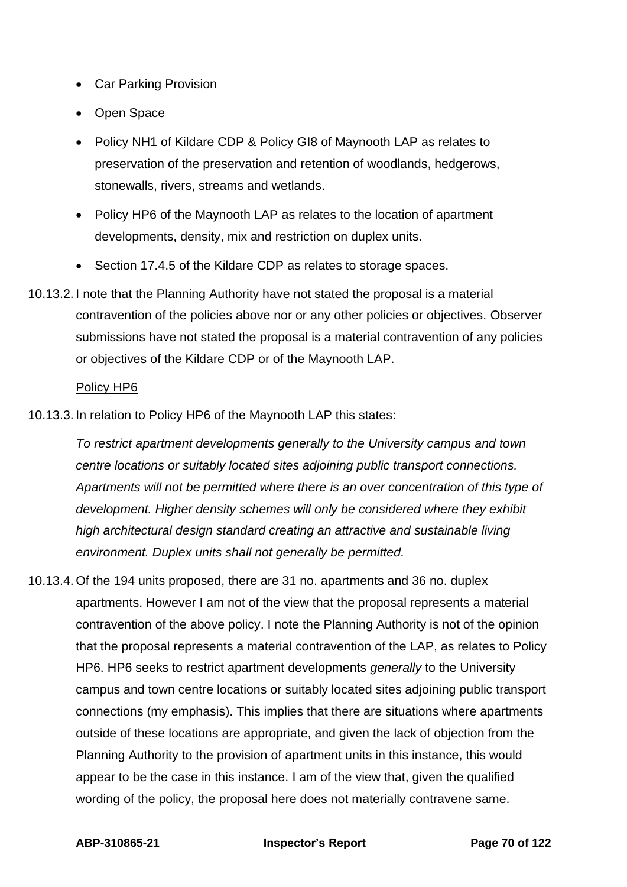- Car Parking Provision
- Open Space
- Policy NH1 of Kildare CDP & Policy GI8 of Maynooth LAP as relates to preservation of the preservation and retention of woodlands, hedgerows, stonewalls, rivers, streams and wetlands.
- Policy HP6 of the Maynooth LAP as relates to the location of apartment developments, density, mix and restriction on duplex units.
- Section 17.4.5 of the Kildare CDP as relates to storage spaces.

10.13.2. I note that the Planning Authority have not stated the proposal is a material contravention of the policies above nor or any other policies or objectives. Observer submissions have not stated the proposal is a material contravention of any policies or objectives of the Kildare CDP or of the Maynooth LAP.

<u>Policy HP6</u>

10.13.3. In relation to Policy HP6 of the Maynooth LAP this states:

*To restrict apartment developments generally to the University campus and town centre locations or suitably located sites adjoining public transport connections. Apartments will not be permitted where there is an over concentration of this type of development. Higher density schemes will only be considered where they exhibit high architectural design standard creating an attractive and sustainable living environment. Duplex units shall not generally be permitted.*

10.13.4. Of the 194 units proposed, there are 31 no. apartments and 36 no. duplex apartments. However I am not of the view that the proposal represents a material contravention of the above policy. I note the Planning Authority is not of the opinion that the proposal represents a material contravention of the LAP, as relates to Policy HP6. HP6 seeks to restrict apartment developments *generally* to the University campus and town centre locations or suitably located sites adjoining public transport connections (my emphasis). This implies that there are situations where apartments outside of these locations are appropriate, and given the lack of objection from the Planning Authority to the provision of apartment units in this instance, this would appear to be the case in this instance. I am of the view that, given the qualified wording of the policy, the proposal here does not materially contravene same.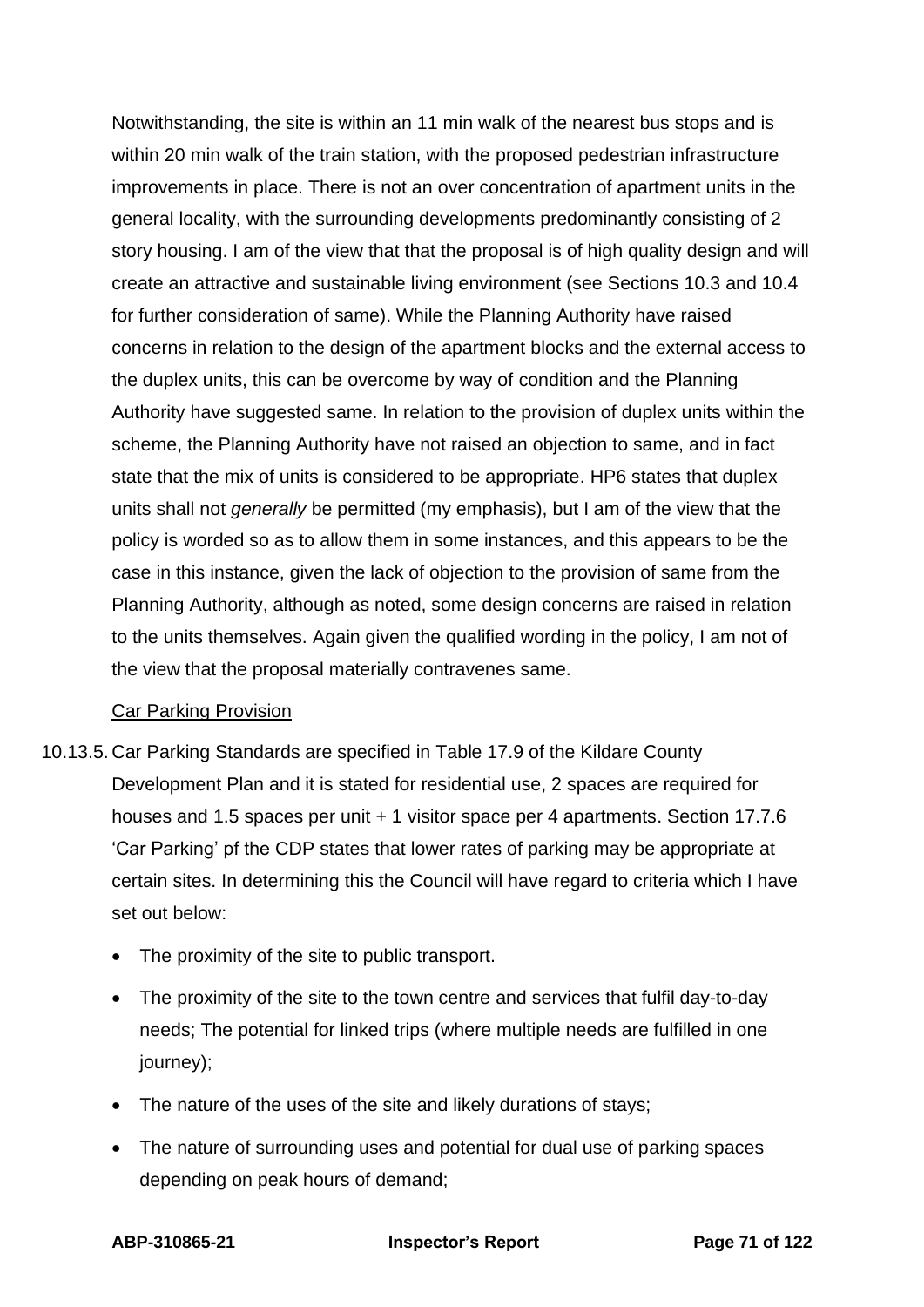Notwithstanding, the site is within an 11 min walk of the nearest bus stops and is within 20 min walk of the train station, with the proposed pedestrian infrastructure improvements in place. There is not an over concentration of apartment units in the general locality, with the surrounding developments predominantly consisting of 2 story housing. I am of the view that that the proposal is of high quality design and will create an attractive and sustainable living environment (see Sections 10.3 and 10.4 for further consideration of same). While the Planning Authority have raised concerns in relation to the design of the apartment blocks and the external access to the duplex units, this can be overcome by way of condition and the Planning Authority have suggested same. In relation to the provision of duplex units within the scheme, the Planning Authority have not raised an objection to same, and in fact state that the mix of units is considered to be appropriate. HP6 states that duplex units shall not *generally* be permitted (my emphasis), but I am of the view that the policy is worded so as to allow them in some instances, and this appears to be the case in this instance, given the lack of objection to the provision of same from the Planning Authority, although as noted, some design concerns are raised in relation to the units themselves. Again given the qualified wording in the policy, I am not of the view that the proposal materially contravenes same.

<u>Car Parking Provision</u>

10.13.5. Car Parking Standards are specified in Table 17.9 of the Kildare County Development Plan and it is stated for residential use, 2 spaces are required for houses and 1.5 spaces per unit + 1 visitor space per 4 apartments. Section 17.7.6 'Car Parking' pf the CDP states that lower rates of parking may be appropriate at certain sites. In determining this the Council will have regard to criteria which I have set out below:

- The proximity of the site to public transport.
- The proximity of the site to the town centre and services that fulfil day-to-day needs; The potential for linked trips (where multiple needs are fulfilled in one journey);
- The nature of the uses of the site and likely durations of stays;
- The nature of surrounding uses and potential for dual use of parking spaces depending on peak hours of demand;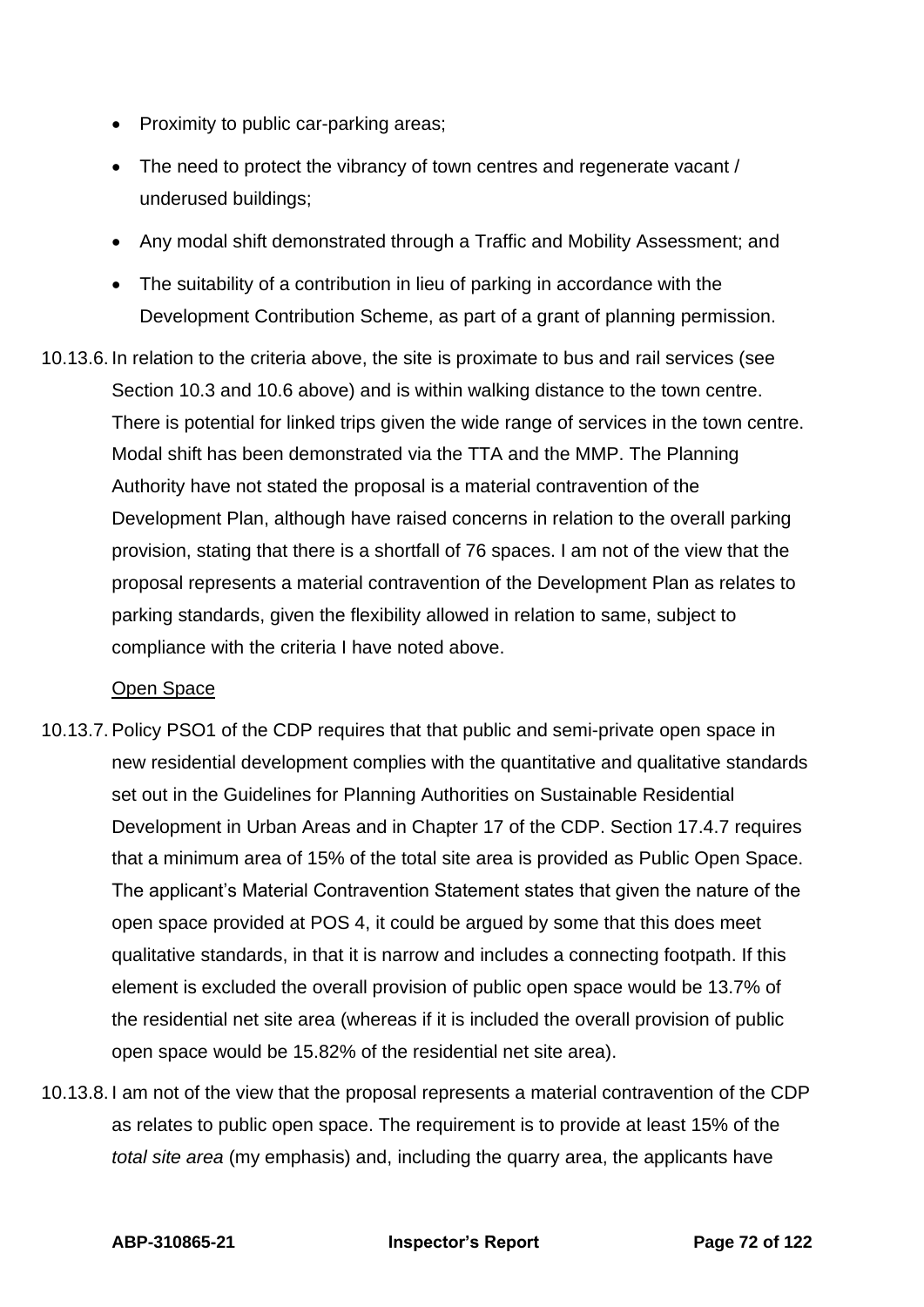- Proximity to public car-parking areas;
- The need to protect the vibrancy of town centres and regenerate vacant / underused buildings;
- Any modal shift demonstrated through a Traffic and Mobility Assessment; and
- The suitability of a contribution in lieu of parking in accordance with the Development Contribution Scheme, as part of a grant of planning permission.

10.13.6. In relation to the criteria above, the site is proximate to bus and rail services (see Section 10.3 and 10.6 above) and is within walking distance to the town centre. There is potential for linked trips given the wide range of services in the town centre. Modal shift has been demonstrated via the TTA and the MMP. The Planning Authority have not stated the proposal is a material contravention of the Development Plan, although have raised concerns in relation to the overall parking provision, stating that there is a shortfall of 76 spaces. I am not of the view that the proposal represents a material contravention of the Development Plan as relates to parking standards, given the flexibility allowed in relation to same, subject to compliance with the criteria I have noted above.

<u>Open Space</u>

10.13.7. Policy PSO1 of the CDP requires that that public and semi-private open space in new residential development complies with the quantitative and qualitative standards set out in the Guidelines for Planning Authorities on Sustainable Residential Development in Urban Areas and in Chapter 17 of the CDP. Section 17.4.7 requires that a minimum area of 15% of the total site area is provided as Public Open Space. The applicant's Material Contravention Statement states that given the nature of the open space provided at POS 4, it could be argued by some that this does meet qualitative standards, in that it is narrow and includes a connecting footpath. If this element is excluded the overall provision of public open space would be 13.7% of the residential net site area (whereas if it is included the overall provision of public open space would be 15.82% of the residential net site area).

10.13.8. I am not of the view that the proposal represents a material contravention of the CDP as relates to public open space. The requirement is to provide at least 15% of the *total site area* (my emphasis) and, including the quarry area, the applicants have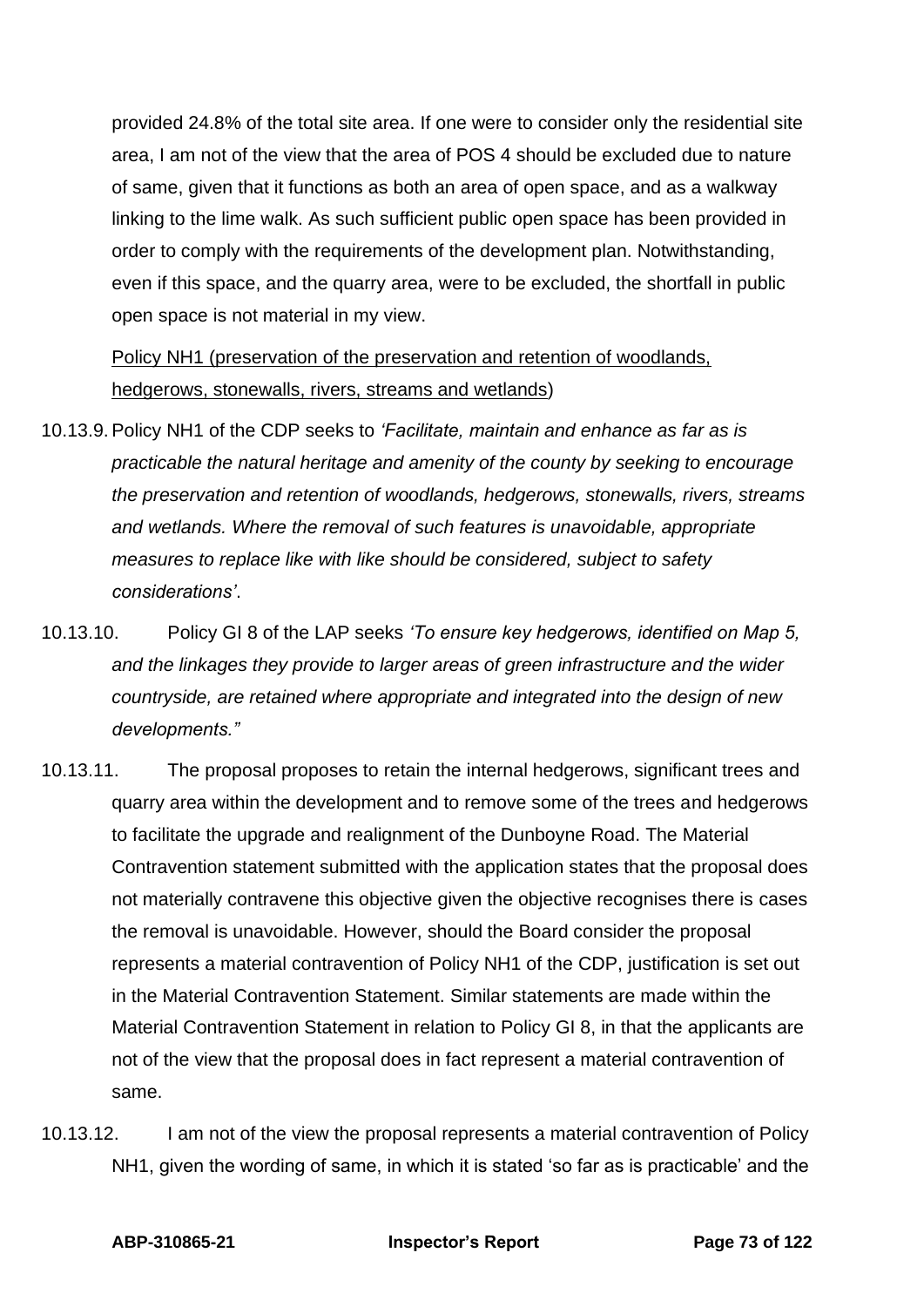provided 24.8% of the total site area. If one were to consider only the residential site area, I am not of the view that the area of POS 4 should be excluded due to nature of same, given that it functions as both an area of open space, and as a walkway linking to the lime walk. As such sufficient public open space has been provided in order to comply with the requirements of the development plan. Notwithstanding, even if this space, and the quarry area, were to be excluded, the shortfall in public open space is not material in my view.

<u>Policy NH1 (preservation of the preservation and retention of woodlands, hedgerows, stonewalls, rivers, streams and wetlands</u>)

10.13.9. Policy NH1 of the CDP seeks to *'Facilitate, maintain and enhance as far as is practicable the natural heritage and amenity of the county by seeking to encourage the preservation and retention of woodlands, hedgerows, stonewalls, rivers, streams and wetlands. Where the removal of such features is unavoidable, appropriate measures to replace like with like should be considered, subject to safety considerations'*.

10.13.10. Policy GI 8 of the LAP seeks *'To ensure key hedgerows, identified on Map 5, and the linkages they provide to larger areas of green infrastructure and the wider countryside, are retained where appropriate and integrated into the design of new developments."*

10.13.11. The proposal proposes to retain the internal hedgerows, significant trees and quarry area within the development and to remove some of the trees and hedgerows to facilitate the upgrade and realignment of the Dunboyne Road. The Material Contravention statement submitted with the application states that the proposal does not materially contravene this objective given the objective recognises there is cases the removal is unavoidable. However, should the Board consider the proposal represents a material contravention of Policy NH1 of the CDP, justification is set out in the Material Contravention Statement. Similar statements are made within the Material Contravention Statement in relation to Policy GI 8, in that the applicants are not of the view that the proposal does in fact represent a material contravention of same.

10.13.12. I am not of the view the proposal represents a material contravention of Policy NH1, given the wording of same, in which it is stated 'so far as is practicable' and the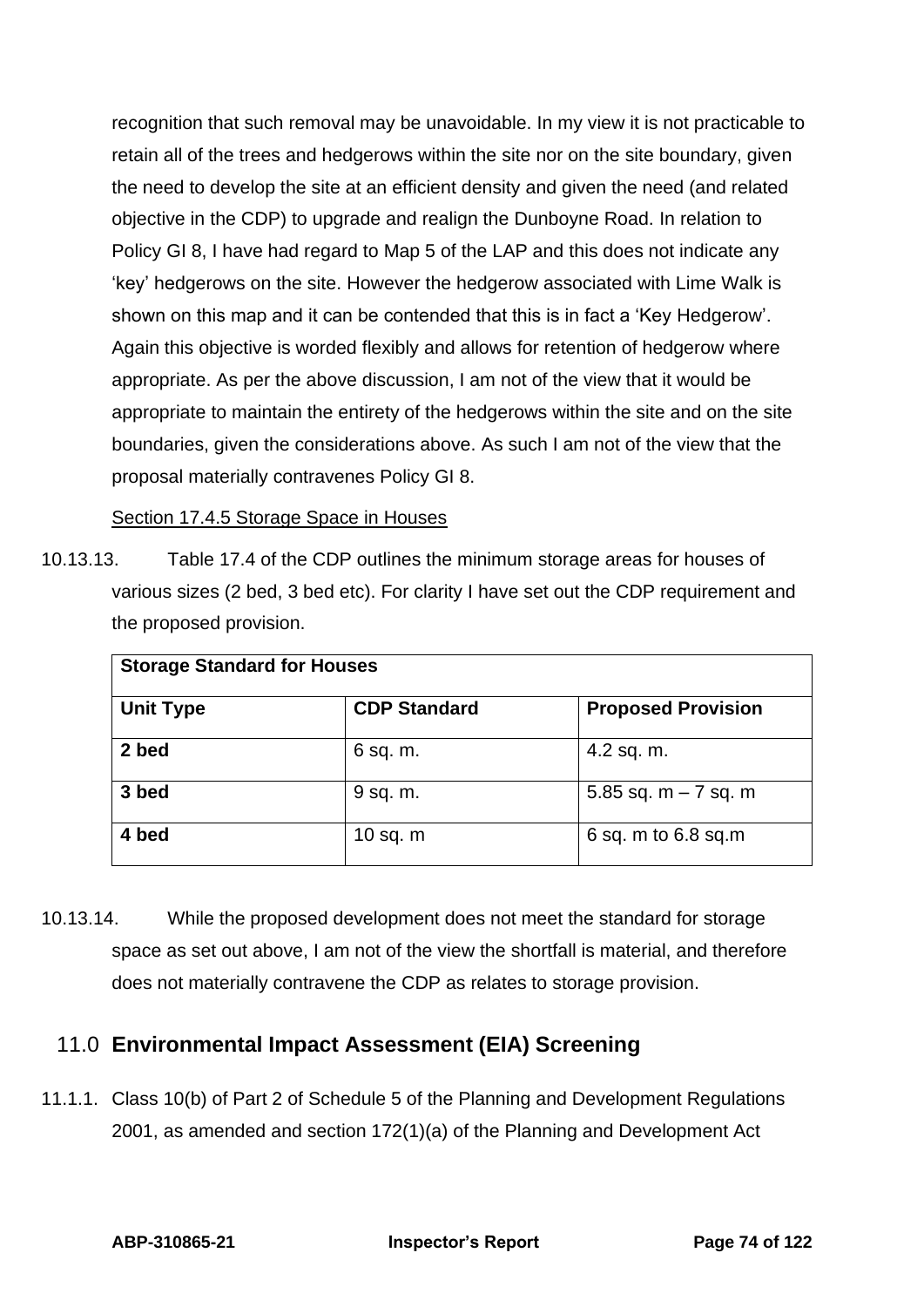recognition that such removal may be unavoidable. In my view it is not practicable to retain all of the trees and hedgerows within the site nor on the site boundary, given the need to develop the site at an efficient density and given the need (and related objective in the CDP) to upgrade and realign the Dunboyne Road. In relation to Policy GI 8, I have had regard to Map 5 of the LAP and this does not indicate any 'key' hedgerows on the site. However the hedgerow associated with Lime Walk is shown on this map and it can be contended that this is in fact a 'Key Hedgerow'. Again this objective is worded flexibly and allows for retention of hedgerow where appropriate. As per the above discussion, I am not of the view that it would be appropriate to maintain the entirety of the hedgerows within the site and on the site boundaries, given the considerations above. As such I am not of the view that the proposal materially contravenes Policy GI 8.

<u>Section 17.4.5 Storage Space in Houses</u>

10.13.13. Table 17.4 of the CDP outlines the minimum storage areas for houses of various sizes (2 bed, 3 bed etc). For clarity I have set out the CDP requirement and the proposed provision.

| **Storage Standard for Houses** | | |
|---|---|---|
| **Unit Type** | **CDP Standard** | **Proposed Provision** |
| **2 bed** | 6 sq. m. | 4.2 sq. m. |
| **3 bed** | 9 sq. m. | 5.85 sq. m – 7 sq. m |
| **4 bed** | 10 sq. m | 6 sq. m to 6.8 sq.m |

10.13.14. While the proposed development does not meet the standard for storage space as set out above, I am not of the view the shortfall is material, and therefore does not materially contravene the CDP as relates to storage provision.

## 11.0 Environmental Impact Assessment (EIA) Screening

11.1.1. Class 10(b) of Part 2 of Schedule 5 of the Planning and Development Regulations 2001, as amended and section 172(1)(a) of the Planning and Development Act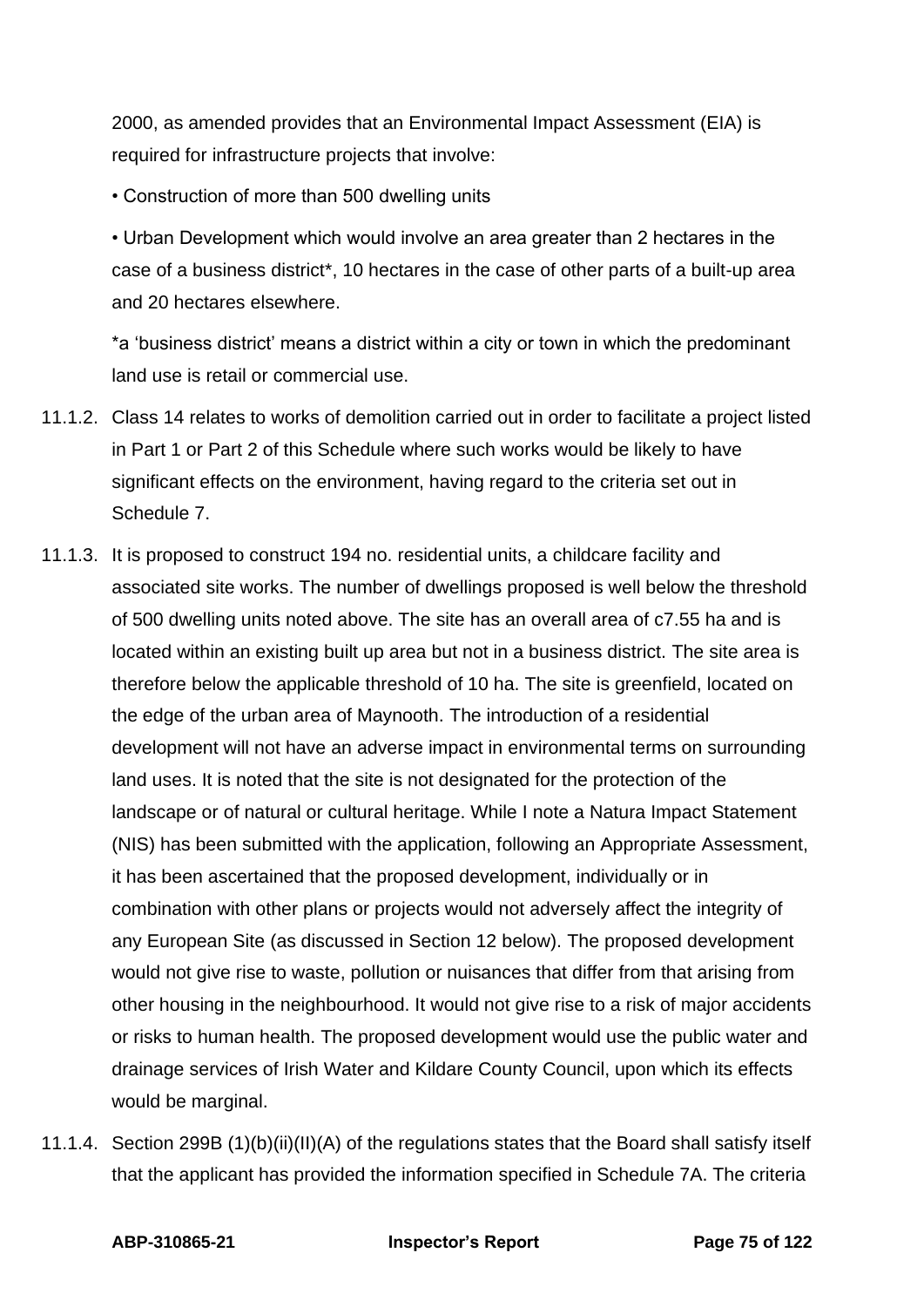2000, as amended provides that an Environmental Impact Assessment (EIA) is required for infrastructure projects that involve:

• Construction of more than 500 dwelling units

• Urban Development which would involve an area greater than 2 hectares in the case of a business district*, 10 hectares in the case of other parts of a built-up area and 20 hectares elsewhere.

*a 'business district' means a district within a city or town in which the predominant land use is retail or commercial use.

11.1.2. Class 14 relates to works of demolition carried out in order to facilitate a project listed in Part 1 or Part 2 of this Schedule where such works would be likely to have significant effects on the environment, having regard to the criteria set out in Schedule 7.

11.1.3. It is proposed to construct 194 no. residential units, a childcare facility and associated site works. The number of dwellings proposed is well below the threshold of 500 dwelling units noted above. The site has an overall area of c7.55 ha and is located within an existing built up area but not in a business district. The site area is therefore below the applicable threshold of 10 ha. The site is greenfield, located on the edge of the urban area of Maynooth. The introduction of a residential development will not have an adverse impact in environmental terms on surrounding land uses. It is noted that the site is not designated for the protection of the landscape or of natural or cultural heritage. While I note a Natura Impact Statement (NIS) has been submitted with the application, following an Appropriate Assessment, it has been ascertained that the proposed development, individually or in combination with other plans or projects would not adversely affect the integrity of any European Site (as discussed in Section 12 below). The proposed development would not give rise to waste, pollution or nuisances that differ from that arising from other housing in the neighbourhood. It would not give rise to a risk of major accidents or risks to human health. The proposed development would use the public water and drainage services of Irish Water and Kildare County Council, upon which its effects would be marginal.

11.1.4. Section 299B (1)(b)(ii)(II)(A) of the regulations states that the Board shall satisfy itself that the applicant has provided the information specified in Schedule 7A. The criteria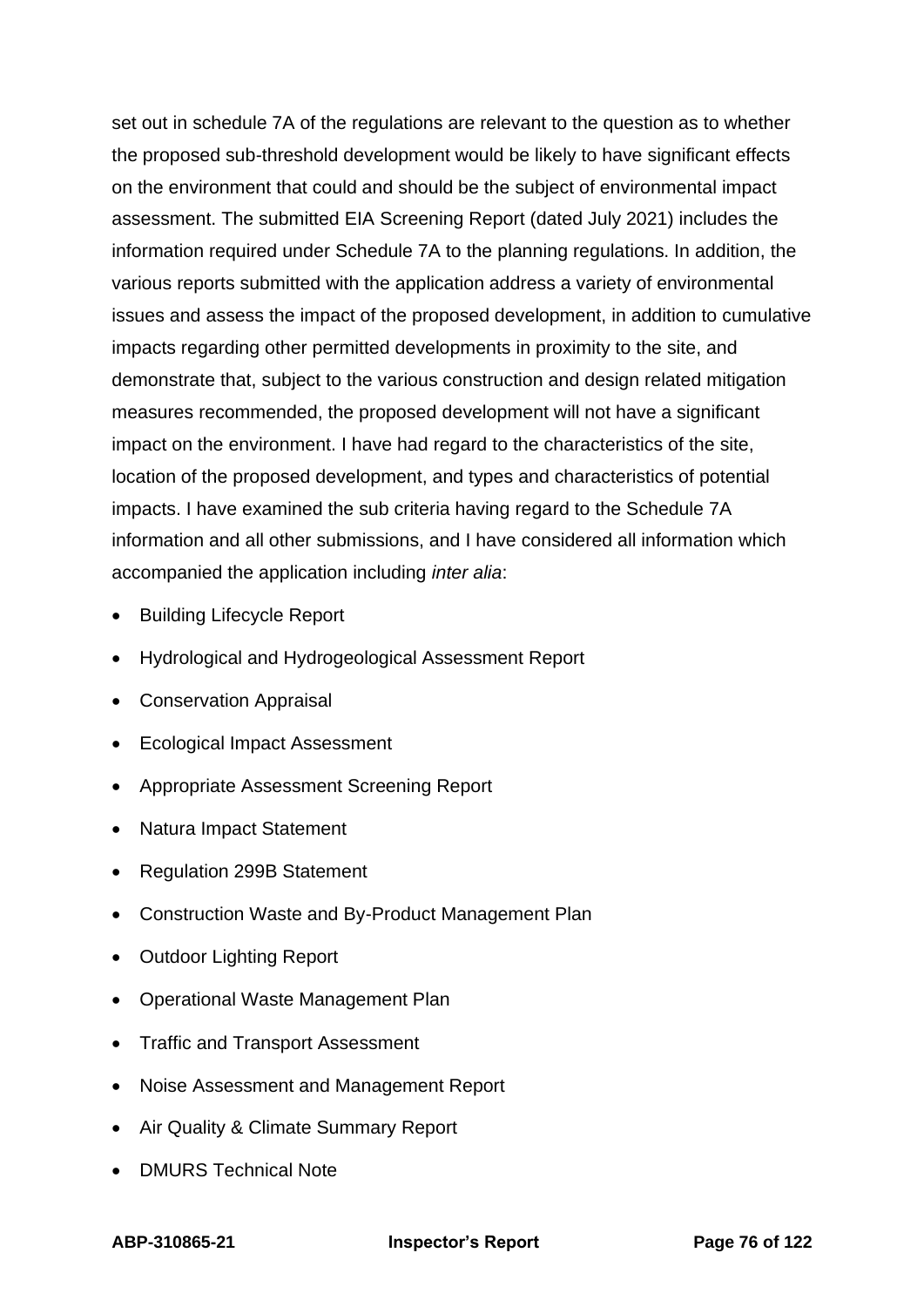set out in schedule 7A of the regulations are relevant to the question as to whether the proposed sub-threshold development would be likely to have significant effects on the environment that could and should be the subject of environmental impact assessment. The submitted EIA Screening Report (dated July 2021) includes the information required under Schedule 7A to the planning regulations. In addition, the various reports submitted with the application address a variety of environmental issues and assess the impact of the proposed development, in addition to cumulative impacts regarding other permitted developments in proximity to the site, and demonstrate that, subject to the various construction and design related mitigation measures recommended, the proposed development will not have a significant impact on the environment. I have had regard to the characteristics of the site, location of the proposed development, and types and characteristics of potential impacts. I have examined the sub criteria having regard to the Schedule 7A information and all other submissions, and I have considered all information which accompanied the application including *inter alia*:

- Building Lifecycle Report
- Hydrological and Hydrogeological Assessment Report
- Conservation Appraisal
- Ecological Impact Assessment
- Appropriate Assessment Screening Report
- Natura Impact Statement
- Regulation 299B Statement
- Construction Waste and By-Product Management Plan
- Outdoor Lighting Report
- Operational Waste Management Plan
- Traffic and Transport Assessment
- Noise Assessment and Management Report
- Air Quality & Climate Summary Report
- DMURS Technical Note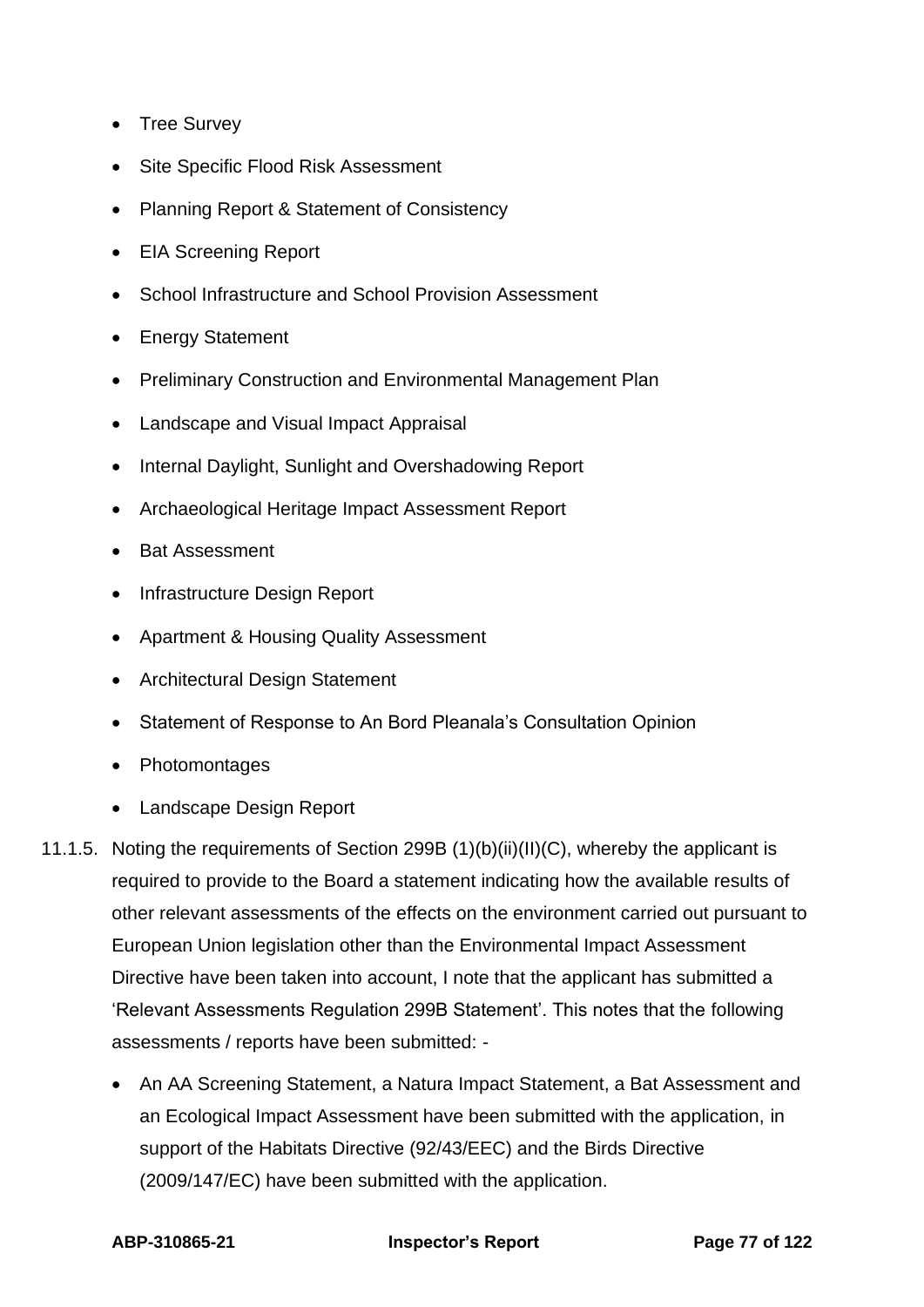- Tree Survey
- Site Specific Flood Risk Assessment
- Planning Report & Statement of Consistency
- EIA Screening Report
- School Infrastructure and School Provision Assessment
- Energy Statement
- Preliminary Construction and Environmental Management Plan
- Landscape and Visual Impact Appraisal
- Internal Daylight, Sunlight and Overshadowing Report
- Archaeological Heritage Impact Assessment Report
- Bat Assessment
- Infrastructure Design Report
- Apartment & Housing Quality Assessment
- Architectural Design Statement
- Statement of Response to An Bord Pleanala's Consultation Opinion
- Photomontages
- Landscape Design Report

11.1.5. Noting the requirements of Section 299B (1)(b)(ii)(II)(C), whereby the applicant is required to provide to the Board a statement indicating how the available results of other relevant assessments of the effects on the environment carried out pursuant to European Union legislation other than the Environmental Impact Assessment Directive have been taken into account, I note that the applicant has submitted a 'Relevant Assessments Regulation 299B Statement'. This notes that the following assessments / reports have been submitted: -

- An AA Screening Statement, a Natura Impact Statement, a Bat Assessment and an Ecological Impact Assessment have been submitted with the application, in support of the Habitats Directive (92/43/EEC) and the Birds Directive (2009/147/EC) have been submitted with the application.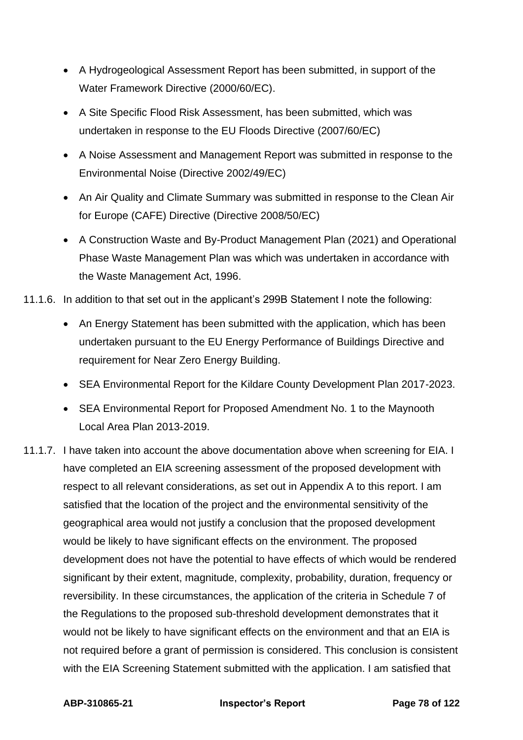- A Hydrogeological Assessment Report has been submitted, in support of the Water Framework Directive (2000/60/EC).
- A Site Specific Flood Risk Assessment, has been submitted, which was undertaken in response to the EU Floods Directive (2007/60/EC)
- A Noise Assessment and Management Report was submitted in response to the Environmental Noise (Directive 2002/49/EC)
- An Air Quality and Climate Summary was submitted in response to the Clean Air for Europe (CAFE) Directive (Directive 2008/50/EC)
- A Construction Waste and By-Product Management Plan (2021) and Operational Phase Waste Management Plan was which was undertaken in accordance with the Waste Management Act, 1996.

11.1.6. In addition to that set out in the applicant's 299B Statement I note the following:

- An Energy Statement has been submitted with the application, which has been undertaken pursuant to the EU Energy Performance of Buildings Directive and requirement for Near Zero Energy Building.
- SEA Environmental Report for the Kildare County Development Plan 2017-2023.
- SEA Environmental Report for Proposed Amendment No. 1 to the Maynooth Local Area Plan 2013-2019.

11.1.7. I have taken into account the above documentation above when screening for EIA. I have completed an EIA screening assessment of the proposed development with respect to all relevant considerations, as set out in Appendix A to this report. I am satisfied that the location of the project and the environmental sensitivity of the geographical area would not justify a conclusion that the proposed development would be likely to have significant effects on the environment. The proposed development does not have the potential to have effects of which would be rendered significant by their extent, magnitude, complexity, probability, duration, frequency or reversibility. In these circumstances, the application of the criteria in Schedule 7 of the Regulations to the proposed sub-threshold development demonstrates that it would not be likely to have significant effects on the environment and that an EIA is not required before a grant of permission is considered. This conclusion is consistent with the EIA Screening Statement submitted with the application. I am satisfied that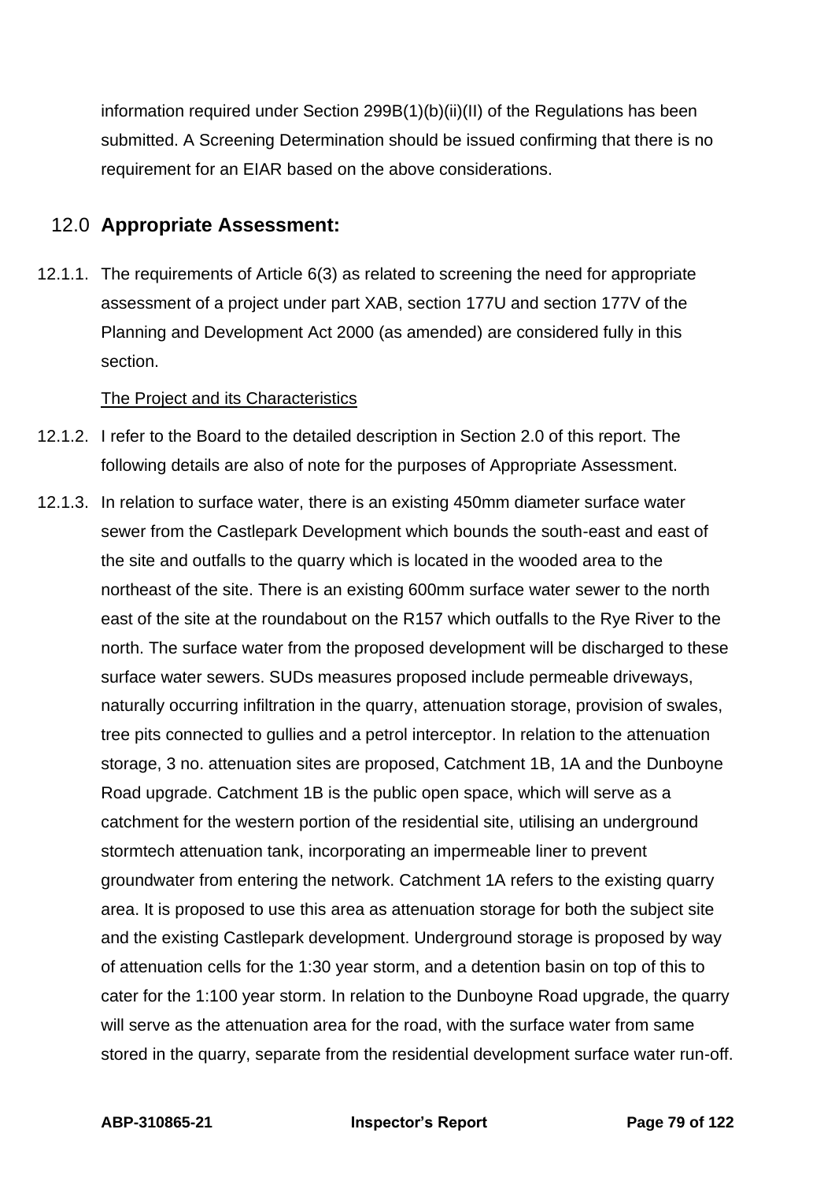information required under Section 299B(1)(b)(ii)(II) of the Regulations has been submitted. A Screening Determination should be issued confirming that there is no requirement for an EIAR based on the above considerations.

## 12.0 Appropriate Assessment:

12.1.1. The requirements of Article 6(3) as related to screening the need for appropriate assessment of a project under part XAB, section 177U and section 177V of the Planning and Development Act 2000 (as amended) are considered fully in this section.

The Project and its Characteristics

12.1.2. I refer to the Board to the detailed description in Section 2.0 of this report. The following details are also of note for the purposes of Appropriate Assessment.

12.1.3. In relation to surface water, there is an existing 450mm diameter surface water sewer from the Castlepark Development which bounds the south-east and east of the site and outfalls to the quarry which is located in the wooded area to the northeast of the site. There is an existing 600mm surface water sewer to the north east of the site at the roundabout on the R157 which outfalls to the Rye River to the north. The surface water from the proposed development will be discharged to these surface water sewers. SUDs measures proposed include permeable driveways, naturally occurring infiltration in the quarry, attenuation storage, provision of swales, tree pits connected to gullies and a petrol interceptor. In relation to the attenuation storage, 3 no. attenuation sites are proposed, Catchment 1B, 1A and the Dunboyne Road upgrade. Catchment 1B is the public open space, which will serve as a catchment for the western portion of the residential site, utilising an underground stormtech attenuation tank, incorporating an impermeable liner to prevent groundwater from entering the network. Catchment 1A refers to the existing quarry area. It is proposed to use this area as attenuation storage for both the subject site and the existing Castlepark development. Underground storage is proposed by way of attenuation cells for the 1:30 year storm, and a detention basin on top of this to cater for the 1:100 year storm. In relation to the Dunboyne Road upgrade, the quarry will serve as the attenuation area for the road, with the surface water from same stored in the quarry, separate from the residential development surface water run-off.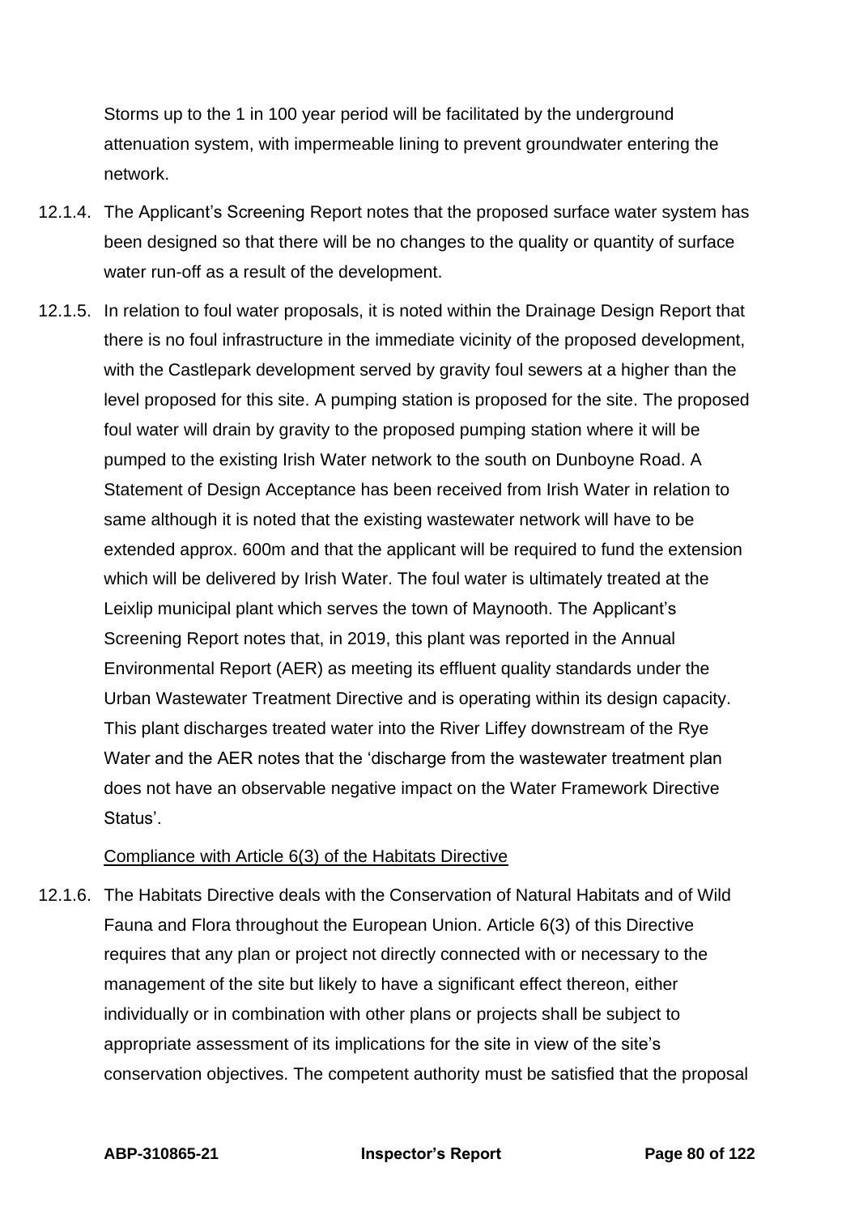Storms up to the 1 in 100 year period will be facilitated by the underground attenuation system, with impermeable lining to prevent groundwater entering the network.

12.1.4. The Applicant's Screening Report notes that the proposed surface water system has been designed so that there will be no changes to the quality or quantity of surface water run-off as a result of the development.

12.1.5. In relation to foul water proposals, it is noted within the Drainage Design Report that there is no foul infrastructure in the immediate vicinity of the proposed development, with the Castlepark development served by gravity foul sewers at a higher than the level proposed for this site. A pumping station is proposed for the site. The proposed foul water will drain by gravity to the proposed pumping station where it will be pumped to the existing Irish Water network to the south on Dunboyne Road. A Statement of Design Acceptance has been received from Irish Water in relation to same although it is noted that the existing wastewater network will have to be extended approx. 600m and that the applicant will be required to fund the extension which will be delivered by Irish Water. The foul water is ultimately treated at the Leixlip municipal plant which serves the town of Maynooth. The Applicant's Screening Report notes that, in 2019, this plant was reported in the Annual Environmental Report (AER) as meeting its effluent quality standards under the Urban Wastewater Treatment Directive and is operating within its design capacity. This plant discharges treated water into the River Liffey downstream of the Rye Water and the AER notes that the 'discharge from the wastewater treatment plan does not have an observable negative impact on the Water Framework Directive Status'.

<u>Compliance with Article 6(3) of the Habitats Directive</u>

12.1.6. The Habitats Directive deals with the Conservation of Natural Habitats and of Wild Fauna and Flora throughout the European Union. Article 6(3) of this Directive requires that any plan or project not directly connected with or necessary to the management of the site but likely to have a significant effect thereon, either individually or in combination with other plans or projects shall be subject to appropriate assessment of its implications for the site in view of the site's conservation objectives. The competent authority must be satisfied that the proposal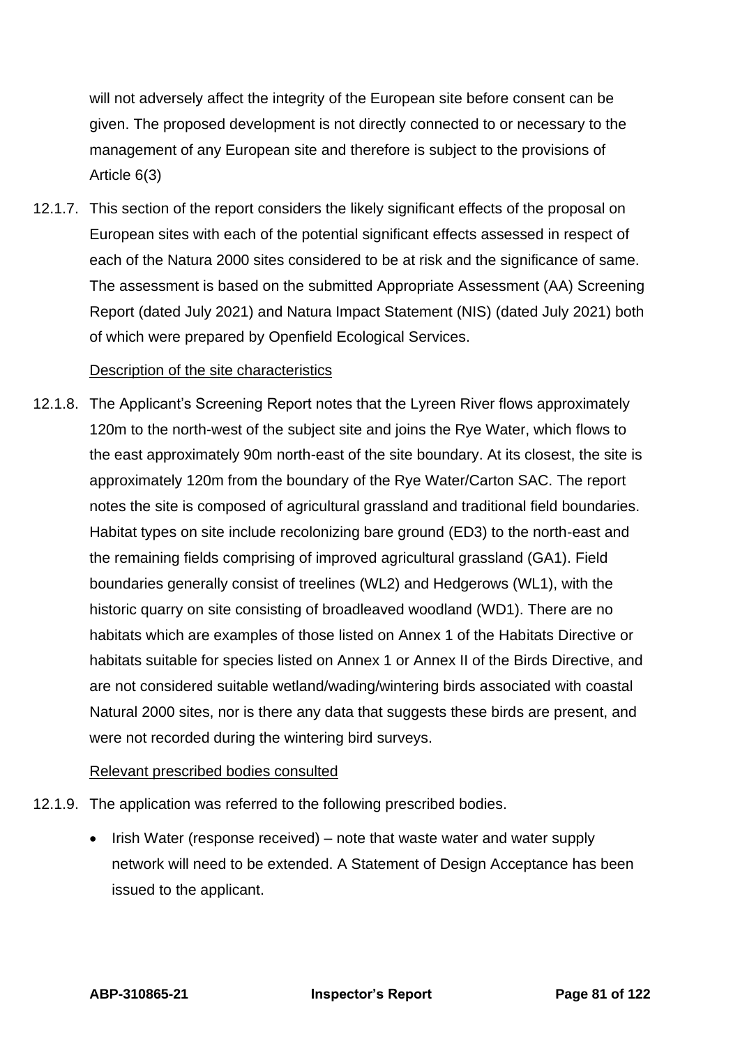will not adversely affect the integrity of the European site before consent can be given. The proposed development is not directly connected to or necessary to the management of any European site and therefore is subject to the provisions of Article 6(3)

12.1.7. This section of the report considers the likely significant effects of the proposal on European sites with each of the potential significant effects assessed in respect of each of the Natura 2000 sites considered to be at risk and the significance of same. The assessment is based on the submitted Appropriate Assessment (AA) Screening Report (dated July 2021) and Natura Impact Statement (NIS) (dated July 2021) both of which were prepared by Openfield Ecological Services.

Description of the site characteristics

12.1.8. The Applicant's Screening Report notes that the Lyreen River flows approximately 120m to the north-west of the subject site and joins the Rye Water, which flows to the east approximately 90m north-east of the site boundary. At its closest, the site is approximately 120m from the boundary of the Rye Water/Carton SAC. The report notes the site is composed of agricultural grassland and traditional field boundaries. Habitat types on site include recolonizing bare ground (ED3) to the north-east and the remaining fields comprising of improved agricultural grassland (GA1). Field boundaries generally consist of treelines (WL2) and Hedgerows (WL1), with the historic quarry on site consisting of broadleaved woodland (WD1). There are no habitats which are examples of those listed on Annex 1 of the Habitats Directive or habitats suitable for species listed on Annex 1 or Annex II of the Birds Directive, and are not considered suitable wetland/wading/wintering birds associated with coastal Natural 2000 sites, nor is there any data that suggests these birds are present, and were not recorded during the wintering bird surveys.

Relevant prescribed bodies consulted

12.1.9. The application was referred to the following prescribed bodies.

- Irish Water (response received) – note that waste water and water supply network will need to be extended. A Statement of Design Acceptance has been issued to the applicant.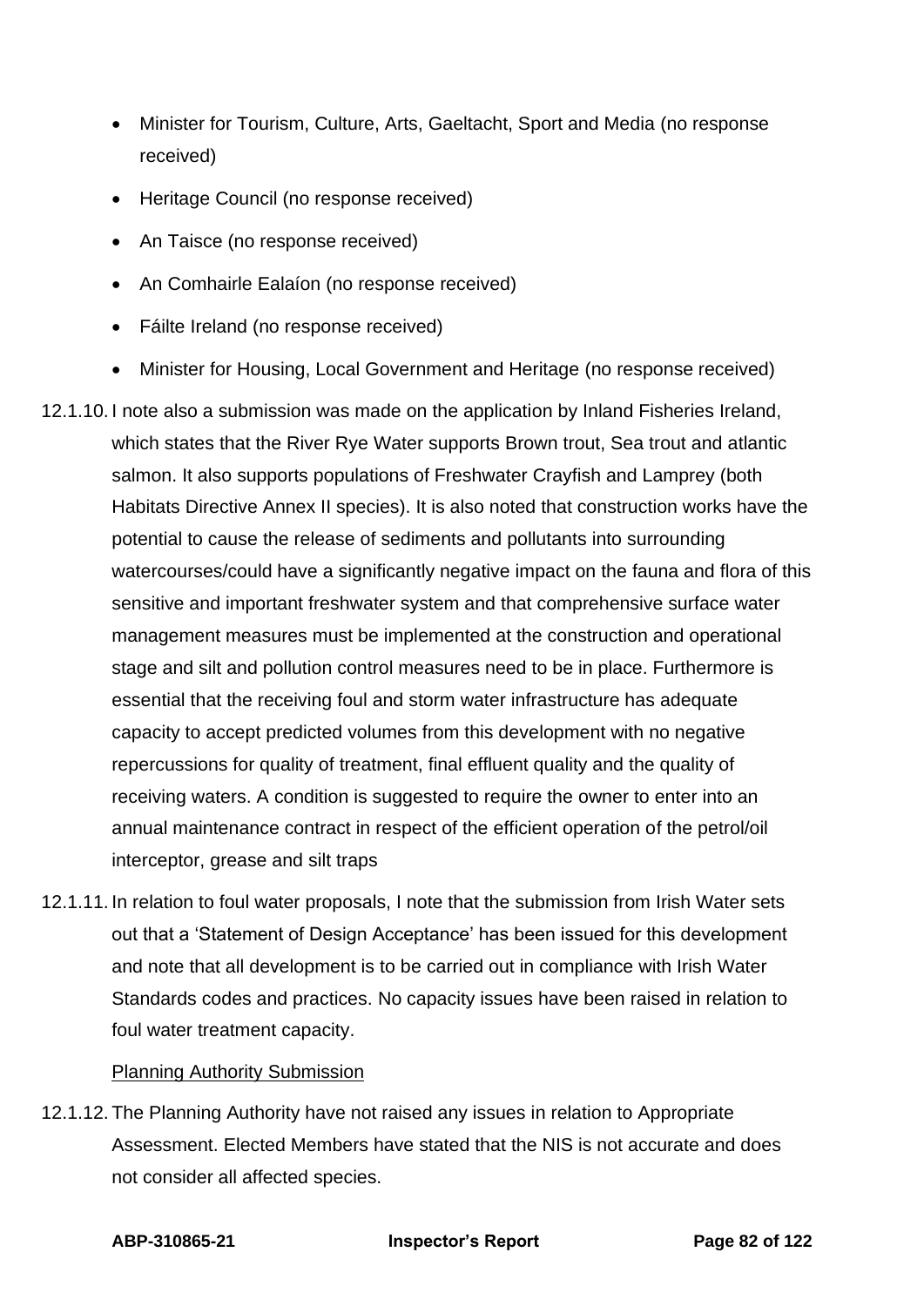- Minister for Tourism, Culture, Arts, Gaeltacht, Sport and Media (no response received)
- Heritage Council (no response received)
- An Taisce (no response received)
- An Comhairle Ealaíon (no response received)
- Fáilte Ireland (no response received)
- Minister for Housing, Local Government and Heritage (no response received)

12.1.10. I note also a submission was made on the application by Inland Fisheries Ireland, which states that the River Rye Water supports Brown trout, Sea trout and atlantic salmon. It also supports populations of Freshwater Crayfish and Lamprey (both Habitats Directive Annex II species). It is also noted that construction works have the potential to cause the release of sediments and pollutants into surrounding watercourses/could have a significantly negative impact on the fauna and flora of this sensitive and important freshwater system and that comprehensive surface water management measures must be implemented at the construction and operational stage and silt and pollution control measures need to be in place. Furthermore is essential that the receiving foul and storm water infrastructure has adequate capacity to accept predicted volumes from this development with no negative repercussions for quality of treatment, final effluent quality and the quality of receiving waters. A condition is suggested to require the owner to enter into an annual maintenance contract in respect of the efficient operation of the petrol/oil interceptor, grease and silt traps

12.1.11. In relation to foul water proposals, I note that the submission from Irish Water sets out that a 'Statement of Design Acceptance' has been issued for this development and note that all development is to be carried out in compliance with Irish Water Standards codes and practices. No capacity issues have been raised in relation to foul water treatment capacity.

<u>Planning Authority Submission</u>

12.1.12. The Planning Authority have not raised any issues in relation to Appropriate Assessment. Elected Members have stated that the NIS is not accurate and does not consider all affected species.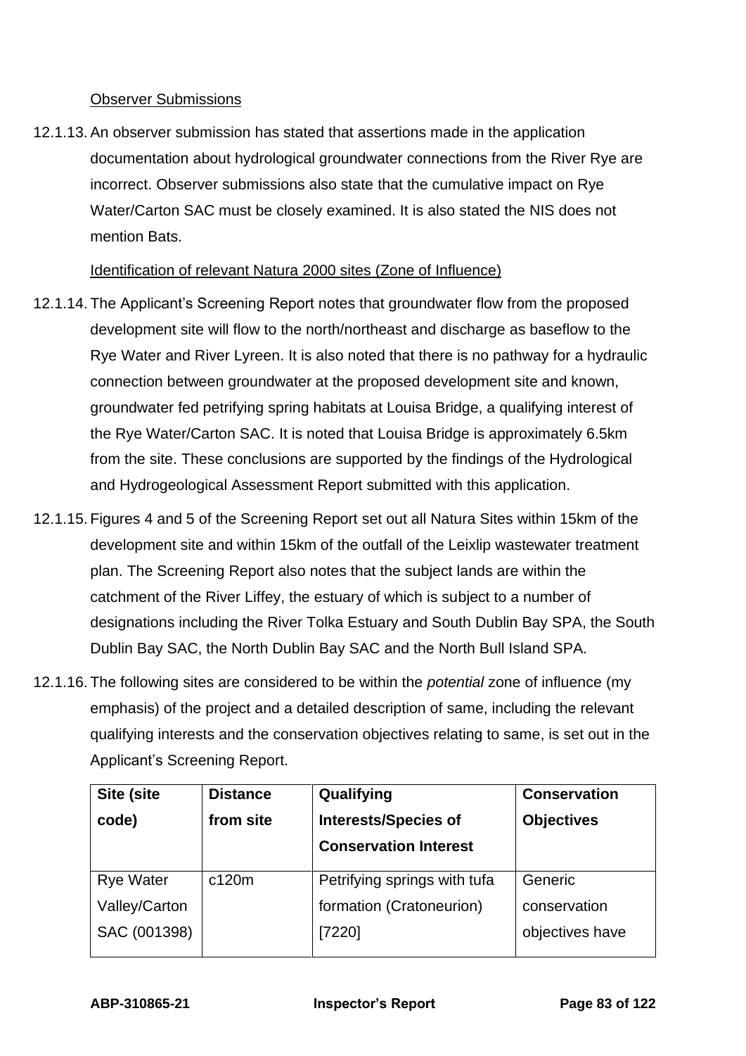Observer Submissions

12.1.13. An observer submission has stated that assertions made in the application documentation about hydrological groundwater connections from the River Rye are incorrect. Observer submissions also state that the cumulative impact on Rye Water/Carton SAC must be closely examined. It is also stated the NIS does not mention Bats.

Identification of relevant Natura 2000 sites (Zone of Influence)

12.1.14. The Applicant's Screening Report notes that groundwater flow from the proposed development site will flow to the north/northeast and discharge as baseflow to the Rye Water and River Lyreen. It is also noted that there is no pathway for a hydraulic connection between groundwater at the proposed development site and known, groundwater fed petrifying spring habitats at Louisa Bridge, a qualifying interest of the Rye Water/Carton SAC. It is noted that Louisa Bridge is approximately 6.5km from the site. These conclusions are supported by the findings of the Hydrological and Hydrogeological Assessment Report submitted with this application.

12.1.15. Figures 4 and 5 of the Screening Report set out all Natura Sites within 15km of the development site and within 15km of the outfall of the Leixlip wastewater treatment plan. The Screening Report also notes that the subject lands are within the catchment of the River Liffey, the estuary of which is subject to a number of designations including the River Tolka Estuary and South Dublin Bay SPA, the South Dublin Bay SAC, the North Dublin Bay SAC and the North Bull Island SPA.

12.1.16. The following sites are considered to be within the *potential* zone of influence (my emphasis) of the project and a detailed description of same, including the relevant qualifying interests and the conservation objectives relating to same, is set out in the Applicant's Screening Report.

| Site (site code) | Distance from site | Qualifying Interests/Species of Conservation Interest | Conservation Objectives |
|---|---|---|---|
| Rye Water Valley/Carton SAC (001398) | c120m | Petrifying springs with tufa formation (Cratoneurion) [7220] | Generic conservation objectives have |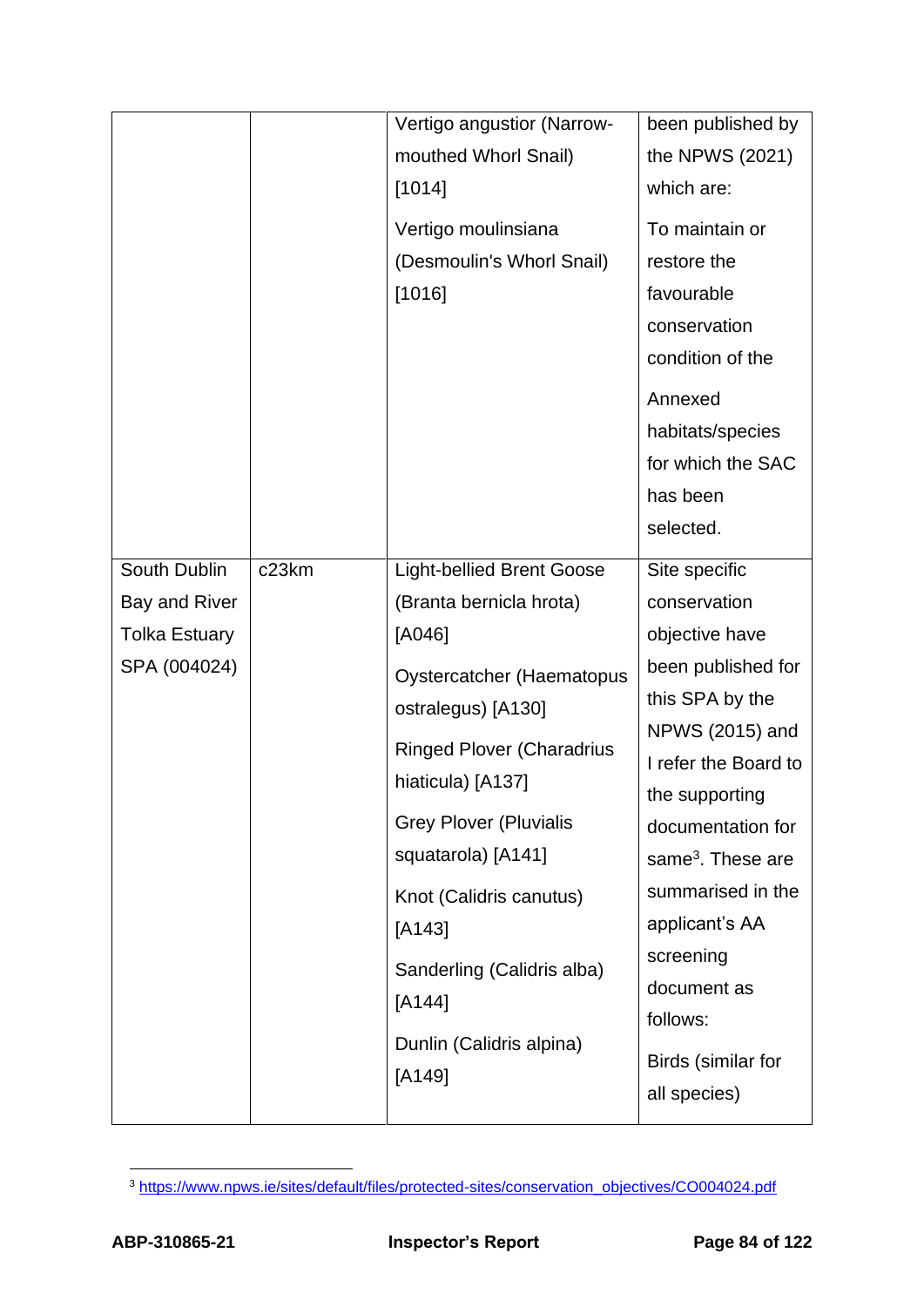|  |  |  |  |
|---|---|---|---|
|  |  | Vertigo angustior (Narrow-mouthed Whorl Snail) [1014]<br><br>Vertigo moulinsiana (Desmoulin's Whorl Snail) [1016] | been published by the NPWS (2021) which are:<br><br>To maintain or restore the favourable conservation condition of the<br><br>Annexed habitats/species for which the SAC has been selected. |
| South Dublin Bay and River Tolka Estuary SPA (004024) | c23km | Light-bellied Brent Goose (Branta bernicla hrota) [A046]<br><br>Oystercatcher (Haematopus ostralegus) [A130]<br><br>Ringed Plover (Charadrius hiaticula) [A137]<br><br>Grey Plover (Pluvialis squatarola) [A141]<br><br>Knot (Calidris canutus) [A143]<br><br>Sanderling (Calidris alba) [A144]<br><br>Dunlin (Calidris alpina) [A149] | Site specific conservation objective have been published for this SPA by the NPWS (2015) and I refer the Board to the supporting documentation for same[3]. These are summarised in the applicant's AA screening document as follows:<br><br>Birds (similar for all species) |

[3] https://www.npws.ie/sites/default/files/protected-sites/conservation_objectives/CO004024.pdf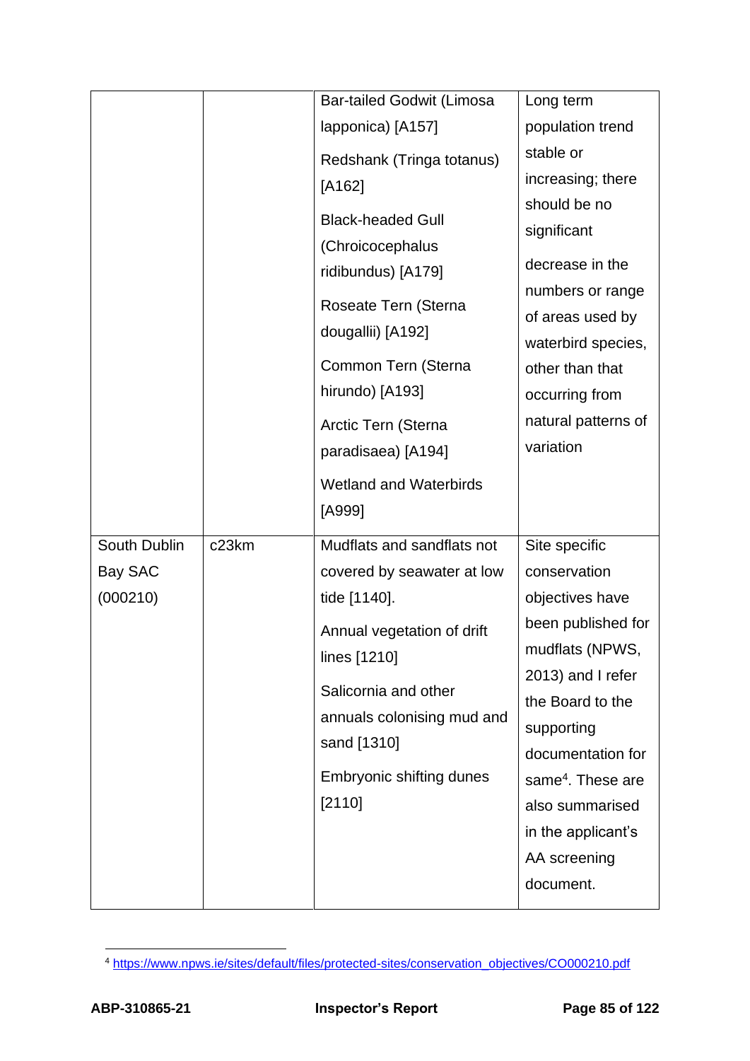| | | | |
|---|---|---|---|
| | | Bar-tailed Godwit (Limosa lapponica) [A157]<br><br>Redshank (Tringa totanus) [A162]<br><br>Black-headed Gull (Chroicocephalus ridibundus) [A179]<br><br>Roseate Tern (Sterna dougallii) [A192]<br><br>Common Tern (Sterna hirundo) [A193]<br><br>Arctic Tern (Sterna paradisaea) [A194]<br><br>Wetland and Waterbirds [A999] | Long term population trend stable or increasing; there should be no significant decrease in the numbers or range of areas used by waterbird species, other than that occurring from natural patterns of variation |
| South Dublin Bay SAC (000210) | c23km | Mudflats and sandflats not covered by seawater at low tide [1140].<br><br>Annual vegetation of drift lines [1210]<br><br>Salicornia and other annuals colonising mud and sand [1310]<br><br>Embryonic shifting dunes [2110] | Site specific conservation objectives have been published for mudflats (NPWS, 2013) and I refer the Board to the supporting documentation for same[4]. These are also summarised in the applicant's AA screening document. |

[4] https://www.npws.ie/sites/default/files/protected-sites/conservation_objectives/CO000210.pdf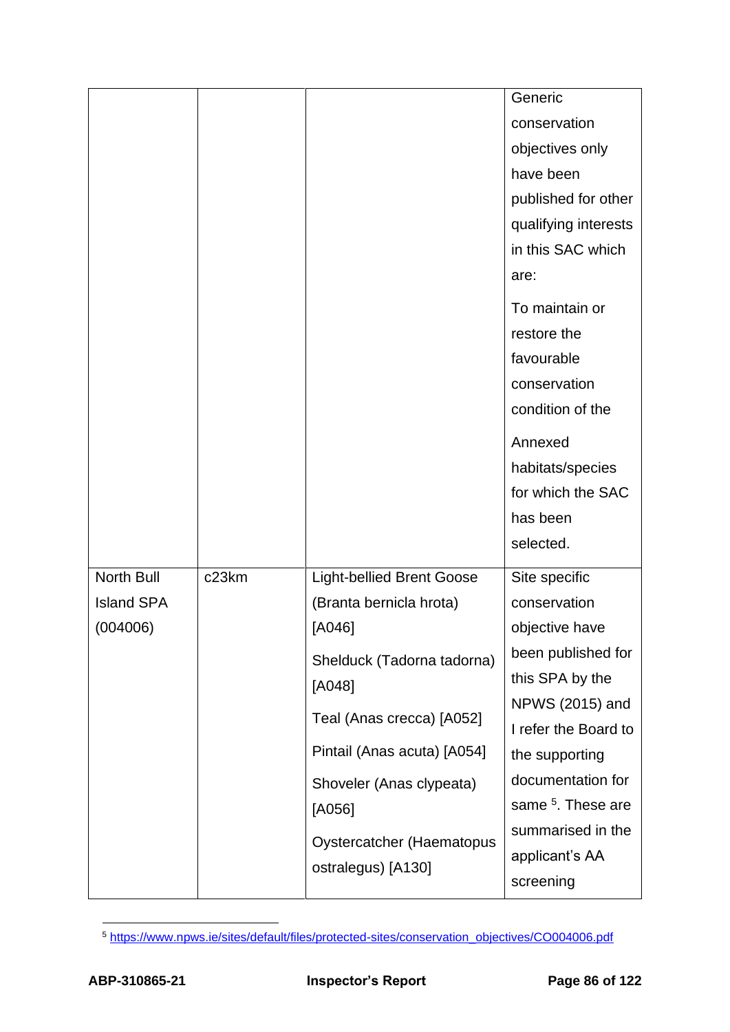| | | | |
|---|---|---|---|
| | | | Generic conservation objectives only have been published for other qualifying interests in this SAC which are: To maintain or restore the favourable conservation condition of the Annexed habitats/species for which the SAC has been selected. |
| North Bull Island SPA (004006) | c23km | Light-bellied Brent Goose (Branta bernicla hrota) [A046] Shelduck (Tadorna tadorna) [A048] Teal (Anas crecca) [A052] Pintail (Anas acuta) [A054] Shoveler (Anas clypeata) [A056] Oystercatcher (Haematopus ostralegus) [A130] | Site specific conservation objective have been published for this SPA by the NPWS (2015) and I refer the Board to the supporting documentation for same [5]. These are summarised in the applicant's AA screening |

[5] https://www.npws.ie/sites/default/files/protected-sites/conservation_objectives/CO004006.pdf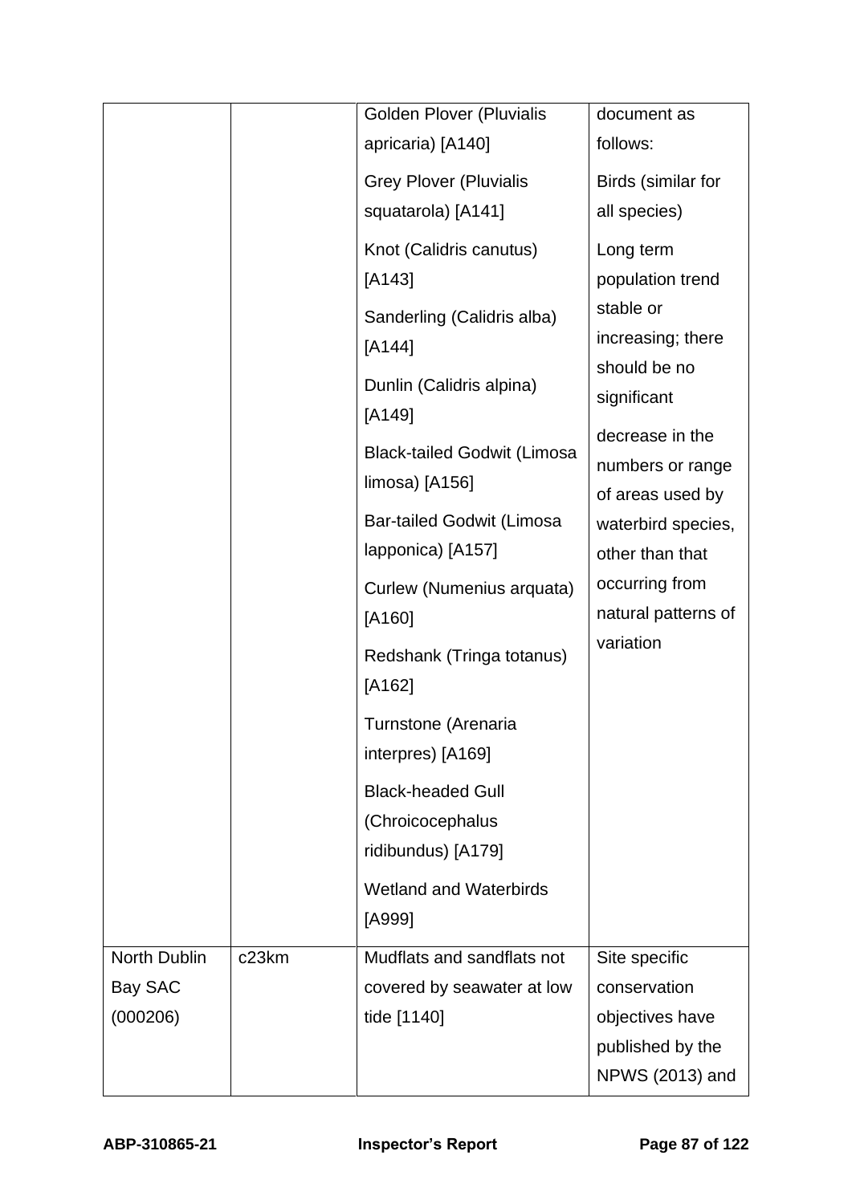| | | Golden Plover (Pluvialis apricaria) [A140]<br><br>Grey Plover (Pluvialis squatarola) [A141]<br><br>Knot (Calidris canutus) [A143]<br><br>Sanderling (Calidris alba) [A144]<br><br>Dunlin (Calidris alpina) [A149]<br><br>Black-tailed Godwit (Limosa limosa) [A156]<br><br>Bar-tailed Godwit (Limosa lapponica) [A157]<br><br>Curlew (Numenius arquata) [A160]<br><br>Redshank (Tringa totanus) [A162]<br><br>Turnstone (Arenaria interpres) [A169]<br><br>Black-headed Gull (Chroicocephalus ridibundus) [A179]<br><br>Wetland and Waterbirds [A999] | document as follows:<br><br>Birds (similar for all species)<br><br>Long term population trend stable or increasing; there should be no significant decrease in the numbers or range of areas used by waterbird species, other than that occurring from natural patterns of variation |
|---|---|---|---|
| North Dublin Bay SAC (000206) | c23km | Mudflats and sandflats not covered by seawater at low tide [1140] | Site specific conservation objectives have published by the NPWS (2013) and |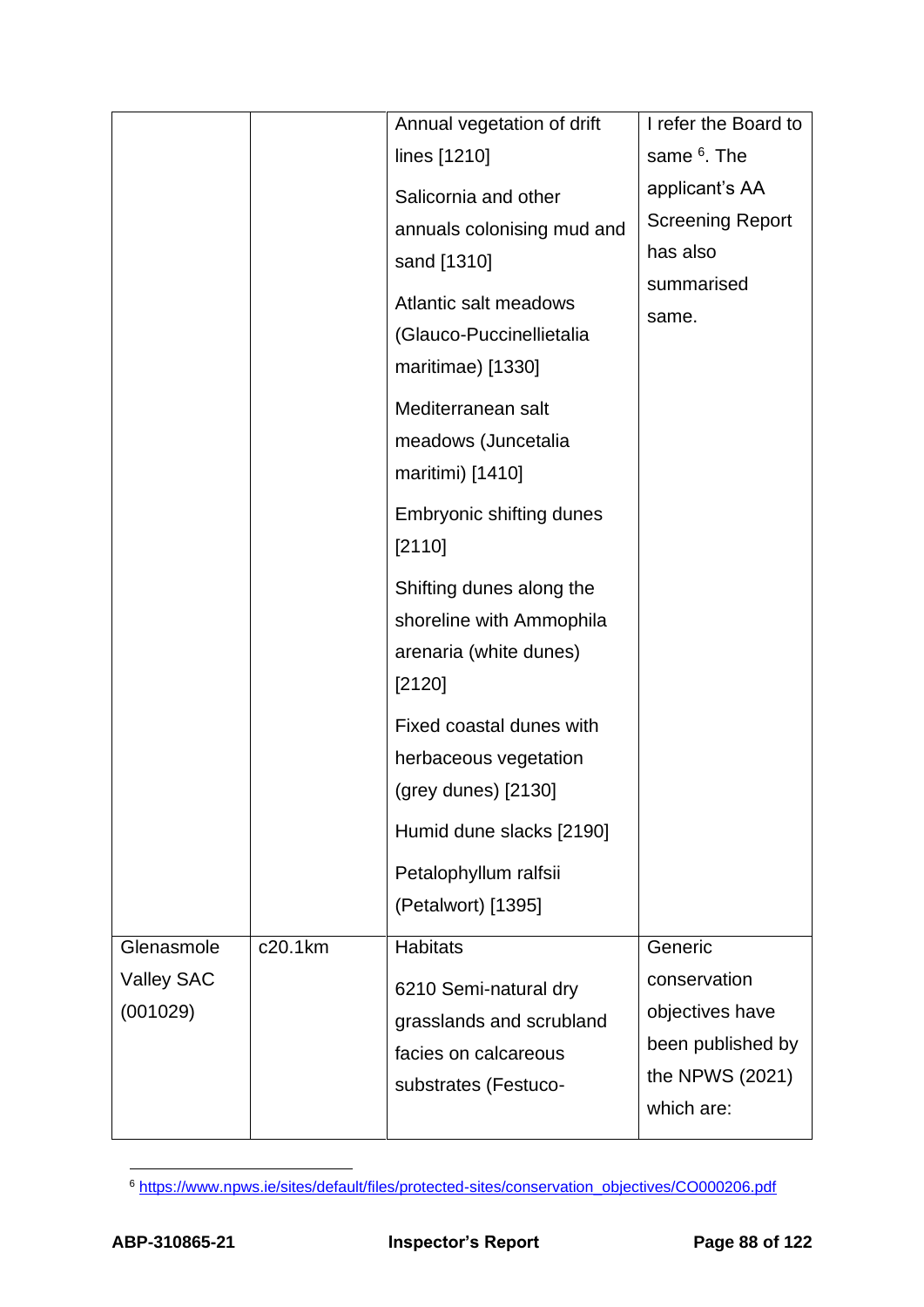| | | | |
|---|---|---|---|
| | | Annual vegetation of drift lines [1210]<br><br>Salicornia and other annuals colonising mud and sand [1310]<br><br>Atlantic salt meadows (Glauco-Puccinellietalia maritimae) [1330]<br><br>Mediterranean salt meadows (Juncetalia maritimi) [1410]<br><br>Embryonic shifting dunes [2110]<br><br>Shifting dunes along the shoreline with Ammophila arenaria (white dunes) [2120]<br><br>Fixed coastal dunes with herbaceous vegetation (grey dunes) [2130]<br><br>Humid dune slacks [2190]<br><br>Petalophyllum ralfsii (Petalwort) [1395] | I refer the Board to same [6]. The applicant's AA Screening Report has also summarised same. |
| Glenasmole Valley SAC (001029) | c20.1km | Habitats<br><br>6210 Semi-natural dry grasslands and scrubland facies on calcareous substrates (Festuco- | Generic conservation objectives have been published by the NPWS (2021) which are: |

[6] https://www.npws.ie/sites/default/files/protected-sites/conservation_objectives/CO000206.pdf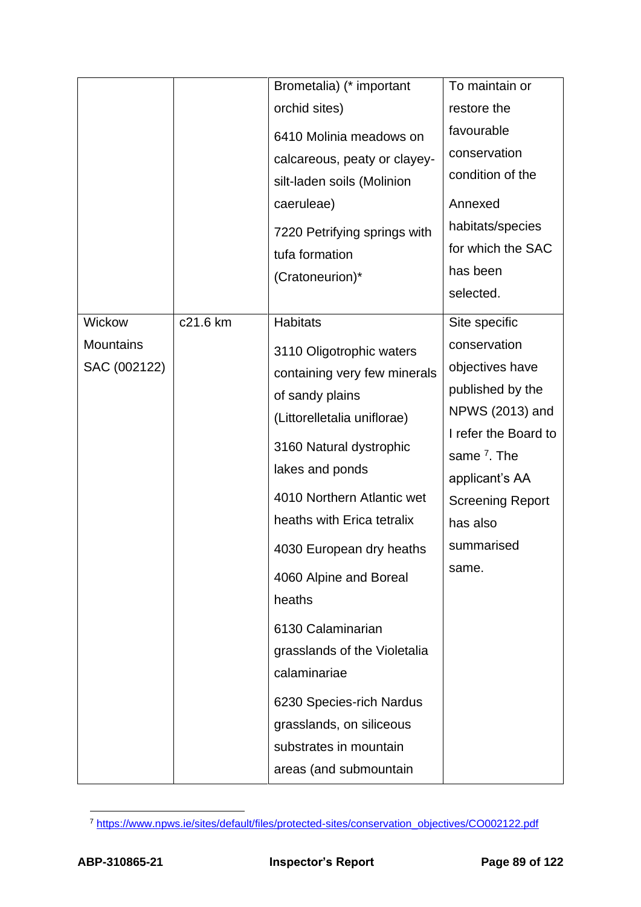| | | | |
|---|---|---|---|
| | | Brometalia) (* important orchid sites)<br><br>6410 Molinia meadows on calcareous, peaty or clayey-silt-laden soils (Molinion caeruleae)<br><br>7220 Petrifying springs with tufa formation (Cratoneurion)* | To maintain or restore the favourable conservation condition of the Annexed habitats/species for which the SAC has been selected. |
| Wickow Mountains SAC (002122) | c21.6 km | Habitats<br><br>3110 Oligotrophic waters containing very few minerals of sandy plains (Littorelletalia uniflorae)<br><br>3160 Natural dystrophic lakes and ponds<br><br>4010 Northern Atlantic wet heaths with Erica tetralix<br><br>4030 European dry heaths<br><br>4060 Alpine and Boreal heaths<br><br>6130 Calaminarian grasslands of the Violetalia calaminariae<br><br>6230 Species-rich Nardus grasslands, on siliceous substrates in mountain areas (and submountain | Site specific conservation objectives have published by the NPWS (2013) and I refer the Board to same [7]. The applicant's AA Screening Report has also summarised same. |

[7] https://www.npws.ie/sites/default/files/protected-sites/conservation_objectives/CO002122.pdf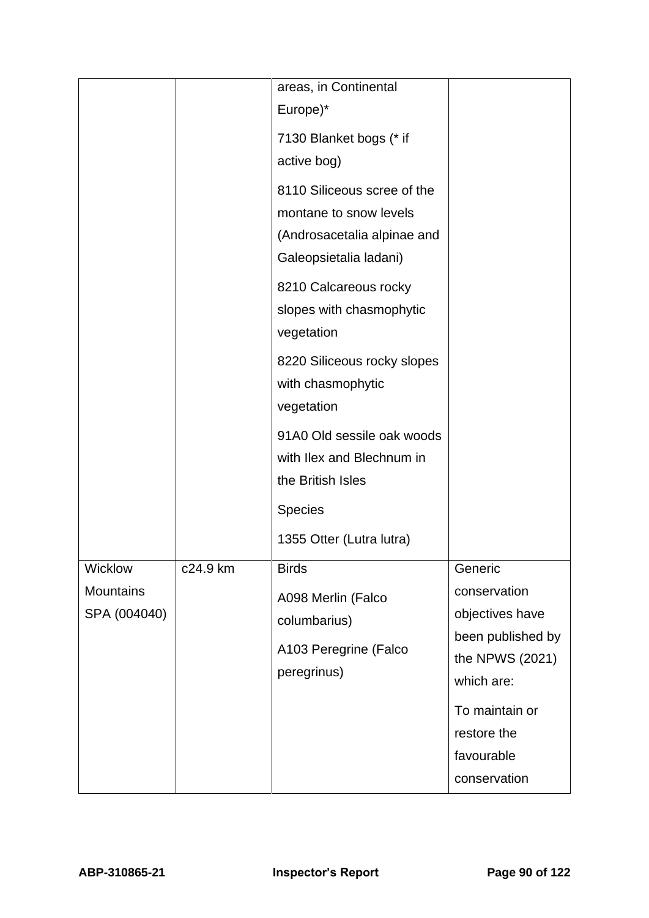| | | | |
|---|---|---|---|
| | | areas, in Continental Europe)*<br><br>7130 Blanket bogs (* if active bog)<br><br>8110 Siliceous scree of the montane to snow levels (Androsacetalia alpinae and Galeopsietalia ladani)<br><br>8210 Calcareous rocky slopes with chasmophytic vegetation<br><br>8220 Siliceous rocky slopes with chasmophytic vegetation<br><br>91A0 Old sessile oak woods with Ilex and Blechnum in the British Isles<br><br>Species<br><br>1355 Otter (Lutra lutra) | |
| Wicklow Mountains SPA (004040) | c24.9 km | Birds<br><br>A098 Merlin (Falco columbarius)<br><br>A103 Peregrine (Falco peregrinus) | Generic conservation objectives have been published by the NPWS (2021) which are:<br><br>To maintain or restore the favourable conservation |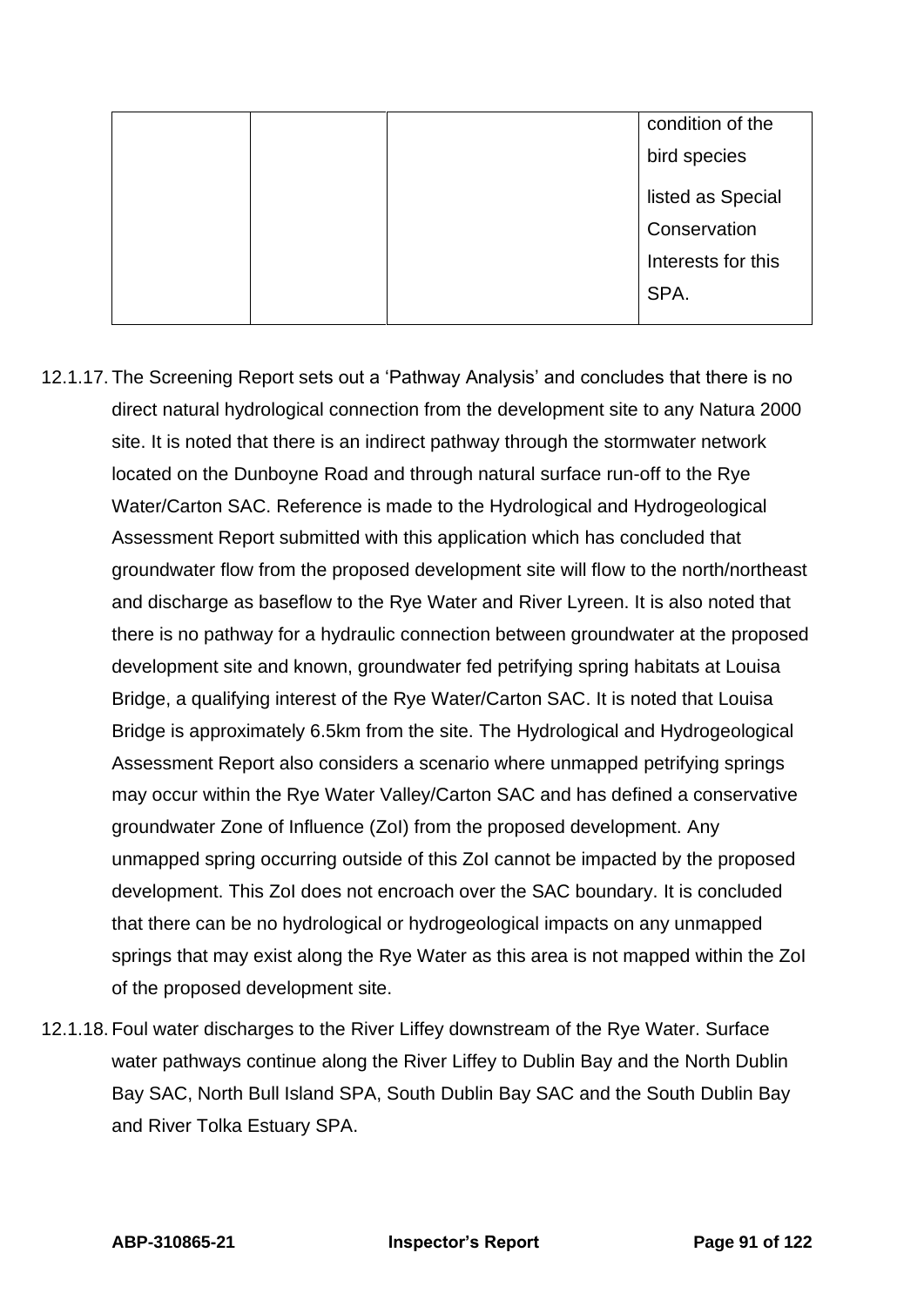| | | | condition of the bird species listed as Special Conservation Interests for this SPA. |
|---|---|---|---|

12.1.17. The Screening Report sets out a 'Pathway Analysis' and concludes that there is no direct natural hydrological connection from the development site to any Natura 2000 site. It is noted that there is an indirect pathway through the stormwater network located on the Dunboyne Road and through natural surface run-off to the Rye Water/Carton SAC. Reference is made to the Hydrological and Hydrogeological Assessment Report submitted with this application which has concluded that groundwater flow from the proposed development site will flow to the north/northeast and discharge as baseflow to the Rye Water and River Lyreen. It is also noted that there is no pathway for a hydraulic connection between groundwater at the proposed development site and known, groundwater fed petrifying spring habitats at Louisa Bridge, a qualifying interest of the Rye Water/Carton SAC. It is noted that Louisa Bridge is approximately 6.5km from the site. The Hydrological and Hydrogeological Assessment Report also considers a scenario where unmapped petrifying springs may occur within the Rye Water Valley/Carton SAC and has defined a conservative groundwater Zone of Influence (ZoI) from the proposed development. Any unmapped spring occurring outside of this ZoI cannot be impacted by the proposed development. This ZoI does not encroach over the SAC boundary. It is concluded that there can be no hydrological or hydrogeological impacts on any unmapped springs that may exist along the Rye Water as this area is not mapped within the ZoI of the proposed development site.

12.1.18. Foul water discharges to the River Liffey downstream of the Rye Water. Surface water pathways continue along the River Liffey to Dublin Bay and the North Dublin Bay SAC, North Bull Island SPA, South Dublin Bay SAC and the South Dublin Bay and River Tolka Estuary SPA.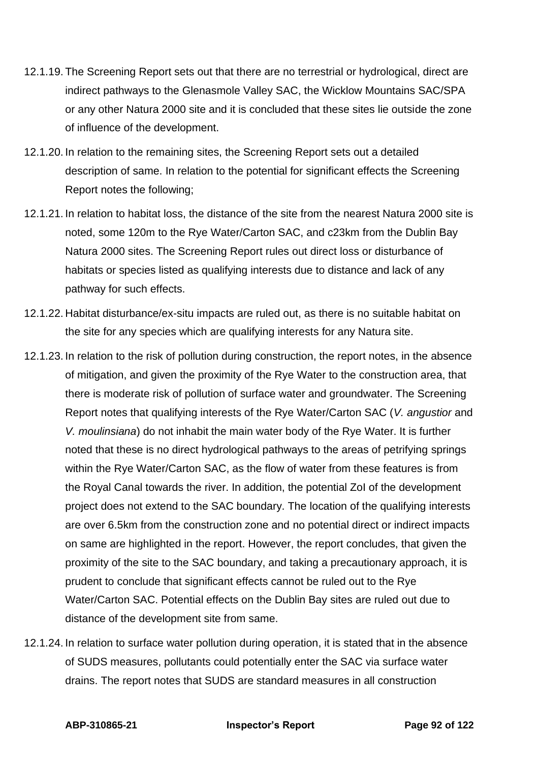12.1.19. The Screening Report sets out that there are no terrestrial or hydrological, direct are indirect pathways to the Glenasmole Valley SAC, the Wicklow Mountains SAC/SPA or any other Natura 2000 site and it is concluded that these sites lie outside the zone of influence of the development.

12.1.20. In relation to the remaining sites, the Screening Report sets out a detailed description of same. In relation to the potential for significant effects the Screening Report notes the following;

12.1.21. In relation to habitat loss, the distance of the site from the nearest Natura 2000 site is noted, some 120m to the Rye Water/Carton SAC, and c23km from the Dublin Bay Natura 2000 sites. The Screening Report rules out direct loss or disturbance of habitats or species listed as qualifying interests due to distance and lack of any pathway for such effects.

12.1.22. Habitat disturbance/ex-situ impacts are ruled out, as there is no suitable habitat on the site for any species which are qualifying interests for any Natura site.

12.1.23. In relation to the risk of pollution during construction, the report notes, in the absence of mitigation, and given the proximity of the Rye Water to the construction area, that there is moderate risk of pollution of surface water and groundwater. The Screening Report notes that qualifying interests of the Rye Water/Carton SAC (*V. angustior* and *V. moulinsiana*) do not inhabit the main water body of the Rye Water. It is further noted that these is no direct hydrological pathways to the areas of petrifying springs within the Rye Water/Carton SAC, as the flow of water from these features is from the Royal Canal towards the river. In addition, the potential ZoI of the development project does not extend to the SAC boundary. The location of the qualifying interests are over 6.5km from the construction zone and no potential direct or indirect impacts on same are highlighted in the report. However, the report concludes, that given the proximity of the site to the SAC boundary, and taking a precautionary approach, it is prudent to conclude that significant effects cannot be ruled out to the Rye Water/Carton SAC. Potential effects on the Dublin Bay sites are ruled out due to distance of the development site from same.

12.1.24. In relation to surface water pollution during operation, it is stated that in the absence of SUDS measures, pollutants could potentially enter the SAC via surface water drains. The report notes that SUDS are standard measures in all construction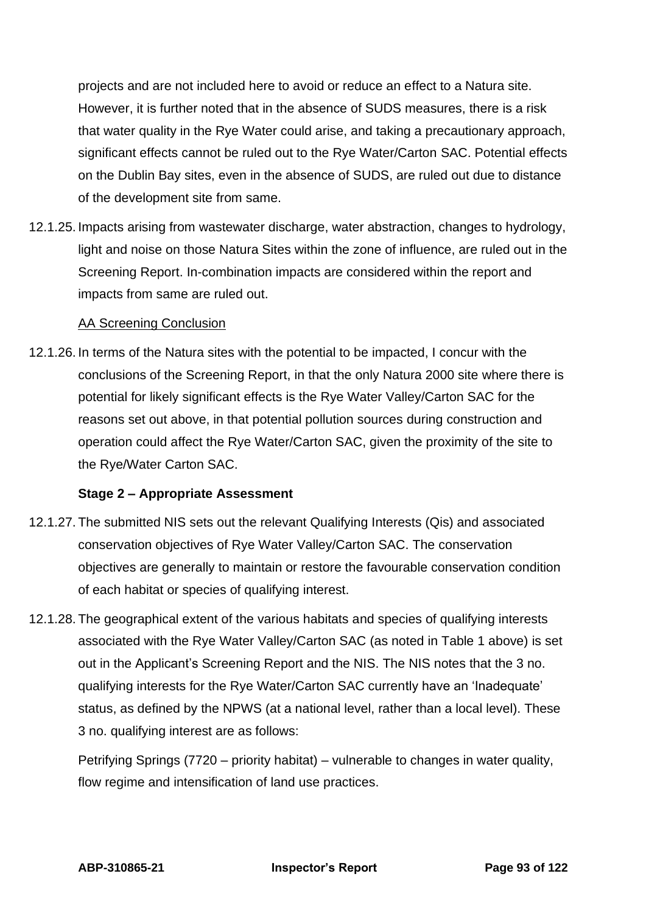projects and are not included here to avoid or reduce an effect to a Natura site. However, it is further noted that in the absence of SUDS measures, there is a risk that water quality in the Rye Water could arise, and taking a precautionary approach, significant effects cannot be ruled out to the Rye Water/Carton SAC. Potential effects on the Dublin Bay sites, even in the absence of SUDS, are ruled out due to distance of the development site from same.

12.1.25. Impacts arising from wastewater discharge, water abstraction, changes to hydrology, light and noise on those Natura Sites within the zone of influence, are ruled out in the Screening Report. In-combination impacts are considered within the report and impacts from same are ruled out.

<u>AA Screening Conclusion</u>

12.1.26. In terms of the Natura sites with the potential to be impacted, I concur with the conclusions of the Screening Report, in that the only Natura 2000 site where there is potential for likely significant effects is the Rye Water Valley/Carton SAC for the reasons set out above, in that potential pollution sources during construction and operation could affect the Rye Water/Carton SAC, given the proximity of the site to the Rye/Water Carton SAC.

**Stage 2 – Appropriate Assessment**

12.1.27. The submitted NIS sets out the relevant Qualifying Interests (Qis) and associated conservation objectives of Rye Water Valley/Carton SAC. The conservation objectives are generally to maintain or restore the favourable conservation condition of each habitat or species of qualifying interest.

12.1.28. The geographical extent of the various habitats and species of qualifying interests associated with the Rye Water Valley/Carton SAC (as noted in Table 1 above) is set out in the Applicant's Screening Report and the NIS. The NIS notes that the 3 no. qualifying interests for the Rye Water/Carton SAC currently have an 'Inadequate' status, as defined by the NPWS (at a national level, rather than a local level). These 3 no. qualifying interest are as follows:

Petrifying Springs (7720 – priority habitat) – vulnerable to changes in water quality, flow regime and intensification of land use practices.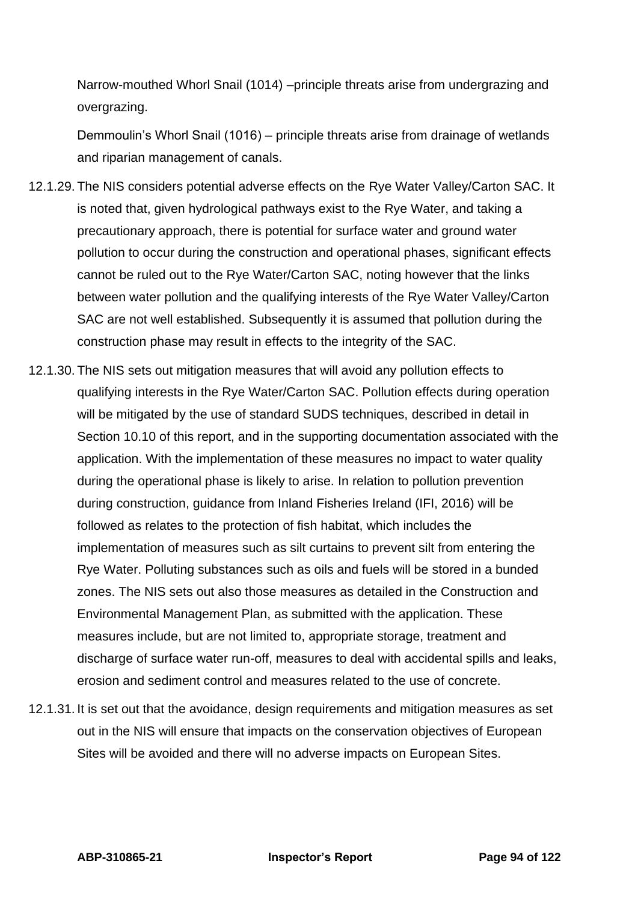Narrow-mouthed Whorl Snail (1014) –principle threats arise from undergrazing and overgrazing.

Demmoulin's Whorl Snail (1016) – principle threats arise from drainage of wetlands and riparian management of canals.

12.1.29. The NIS considers potential adverse effects on the Rye Water Valley/Carton SAC. It is noted that, given hydrological pathways exist to the Rye Water, and taking a precautionary approach, there is potential for surface water and ground water pollution to occur during the construction and operational phases, significant effects cannot be ruled out to the Rye Water/Carton SAC, noting however that the links between water pollution and the qualifying interests of the Rye Water Valley/Carton SAC are not well established. Subsequently it is assumed that pollution during the construction phase may result in effects to the integrity of the SAC.

12.1.30. The NIS sets out mitigation measures that will avoid any pollution effects to qualifying interests in the Rye Water/Carton SAC. Pollution effects during operation will be mitigated by the use of standard SUDS techniques, described in detail in Section 10.10 of this report, and in the supporting documentation associated with the application. With the implementation of these measures no impact to water quality during the operational phase is likely to arise. In relation to pollution prevention during construction, guidance from Inland Fisheries Ireland (IFI, 2016) will be followed as relates to the protection of fish habitat, which includes the implementation of measures such as silt curtains to prevent silt from entering the Rye Water. Polluting substances such as oils and fuels will be stored in a bunded zones. The NIS sets out also those measures as detailed in the Construction and Environmental Management Plan, as submitted with the application. These measures include, but are not limited to, appropriate storage, treatment and discharge of surface water run-off, measures to deal with accidental spills and leaks, erosion and sediment control and measures related to the use of concrete.

12.1.31. It is set out that the avoidance, design requirements and mitigation measures as set out in the NIS will ensure that impacts on the conservation objectives of European Sites will be avoided and there will no adverse impacts on European Sites.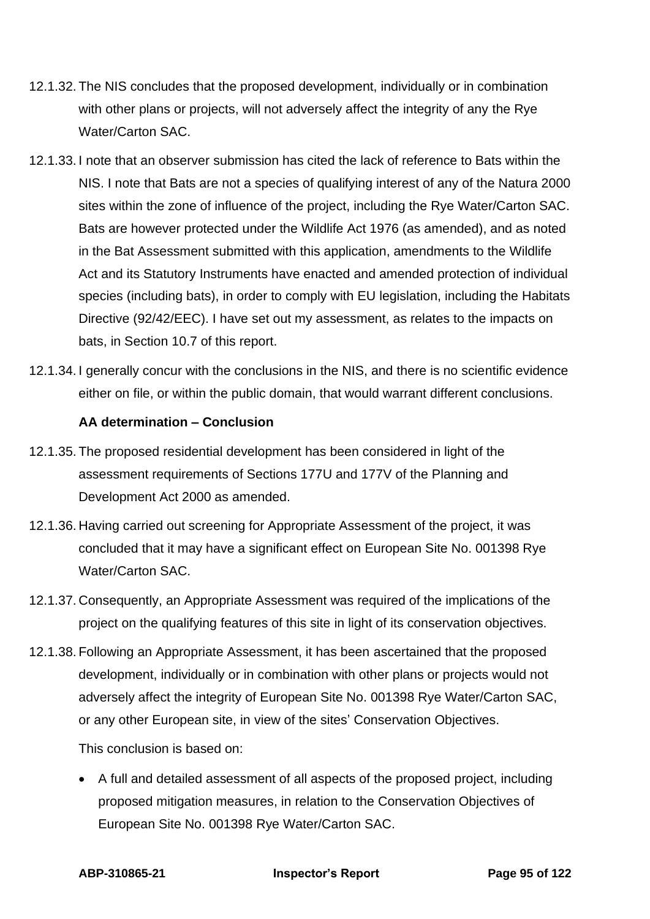12.1.32. The NIS concludes that the proposed development, individually or in combination with other plans or projects, will not adversely affect the integrity of any the Rye Water/Carton SAC.

12.1.33. I note that an observer submission has cited the lack of reference to Bats within the NIS. I note that Bats are not a species of qualifying interest of any of the Natura 2000 sites within the zone of influence of the project, including the Rye Water/Carton SAC. Bats are however protected under the Wildlife Act 1976 (as amended), and as noted in the Bat Assessment submitted with this application, amendments to the Wildlife Act and its Statutory Instruments have enacted and amended protection of individual species (including bats), in order to comply with EU legislation, including the Habitats Directive (92/42/EEC). I have set out my assessment, as relates to the impacts on bats, in Section 10.7 of this report.

12.1.34. I generally concur with the conclusions in the NIS, and there is no scientific evidence either on file, or within the public domain, that would warrant different conclusions.

**AA determination – Conclusion**

12.1.35. The proposed residential development has been considered in light of the assessment requirements of Sections 177U and 177V of the Planning and Development Act 2000 as amended.

12.1.36. Having carried out screening for Appropriate Assessment of the project, it was concluded that it may have a significant effect on European Site No. 001398 Rye Water/Carton SAC.

12.1.37. Consequently, an Appropriate Assessment was required of the implications of the project on the qualifying features of this site in light of its conservation objectives.

12.1.38. Following an Appropriate Assessment, it has been ascertained that the proposed development, individually or in combination with other plans or projects would not adversely affect the integrity of European Site No. 001398 Rye Water/Carton SAC, or any other European site, in view of the sites' Conservation Objectives.

This conclusion is based on:

- A full and detailed assessment of all aspects of the proposed project, including proposed mitigation measures, in relation to the Conservation Objectives of European Site No. 001398 Rye Water/Carton SAC.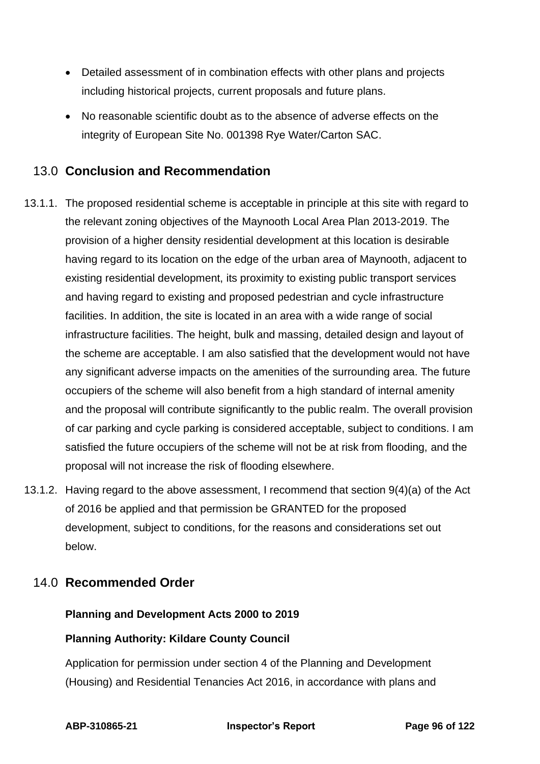- Detailed assessment of in combination effects with other plans and projects including historical projects, current proposals and future plans.
- No reasonable scientific doubt as to the absence of adverse effects on the integrity of European Site No. 001398 Rye Water/Carton SAC.

## 13.0 Conclusion and Recommendation

13.1.1. The proposed residential scheme is acceptable in principle at this site with regard to the relevant zoning objectives of the Maynooth Local Area Plan 2013-2019. The provision of a higher density residential development at this location is desirable having regard to its location on the edge of the urban area of Maynooth, adjacent to existing residential development, its proximity to existing public transport services and having regard to existing and proposed pedestrian and cycle infrastructure facilities. In addition, the site is located in an area with a wide range of social infrastructure facilities. The height, bulk and massing, detailed design and layout of the scheme are acceptable. I am also satisfied that the development would not have any significant adverse impacts on the amenities of the surrounding area. The future occupiers of the scheme will also benefit from a high standard of internal amenity and the proposal will contribute significantly to the public realm. The overall provision of car parking and cycle parking is considered acceptable, subject to conditions. I am satisfied the future occupiers of the scheme will not be at risk from flooding, and the proposal will not increase the risk of flooding elsewhere.

13.1.2. Having regard to the above assessment, I recommend that section 9(4)(a) of the Act of 2016 be applied and that permission be GRANTED for the proposed development, subject to conditions, for the reasons and considerations set out below.

## 14.0 Recommended Order

**Planning and Development Acts 2000 to 2019**

**Planning Authority: Kildare County Council**

Application for permission under section 4 of the Planning and Development (Housing) and Residential Tenancies Act 2016, in accordance with plans and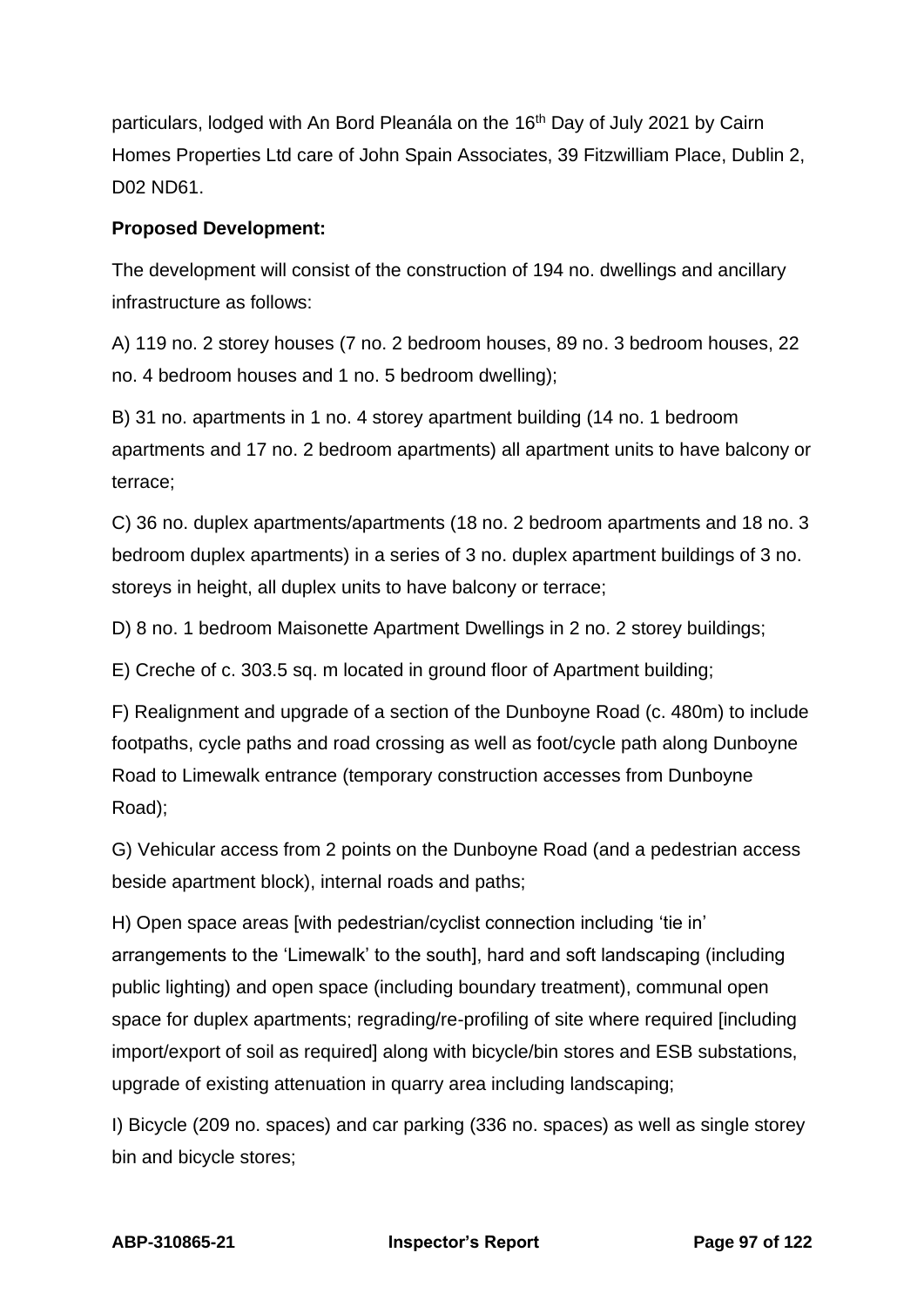particulars, lodged with An Bord Pleanála on the 16th Day of July 2021 by Cairn Homes Properties Ltd care of John Spain Associates, 39 Fitzwilliam Place, Dublin 2, D02 ND61.

**Proposed Development:**

The development will consist of the construction of 194 no. dwellings and ancillary infrastructure as follows:

A) 119 no. 2 storey houses (7 no. 2 bedroom houses, 89 no. 3 bedroom houses, 22 no. 4 bedroom houses and 1 no. 5 bedroom dwelling);

B) 31 no. apartments in 1 no. 4 storey apartment building (14 no. 1 bedroom apartments and 17 no. 2 bedroom apartments) all apartment units to have balcony or terrace;

C) 36 no. duplex apartments/apartments (18 no. 2 bedroom apartments and 18 no. 3 bedroom duplex apartments) in a series of 3 no. duplex apartment buildings of 3 no. storeys in height, all duplex units to have balcony or terrace;

D) 8 no. 1 bedroom Maisonette Apartment Dwellings in 2 no. 2 storey buildings;

E) Creche of c. 303.5 sq. m located in ground floor of Apartment building;

F) Realignment and upgrade of a section of the Dunboyne Road (c. 480m) to include footpaths, cycle paths and road crossing as well as foot/cycle path along Dunboyne Road to Limewalk entrance (temporary construction accesses from Dunboyne Road);

G) Vehicular access from 2 points on the Dunboyne Road (and a pedestrian access beside apartment block), internal roads and paths;

H) Open space areas [with pedestrian/cyclist connection including 'tie in' arrangements to the 'Limewalk' to the south], hard and soft landscaping (including public lighting) and open space (including boundary treatment), communal open space for duplex apartments; regrading/re-profiling of site where required [including import/export of soil as required] along with bicycle/bin stores and ESB substations, upgrade of existing attenuation in quarry area including landscaping;

I) Bicycle (209 no. spaces) and car parking (336 no. spaces) as well as single storey bin and bicycle stores;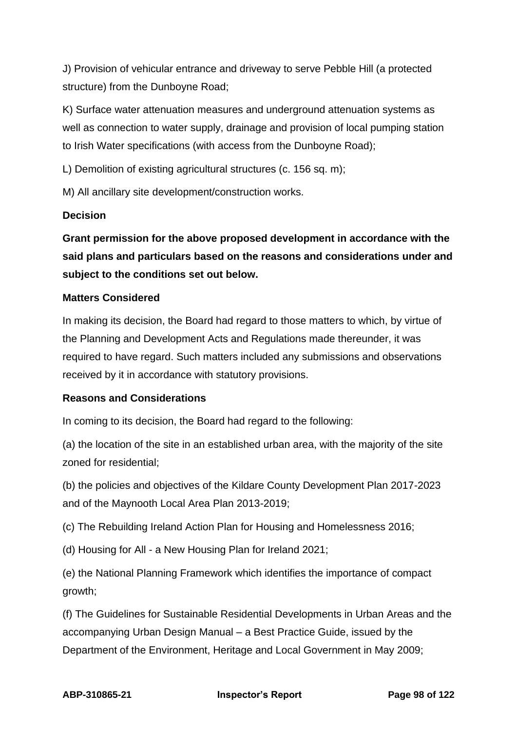J) Provision of vehicular entrance and driveway to serve Pebble Hill (a protected structure) from the Dunboyne Road;

K) Surface water attenuation measures and underground attenuation systems as well as connection to water supply, drainage and provision of local pumping station to Irish Water specifications (with access from the Dunboyne Road);

L) Demolition of existing agricultural structures (c. 156 sq. m);

M) All ancillary site development/construction works.

**Decision**

**Grant permission for the above proposed development in accordance with the said plans and particulars based on the reasons and considerations under and subject to the conditions set out below.**

**Matters Considered**

In making its decision, the Board had regard to those matters to which, by virtue of the Planning and Development Acts and Regulations made thereunder, it was required to have regard. Such matters included any submissions and observations received by it in accordance with statutory provisions.

**Reasons and Considerations**

In coming to its decision, the Board had regard to the following:

(a) the location of the site in an established urban area, with the majority of the site zoned for residential;

(b) the policies and objectives of the Kildare County Development Plan 2017-2023 and of the Maynooth Local Area Plan 2013-2019;

(c) The Rebuilding Ireland Action Plan for Housing and Homelessness 2016;

(d) Housing for All - a New Housing Plan for Ireland 2021;

(e) the National Planning Framework which identifies the importance of compact growth;

(f) The Guidelines for Sustainable Residential Developments in Urban Areas and the accompanying Urban Design Manual – a Best Practice Guide, issued by the Department of the Environment, Heritage and Local Government in May 2009;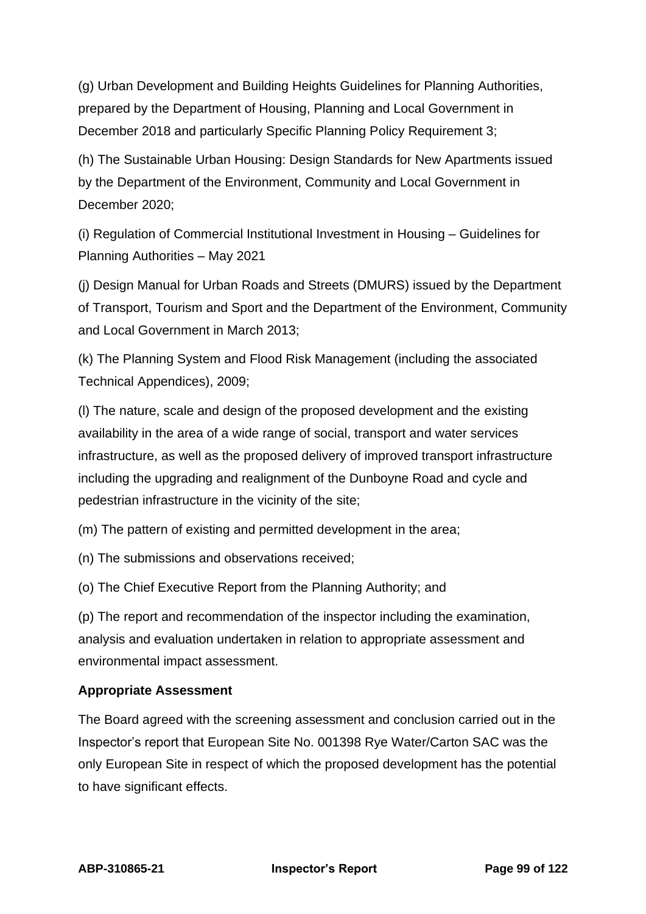(g) Urban Development and Building Heights Guidelines for Planning Authorities, prepared by the Department of Housing, Planning and Local Government in December 2018 and particularly Specific Planning Policy Requirement 3;

(h) The Sustainable Urban Housing: Design Standards for New Apartments issued by the Department of the Environment, Community and Local Government in December 2020;

(i) Regulation of Commercial Institutional Investment in Housing – Guidelines for Planning Authorities – May 2021

(j) Design Manual for Urban Roads and Streets (DMURS) issued by the Department of Transport, Tourism and Sport and the Department of the Environment, Community and Local Government in March 2013;

(k) The Planning System and Flood Risk Management (including the associated Technical Appendices), 2009;

(l) The nature, scale and design of the proposed development and the existing availability in the area of a wide range of social, transport and water services infrastructure, as well as the proposed delivery of improved transport infrastructure including the upgrading and realignment of the Dunboyne Road and cycle and pedestrian infrastructure in the vicinity of the site;

(m) The pattern of existing and permitted development in the area;

(n) The submissions and observations received;

(o) The Chief Executive Report from the Planning Authority; and

(p) The report and recommendation of the inspector including the examination, analysis and evaluation undertaken in relation to appropriate assessment and environmental impact assessment.

**Appropriate Assessment**

The Board agreed with the screening assessment and conclusion carried out in the Inspector's report that European Site No. 001398 Rye Water/Carton SAC was the only European Site in respect of which the proposed development has the potential to have significant effects.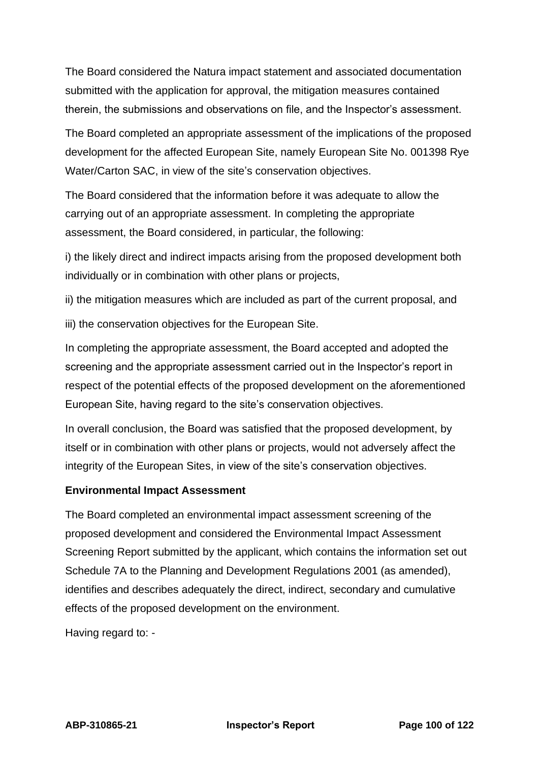The Board considered the Natura impact statement and associated documentation submitted with the application for approval, the mitigation measures contained therein, the submissions and observations on file, and the Inspector's assessment.

The Board completed an appropriate assessment of the implications of the proposed development for the affected European Site, namely European Site No. 001398 Rye Water/Carton SAC, in view of the site's conservation objectives.

The Board considered that the information before it was adequate to allow the carrying out of an appropriate assessment. In completing the appropriate assessment, the Board considered, in particular, the following:

i) the likely direct and indirect impacts arising from the proposed development both individually or in combination with other plans or projects,

ii) the mitigation measures which are included as part of the current proposal, and

iii) the conservation objectives for the European Site.

In completing the appropriate assessment, the Board accepted and adopted the screening and the appropriate assessment carried out in the Inspector's report in respect of the potential effects of the proposed development on the aforementioned European Site, having regard to the site's conservation objectives.

In overall conclusion, the Board was satisfied that the proposed development, by itself or in combination with other plans or projects, would not adversely affect the integrity of the European Sites, in view of the site's conservation objectives.

**Environmental Impact Assessment**

The Board completed an environmental impact assessment screening of the proposed development and considered the Environmental Impact Assessment Screening Report submitted by the applicant, which contains the information set out Schedule 7A to the Planning and Development Regulations 2001 (as amended), identifies and describes adequately the direct, indirect, secondary and cumulative effects of the proposed development on the environment.

Having regard to: -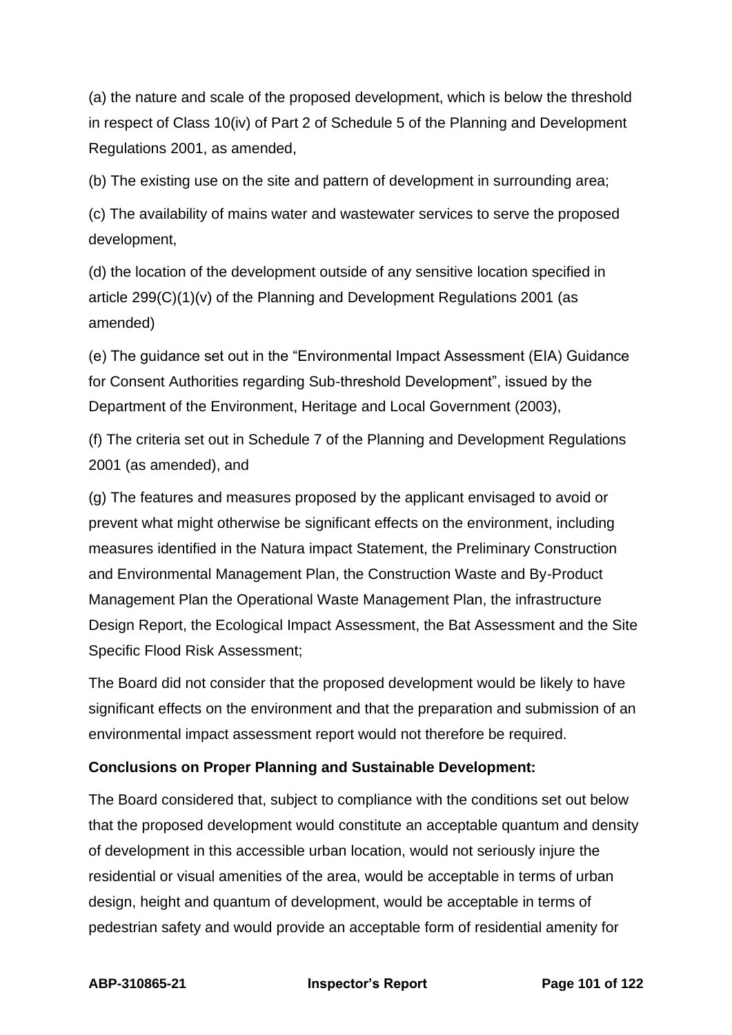(a) the nature and scale of the proposed development, which is below the threshold in respect of Class 10(iv) of Part 2 of Schedule 5 of the Planning and Development Regulations 2001, as amended,

(b) The existing use on the site and pattern of development in surrounding area;

(c) The availability of mains water and wastewater services to serve the proposed development,

(d) the location of the development outside of any sensitive location specified in article 299(C)(1)(v) of the Planning and Development Regulations 2001 (as amended)

(e) The guidance set out in the "Environmental Impact Assessment (EIA) Guidance for Consent Authorities regarding Sub-threshold Development", issued by the Department of the Environment, Heritage and Local Government (2003),

(f) The criteria set out in Schedule 7 of the Planning and Development Regulations 2001 (as amended), and

(g) The features and measures proposed by the applicant envisaged to avoid or prevent what might otherwise be significant effects on the environment, including measures identified in the Natura impact Statement, the Preliminary Construction and Environmental Management Plan, the Construction Waste and By-Product Management Plan the Operational Waste Management Plan, the infrastructure Design Report, the Ecological Impact Assessment, the Bat Assessment and the Site Specific Flood Risk Assessment;

The Board did not consider that the proposed development would be likely to have significant effects on the environment and that the preparation and submission of an environmental impact assessment report would not therefore be required.

**Conclusions on Proper Planning and Sustainable Development:**

The Board considered that, subject to compliance with the conditions set out below that the proposed development would constitute an acceptable quantum and density of development in this accessible urban location, would not seriously injure the residential or visual amenities of the area, would be acceptable in terms of urban design, height and quantum of development, would be acceptable in terms of pedestrian safety and would provide an acceptable form of residential amenity for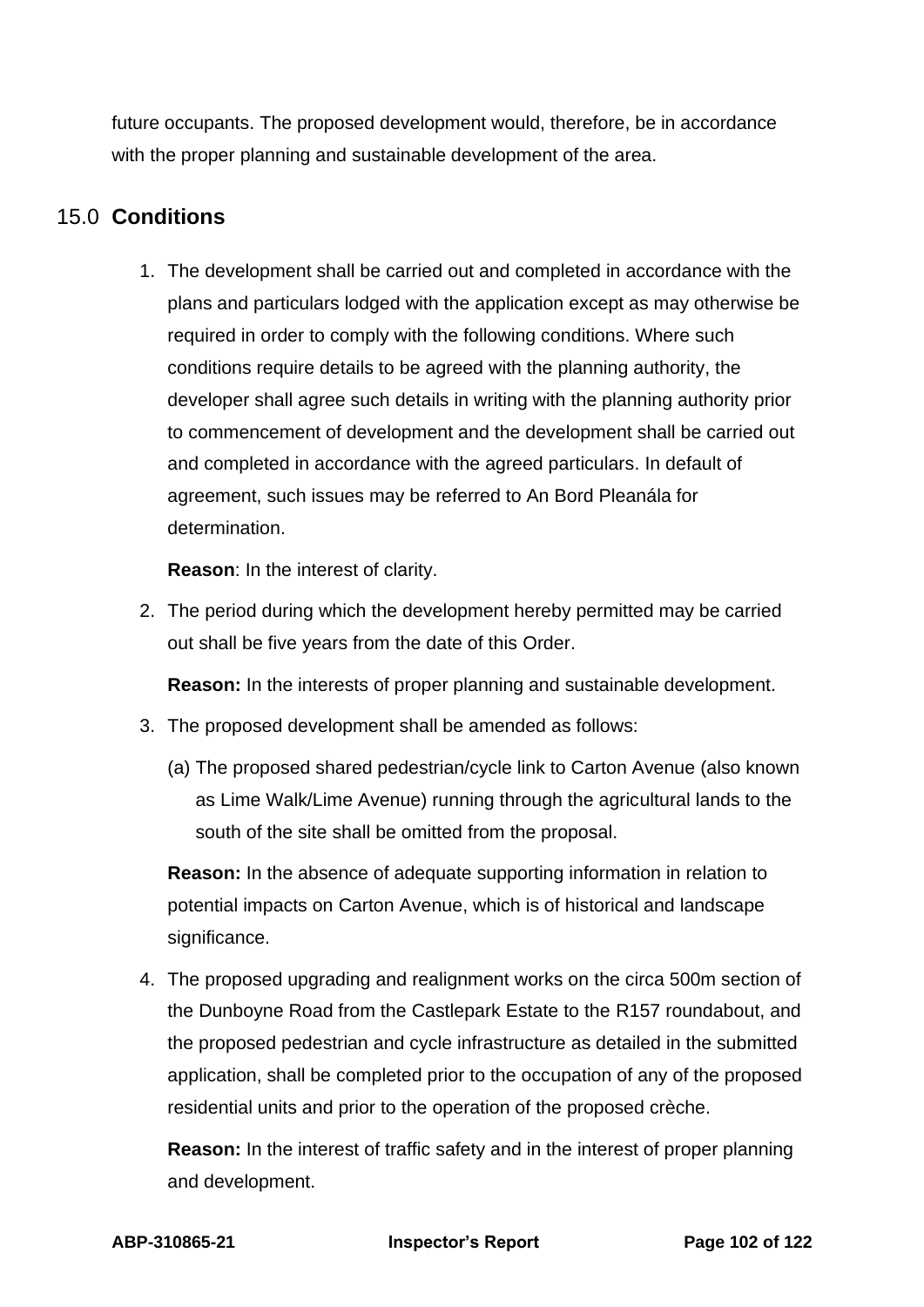future occupants. The proposed development would, therefore, be in accordance with the proper planning and sustainable development of the area.

## 15.0 Conditions

1. The development shall be carried out and completed in accordance with the plans and particulars lodged with the application except as may otherwise be required in order to comply with the following conditions. Where such conditions require details to be agreed with the planning authority, the developer shall agree such details in writing with the planning authority prior to commencement of development and the development shall be carried out and completed in accordance with the agreed particulars. In default of agreement, such issues may be referred to An Bord Pleanála for determination.

   **Reason**: In the interest of clarity.

2. The period during which the development hereby permitted may be carried out shall be five years from the date of this Order.

   **Reason:** In the interests of proper planning and sustainable development.

3. The proposed development shall be amended as follows:

   (a) The proposed shared pedestrian/cycle link to Carton Avenue (also known as Lime Walk/Lime Avenue) running through the agricultural lands to the south of the site shall be omitted from the proposal.

   **Reason:** In the absence of adequate supporting information in relation to potential impacts on Carton Avenue, which is of historical and landscape significance.

4. The proposed upgrading and realignment works on the circa 500m section of the Dunboyne Road from the Castlepark Estate to the R157 roundabout, and the proposed pedestrian and cycle infrastructure as detailed in the submitted application, shall be completed prior to the occupation of any of the proposed residential units and prior to the operation of the proposed crèche.

   **Reason:** In the interest of traffic safety and in the interest of proper planning and development.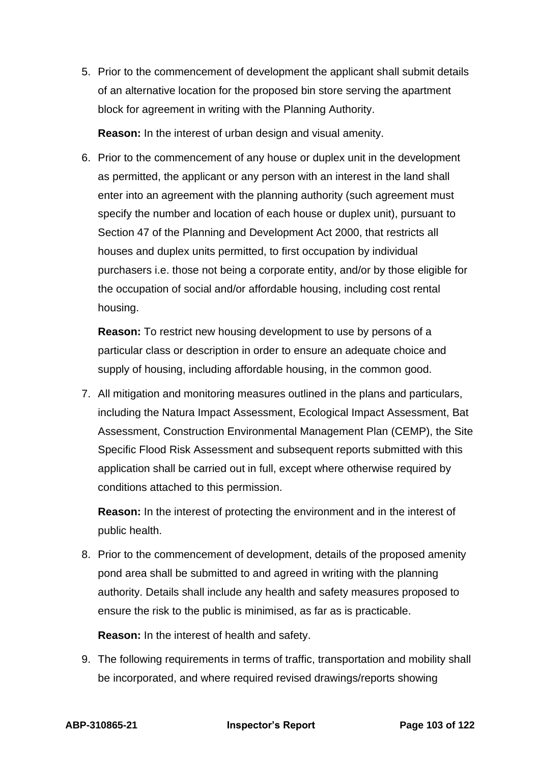5. Prior to the commencement of development the applicant shall submit details of an alternative location for the proposed bin store serving the apartment block for agreement in writing with the Planning Authority.

   **Reason:** In the interest of urban design and visual amenity.

6. Prior to the commencement of any house or duplex unit in the development as permitted, the applicant or any person with an interest in the land shall enter into an agreement with the planning authority (such agreement must specify the number and location of each house or duplex unit), pursuant to Section 47 of the Planning and Development Act 2000, that restricts all houses and duplex units permitted, to first occupation by individual purchasers i.e. those not being a corporate entity, and/or by those eligible for the occupation of social and/or affordable housing, including cost rental housing.

   **Reason:** To restrict new housing development to use by persons of a particular class or description in order to ensure an adequate choice and supply of housing, including affordable housing, in the common good.

7. All mitigation and monitoring measures outlined in the plans and particulars, including the Natura Impact Assessment, Ecological Impact Assessment, Bat Assessment, Construction Environmental Management Plan (CEMP), the Site Specific Flood Risk Assessment and subsequent reports submitted with this application shall be carried out in full, except where otherwise required by conditions attached to this permission.

   **Reason:** In the interest of protecting the environment and in the interest of public health.

8. Prior to the commencement of development, details of the proposed amenity pond area shall be submitted to and agreed in writing with the planning authority. Details shall include any health and safety measures proposed to ensure the risk to the public is minimised, as far as is practicable.

   **Reason:** In the interest of health and safety.

9. The following requirements in terms of traffic, transportation and mobility shall be incorporated, and where required revised drawings/reports showing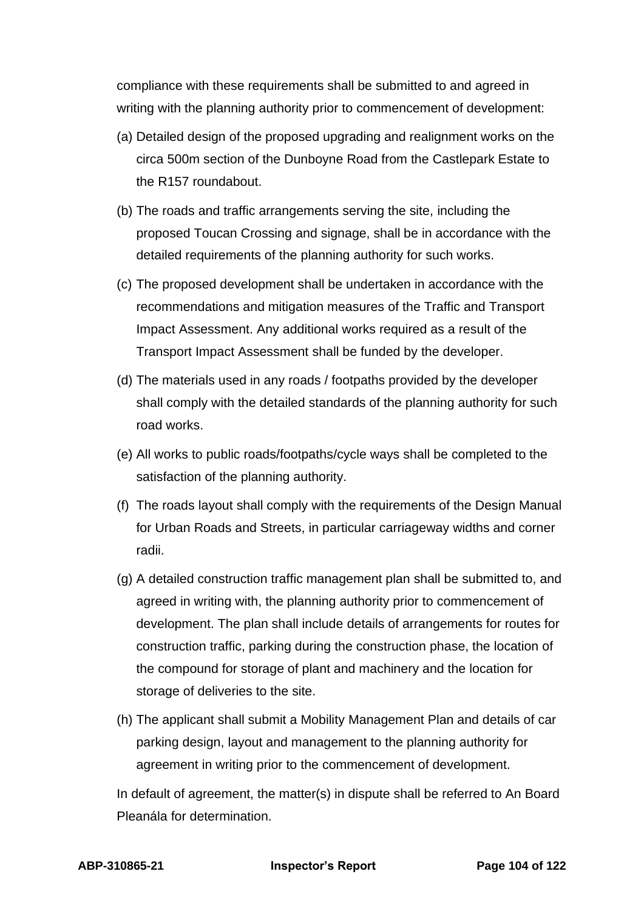compliance with these requirements shall be submitted to and agreed in writing with the planning authority prior to commencement of development:

(a) Detailed design of the proposed upgrading and realignment works on the circa 500m section of the Dunboyne Road from the Castlepark Estate to the R157 roundabout.

(b) The roads and traffic arrangements serving the site, including the proposed Toucan Crossing and signage, shall be in accordance with the detailed requirements of the planning authority for such works.

(c) The proposed development shall be undertaken in accordance with the recommendations and mitigation measures of the Traffic and Transport Impact Assessment. Any additional works required as a result of the Transport Impact Assessment shall be funded by the developer.

(d) The materials used in any roads / footpaths provided by the developer shall comply with the detailed standards of the planning authority for such road works.

(e) All works to public roads/footpaths/cycle ways shall be completed to the satisfaction of the planning authority.

(f) The roads layout shall comply with the requirements of the Design Manual for Urban Roads and Streets, in particular carriageway widths and corner radii.

(g) A detailed construction traffic management plan shall be submitted to, and agreed in writing with, the planning authority prior to commencement of development. The plan shall include details of arrangements for routes for construction traffic, parking during the construction phase, the location of the compound for storage of plant and machinery and the location for storage of deliveries to the site.

(h) The applicant shall submit a Mobility Management Plan and details of car parking design, layout and management to the planning authority for agreement in writing prior to the commencement of development.

In default of agreement, the matter(s) in dispute shall be referred to An Board Pleanála for determination.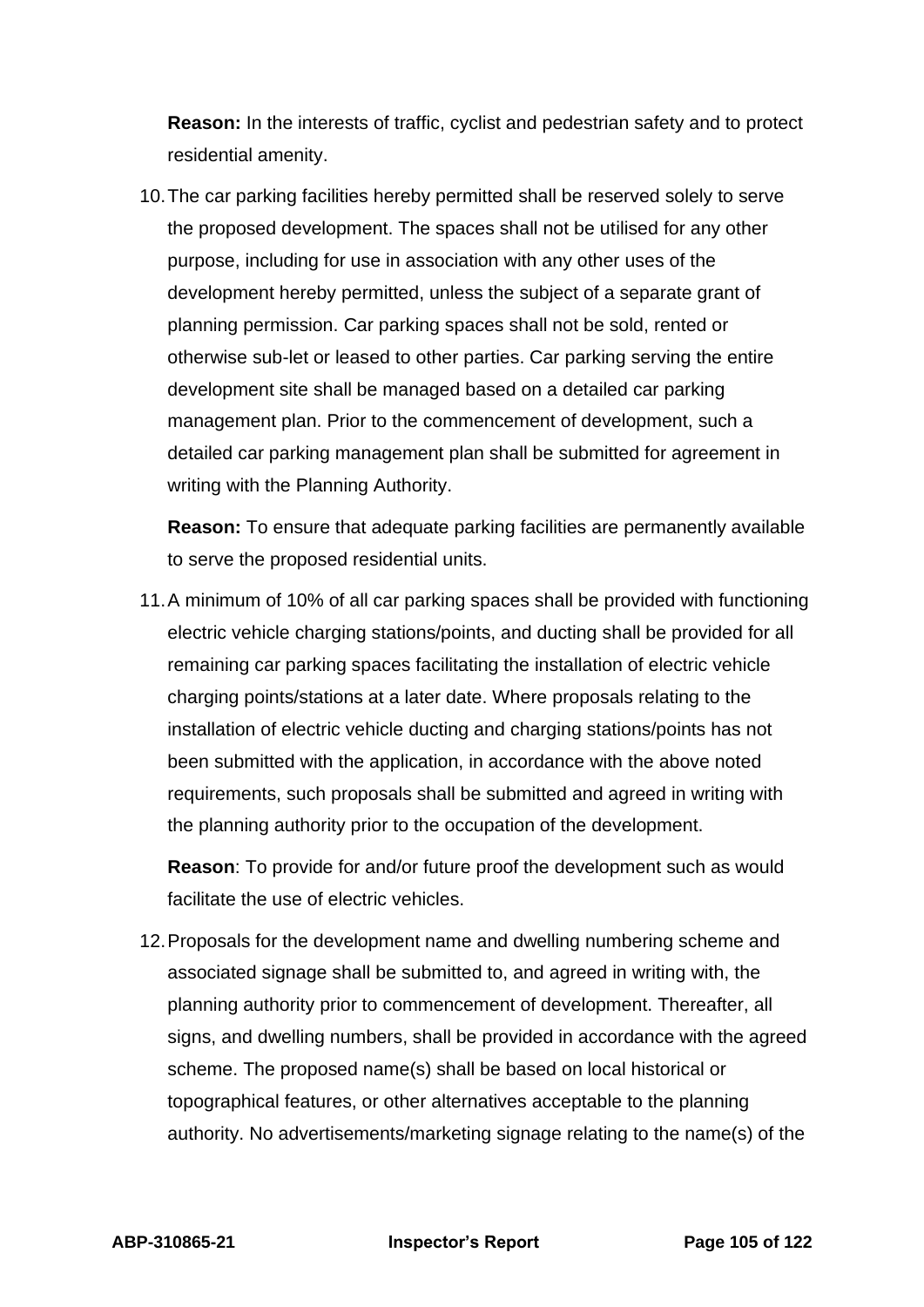**Reason:** In the interests of traffic, cyclist and pedestrian safety and to protect residential amenity.

10. The car parking facilities hereby permitted shall be reserved solely to serve the proposed development. The spaces shall not be utilised for any other purpose, including for use in association with any other uses of the development hereby permitted, unless the subject of a separate grant of planning permission. Car parking spaces shall not be sold, rented or otherwise sub-let or leased to other parties. Car parking serving the entire development site shall be managed based on a detailed car parking management plan. Prior to the commencement of development, such a detailed car parking management plan shall be submitted for agreement in writing with the Planning Authority.

    **Reason:** To ensure that adequate parking facilities are permanently available to serve the proposed residential units.

11. A minimum of 10% of all car parking spaces shall be provided with functioning electric vehicle charging stations/points, and ducting shall be provided for all remaining car parking spaces facilitating the installation of electric vehicle charging points/stations at a later date. Where proposals relating to the installation of electric vehicle ducting and charging stations/points has not been submitted with the application, in accordance with the above noted requirements, such proposals shall be submitted and agreed in writing with the planning authority prior to the occupation of the development.

    **Reason**: To provide for and/or future proof the development such as would facilitate the use of electric vehicles.

12. Proposals for the development name and dwelling numbering scheme and associated signage shall be submitted to, and agreed in writing with, the planning authority prior to commencement of development. Thereafter, all signs, and dwelling numbers, shall be provided in accordance with the agreed scheme. The proposed name(s) shall be based on local historical or topographical features, or other alternatives acceptable to the planning authority. No advertisements/marketing signage relating to the name(s) of the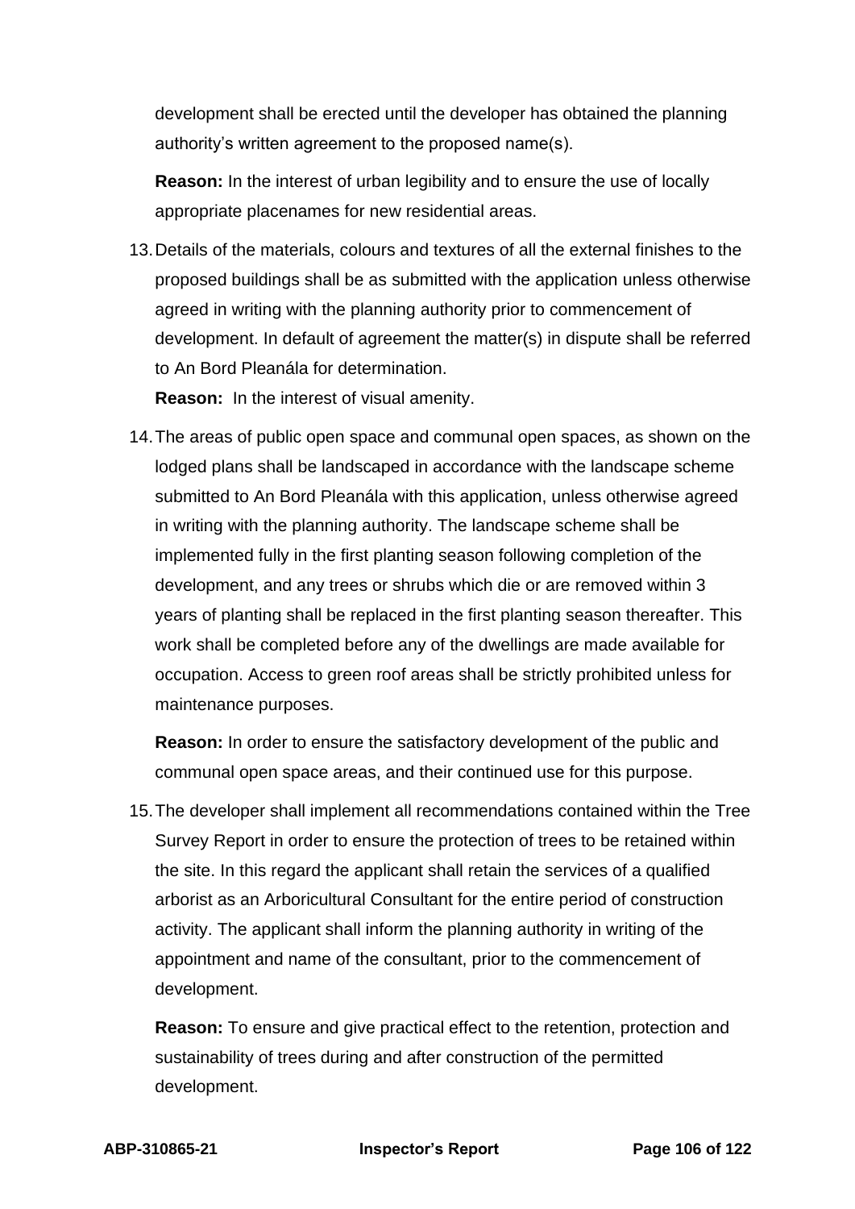development shall be erected until the developer has obtained the planning authority's written agreement to the proposed name(s).

**Reason:** In the interest of urban legibility and to ensure the use of locally appropriate placenames for new residential areas.

13. Details of the materials, colours and textures of all the external finishes to the proposed buildings shall be as submitted with the application unless otherwise agreed in writing with the planning authority prior to commencement of development. In default of agreement the matter(s) in dispute shall be referred to An Bord Pleanála for determination.

    **Reason:** In the interest of visual amenity.

14. The areas of public open space and communal open spaces, as shown on the lodged plans shall be landscaped in accordance with the landscape scheme submitted to An Bord Pleanála with this application, unless otherwise agreed in writing with the planning authority. The landscape scheme shall be implemented fully in the first planting season following completion of the development, and any trees or shrubs which die or are removed within 3 years of planting shall be replaced in the first planting season thereafter. This work shall be completed before any of the dwellings are made available for occupation. Access to green roof areas shall be strictly prohibited unless for maintenance purposes.

    **Reason:** In order to ensure the satisfactory development of the public and communal open space areas, and their continued use for this purpose.

15. The developer shall implement all recommendations contained within the Tree Survey Report in order to ensure the protection of trees to be retained within the site. In this regard the applicant shall retain the services of a qualified arborist as an Arboricultural Consultant for the entire period of construction activity. The applicant shall inform the planning authority in writing of the appointment and name of the consultant, prior to the commencement of development.

    **Reason:** To ensure and give practical effect to the retention, protection and sustainability of trees during and after construction of the permitted development.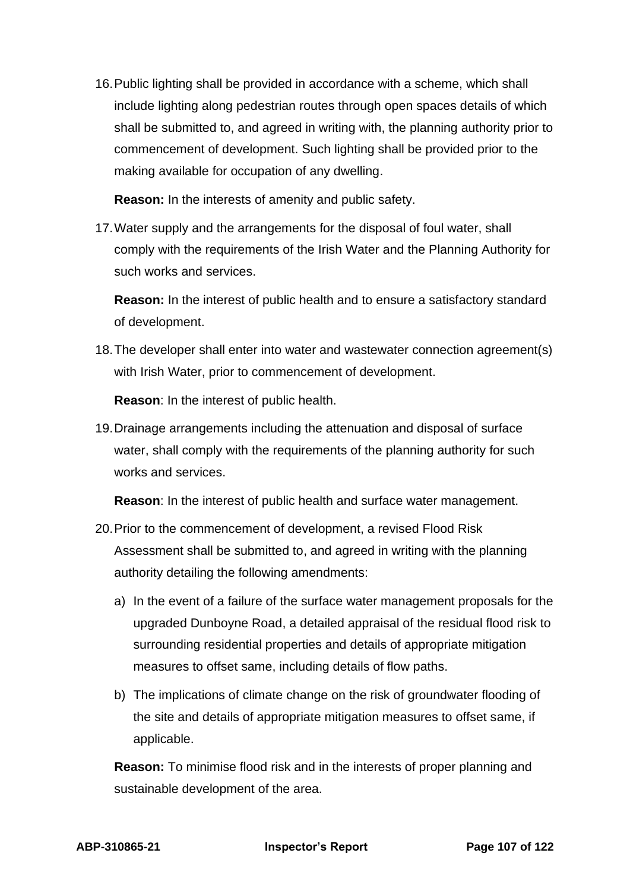16. Public lighting shall be provided in accordance with a scheme, which shall include lighting along pedestrian routes through open spaces details of which shall be submitted to, and agreed in writing with, the planning authority prior to commencement of development. Such lighting shall be provided prior to the making available for occupation of any dwelling.

    **Reason:** In the interests of amenity and public safety.

17. Water supply and the arrangements for the disposal of foul water, shall comply with the requirements of the Irish Water and the Planning Authority for such works and services.

    **Reason:** In the interest of public health and to ensure a satisfactory standard of development.

18. The developer shall enter into water and wastewater connection agreement(s) with Irish Water, prior to commencement of development.

    **Reason**: In the interest of public health.

19. Drainage arrangements including the attenuation and disposal of surface water, shall comply with the requirements of the planning authority for such works and services.

    **Reason**: In the interest of public health and surface water management.

20. Prior to the commencement of development, a revised Flood Risk Assessment shall be submitted to, and agreed in writing with the planning authority detailing the following amendments:

    a) In the event of a failure of the surface water management proposals for the upgraded Dunboyne Road, a detailed appraisal of the residual flood risk to surrounding residential properties and details of appropriate mitigation measures to offset same, including details of flow paths.

    b) The implications of climate change on the risk of groundwater flooding of the site and details of appropriate mitigation measures to offset same, if applicable.

    **Reason:** To minimise flood risk and in the interests of proper planning and sustainable development of the area.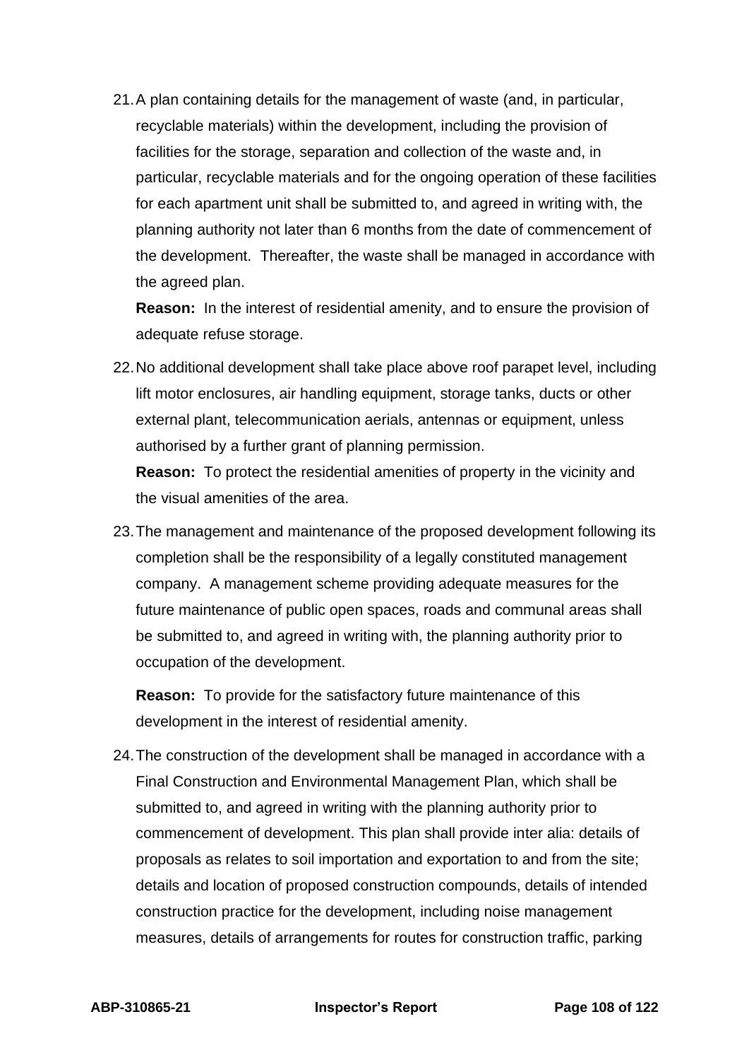21. A plan containing details for the management of waste (and, in particular, recyclable materials) within the development, including the provision of facilities for the storage, separation and collection of the waste and, in particular, recyclable materials and for the ongoing operation of these facilities for each apartment unit shall be submitted to, and agreed in writing with, the planning authority not later than 6 months from the date of commencement of the development. Thereafter, the waste shall be managed in accordance with the agreed plan.

    **Reason:** In the interest of residential amenity, and to ensure the provision of adequate refuse storage.

22. No additional development shall take place above roof parapet level, including lift motor enclosures, air handling equipment, storage tanks, ducts or other external plant, telecommunication aerials, antennas or equipment, unless authorised by a further grant of planning permission.

    **Reason:** To protect the residential amenities of property in the vicinity and the visual amenities of the area.

23. The management and maintenance of the proposed development following its completion shall be the responsibility of a legally constituted management company. A management scheme providing adequate measures for the future maintenance of public open spaces, roads and communal areas shall be submitted to, and agreed in writing with, the planning authority prior to occupation of the development.

    **Reason:** To provide for the satisfactory future maintenance of this development in the interest of residential amenity.

24. The construction of the development shall be managed in accordance with a Final Construction and Environmental Management Plan, which shall be submitted to, and agreed in writing with the planning authority prior to commencement of development. This plan shall provide inter alia: details of proposals as relates to soil importation and exportation to and from the site; details and location of proposed construction compounds, details of intended construction practice for the development, including noise management measures, details of arrangements for routes for construction traffic, parking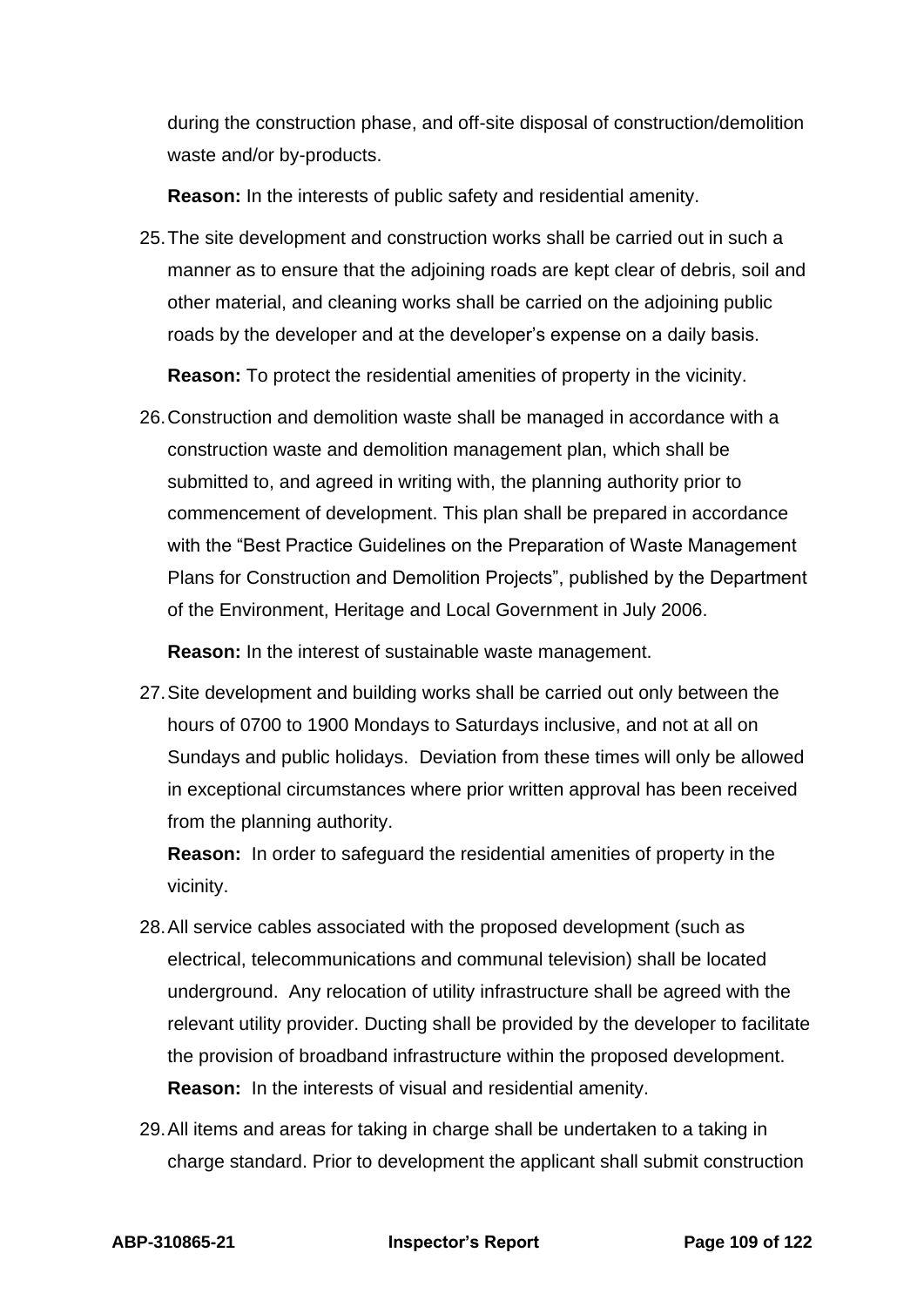during the construction phase, and off-site disposal of construction/demolition waste and/or by-products.

**Reason:** In the interests of public safety and residential amenity.

25. The site development and construction works shall be carried out in such a manner as to ensure that the adjoining roads are kept clear of debris, soil and other material, and cleaning works shall be carried on the adjoining public roads by the developer and at the developer's expense on a daily basis.

    **Reason:** To protect the residential amenities of property in the vicinity.

26. Construction and demolition waste shall be managed in accordance with a construction waste and demolition management plan, which shall be submitted to, and agreed in writing with, the planning authority prior to commencement of development. This plan shall be prepared in accordance with the "Best Practice Guidelines on the Preparation of Waste Management Plans for Construction and Demolition Projects", published by the Department of the Environment, Heritage and Local Government in July 2006.

    **Reason:** In the interest of sustainable waste management.

27. Site development and building works shall be carried out only between the hours of 0700 to 1900 Mondays to Saturdays inclusive, and not at all on Sundays and public holidays. Deviation from these times will only be allowed in exceptional circumstances where prior written approval has been received from the planning authority.

    **Reason:** In order to safeguard the residential amenities of property in the vicinity.

28. All service cables associated with the proposed development (such as electrical, telecommunications and communal television) shall be located underground. Any relocation of utility infrastructure shall be agreed with the relevant utility provider. Ducting shall be provided by the developer to facilitate the provision of broadband infrastructure within the proposed development.

    **Reason:** In the interests of visual and residential amenity.

29. All items and areas for taking in charge shall be undertaken to a taking in charge standard. Prior to development the applicant shall submit construction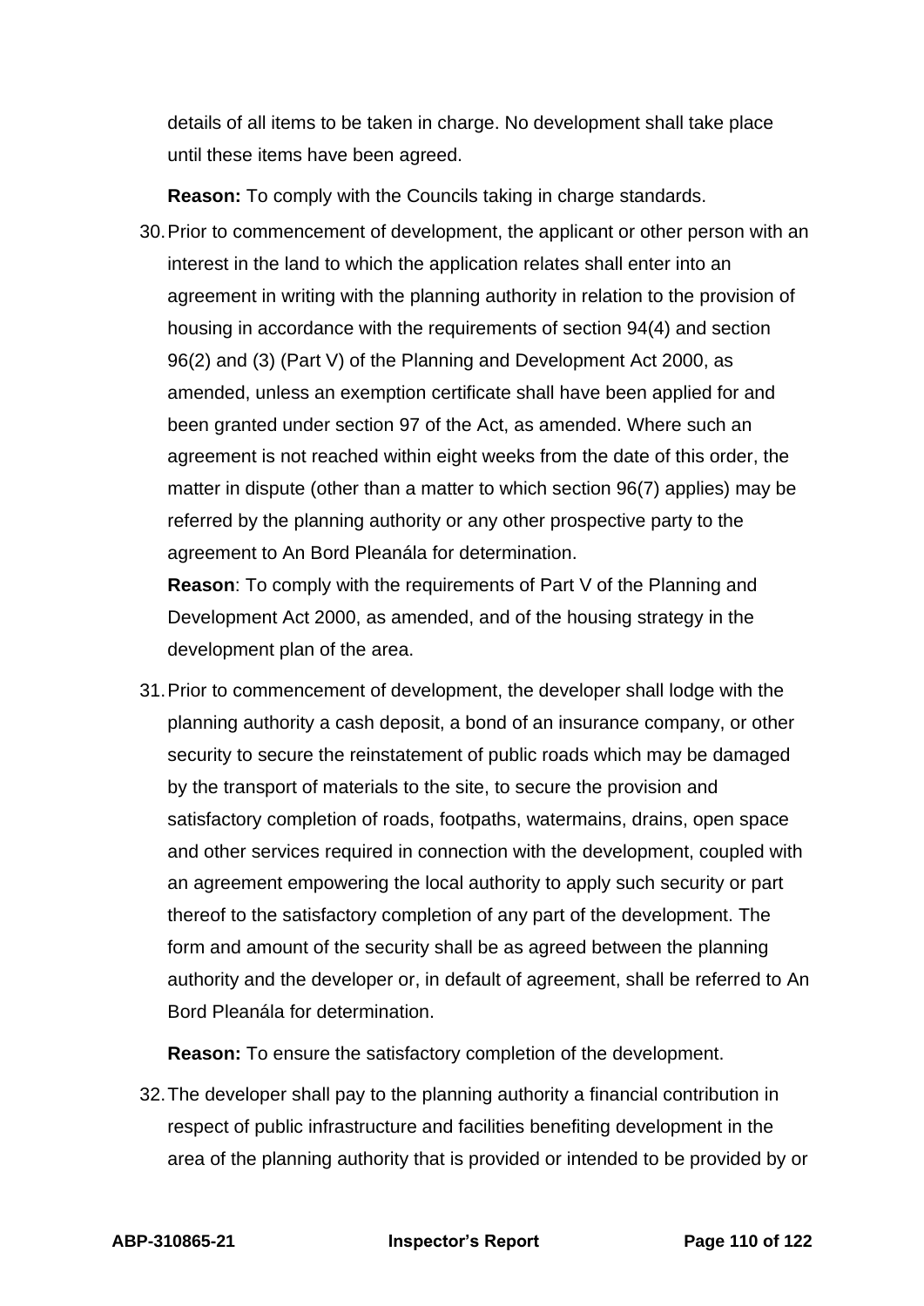details of all items to be taken in charge. No development shall take place until these items have been agreed.

**Reason:** To comply with the Councils taking in charge standards.

30. Prior to commencement of development, the applicant or other person with an interest in the land to which the application relates shall enter into an agreement in writing with the planning authority in relation to the provision of housing in accordance with the requirements of section 94(4) and section 96(2) and (3) (Part V) of the Planning and Development Act 2000, as amended, unless an exemption certificate shall have been applied for and been granted under section 97 of the Act, as amended. Where such an agreement is not reached within eight weeks from the date of this order, the matter in dispute (other than a matter to which section 96(7) applies) may be referred by the planning authority or any other prospective party to the agreement to An Bord Pleanála for determination.
**Reason**: To comply with the requirements of Part V of the Planning and Development Act 2000, as amended, and of the housing strategy in the development plan of the area.

31. Prior to commencement of development, the developer shall lodge with the planning authority a cash deposit, a bond of an insurance company, or other security to secure the reinstatement of public roads which may be damaged by the transport of materials to the site, to secure the provision and satisfactory completion of roads, footpaths, watermains, drains, open space and other services required in connection with the development, coupled with an agreement empowering the local authority to apply such security or part thereof to the satisfactory completion of any part of the development. The form and amount of the security shall be as agreed between the planning authority and the developer or, in default of agreement, shall be referred to An Bord Pleanála for determination.

    **Reason:** To ensure the satisfactory completion of the development.

32. The developer shall pay to the planning authority a financial contribution in respect of public infrastructure and facilities benefiting development in the area of the planning authority that is provided or intended to be provided by or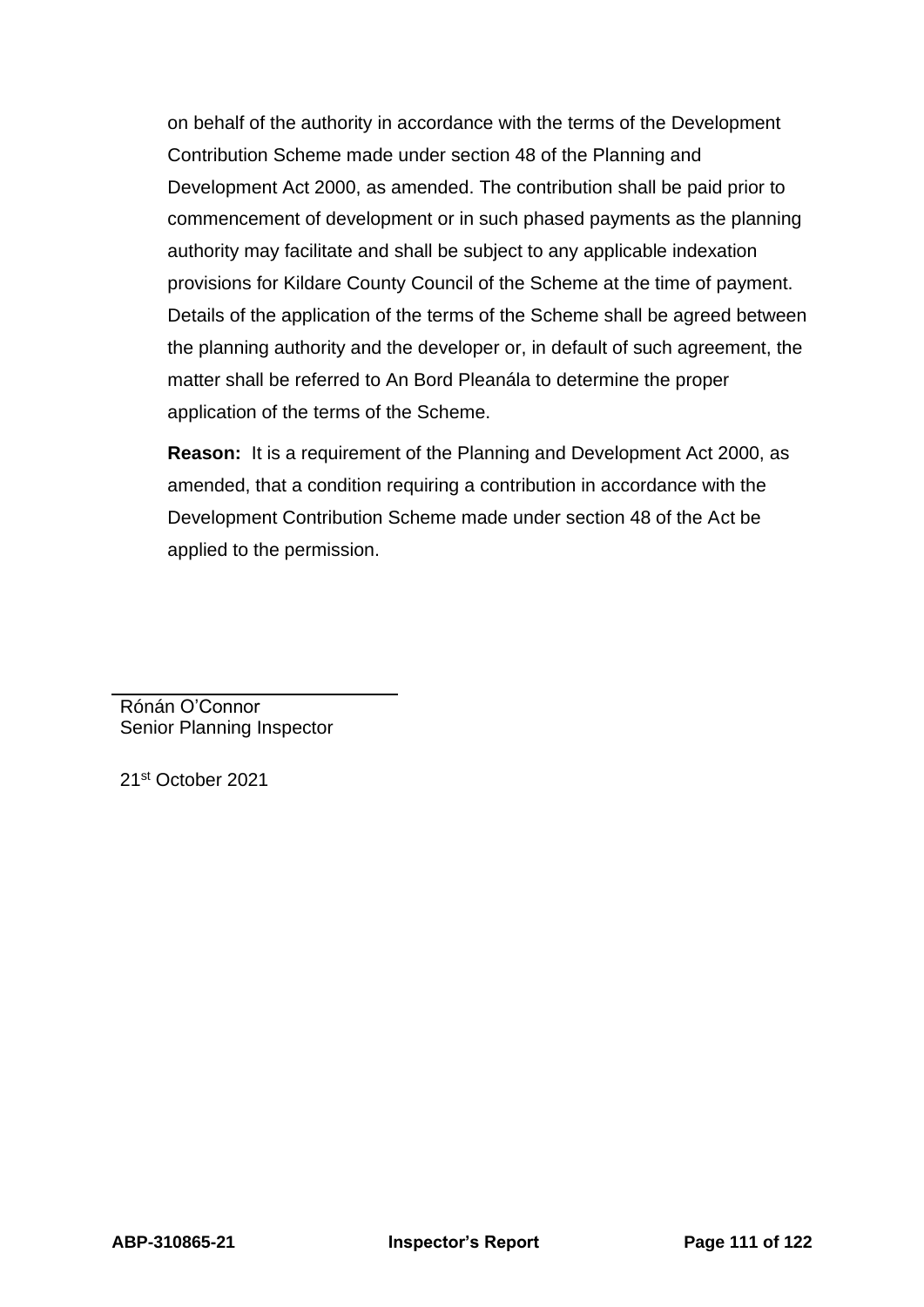on behalf of the authority in accordance with the terms of the Development Contribution Scheme made under section 48 of the Planning and Development Act 2000, as amended. The contribution shall be paid prior to commencement of development or in such phased payments as the planning authority may facilitate and shall be subject to any applicable indexation provisions for Kildare County Council of the Scheme at the time of payment. Details of the application of the terms of the Scheme shall be agreed between the planning authority and the developer or, in default of such agreement, the matter shall be referred to An Bord Pleanála to determine the proper application of the terms of the Scheme.

**Reason:** It is a requirement of the Planning and Development Act 2000, as amended, that a condition requiring a contribution in accordance with the Development Contribution Scheme made under section 48 of the Act be applied to the permission.

Rónán O'Connor
Senior Planning Inspector

21st October 2021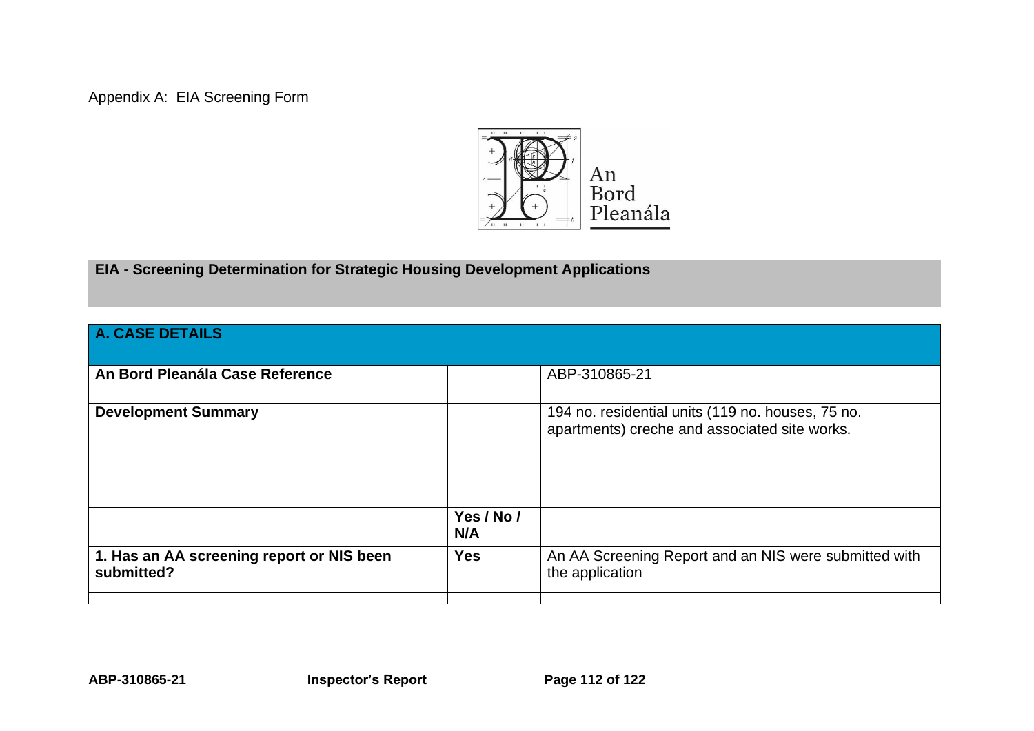Appendix A: EIA Screening Form

An Bord Pleanála

## EIA - Screening Determination for Strategic Housing Development Applications

| A. CASE DETAILS | | |
|---|---|---|
| **An Bord Pleanála Case Reference** | | ABP-310865-21 |
| **Development Summary** | | 194 no. residential units (119 no. houses, 75 no. apartments) creche and associated site works. |
| | **Yes / No / N/A** | |
| **1. Has an AA screening report or NIS been submitted?** | **Yes** | An AA Screening Report and an NIS were submitted with the application |
| | | |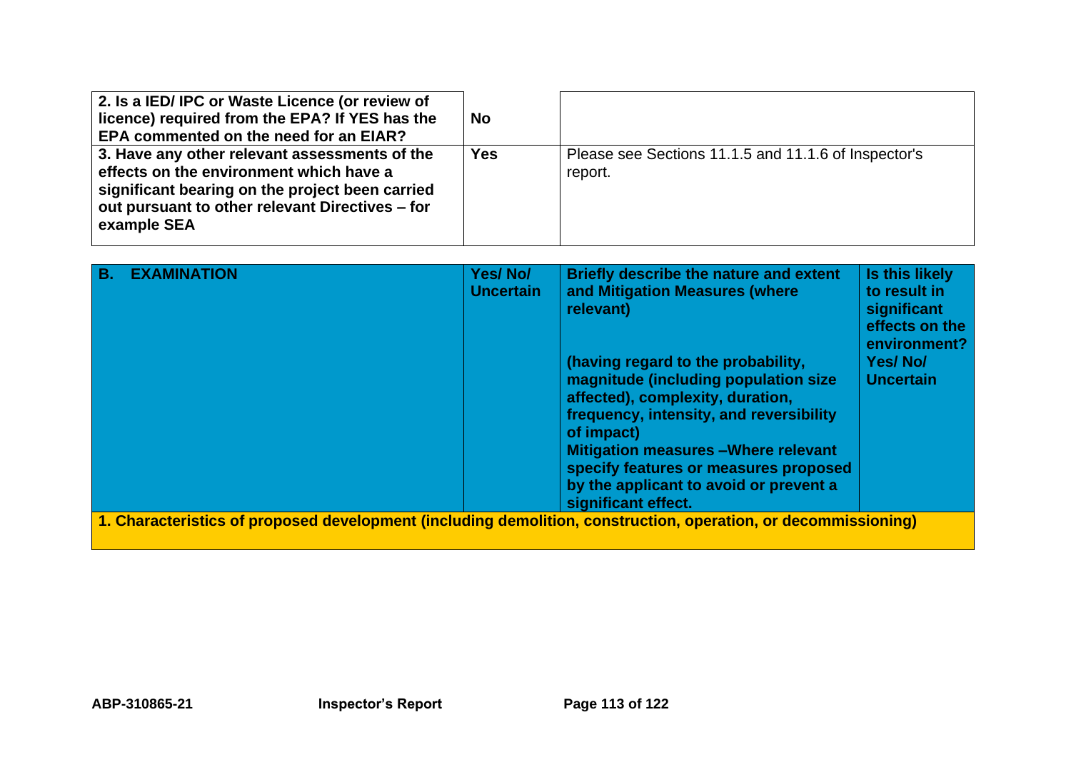| | | |
|---|---|---|
| **2. Is a IED/ IPC or Waste Licence (or review of licence) required from the EPA? If YES has the EPA commented on the need for an EIAR?** | **No** | |
| **3. Have any other relevant assessments of the effects on the environment which have a significant bearing on the project been carried out pursuant to other relevant Directives – for example SEA** | **Yes** | Please see Sections 11.1.5 and 11.1.6 of Inspector's report. |

| **B. EXAMINATION** | **Yes/ No/ Uncertain** | **Briefly describe the nature and extent and Mitigation Measures (where relevant)**<br><br>**(having regard to the probability, magnitude (including population size affected), complexity, duration, frequency, intensity, and reversibility of impact)**<br>**Mitigation measures –Where relevant specify features or measures proposed by the applicant to avoid or prevent a significant effect.** | **Is this likely to result in significant effects on the environment? Yes/ No/ Uncertain** |
|---|---|---|---|
| **1. Characteristics of proposed development (including demolition, construction, operation, or decommissioning)** | | | |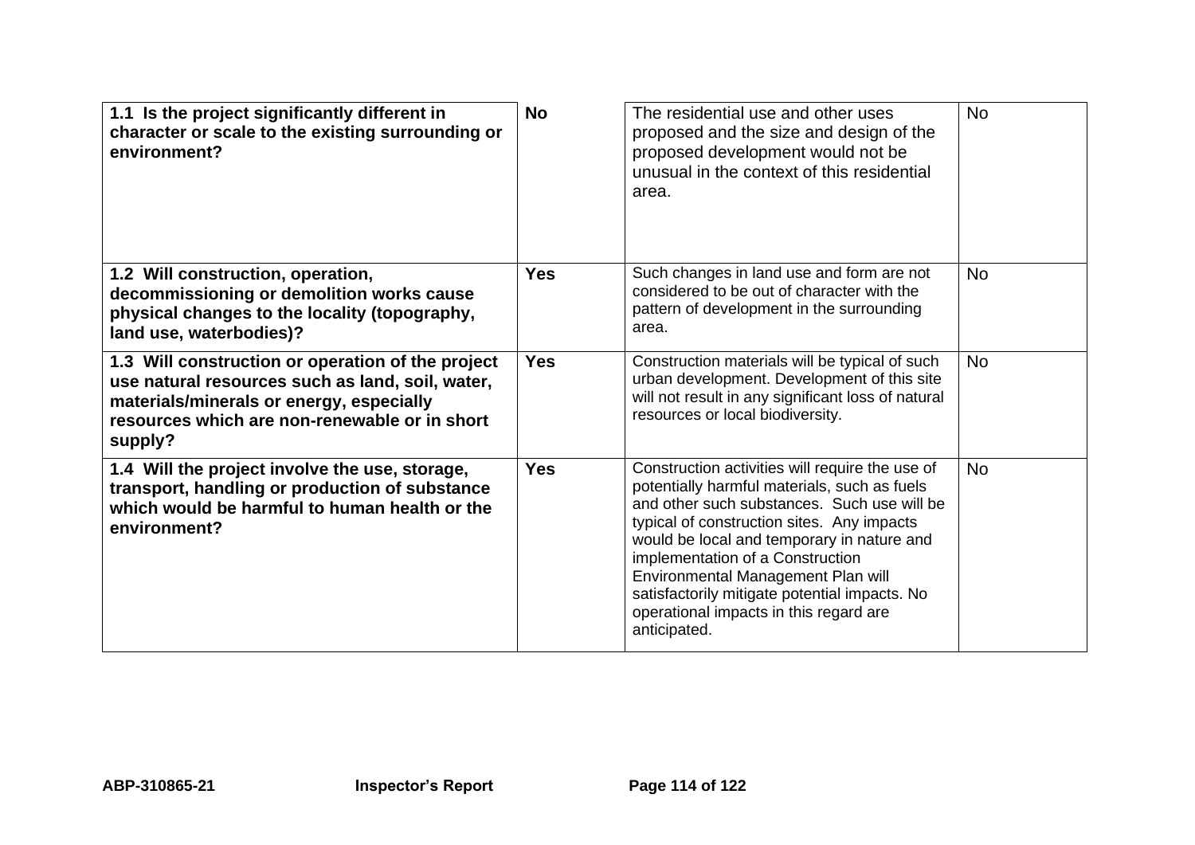| | | | |
|---|---|---|---|
| **1.1 Is the project significantly different in character or scale to the existing surrounding or environment?** | **No** | The residential use and other uses proposed and the size and design of the proposed development would not be unusual in the context of this residential area. | No |
| **1.2 Will construction, operation, decommissioning or demolition works cause physical changes to the locality (topography, land use, waterbodies)?** | **Yes** | Such changes in land use and form are not considered to be out of character with the pattern of development in the surrounding area. | No |
| **1.3 Will construction or operation of the project use natural resources such as land, soil, water, materials/minerals or energy, especially resources which are non-renewable or in short supply?** | **Yes** | Construction materials will be typical of such urban development. Development of this site will not result in any significant loss of natural resources or local biodiversity. | No |
| **1.4 Will the project involve the use, storage, transport, handling or production of substance which would be harmful to human health or the environment?** | **Yes** | Construction activities will require the use of potentially harmful materials, such as fuels and other such substances. Such use will be typical of construction sites. Any impacts would be local and temporary in nature and implementation of a Construction Environmental Management Plan will satisfactorily mitigate potential impacts. No operational impacts in this regard are anticipated. | No |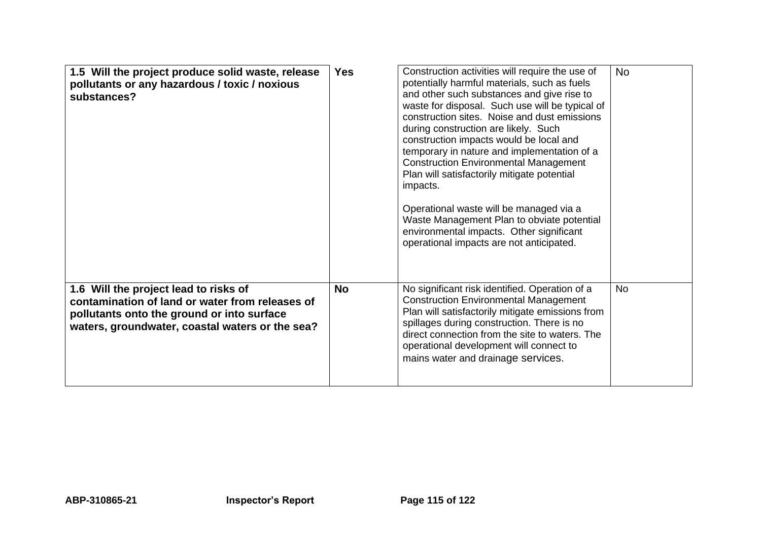| **1.5 Will the project produce solid waste, release pollutants or any hazardous / toxic / noxious substances?** | **Yes** | Construction activities will require the use of potentially harmful materials, such as fuels and other such substances and give rise to waste for disposal. Such use will be typical of construction sites. Noise and dust emissions during construction are likely. Such construction impacts would be local and temporary in nature and implementation of a Construction Environmental Management Plan will satisfactorily mitigate potential impacts.<br><br>Operational waste will be managed via a Waste Management Plan to obviate potential environmental impacts. Other significant operational impacts are not anticipated. | No |
|---|---|---|---|
| **1.6 Will the project lead to risks of contamination of land or water from releases of pollutants onto the ground or into surface waters, groundwater, coastal waters or the sea?** | **No** | No significant risk identified. Operation of a Construction Environmental Management Plan will satisfactorily mitigate emissions from spillages during construction. There is no direct connection from the site to waters. The operational development will connect to mains water and drainage services. | No |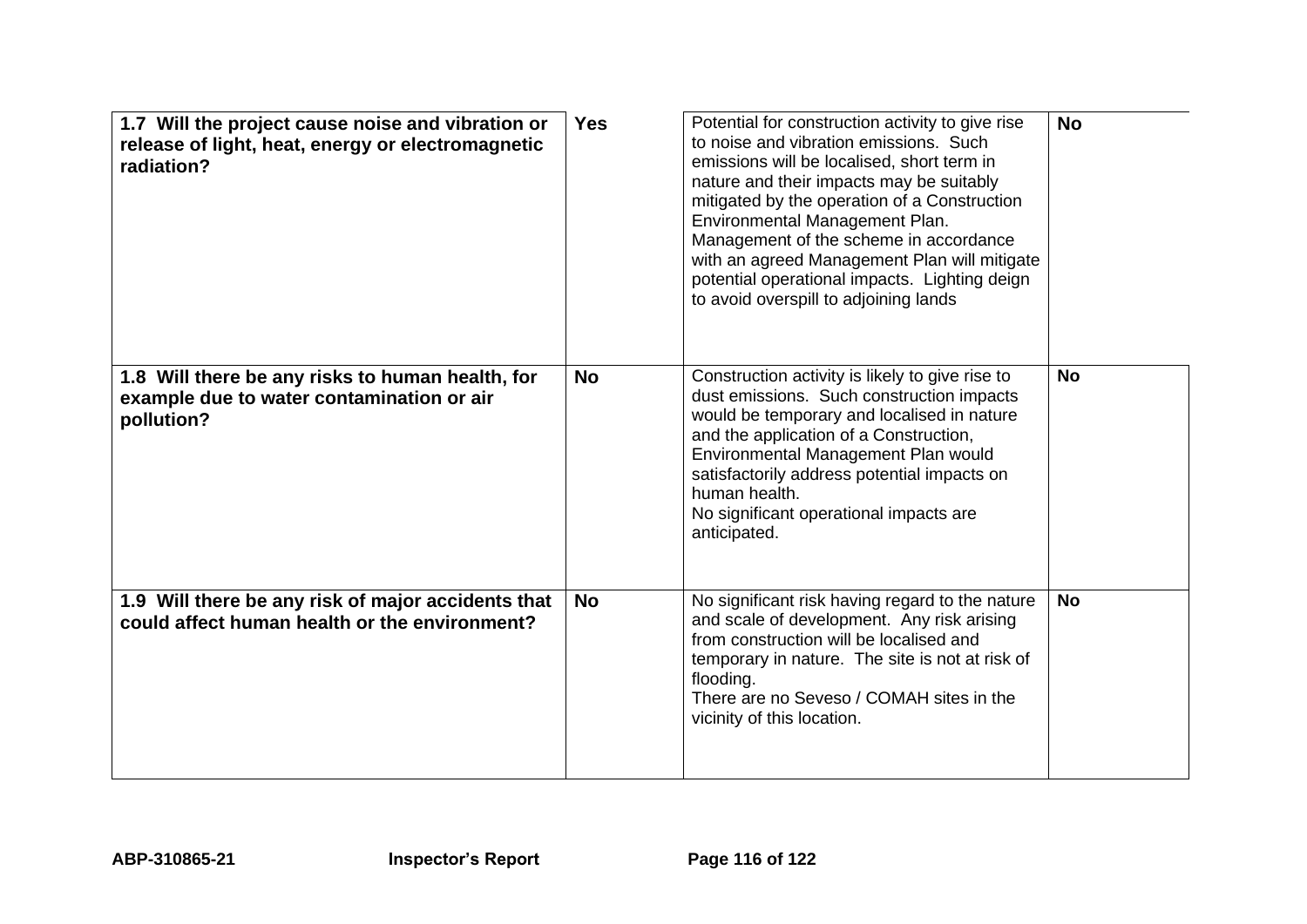| | | | |
|---|---|---|---|
| **1.7 Will the project cause noise and vibration or release of light, heat, energy or electromagnetic radiation?** | **Yes** | Potential for construction activity to give rise to noise and vibration emissions. Such emissions will be localised, short term in nature and their impacts may be suitably mitigated by the operation of a Construction Environmental Management Plan. Management of the scheme in accordance with an agreed Management Plan will mitigate potential operational impacts. Lighting deign to avoid overspill to adjoining lands | **No** |
| **1.8 Will there be any risks to human health, for example due to water contamination or air pollution?** | **No** | Construction activity is likely to give rise to dust emissions. Such construction impacts would be temporary and localised in nature and the application of a Construction, Environmental Management Plan would satisfactorily address potential impacts on human health.<br>No significant operational impacts are anticipated. | **No** |
| **1.9 Will there be any risk of major accidents that could affect human health or the environment?** | **No** | No significant risk having regard to the nature and scale of development. Any risk arising from construction will be localised and temporary in nature. The site is not at risk of flooding.<br>There are no Seveso / COMAH sites in the vicinity of this location. | **No** |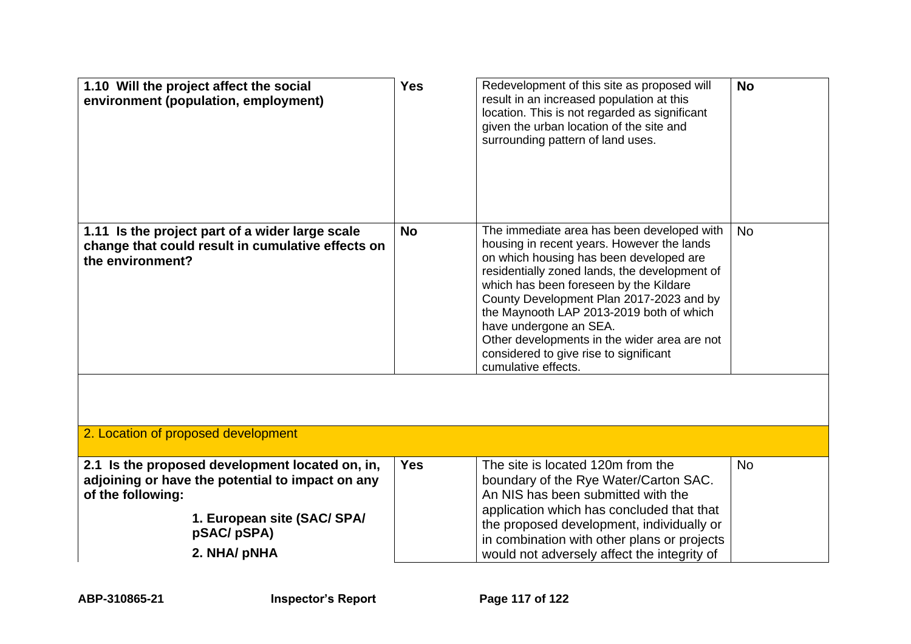| | | | |
|---|---|---|---|
| **1.10 Will the project affect the social environment (population, employment)** | **Yes** | Redevelopment of this site as proposed will result in an increased population at this location. This is not regarded as significant given the urban location of the site and surrounding pattern of land uses. | **No** |
| **1.11 Is the project part of a wider large scale change that could result in cumulative effects on the environment?** | **No** | The immediate area has been developed with housing in recent years. However the lands on which housing has been developed are residentially zoned lands, the development of which has been foreseen by the Kildare County Development Plan 2017-2023 and by the Maynooth LAP 2013-2019 both of which have undergone an SEA.<br>Other developments in the wider area are not considered to give rise to significant cumulative effects. | No |
| 2. Location of proposed development | | | |
| **2.1 Is the proposed development located on, in, adjoining or have the potential to impact on any of the following:**<br>**1. European site (SAC/ SPA/ pSAC/ pSPA)**<br>**2. NHA/ pNHA** | **Yes** | The site is located 120m from the boundary of the Rye Water/Carton SAC. An NIS has been submitted with the application which has concluded that that the proposed development, individually or in combination with other plans or projects would not adversely affect the integrity of | No |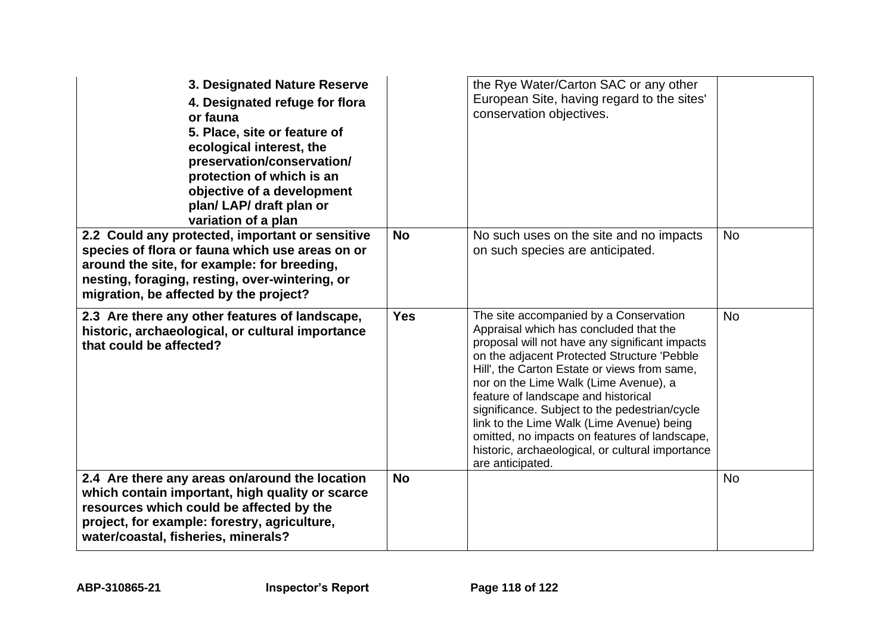| | | | |
|---|---|---|---|
| **3. Designated Nature Reserve**<br>**4. Designated refuge for flora or fauna**<br>**5. Place, site or feature of ecological interest, the preservation/conservation/ protection of which is an objective of a development plan/ LAP/ draft plan or variation of a plan** | | the Rye Water/Carton SAC or any other European Site, having regard to the sites' conservation objectives. | |
| **2.2 Could any protected, important or sensitive species of flora or fauna which use areas on or around the site, for example: for breeding, nesting, foraging, resting, over-wintering, or migration, be affected by the project?** | **No** | No such uses on the site and no impacts on such species are anticipated. | No |
| **2.3 Are there any other features of landscape, historic, archaeological, or cultural importance that could be affected?** | **Yes** | The site accompanied by a Conservation Appraisal which has concluded that the proposal will not have any significant impacts on the adjacent Protected Structure 'Pebble Hill', the Carton Estate or views from same, nor on the Lime Walk (Lime Avenue), a feature of landscape and historical significance. Subject to the pedestrian/cycle link to the Lime Walk (Lime Avenue) being omitted, no impacts on features of landscape, historic, archaeological, or cultural importance are anticipated. | No |
| **2.4 Are there any areas on/around the location which contain important, high quality or scarce resources which could be affected by the project, for example: forestry, agriculture, water/coastal, fisheries, minerals?** | **No** | | No |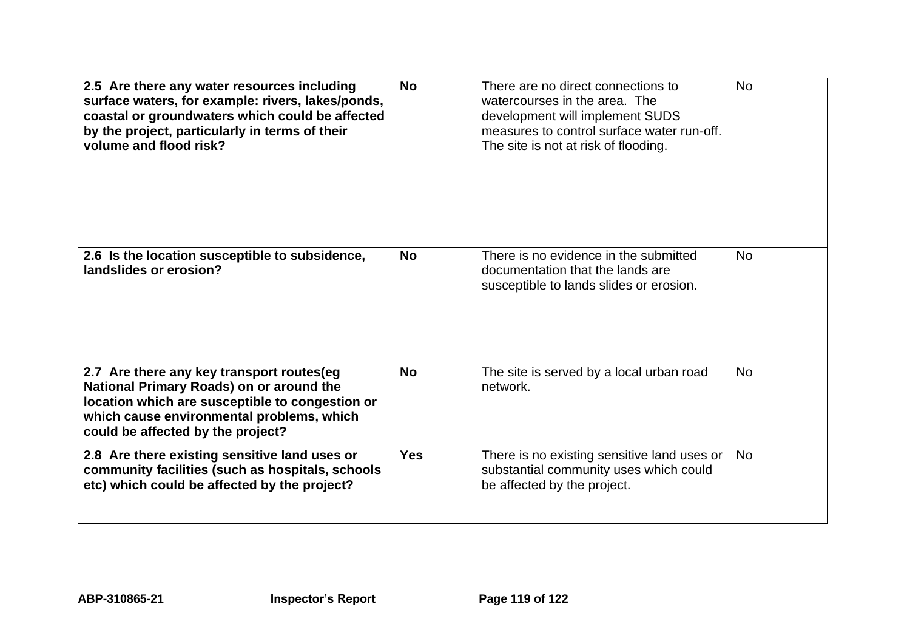| **2.5 Are there any water resources including surface waters, for example: rivers, lakes/ponds, coastal or groundwaters which could be affected by the project, particularly in terms of their volume and flood risk?** | **No** | There are no direct connections to watercourses in the area. The development will implement SUDS measures to control surface water run-off. The site is not at risk of flooding. | No |
|---|---|---|---|
| **2.6 Is the location susceptible to subsidence, landslides or erosion?** | **No** | There is no evidence in the submitted documentation that the lands are susceptible to lands slides or erosion. | No |
| **2.7 Are there any key transport routes(eg National Primary Roads) on or around the location which are susceptible to congestion or which cause environmental problems, which could be affected by the project?** | **No** | The site is served by a local urban road network. | No |
| **2.8 Are there existing sensitive land uses or community facilities (such as hospitals, schools etc) which could be affected by the project?** | **Yes** | There is no existing sensitive land uses or substantial community uses which could be affected by the project. | No |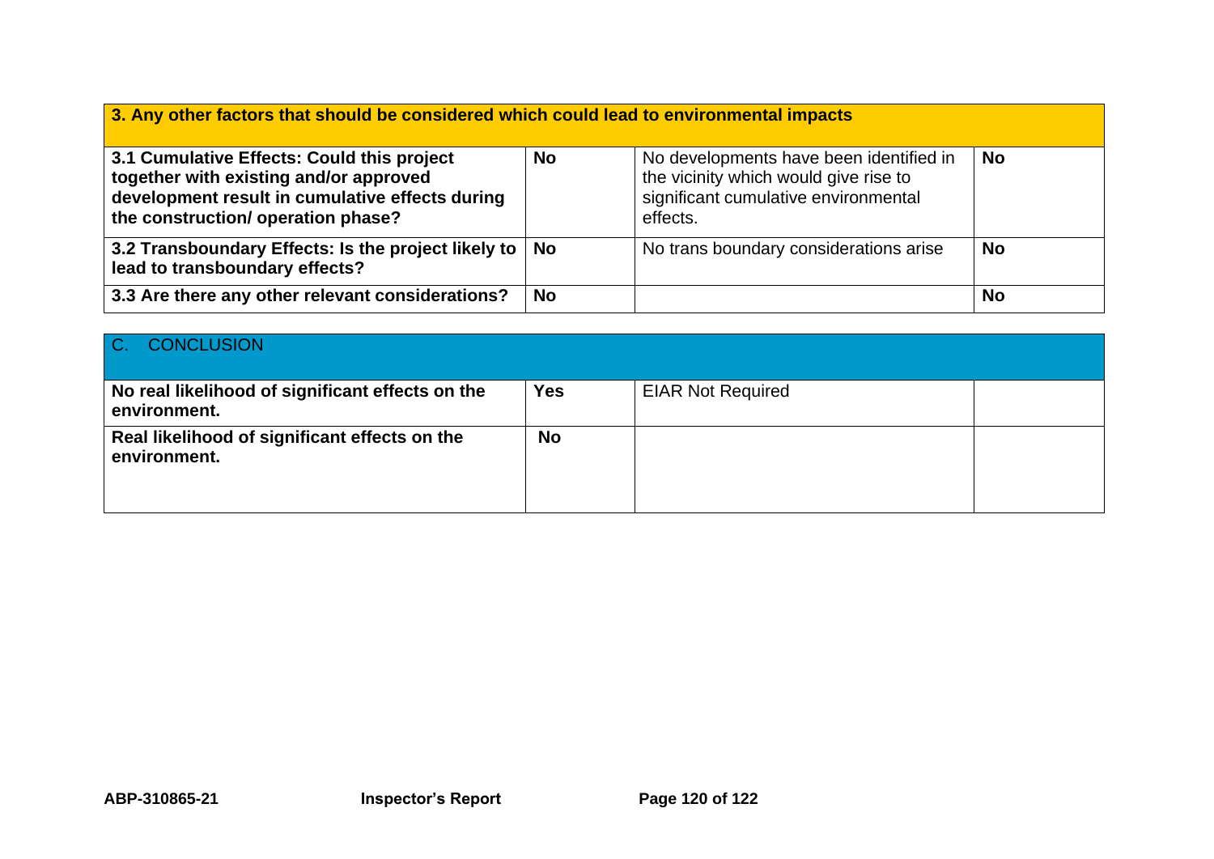| **3. Any other factors that should be considered which could lead to environmental impacts** | | | |
|---|---|---|---|
| **3.1 Cumulative Effects: Could this project together with existing and/or approved development result in cumulative effects during the construction/ operation phase?** | **No** | No developments have been identified in the vicinity which would give rise to significant cumulative environmental effects. | **No** |
| **3.2 Transboundary Effects: Is the project likely to lead to transboundary effects?** | **No** | No trans boundary considerations arise | **No** |
| **3.3 Are there any other relevant considerations?** | **No** | | **No** |

| C. CONCLUSION | | | |
|---|---|---|---|
| **No real likelihood of significant effects on the environment.** | **Yes** | EIAR Not Required | |
| **Real likelihood of significant effects on the environment.** | **No** | | |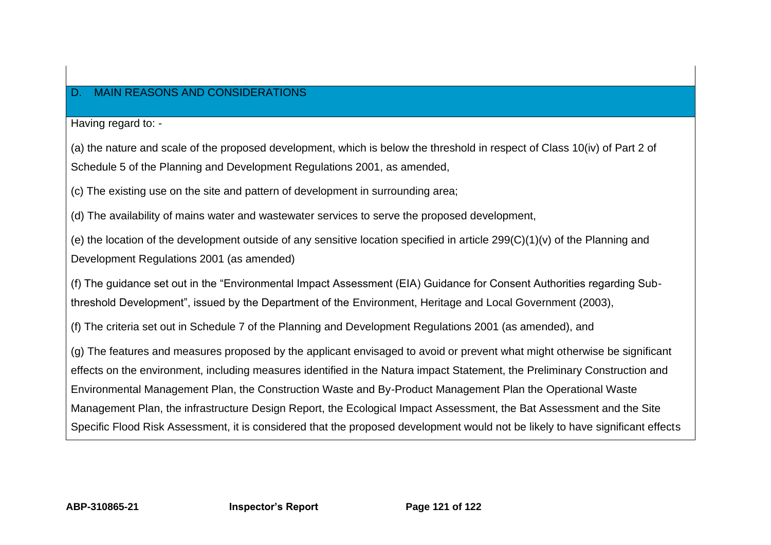## D. MAIN REASONS AND CONSIDERATIONS

Having regard to: -

(a) the nature and scale of the proposed development, which is below the threshold in respect of Class 10(iv) of Part 2 of Schedule 5 of the Planning and Development Regulations 2001, as amended,

(c) The existing use on the site and pattern of development in surrounding area;

(d) The availability of mains water and wastewater services to serve the proposed development,

(e) the location of the development outside of any sensitive location specified in article 299(C)(1)(v) of the Planning and Development Regulations 2001 (as amended)

(f) The guidance set out in the "Environmental Impact Assessment (EIA) Guidance for Consent Authorities regarding Sub-threshold Development", issued by the Department of the Environment, Heritage and Local Government (2003),

(f) The criteria set out in Schedule 7 of the Planning and Development Regulations 2001 (as amended), and

(g) The features and measures proposed by the applicant envisaged to avoid or prevent what might otherwise be significant effects on the environment, including measures identified in the Natura impact Statement, the Preliminary Construction and Environmental Management Plan, the Construction Waste and By-Product Management Plan the Operational Waste Management Plan, the infrastructure Design Report, the Ecological Impact Assessment, the Bat Assessment and the Site Specific Flood Risk Assessment, it is considered that the proposed development would not be likely to have significant effects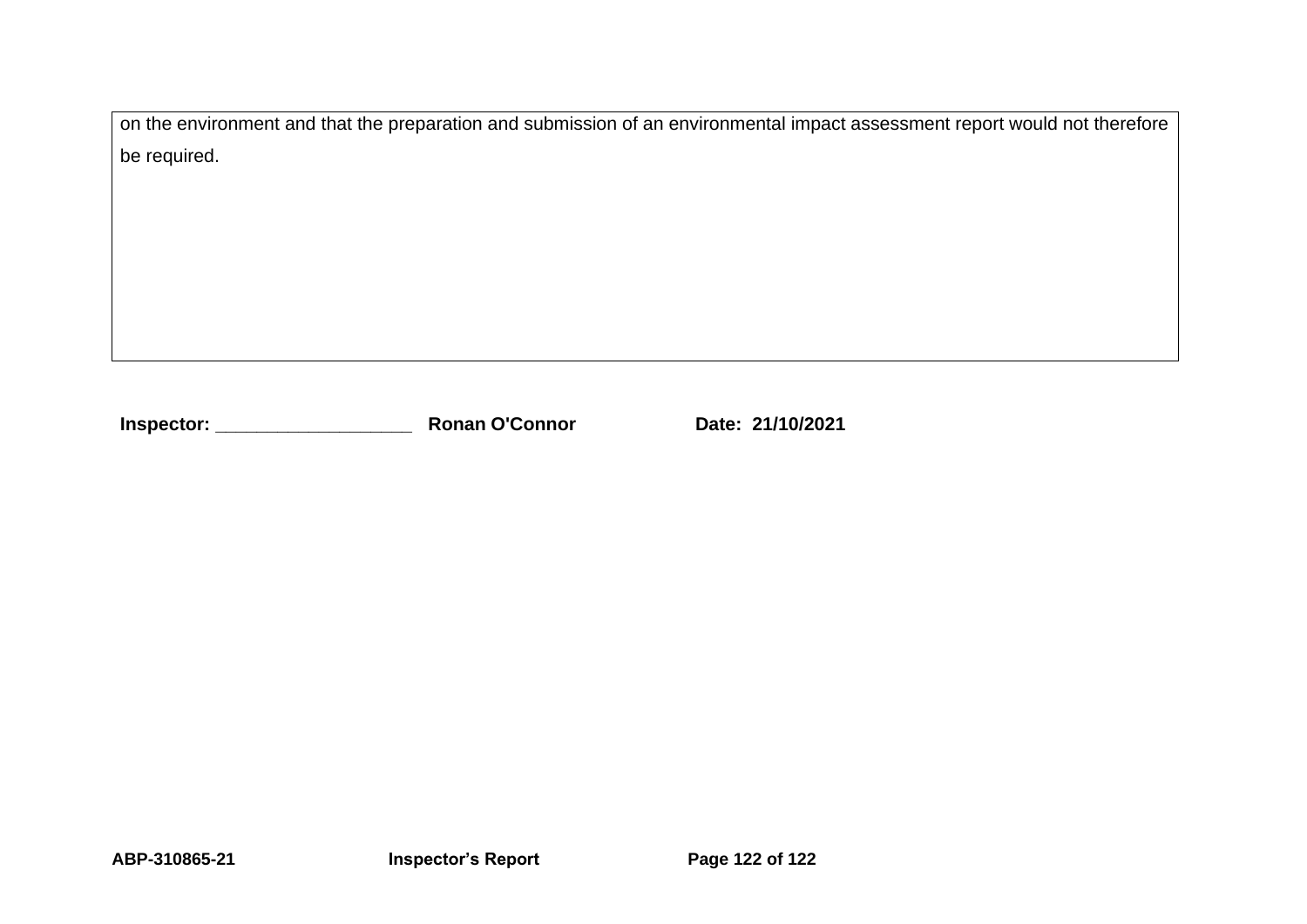on the environment and that the preparation and submission of an environmental impact assessment report would not therefore be required.

**Inspector:** ___________________ **Ronan O'Connor** **Date: 21/10/2021**